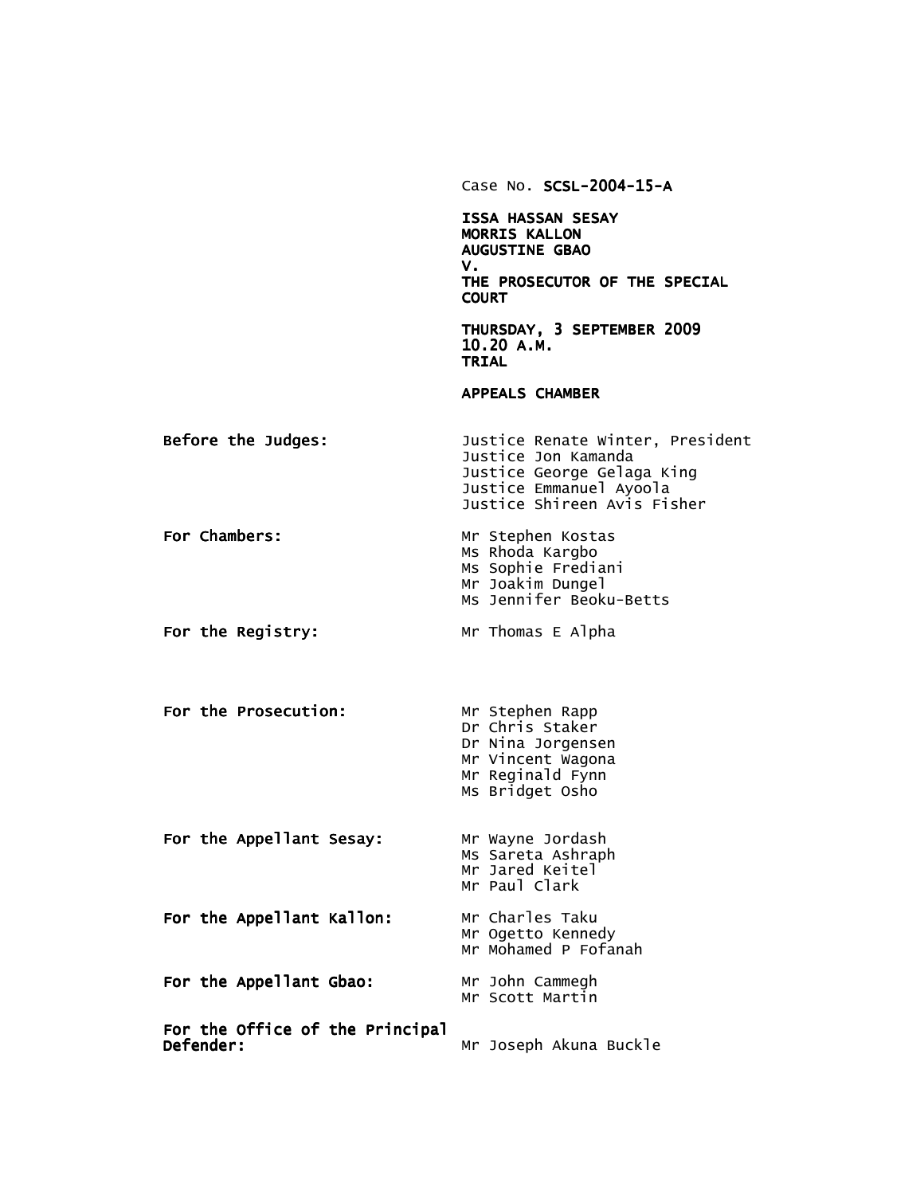Case No. **SCSL-2004-15-A**

**ISSA HASSAN SESAY**
**MORRIS KALLON**
**AUGUSTINE GBAO**
**V.**
**THE PROSECUTOR OF THE SPECIAL COURT**

**THURSDAY, 3 SEPTEMBER 2009**
**10.20 A.M.**
**TRIAL**

**APPEALS CHAMBER**

| | |
|---|---|
| **Before the Judges:** | Justice Renate Winter, President<br>Justice Jon Kamanda<br>Justice George Gelaga King<br>Justice Emmanuel Ayoola<br>Justice Shireen Avis Fisher |
| **For Chambers:** | Mr Stephen Kostas<br>Ms Rhoda Kargbo<br>Ms Sophie Frediani<br>Mr Joakim Dungel<br>Ms Jennifer Beoku-Betts |
| **For the Registry:** | Mr Thomas E Alpha |
| **For the Prosecution:** | Mr Stephen Rapp<br>Dr Chris Staker<br>Dr Nina Jorgensen<br>Mr Vincent Wagona<br>Mr Reginald Fynn<br>Ms Bridget Osho |
| **For the Appellant Sesay:** | Mr Wayne Jordash<br>Ms Sareta Ashraph<br>Mr Jared Keitel<br>Mr Paul Clark |
| **For the Appellant Kallon:** | Mr Charles Taku<br>Mr Ogetto Kennedy<br>Mr Mohamed P Fofanah |
| **For the Appellant Gbao:** | Mr John Cammegh<br>Mr Scott Martin |
| **For the Office of the Principal Defender:** | Mr Joseph Akuna Buckle |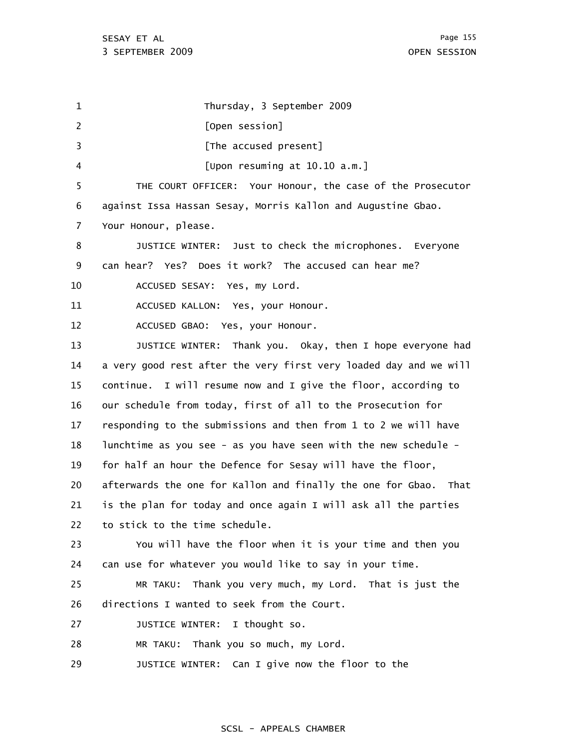1 Thursday, 3 September 2009

2 [Open session]

3 [The accused present]

4 [Upon resuming at 10.10 a.m.]

5 THE COURT OFFICER: Your Honour, the case of the Prosecutor

6 against Issa Hassan Sesay, Morris Kallon and Augustine Gbao.

7 Your Honour, please.

8 JUSTICE WINTER: Just to check the microphones. Everyone

9 can hear? Yes? Does it work? The accused can hear me?

10 ACCUSED SESAY: Yes, my Lord.

11 ACCUSED KALLON: Yes, your Honour.

12 ACCUSED GBAO: Yes, your Honour.

13 JUSTICE WINTER: Thank you. Okay, then I hope everyone had

14 a very good rest after the very first very loaded day and we will

15 continue. I will resume now and I give the floor, according to

16 our schedule from today, first of all to the Prosecution for

17 responding to the submissions and then from 1 to 2 we will have

18 lunchtime as you see - as you have seen with the new schedule -

19 for half an hour the Defence for Sesay will have the floor,

20 afterwards the one for Kallon and finally the one for Gbao. That

21 is the plan for today and once again I will ask all the parties

22 to stick to the time schedule.

23 You will have the floor when it is your time and then you

24 can use for whatever you would like to say in your time.

25 MR TAKU: Thank you very much, my Lord. That is just the

26 directions I wanted to seek from the Court.

27 JUSTICE WINTER: I thought so.

28 MR TAKU: Thank you so much, my Lord.

29 JUSTICE WINTER: Can I give now the floor to the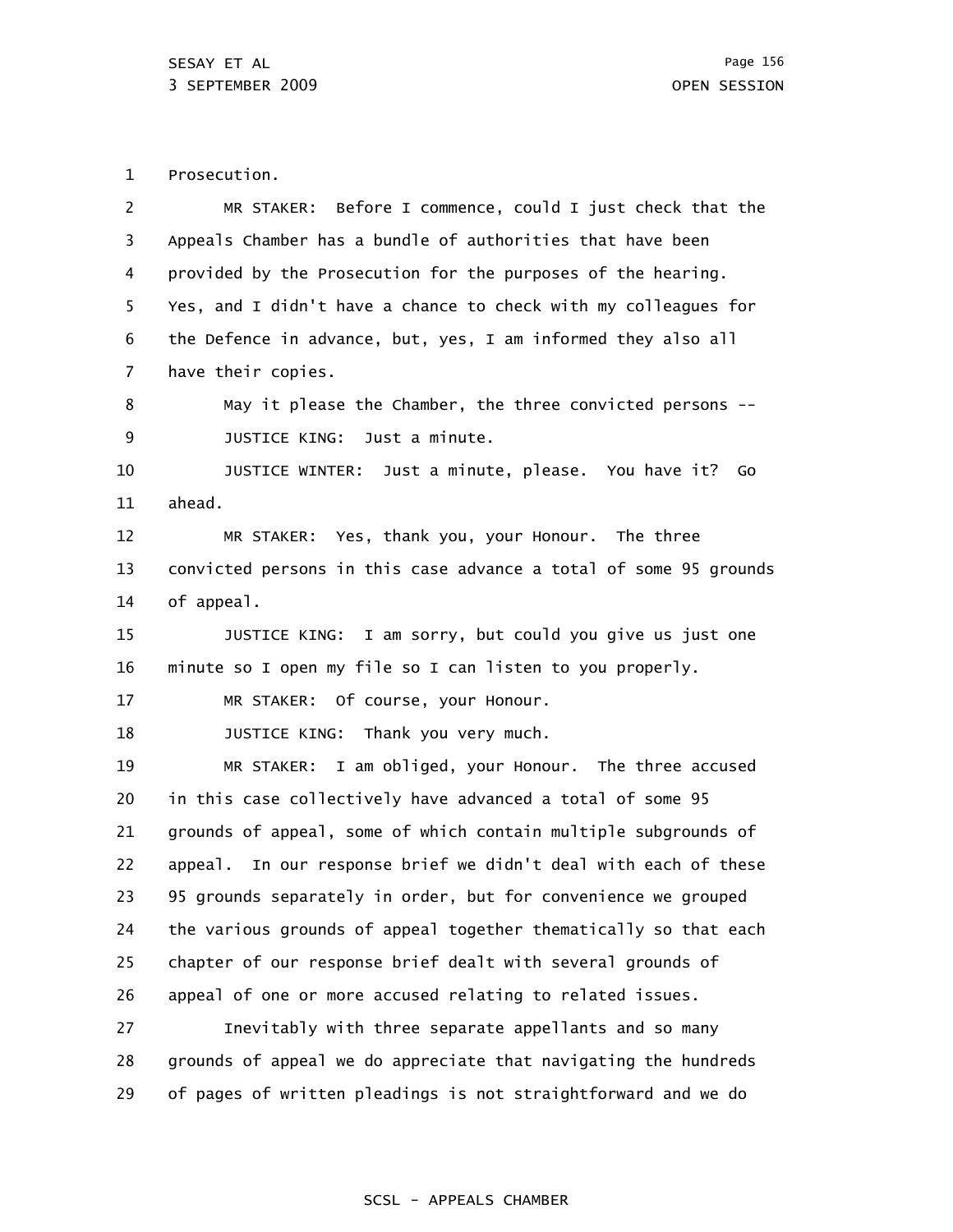1 Prosecution.

2 MR STAKER: Before I commence, could I just check that the
3 Appeals Chamber has a bundle of authorities that have been
4 provided by the Prosecution for the purposes of the hearing.
5 Yes, and I didn't have a chance to check with my colleagues for
6 the Defence in advance, but, yes, I am informed they also all
7 have their copies.

8 May it please the Chamber, the three convicted persons --

9 JUSTICE KING: Just a minute.

10 JUSTICE WINTER: Just a minute, please. You have it? Go
11 ahead.

12 MR STAKER: Yes, thank you, your Honour. The three
13 convicted persons in this case advance a total of some 95 grounds
14 of appeal.

15 JUSTICE KING: I am sorry, but could you give us just one
16 minute so I open my file so I can listen to you properly.

17 MR STAKER: Of course, your Honour.

18 JUSTICE KING: Thank you very much.

19 MR STAKER: I am obliged, your Honour. The three accused
20 in this case collectively have advanced a total of some 95
21 grounds of appeal, some of which contain multiple subgrounds of
22 appeal. In our response brief we didn't deal with each of these
23 95 grounds separately in order, but for convenience we grouped
24 the various grounds of appeal together thematically so that each
25 chapter of our response brief dealt with several grounds of
26 appeal of one or more accused relating to related issues.

27 Inevitably with three separate appellants and so many
28 grounds of appeal we do appreciate that navigating the hundreds
29 of pages of written pleadings is not straightforward and we do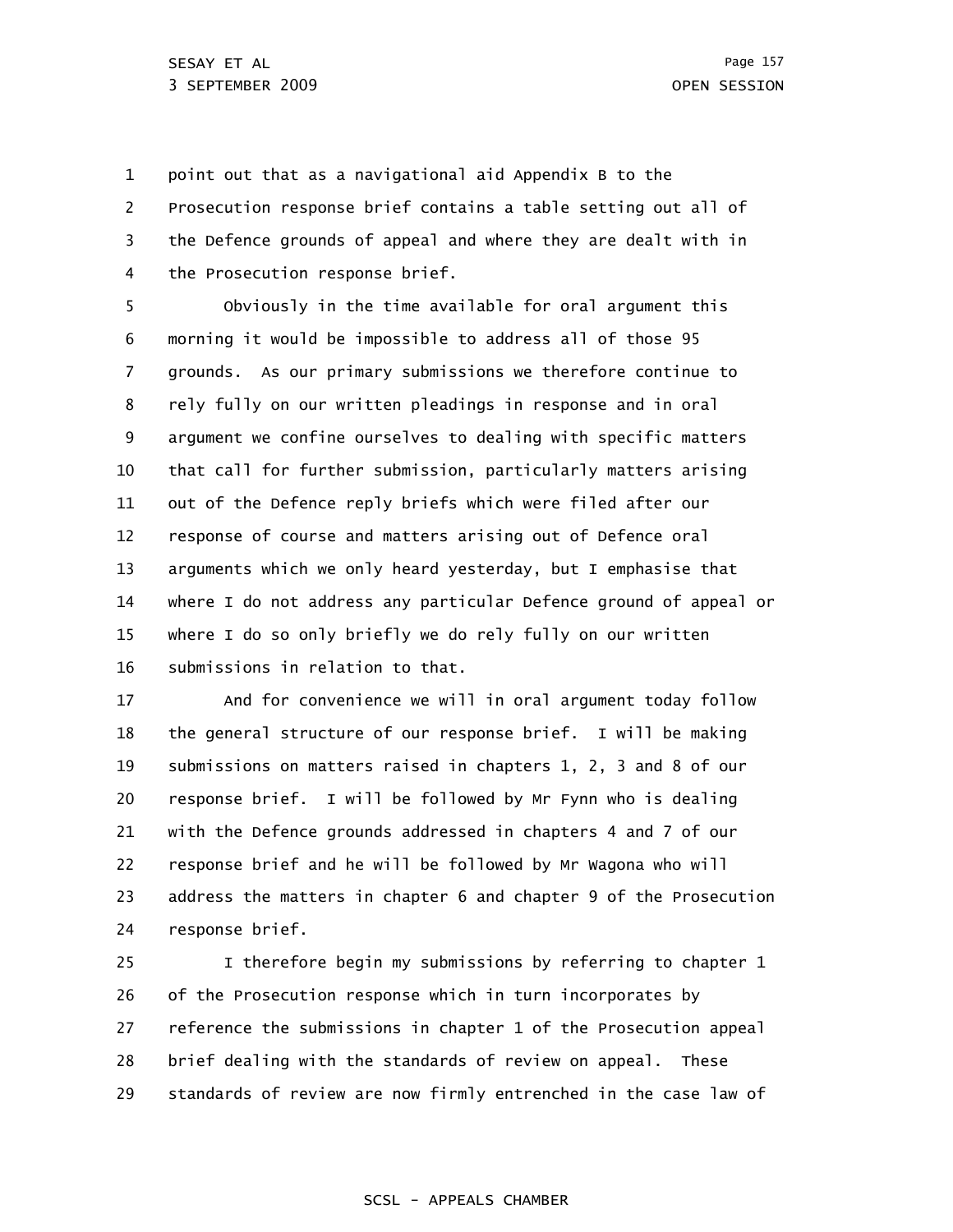point out that as a navigational aid Appendix B to the Prosecution response brief contains a table setting out all of the Defence grounds of appeal and where they are dealt with in the Prosecution response brief.

Obviously in the time available for oral argument this morning it would be impossible to address all of those 95 grounds. As our primary submissions we therefore continue to rely fully on our written pleadings in response and in oral argument we confine ourselves to dealing with specific matters that call for further submission, particularly matters arising out of the Defence reply briefs which were filed after our response of course and matters arising out of Defence oral arguments which we only heard yesterday, but I emphasise that where I do not address any particular Defence ground of appeal or where I do so only briefly we do rely fully on our written submissions in relation to that.

And for convenience we will in oral argument today follow the general structure of our response brief. I will be making submissions on matters raised in chapters 1, 2, 3 and 8 of our response brief. I will be followed by Mr Fynn who is dealing with the Defence grounds addressed in chapters 4 and 7 of our response brief and he will be followed by Mr Wagona who will address the matters in chapter 6 and chapter 9 of the Prosecution response brief.

I therefore begin my submissions by referring to chapter 1 of the Prosecution response which in turn incorporates by reference the submissions in chapter 1 of the Prosecution appeal brief dealing with the standards of review on appeal. These standards of review are now firmly entrenched in the case law of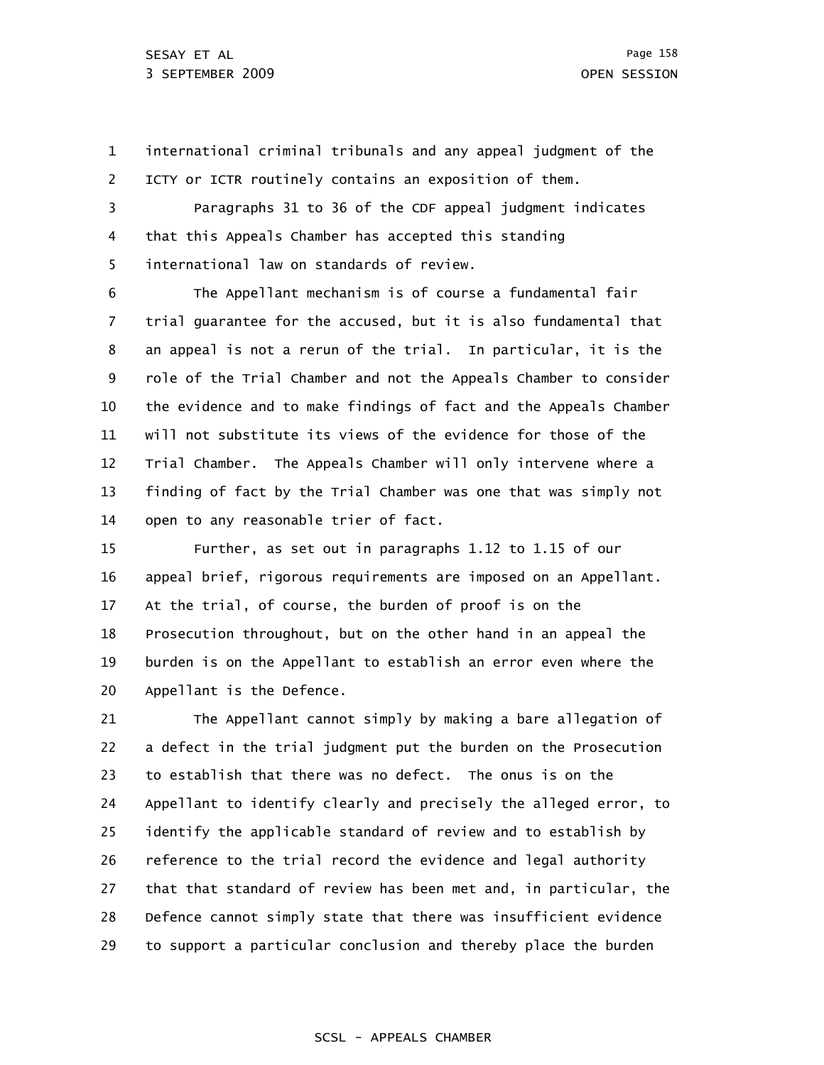international criminal tribunals and any appeal judgment of the ICTY or ICTR routinely contains an exposition of them.

Paragraphs 31 to 36 of the CDF appeal judgment indicates that this Appeals Chamber has accepted this standing international law on standards of review.

The Appellant mechanism is of course a fundamental fair trial guarantee for the accused, but it is also fundamental that an appeal is not a rerun of the trial. In particular, it is the role of the Trial Chamber and not the Appeals Chamber to consider the evidence and to make findings of fact and the Appeals Chamber will not substitute its views of the evidence for those of the Trial Chamber. The Appeals Chamber will only intervene where a finding of fact by the Trial Chamber was one that was simply not open to any reasonable trier of fact.

Further, as set out in paragraphs 1.12 to 1.15 of our appeal brief, rigorous requirements are imposed on an Appellant. At the trial, of course, the burden of proof is on the Prosecution throughout, but on the other hand in an appeal the burden is on the Appellant to establish an error even where the Appellant is the Defence.

The Appellant cannot simply by making a bare allegation of a defect in the trial judgment put the burden on the Prosecution to establish that there was no defect. The onus is on the Appellant to identify clearly and precisely the alleged error, to identify the applicable standard of review and to establish by reference to the trial record the evidence and legal authority that that standard of review has been met and, in particular, the Defence cannot simply state that there was insufficient evidence to support a particular conclusion and thereby place the burden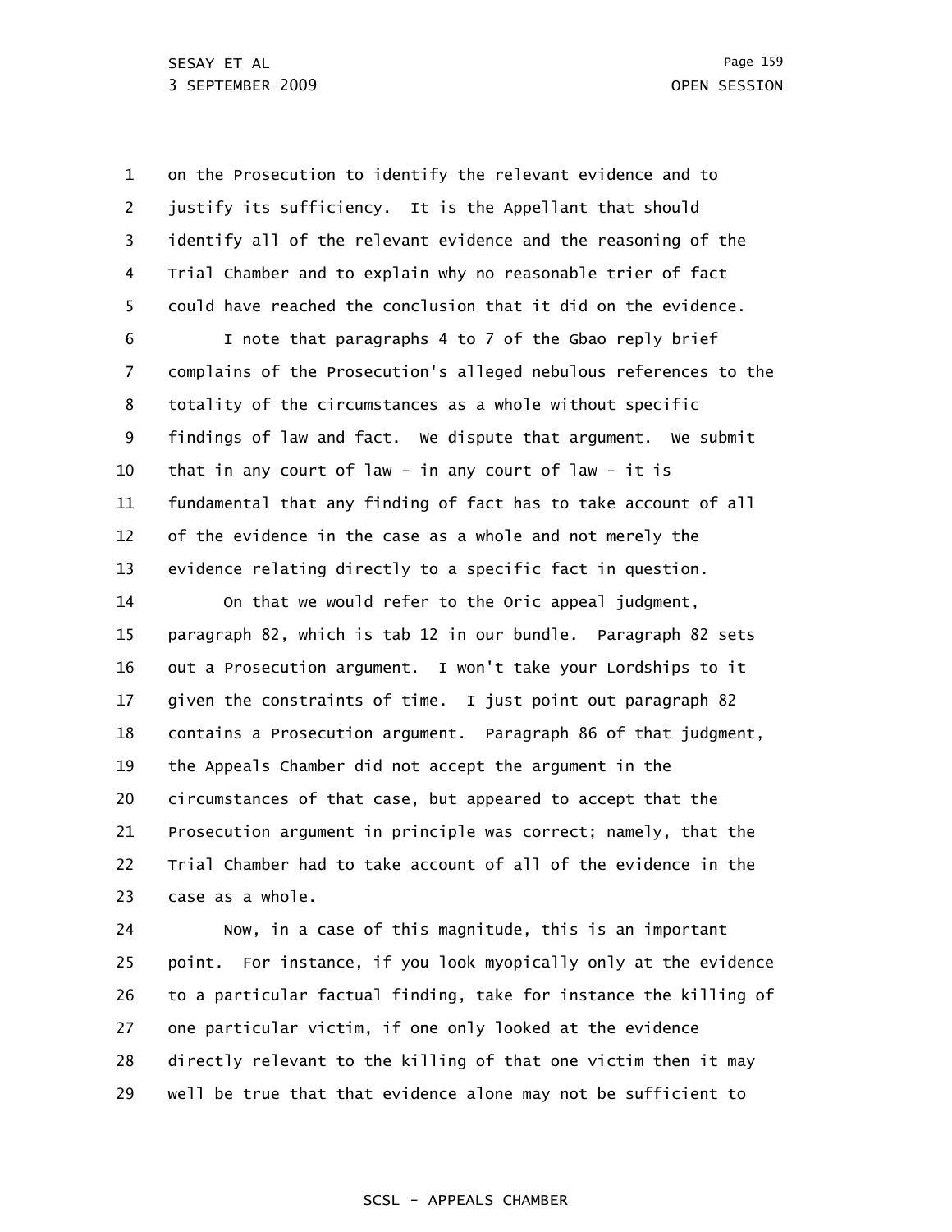on the Prosecution to identify the relevant evidence and to justify its sufficiency. It is the Appellant that should identify all of the relevant evidence and the reasoning of the Trial Chamber and to explain why no reasonable trier of fact could have reached the conclusion that it did on the evidence.

I note that paragraphs 4 to 7 of the Gbao reply brief complains of the Prosecution's alleged nebulous references to the totality of the circumstances as a whole without specific findings of law and fact. We dispute that argument. We submit that in any court of law - in any court of law - it is fundamental that any finding of fact has to take account of all of the evidence in the case as a whole and not merely the evidence relating directly to a specific fact in question.

On that we would refer to the Oric appeal judgment, paragraph 82, which is tab 12 in our bundle. Paragraph 82 sets out a Prosecution argument. I won't take your Lordships to it given the constraints of time. I just point out paragraph 82 contains a Prosecution argument. Paragraph 86 of that judgment, the Appeals Chamber did not accept the argument in the circumstances of that case, but appeared to accept that the Prosecution argument in principle was correct; namely, that the Trial Chamber had to take account of all of the evidence in the case as a whole.

Now, in a case of this magnitude, this is an important point. For instance, if you look myopically only at the evidence to a particular factual finding, take for instance the killing of one particular victim, if one only looked at the evidence directly relevant to the killing of that one victim then it may well be true that that evidence alone may not be sufficient to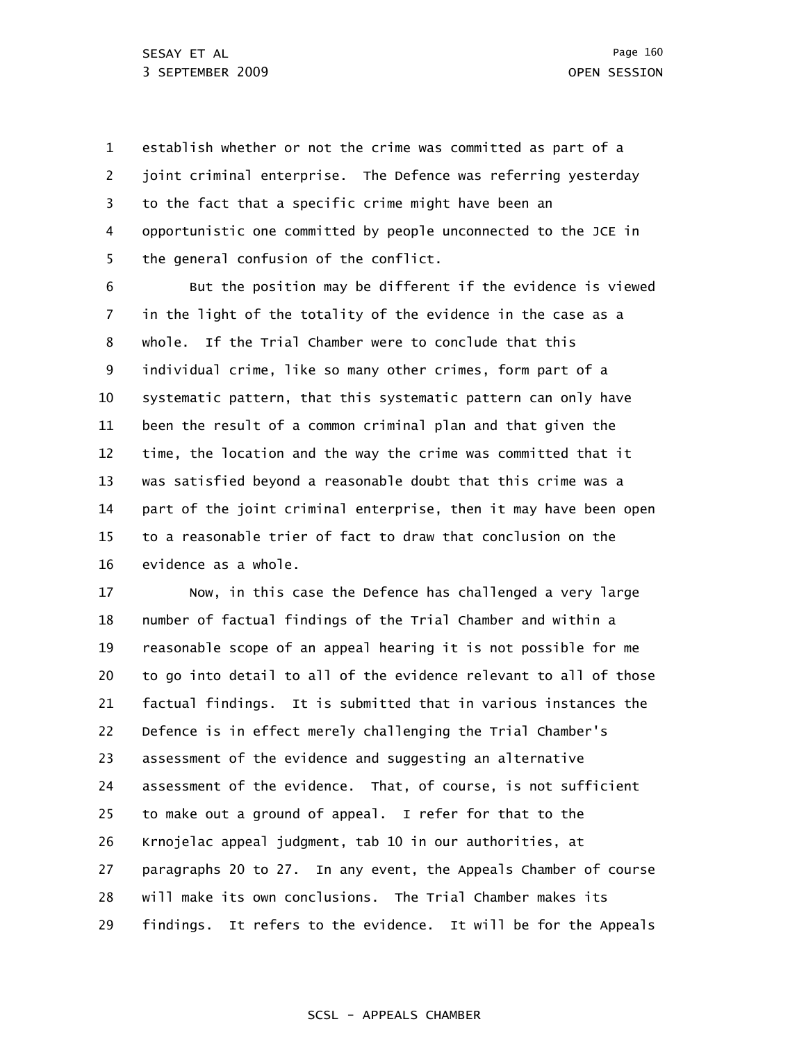establish whether or not the crime was committed as part of a joint criminal enterprise. The Defence was referring yesterday to the fact that a specific crime might have been an opportunistic one committed by people unconnected to the JCE in the general confusion of the conflict.

But the position may be different if the evidence is viewed in the light of the totality of the evidence in the case as a whole. If the Trial Chamber were to conclude that this individual crime, like so many other crimes, form part of a systematic pattern, that this systematic pattern can only have been the result of a common criminal plan and that given the time, the location and the way the crime was committed that it was satisfied beyond a reasonable doubt that this crime was a part of the joint criminal enterprise, then it may have been open to a reasonable trier of fact to draw that conclusion on the evidence as a whole.

Now, in this case the Defence has challenged a very large number of factual findings of the Trial Chamber and within a reasonable scope of an appeal hearing it is not possible for me to go into detail to all of the evidence relevant to all of those factual findings. It is submitted that in various instances the Defence is in effect merely challenging the Trial Chamber's assessment of the evidence and suggesting an alternative assessment of the evidence. That, of course, is not sufficient to make out a ground of appeal. I refer for that to the Krnojelac appeal judgment, tab 10 in our authorities, at paragraphs 20 to 27. In any event, the Appeals Chamber of course will make its own conclusions. The Trial Chamber makes its findings. It refers to the evidence. It will be for the Appeals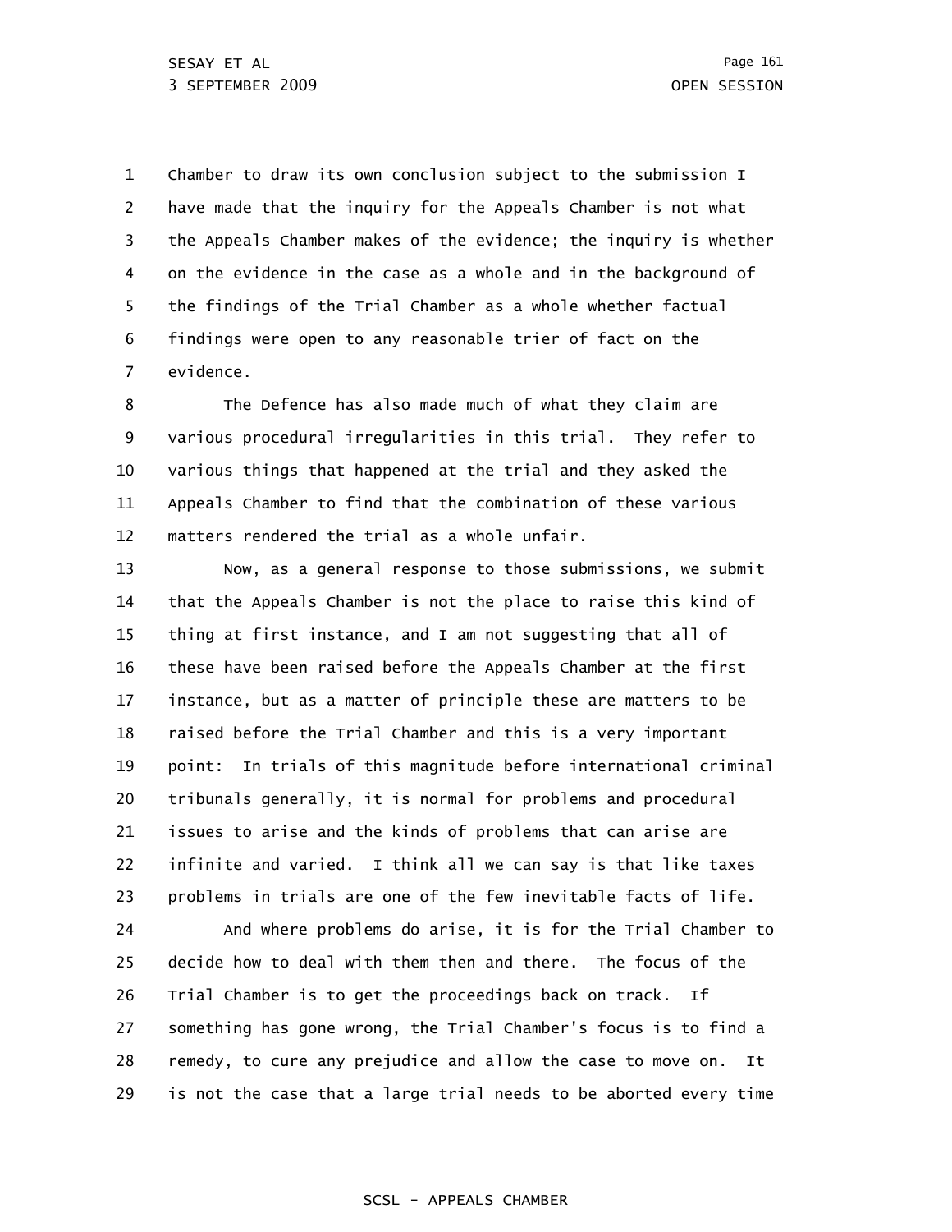Chamber to draw its own conclusion subject to the submission I have made that the inquiry for the Appeals Chamber is not what the Appeals Chamber makes of the evidence; the inquiry is whether on the evidence in the case as a whole and in the background of the findings of the Trial Chamber as a whole whether factual findings were open to any reasonable trier of fact on the evidence.

The Defence has also made much of what they claim are various procedural irregularities in this trial. They refer to various things that happened at the trial and they asked the Appeals Chamber to find that the combination of these various matters rendered the trial as a whole unfair.

Now, as a general response to those submissions, we submit that the Appeals Chamber is not the place to raise this kind of thing at first instance, and I am not suggesting that all of these have been raised before the Appeals Chamber at the first instance, but as a matter of principle these are matters to be raised before the Trial Chamber and this is a very important point: In trials of this magnitude before international criminal tribunals generally, it is normal for problems and procedural issues to arise and the kinds of problems that can arise are infinite and varied. I think all we can say is that like taxes problems in trials are one of the few inevitable facts of life.

And where problems do arise, it is for the Trial Chamber to decide how to deal with them then and there. The focus of the Trial Chamber is to get the proceedings back on track. If something has gone wrong, the Trial Chamber's focus is to find a remedy, to cure any prejudice and allow the case to move on. It is not the case that a large trial needs to be aborted every time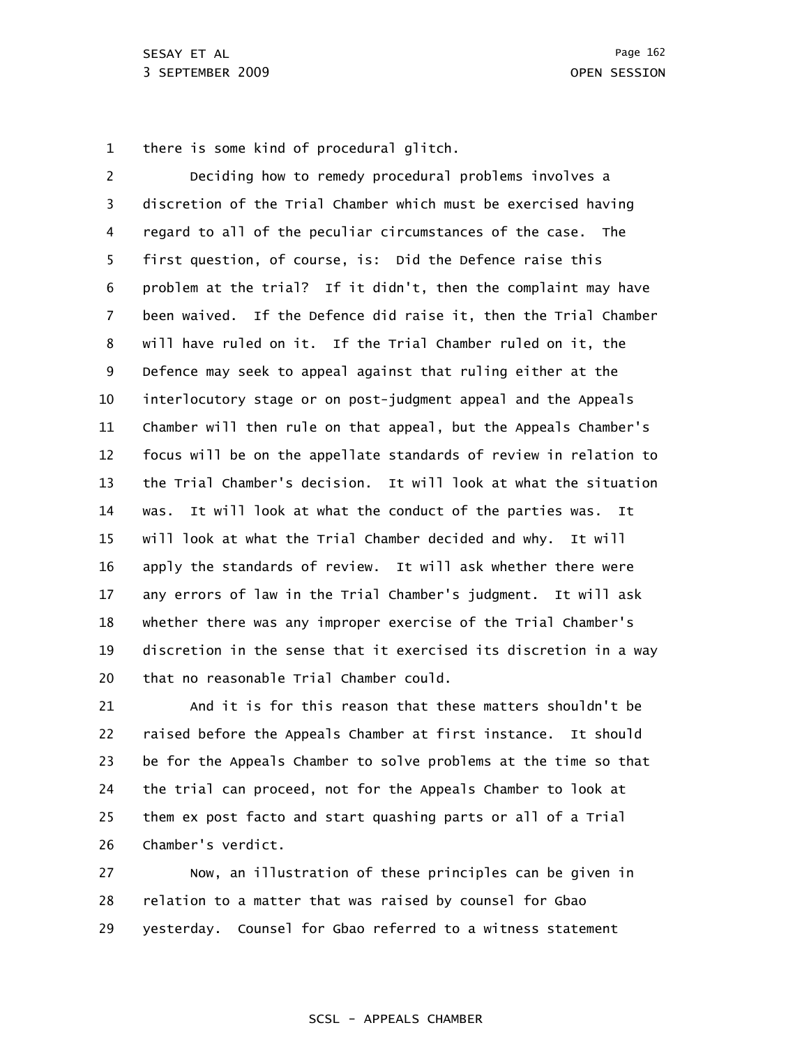there is some kind of procedural glitch.

Deciding how to remedy procedural problems involves a discretion of the Trial Chamber which must be exercised having regard to all of the peculiar circumstances of the case. The first question, of course, is: Did the Defence raise this problem at the trial? If it didn't, then the complaint may have been waived. If the Defence did raise it, then the Trial Chamber will have ruled on it. If the Trial Chamber ruled on it, the Defence may seek to appeal against that ruling either at the interlocutory stage or on post-judgment appeal and the Appeals Chamber will then rule on that appeal, but the Appeals Chamber's focus will be on the appellate standards of review in relation to the Trial Chamber's decision. It will look at what the situation was. It will look at what the conduct of the parties was. It will look at what the Trial Chamber decided and why. It will apply the standards of review. It will ask whether there were any errors of law in the Trial Chamber's judgment. It will ask whether there was any improper exercise of the Trial Chamber's discretion in the sense that it exercised its discretion in a way that no reasonable Trial Chamber could.

And it is for this reason that these matters shouldn't be raised before the Appeals Chamber at first instance. It should be for the Appeals Chamber to solve problems at the time so that the trial can proceed, not for the Appeals Chamber to look at them ex post facto and start quashing parts or all of a Trial Chamber's verdict.

Now, an illustration of these principles can be given in relation to a matter that was raised by counsel for Gbao yesterday. Counsel for Gbao referred to a witness statement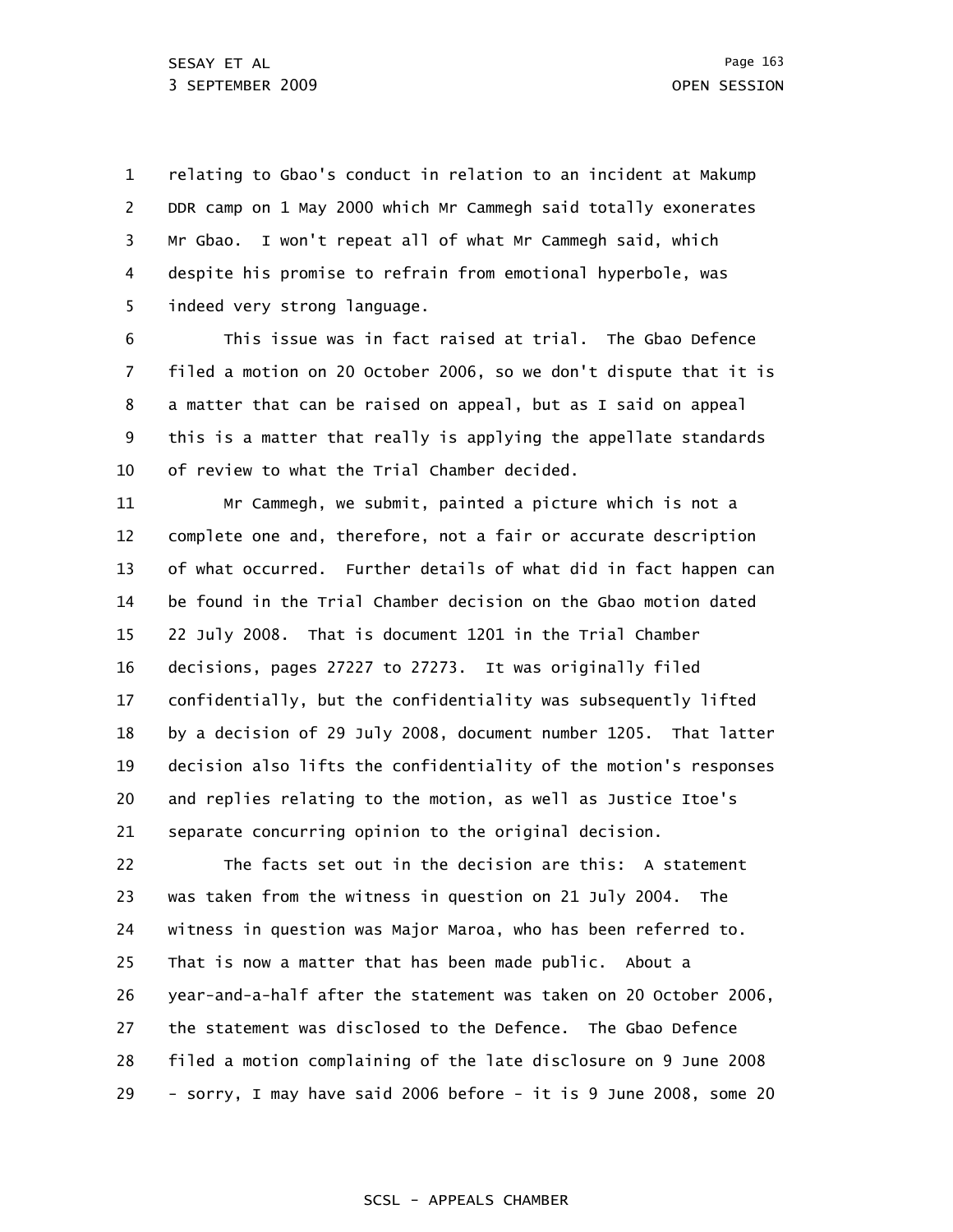relating to Gbao's conduct in relation to an incident at Makump DDR camp on 1 May 2000 which Mr Cammegh said totally exonerates Mr Gbao. I won't repeat all of what Mr Cammegh said, which despite his promise to refrain from emotional hyperbole, was indeed very strong language.

This issue was in fact raised at trial. The Gbao Defence filed a motion on 20 October 2006, so we don't dispute that it is a matter that can be raised on appeal, but as I said on appeal this is a matter that really is applying the appellate standards of review to what the Trial Chamber decided.

Mr Cammegh, we submit, painted a picture which is not a complete one and, therefore, not a fair or accurate description of what occurred. Further details of what did in fact happen can be found in the Trial Chamber decision on the Gbao motion dated 22 July 2008. That is document 1201 in the Trial Chamber decisions, pages 27227 to 27273. It was originally filed confidentially, but the confidentiality was subsequently lifted by a decision of 29 July 2008, document number 1205. That latter decision also lifts the confidentiality of the motion's responses and replies relating to the motion, as well as Justice Itoe's separate concurring opinion to the original decision.

The facts set out in the decision are this: A statement was taken from the witness in question on 21 July 2004. The witness in question was Major Maroa, who has been referred to. That is now a matter that has been made public. About a year-and-a-half after the statement was taken on 20 October 2006, the statement was disclosed to the Defence. The Gbao Defence filed a motion complaining of the late disclosure on 9 June 2008 - sorry, I may have said 2006 before - it is 9 June 2008, some 20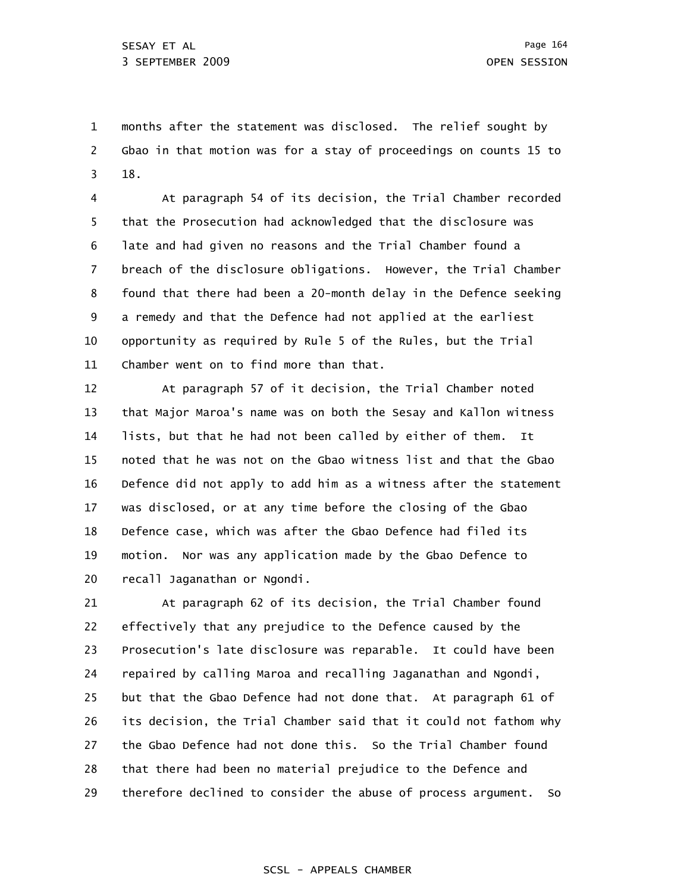months after the statement was disclosed. The relief sought by Gbao in that motion was for a stay of proceedings on counts 15 to 18.

At paragraph 54 of its decision, the Trial Chamber recorded that the Prosecution had acknowledged that the disclosure was late and had given no reasons and the Trial Chamber found a breach of the disclosure obligations. However, the Trial Chamber found that there had been a 20-month delay in the Defence seeking a remedy and that the Defence had not applied at the earliest opportunity as required by Rule 5 of the Rules, but the Trial Chamber went on to find more than that.

At paragraph 57 of it decision, the Trial Chamber noted that Major Maroa's name was on both the Sesay and Kallon witness lists, but that he had not been called by either of them. It noted that he was not on the Gbao witness list and that the Gbao Defence did not apply to add him as a witness after the statement was disclosed, or at any time before the closing of the Gbao Defence case, which was after the Gbao Defence had filed its motion. Nor was any application made by the Gbao Defence to recall Jaganathan or Ngondi.

At paragraph 62 of its decision, the Trial Chamber found effectively that any prejudice to the Defence caused by the Prosecution's late disclosure was reparable. It could have been repaired by calling Maroa and recalling Jaganathan and Ngondi, but that the Gbao Defence had not done that. At paragraph 61 of its decision, the Trial Chamber said that it could not fathom why the Gbao Defence had not done this. So the Trial Chamber found that there had been no material prejudice to the Defence and therefore declined to consider the abuse of process argument. So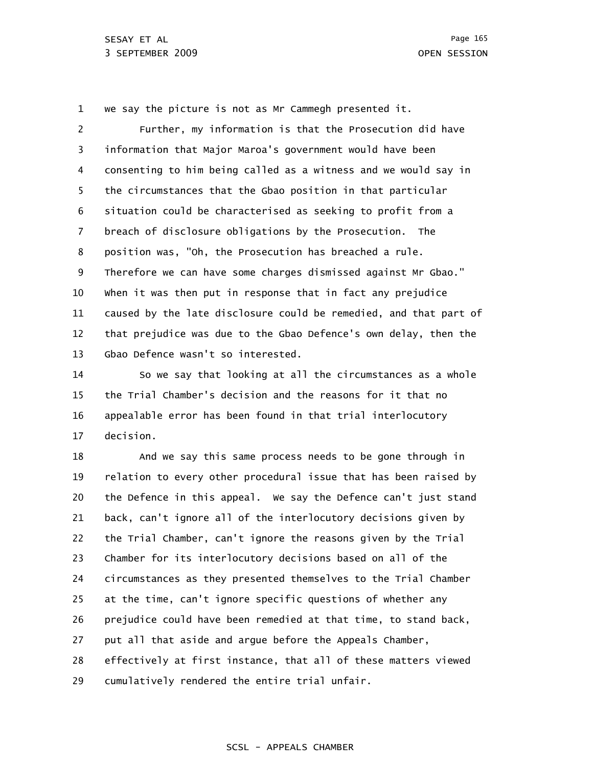we say the picture is not as Mr Cammegh presented it.

Further, my information is that the Prosecution did have information that Major Maroa's government would have been consenting to him being called as a witness and we would say in the circumstances that the Gbao position in that particular situation could be characterised as seeking to profit from a breach of disclosure obligations by the Prosecution. The position was, "Oh, the Prosecution has breached a rule. Therefore we can have some charges dismissed against Mr Gbao." When it was then put in response that in fact any prejudice caused by the late disclosure could be remedied, and that part of that prejudice was due to the Gbao Defence's own delay, then the Gbao Defence wasn't so interested.

So we say that looking at all the circumstances as a whole the Trial Chamber's decision and the reasons for it that no appealable error has been found in that trial interlocutory decision.

And we say this same process needs to be gone through in relation to every other procedural issue that has been raised by the Defence in this appeal. We say the Defence can't just stand back, can't ignore all of the interlocutory decisions given by the Trial Chamber, can't ignore the reasons given by the Trial Chamber for its interlocutory decisions based on all of the circumstances as they presented themselves to the Trial Chamber at the time, can't ignore specific questions of whether any prejudice could have been remedied at that time, to stand back, put all that aside and argue before the Appeals Chamber, effectively at first instance, that all of these matters viewed cumulatively rendered the entire trial unfair.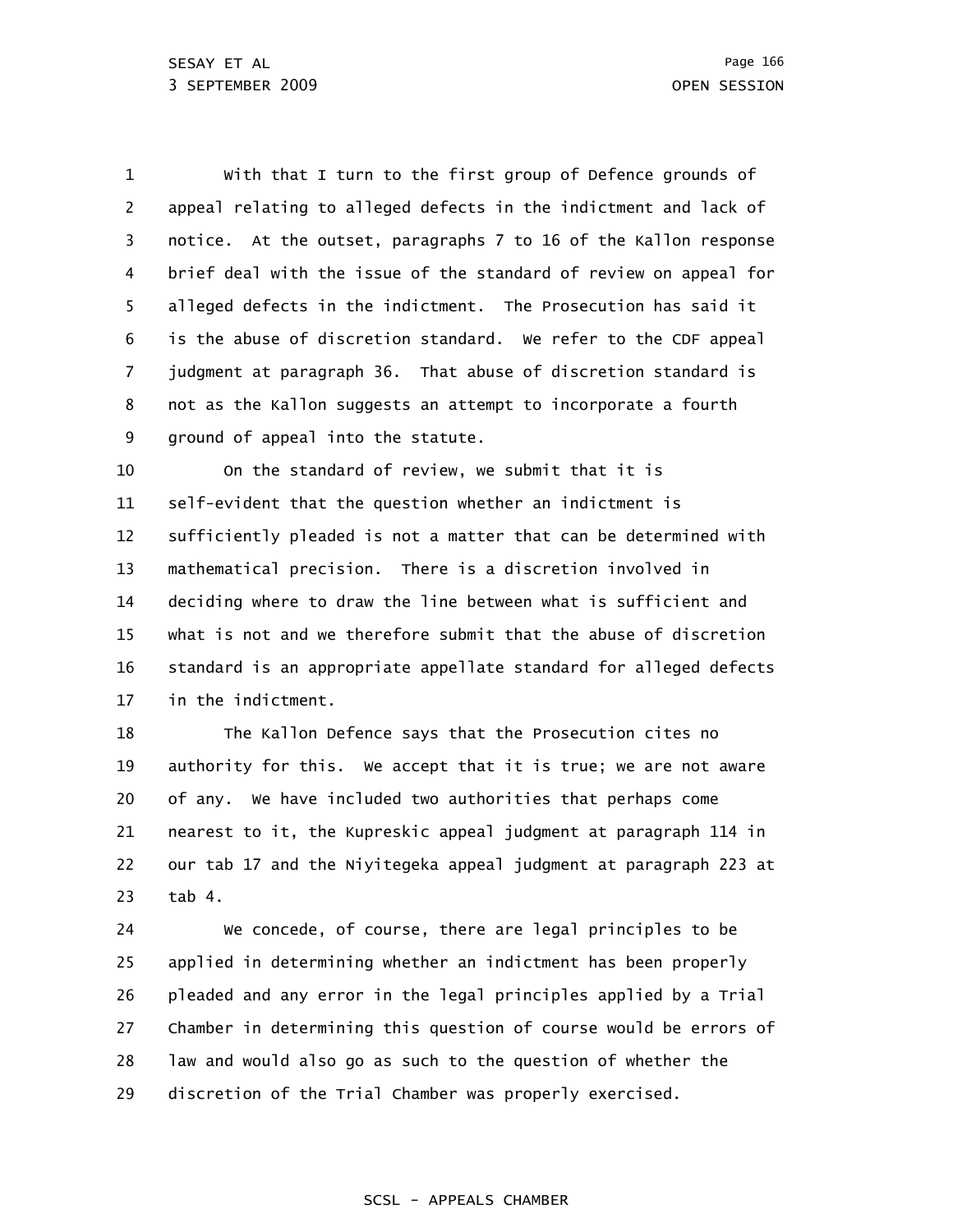With that I turn to the first group of Defence grounds of appeal relating to alleged defects in the indictment and lack of notice. At the outset, paragraphs 7 to 16 of the Kallon response brief deal with the issue of the standard of review on appeal for alleged defects in the indictment. The Prosecution has said it is the abuse of discretion standard. We refer to the CDF appeal judgment at paragraph 36. That abuse of discretion standard is not as the Kallon suggests an attempt to incorporate a fourth ground of appeal into the statute.

On the standard of review, we submit that it is self-evident that the question whether an indictment is sufficiently pleaded is not a matter that can be determined with mathematical precision. There is a discretion involved in deciding where to draw the line between what is sufficient and what is not and we therefore submit that the abuse of discretion standard is an appropriate appellate standard for alleged defects in the indictment.

The Kallon Defence says that the Prosecution cites no authority for this. We accept that it is true; we are not aware of any. We have included two authorities that perhaps come nearest to it, the Kupreskic appeal judgment at paragraph 114 in our tab 17 and the Niyitegeka appeal judgment at paragraph 223 at tab 4.

We concede, of course, there are legal principles to be applied in determining whether an indictment has been properly pleaded and any error in the legal principles applied by a Trial Chamber in determining this question of course would be errors of law and would also go as such to the question of whether the discretion of the Trial Chamber was properly exercised.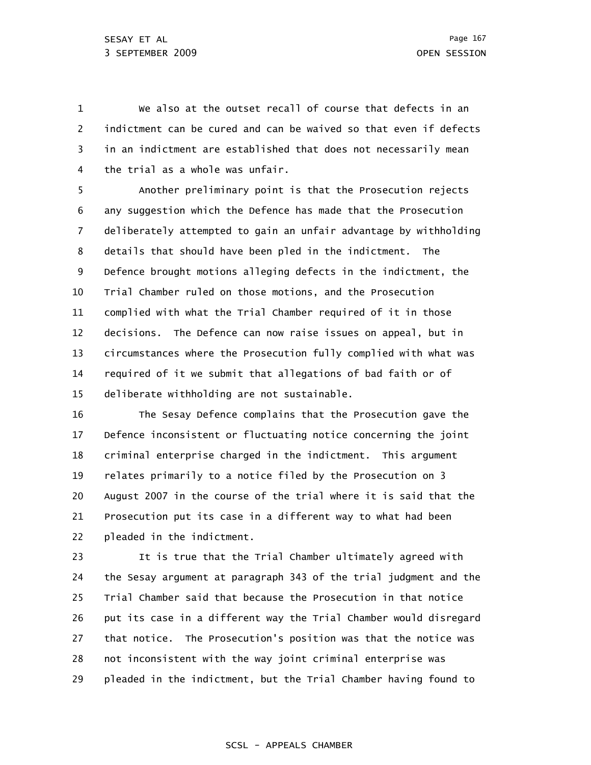We also at the outset recall of course that defects in an indictment can be cured and can be waived so that even if defects in an indictment are established that does not necessarily mean the trial as a whole was unfair.

Another preliminary point is that the Prosecution rejects any suggestion which the Defence has made that the Prosecution deliberately attempted to gain an unfair advantage by withholding details that should have been pled in the indictment. The Defence brought motions alleging defects in the indictment, the Trial Chamber ruled on those motions, and the Prosecution complied with what the Trial Chamber required of it in those decisions. The Defence can now raise issues on appeal, but in circumstances where the Prosecution fully complied with what was required of it we submit that allegations of bad faith or of deliberate withholding are not sustainable.

The Sesay Defence complains that the Prosecution gave the Defence inconsistent or fluctuating notice concerning the joint criminal enterprise charged in the indictment. This argument relates primarily to a notice filed by the Prosecution on 3 August 2007 in the course of the trial where it is said that the Prosecution put its case in a different way to what had been pleaded in the indictment.

It is true that the Trial Chamber ultimately agreed with the Sesay argument at paragraph 343 of the trial judgment and the Trial Chamber said that because the Prosecution in that notice put its case in a different way the Trial Chamber would disregard that notice. The Prosecution's position was that the notice was not inconsistent with the way joint criminal enterprise was pleaded in the indictment, but the Trial Chamber having found to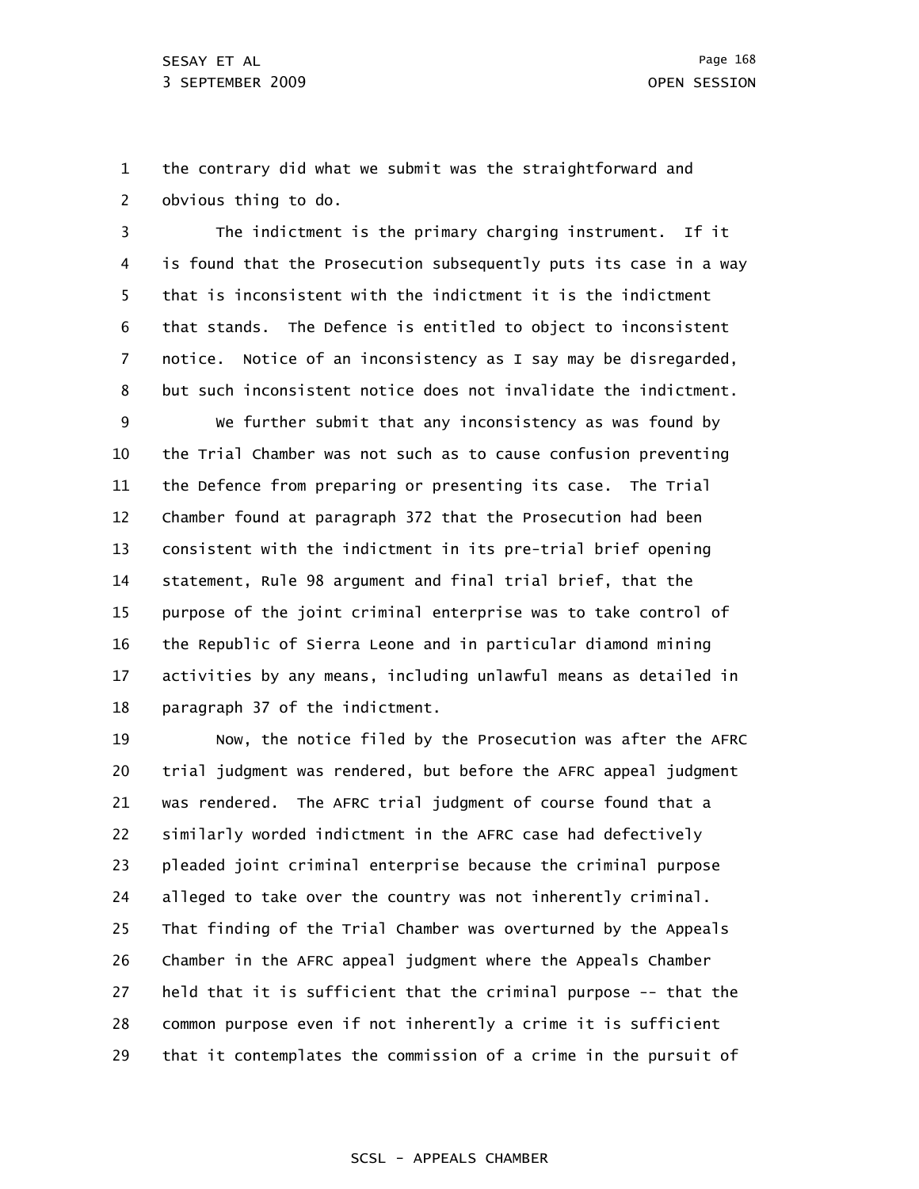the contrary did what we submit was the straightforward and obvious thing to do.

The indictment is the primary charging instrument. If it is found that the Prosecution subsequently puts its case in a way that is inconsistent with the indictment it is the indictment that stands. The Defence is entitled to object to inconsistent notice. Notice of an inconsistency as I say may be disregarded, but such inconsistent notice does not invalidate the indictment.

We further submit that any inconsistency as was found by the Trial Chamber was not such as to cause confusion preventing the Defence from preparing or presenting its case. The Trial Chamber found at paragraph 372 that the Prosecution had been consistent with the indictment in its pre-trial brief opening statement, Rule 98 argument and final trial brief, that the purpose of the joint criminal enterprise was to take control of the Republic of Sierra Leone and in particular diamond mining activities by any means, including unlawful means as detailed in paragraph 37 of the indictment.

Now, the notice filed by the Prosecution was after the AFRC trial judgment was rendered, but before the AFRC appeal judgment was rendered. The AFRC trial judgment of course found that a similarly worded indictment in the AFRC case had defectively pleaded joint criminal enterprise because the criminal purpose alleged to take over the country was not inherently criminal. That finding of the Trial Chamber was overturned by the Appeals Chamber in the AFRC appeal judgment where the Appeals Chamber held that it is sufficient that the criminal purpose -- that the common purpose even if not inherently a crime it is sufficient that it contemplates the commission of a crime in the pursuit of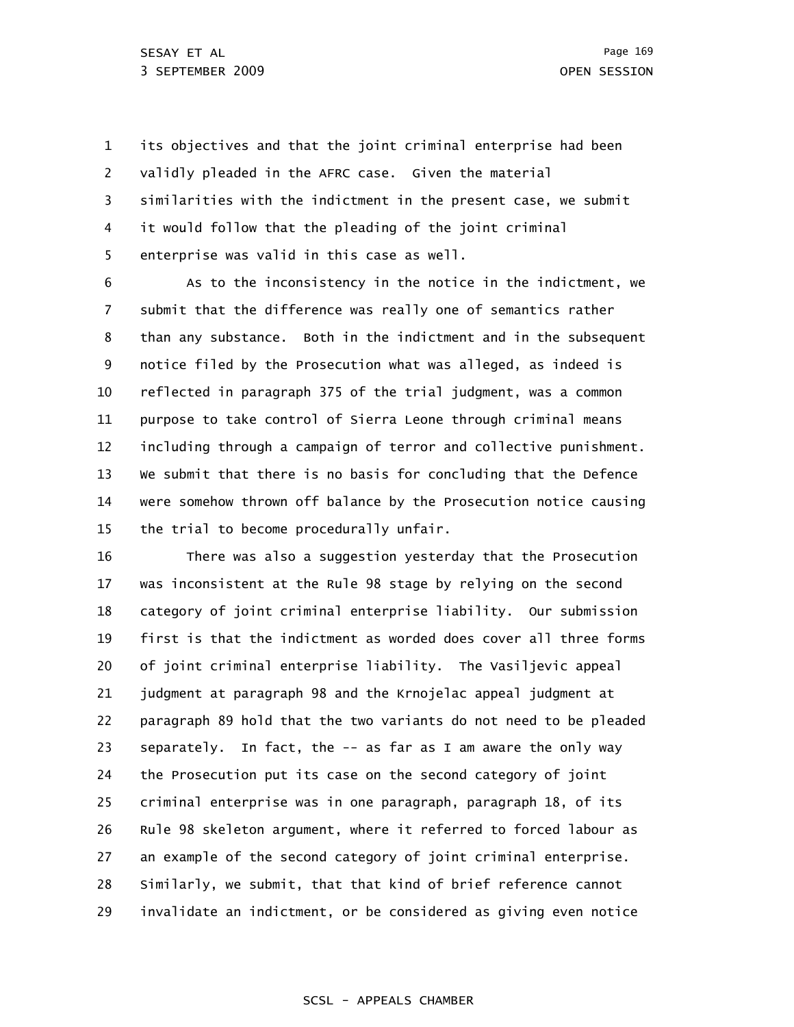its objectives and that the joint criminal enterprise had been validly pleaded in the AFRC case. Given the material similarities with the indictment in the present case, we submit it would follow that the pleading of the joint criminal enterprise was valid in this case as well.

As to the inconsistency in the notice in the indictment, we submit that the difference was really one of semantics rather than any substance. Both in the indictment and in the subsequent notice filed by the Prosecution what was alleged, as indeed is reflected in paragraph 375 of the trial judgment, was a common purpose to take control of Sierra Leone through criminal means including through a campaign of terror and collective punishment. We submit that there is no basis for concluding that the Defence were somehow thrown off balance by the Prosecution notice causing the trial to become procedurally unfair.

There was also a suggestion yesterday that the Prosecution was inconsistent at the Rule 98 stage by relying on the second category of joint criminal enterprise liability. Our submission first is that the indictment as worded does cover all three forms of joint criminal enterprise liability. The Vasiljevic appeal judgment at paragraph 98 and the Krnojelac appeal judgment at paragraph 89 hold that the two variants do not need to be pleaded separately. In fact, the -- as far as I am aware the only way the Prosecution put its case on the second category of joint criminal enterprise was in one paragraph, paragraph 18, of its Rule 98 skeleton argument, where it referred to forced labour as an example of the second category of joint criminal enterprise. Similarly, we submit, that that kind of brief reference cannot invalidate an indictment, or be considered as giving even notice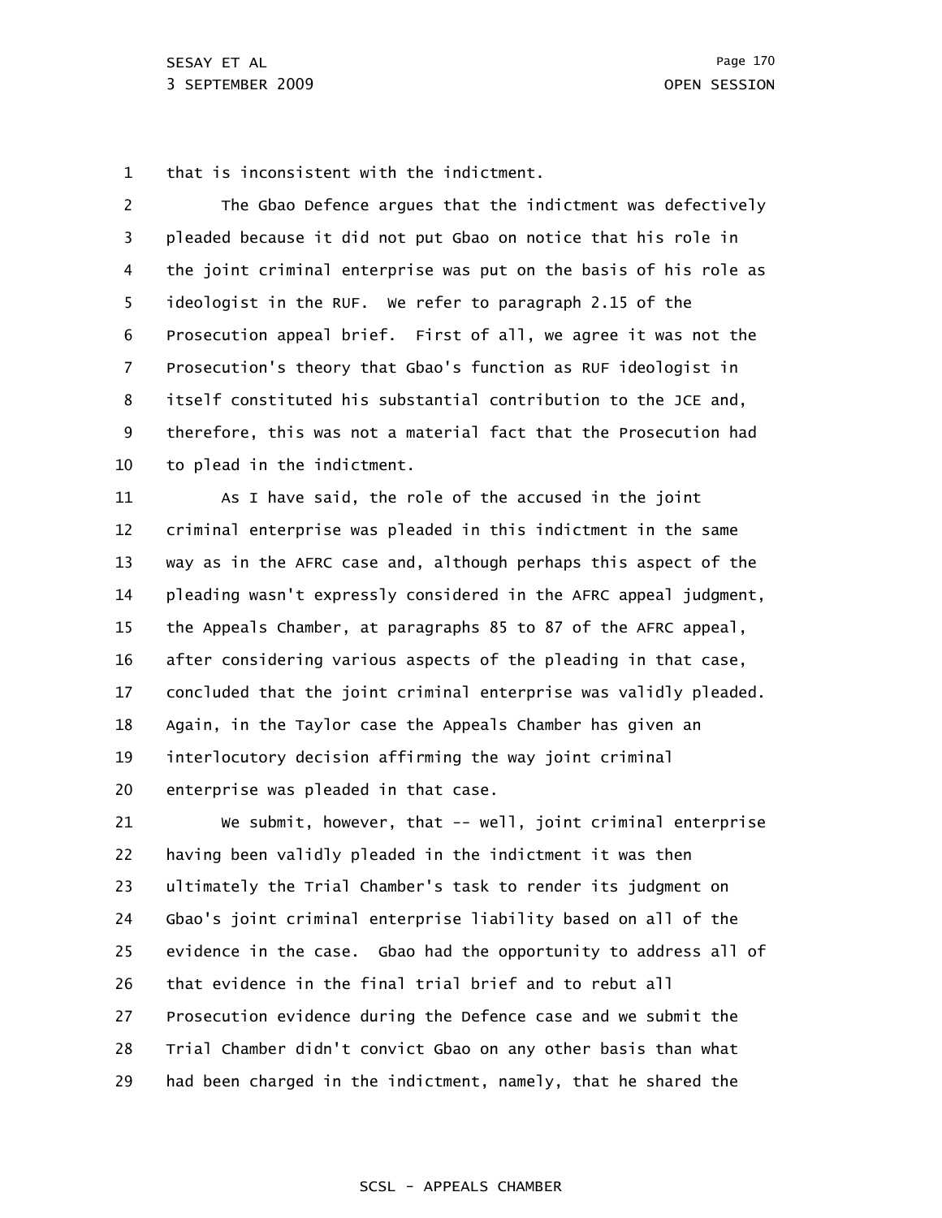that is inconsistent with the indictment.

The Gbao Defence argues that the indictment was defectively pleaded because it did not put Gbao on notice that his role in the joint criminal enterprise was put on the basis of his role as ideologist in the RUF. We refer to paragraph 2.15 of the Prosecution appeal brief. First of all, we agree it was not the Prosecution's theory that Gbao's function as RUF ideologist in itself constituted his substantial contribution to the JCE and, therefore, this was not a material fact that the Prosecution had to plead in the indictment.

As I have said, the role of the accused in the joint criminal enterprise was pleaded in this indictment in the same way as in the AFRC case and, although perhaps this aspect of the pleading wasn't expressly considered in the AFRC appeal judgment, the Appeals Chamber, at paragraphs 85 to 87 of the AFRC appeal, after considering various aspects of the pleading in that case, concluded that the joint criminal enterprise was validly pleaded. Again, in the Taylor case the Appeals Chamber has given an interlocutory decision affirming the way joint criminal enterprise was pleaded in that case.

We submit, however, that -- well, joint criminal enterprise having been validly pleaded in the indictment it was then ultimately the Trial Chamber's task to render its judgment on Gbao's joint criminal enterprise liability based on all of the evidence in the case. Gbao had the opportunity to address all of that evidence in the final trial brief and to rebut all Prosecution evidence during the Defence case and we submit the Trial Chamber didn't convict Gbao on any other basis than what had been charged in the indictment, namely, that he shared the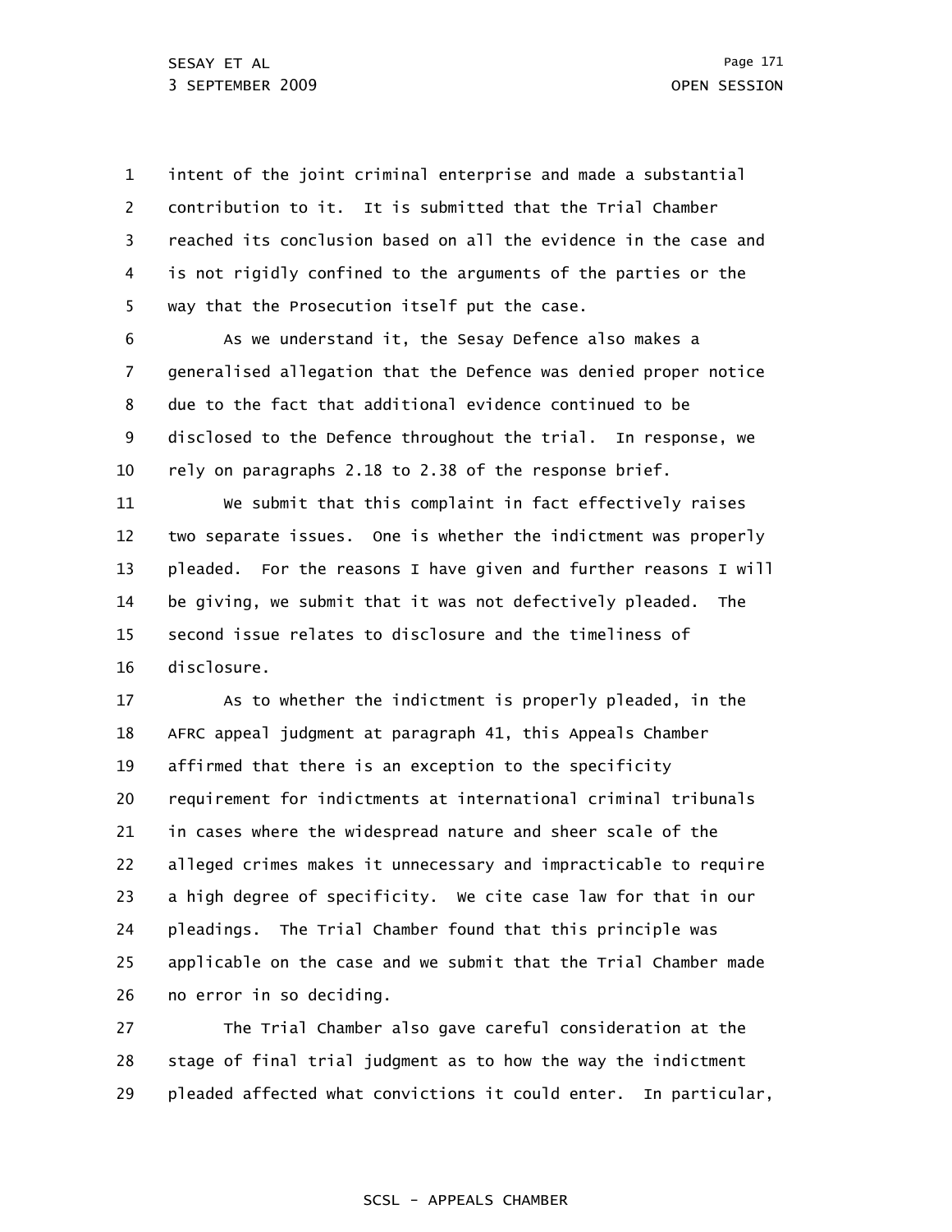intent of the joint criminal enterprise and made a substantial contribution to it. It is submitted that the Trial Chamber reached its conclusion based on all the evidence in the case and is not rigidly confined to the arguments of the parties or the way that the Prosecution itself put the case.

As we understand it, the Sesay Defence also makes a generalised allegation that the Defence was denied proper notice due to the fact that additional evidence continued to be disclosed to the Defence throughout the trial. In response, we rely on paragraphs 2.18 to 2.38 of the response brief.

We submit that this complaint in fact effectively raises two separate issues. One is whether the indictment was properly pleaded. For the reasons I have given and further reasons I will be giving, we submit that it was not defectively pleaded. The second issue relates to disclosure and the timeliness of disclosure.

As to whether the indictment is properly pleaded, in the AFRC appeal judgment at paragraph 41, this Appeals Chamber affirmed that there is an exception to the specificity requirement for indictments at international criminal tribunals in cases where the widespread nature and sheer scale of the alleged crimes makes it unnecessary and impracticable to require a high degree of specificity. We cite case law for that in our pleadings. The Trial Chamber found that this principle was applicable on the case and we submit that the Trial Chamber made no error in so deciding.

The Trial Chamber also gave careful consideration at the stage of final trial judgment as to how the way the indictment pleaded affected what convictions it could enter. In particular,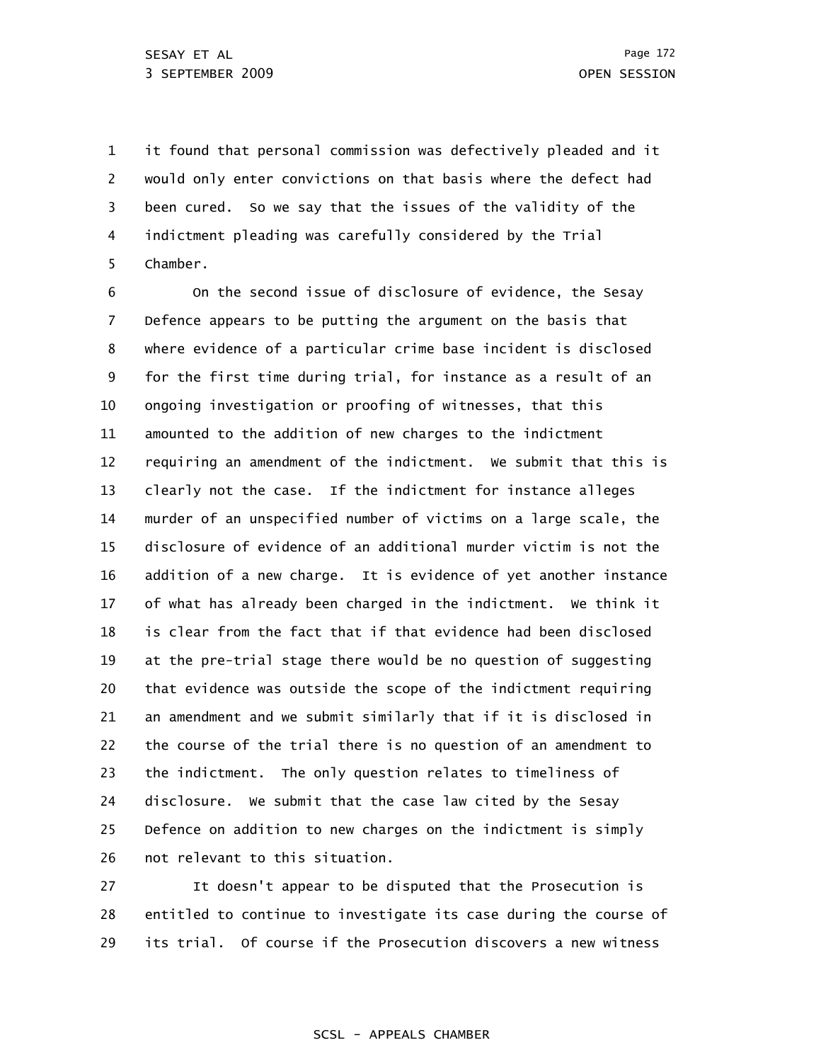it found that personal commission was defectively pleaded and it would only enter convictions on that basis where the defect had been cured. So we say that the issues of the validity of the indictment pleading was carefully considered by the Trial Chamber.

On the second issue of disclosure of evidence, the Sesay Defence appears to be putting the argument on the basis that where evidence of a particular crime base incident is disclosed for the first time during trial, for instance as a result of an ongoing investigation or proofing of witnesses, that this amounted to the addition of new charges to the indictment requiring an amendment of the indictment. We submit that this is clearly not the case. If the indictment for instance alleges murder of an unspecified number of victims on a large scale, the disclosure of evidence of an additional murder victim is not the addition of a new charge. It is evidence of yet another instance of what has already been charged in the indictment. We think it is clear from the fact that if that evidence had been disclosed at the pre-trial stage there would be no question of suggesting that evidence was outside the scope of the indictment requiring an amendment and we submit similarly that if it is disclosed in the course of the trial there is no question of an amendment to the indictment. The only question relates to timeliness of disclosure. We submit that the case law cited by the Sesay Defence on addition to new charges on the indictment is simply not relevant to this situation.

It doesn't appear to be disputed that the Prosecution is entitled to continue to investigate its case during the course of its trial. Of course if the Prosecution discovers a new witness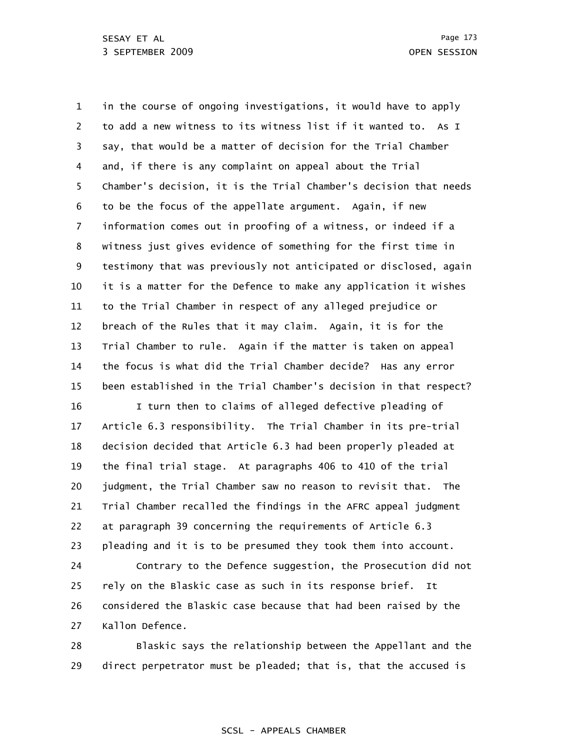in the course of ongoing investigations, it would have to apply to add a new witness to its witness list if it wanted to. As I say, that would be a matter of decision for the Trial Chamber and, if there is any complaint on appeal about the Trial Chamber's decision, it is the Trial Chamber's decision that needs to be the focus of the appellate argument. Again, if new information comes out in proofing of a witness, or indeed if a witness just gives evidence of something for the first time in testimony that was previously not anticipated or disclosed, again it is a matter for the Defence to make any application it wishes to the Trial Chamber in respect of any alleged prejudice or breach of the Rules that it may claim. Again, it is for the Trial Chamber to rule. Again if the matter is taken on appeal the focus is what did the Trial Chamber decide? Has any error been established in the Trial Chamber's decision in that respect?

I turn then to claims of alleged defective pleading of Article 6.3 responsibility. The Trial Chamber in its pre-trial decision decided that Article 6.3 had been properly pleaded at the final trial stage. At paragraphs 406 to 410 of the trial judgment, the Trial Chamber saw no reason to revisit that. The Trial Chamber recalled the findings in the AFRC appeal judgment at paragraph 39 concerning the requirements of Article 6.3 pleading and it is to be presumed they took them into account.

Contrary to the Defence suggestion, the Prosecution did not rely on the Blaskic case as such in its response brief. It considered the Blaskic case because that had been raised by the Kallon Defence.

Blaskic says the relationship between the Appellant and the direct perpetrator must be pleaded; that is, that the accused is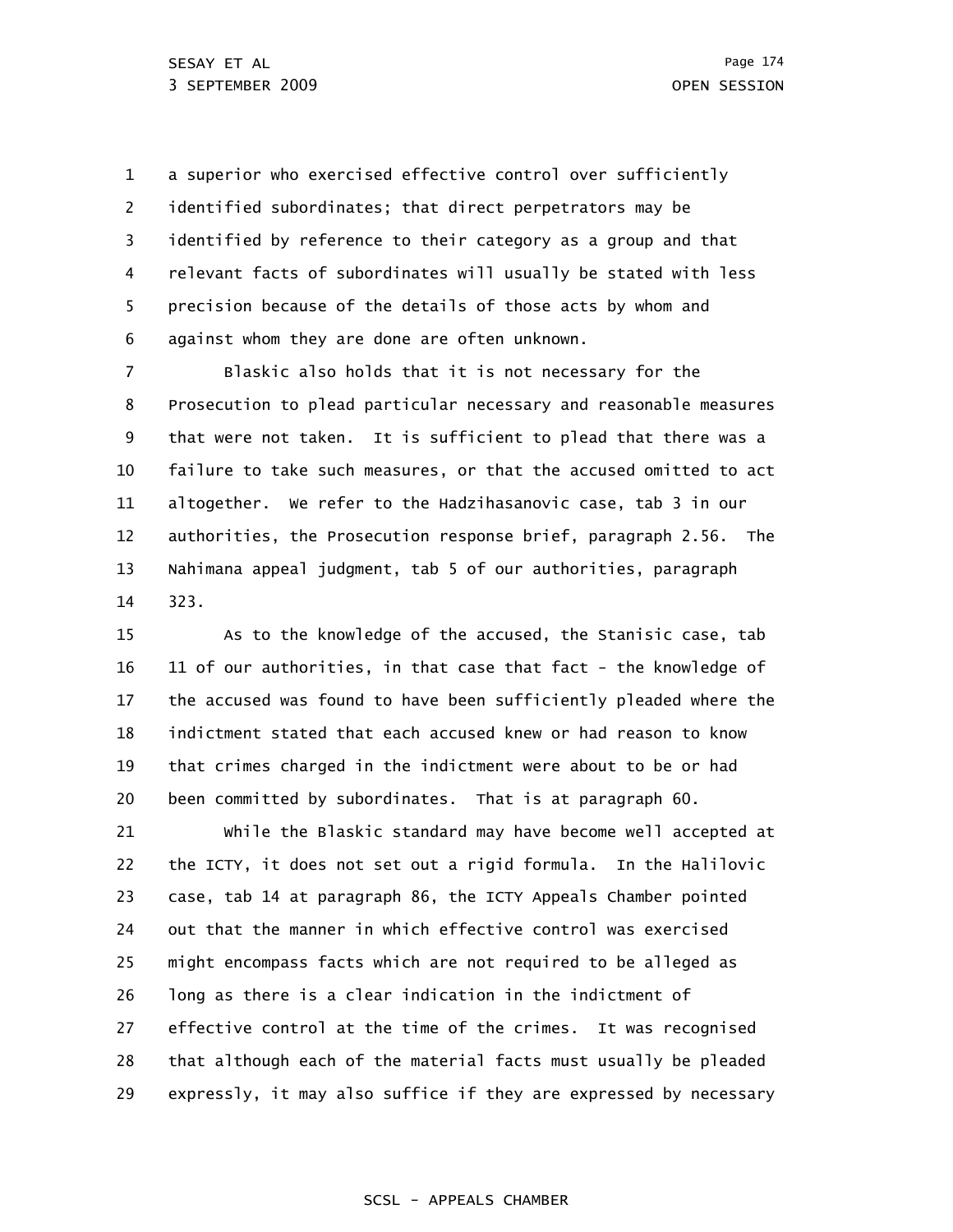a superior who exercised effective control over sufficiently identified subordinates; that direct perpetrators may be identified by reference to their category as a group and that relevant facts of subordinates will usually be stated with less precision because of the details of those acts by whom and against whom they are done are often unknown.

Blaskic also holds that it is not necessary for the Prosecution to plead particular necessary and reasonable measures that were not taken. It is sufficient to plead that there was a failure to take such measures, or that the accused omitted to act altogether. We refer to the Hadzihasanovic case, tab 3 in our authorities, the Prosecution response brief, paragraph 2.56. The Nahimana appeal judgment, tab 5 of our authorities, paragraph 323.

As to the knowledge of the accused, the Stanisic case, tab 11 of our authorities, in that case that fact - the knowledge of the accused was found to have been sufficiently pleaded where the indictment stated that each accused knew or had reason to know that crimes charged in the indictment were about to be or had been committed by subordinates. That is at paragraph 60.

While the Blaskic standard may have become well accepted at the ICTY, it does not set out a rigid formula. In the Halilovic case, tab 14 at paragraph 86, the ICTY Appeals Chamber pointed out that the manner in which effective control was exercised might encompass facts which are not required to be alleged as long as there is a clear indication in the indictment of effective control at the time of the crimes. It was recognised that although each of the material facts must usually be pleaded expressly, it may also suffice if they are expressed by necessary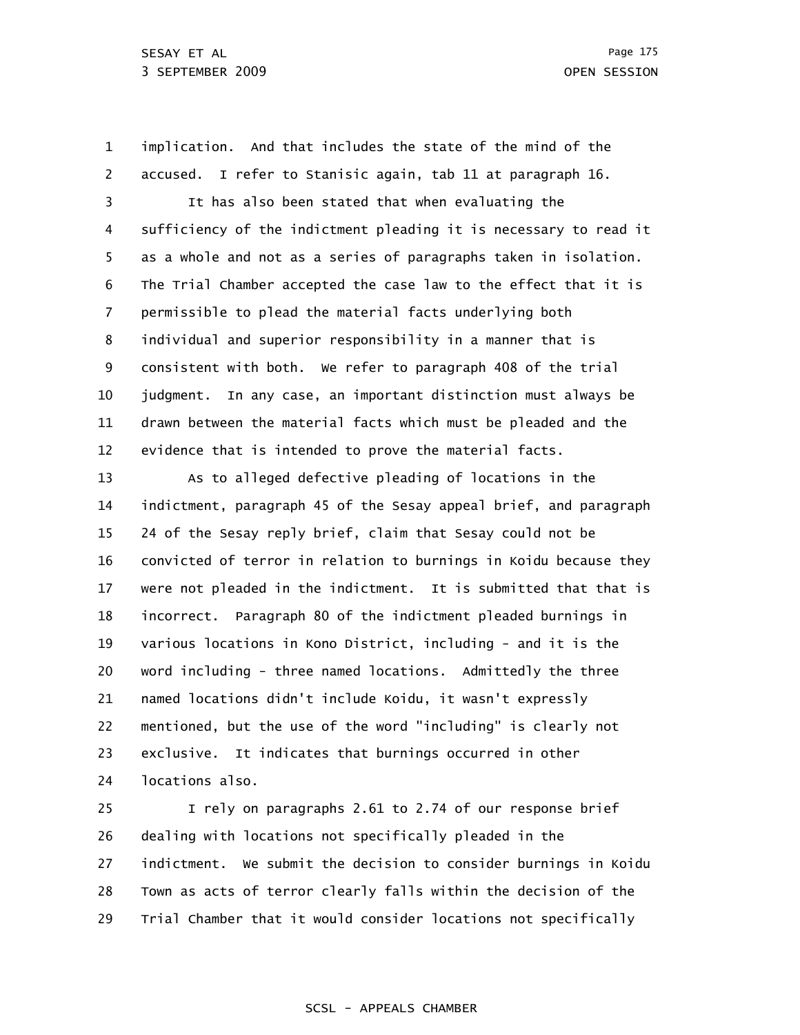implication. And that includes the state of the mind of the accused. I refer to Stanisic again, tab 11 at paragraph 16.

It has also been stated that when evaluating the sufficiency of the indictment pleading it is necessary to read it as a whole and not as a series of paragraphs taken in isolation. The Trial Chamber accepted the case law to the effect that it is permissible to plead the material facts underlying both individual and superior responsibility in a manner that is consistent with both. We refer to paragraph 408 of the trial judgment. In any case, an important distinction must always be drawn between the material facts which must be pleaded and the evidence that is intended to prove the material facts.

As to alleged defective pleading of locations in the indictment, paragraph 45 of the Sesay appeal brief, and paragraph 24 of the Sesay reply brief, claim that Sesay could not be convicted of terror in relation to burnings in Koidu because they were not pleaded in the indictment. It is submitted that that is incorrect. Paragraph 80 of the indictment pleaded burnings in various locations in Kono District, including - and it is the word including - three named locations. Admittedly the three named locations didn't include Koidu, it wasn't expressly mentioned, but the use of the word "including" is clearly not exclusive. It indicates that burnings occurred in other locations also.

I rely on paragraphs 2.61 to 2.74 of our response brief dealing with locations not specifically pleaded in the indictment. We submit the decision to consider burnings in Koidu Town as acts of terror clearly falls within the decision of the Trial Chamber that it would consider locations not specifically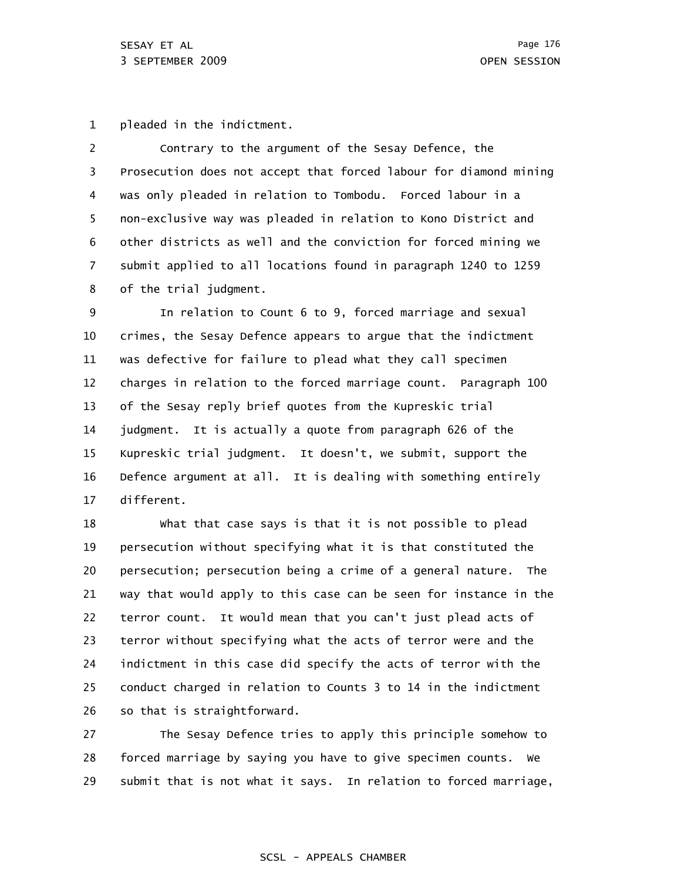pleaded in the indictment.

Contrary to the argument of the Sesay Defence, the Prosecution does not accept that forced labour for diamond mining was only pleaded in relation to Tombodu. Forced labour in a non-exclusive way was pleaded in relation to Kono District and other districts as well and the conviction for forced mining we submit applied to all locations found in paragraph 1240 to 1259 of the trial judgment.

In relation to Count 6 to 9, forced marriage and sexual crimes, the Sesay Defence appears to argue that the indictment was defective for failure to plead what they call specimen charges in relation to the forced marriage count. Paragraph 100 of the Sesay reply brief quotes from the Kupreskic trial judgment. It is actually a quote from paragraph 626 of the Kupreskic trial judgment. It doesn't, we submit, support the Defence argument at all. It is dealing with something entirely different.

What that case says is that it is not possible to plead persecution without specifying what it is that constituted the persecution; persecution being a crime of a general nature. The way that would apply to this case can be seen for instance in the terror count. It would mean that you can't just plead acts of terror without specifying what the acts of terror were and the indictment in this case did specify the acts of terror with the conduct charged in relation to Counts 3 to 14 in the indictment so that is straightforward.

The Sesay Defence tries to apply this principle somehow to forced marriage by saying you have to give specimen counts. We submit that is not what it says. In relation to forced marriage,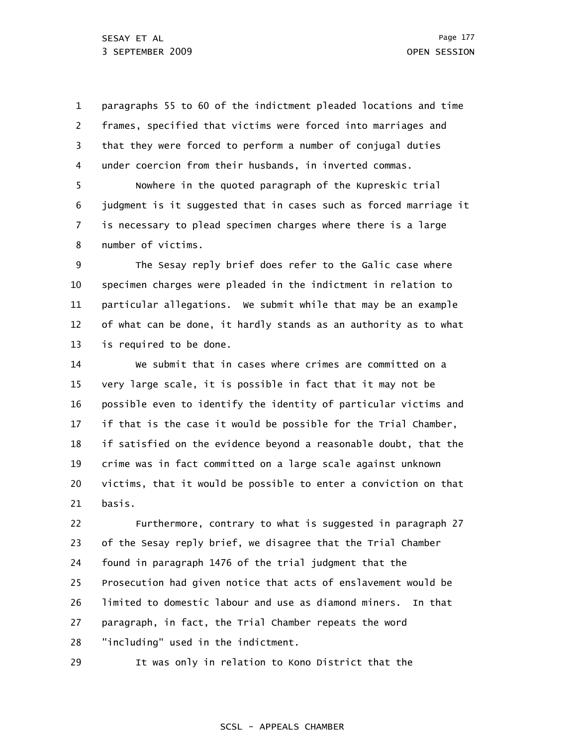paragraphs 55 to 60 of the indictment pleaded locations and time frames, specified that victims were forced into marriages and that they were forced to perform a number of conjugal duties under coercion from their husbands, in inverted commas.

Nowhere in the quoted paragraph of the Kupreskic trial judgment is it suggested that in cases such as forced marriage it is necessary to plead specimen charges where there is a large number of victims.

The Sesay reply brief does refer to the Galic case where specimen charges were pleaded in the indictment in relation to particular allegations. We submit while that may be an example of what can be done, it hardly stands as an authority as to what is required to be done.

We submit that in cases where crimes are committed on a very large scale, it is possible in fact that it may not be possible even to identify the identity of particular victims and if that is the case it would be possible for the Trial Chamber, if satisfied on the evidence beyond a reasonable doubt, that the crime was in fact committed on a large scale against unknown victims, that it would be possible to enter a conviction on that basis.

Furthermore, contrary to what is suggested in paragraph 27 of the Sesay reply brief, we disagree that the Trial Chamber found in paragraph 1476 of the trial judgment that the Prosecution had given notice that acts of enslavement would be limited to domestic labour and use as diamond miners. In that paragraph, in fact, the Trial Chamber repeats the word "including" used in the indictment.

It was only in relation to Kono District that the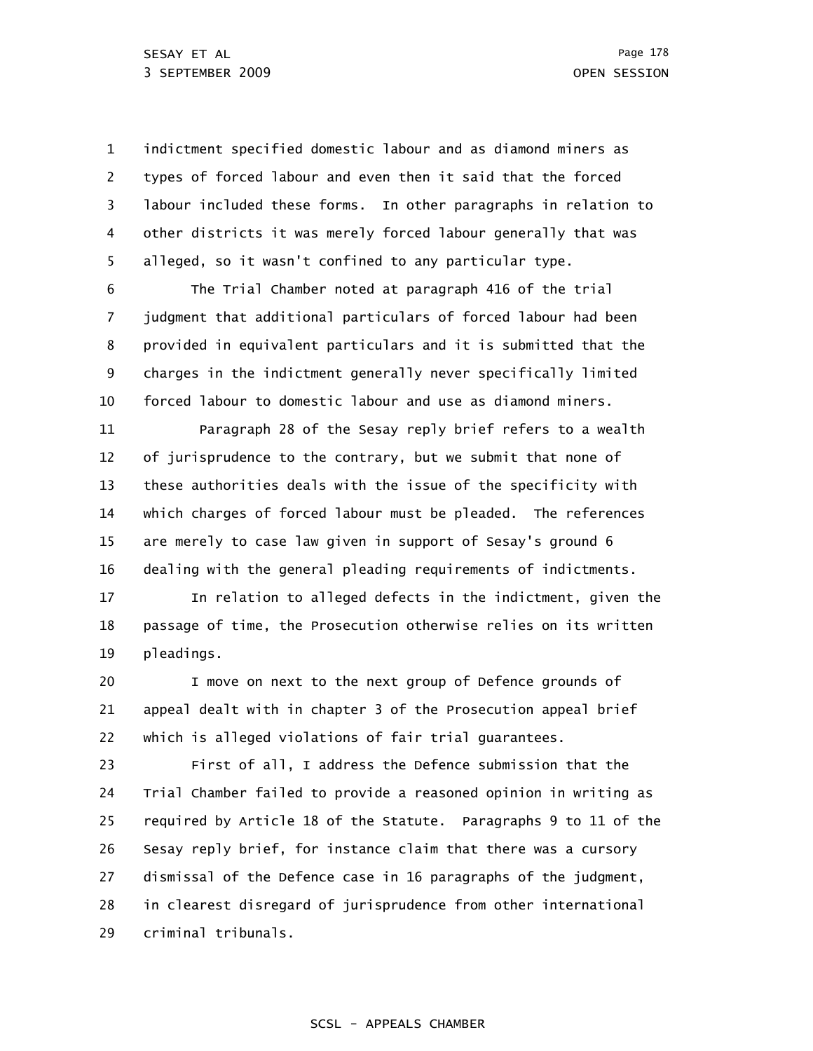indictment specified domestic labour and as diamond miners as types of forced labour and even then it said that the forced labour included these forms. In other paragraphs in relation to other districts it was merely forced labour generally that was alleged, so it wasn't confined to any particular type.

The Trial Chamber noted at paragraph 416 of the trial judgment that additional particulars of forced labour had been provided in equivalent particulars and it is submitted that the charges in the indictment generally never specifically limited forced labour to domestic labour and use as diamond miners.

Paragraph 28 of the Sesay reply brief refers to a wealth of jurisprudence to the contrary, but we submit that none of these authorities deals with the issue of the specificity with which charges of forced labour must be pleaded. The references are merely to case law given in support of Sesay's ground 6 dealing with the general pleading requirements of indictments.

In relation to alleged defects in the indictment, given the passage of time, the Prosecution otherwise relies on its written pleadings.

I move on next to the next group of Defence grounds of appeal dealt with in chapter 3 of the Prosecution appeal brief which is alleged violations of fair trial guarantees.

First of all, I address the Defence submission that the Trial Chamber failed to provide a reasoned opinion in writing as required by Article 18 of the Statute. Paragraphs 9 to 11 of the Sesay reply brief, for instance claim that there was a cursory dismissal of the Defence case in 16 paragraphs of the judgment, in clearest disregard of jurisprudence from other international criminal tribunals.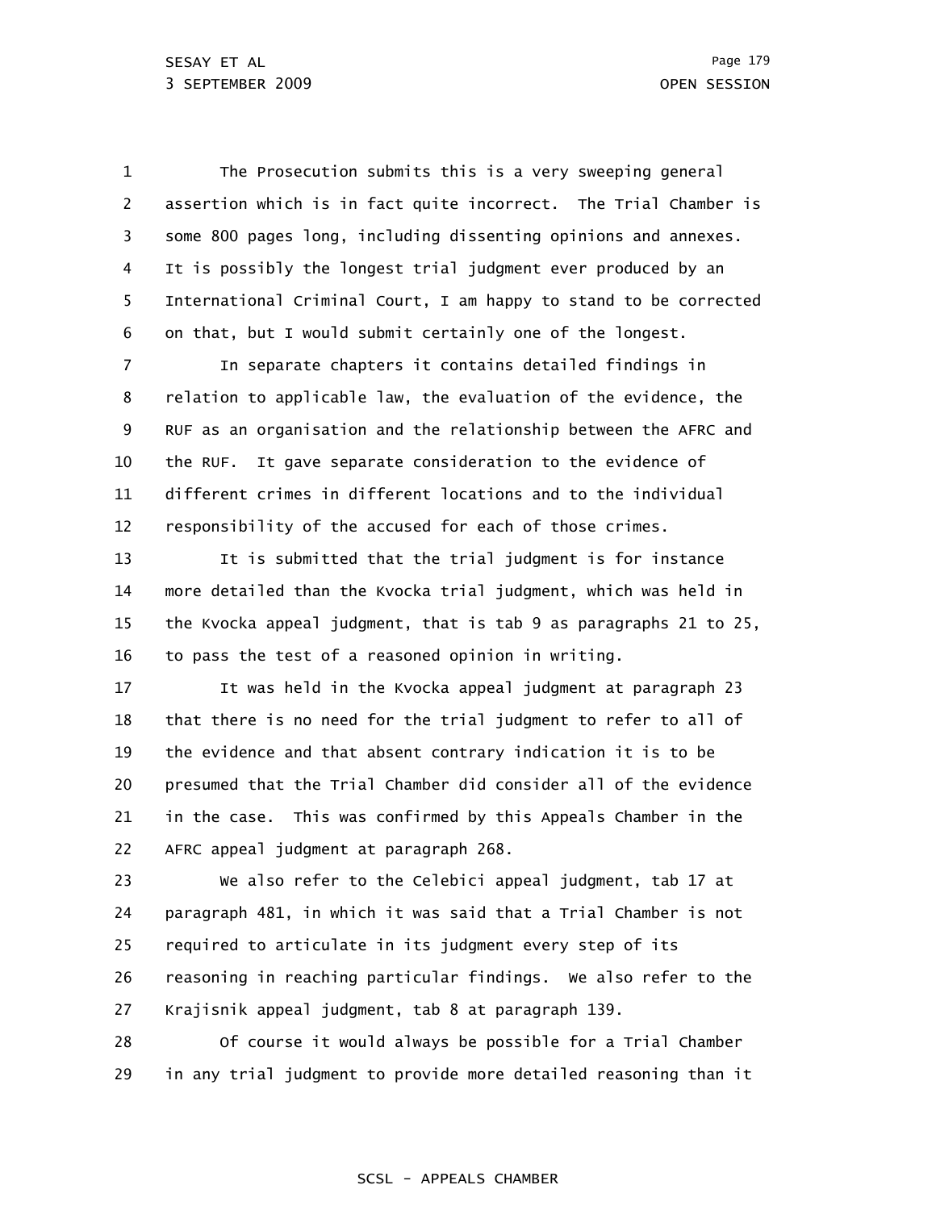The Prosecution submits this is a very sweeping general assertion which is in fact quite incorrect. The Trial Chamber is some 800 pages long, including dissenting opinions and annexes. It is possibly the longest trial judgment ever produced by an International Criminal Court, I am happy to stand to be corrected on that, but I would submit certainly one of the longest.

In separate chapters it contains detailed findings in relation to applicable law, the evaluation of the evidence, the RUF as an organisation and the relationship between the AFRC and the RUF. It gave separate consideration to the evidence of different crimes in different locations and to the individual responsibility of the accused for each of those crimes.

It is submitted that the trial judgment is for instance more detailed than the Kvocka trial judgment, which was held in the Kvocka appeal judgment, that is tab 9 as paragraphs 21 to 25, to pass the test of a reasoned opinion in writing.

It was held in the Kvocka appeal judgment at paragraph 23 that there is no need for the trial judgment to refer to all of the evidence and that absent contrary indication it is to be presumed that the Trial Chamber did consider all of the evidence in the case. This was confirmed by this Appeals Chamber in the AFRC appeal judgment at paragraph 268.

We also refer to the Celebici appeal judgment, tab 17 at paragraph 481, in which it was said that a Trial Chamber is not required to articulate in its judgment every step of its reasoning in reaching particular findings. We also refer to the Krajisnik appeal judgment, tab 8 at paragraph 139.

Of course it would always be possible for a Trial Chamber in any trial judgment to provide more detailed reasoning than it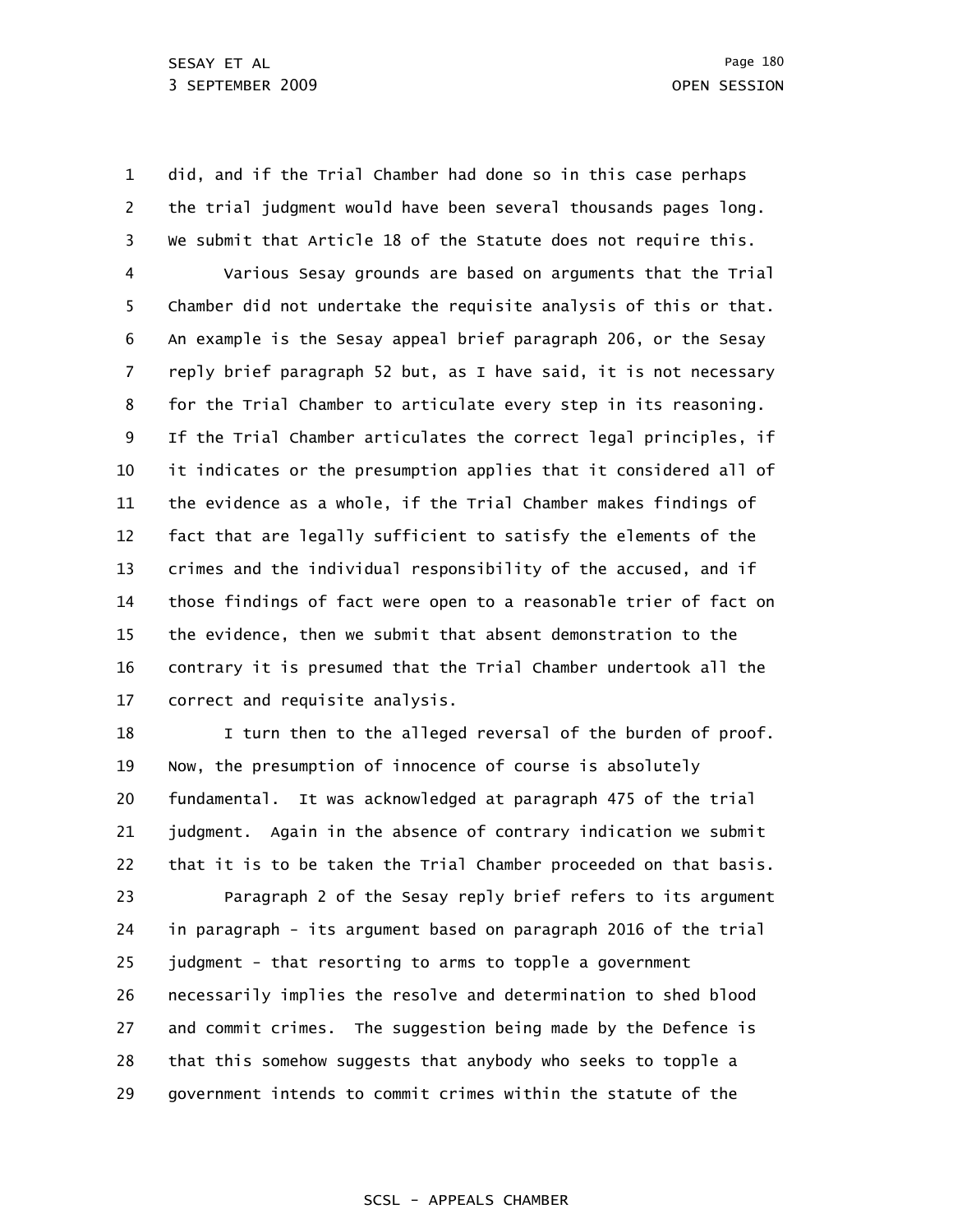did, and if the Trial Chamber had done so in this case perhaps the trial judgment would have been several thousands pages long. We submit that Article 18 of the Statute does not require this.

Various Sesay grounds are based on arguments that the Trial Chamber did not undertake the requisite analysis of this or that. An example is the Sesay appeal brief paragraph 206, or the Sesay reply brief paragraph 52 but, as I have said, it is not necessary for the Trial Chamber to articulate every step in its reasoning. If the Trial Chamber articulates the correct legal principles, if it indicates or the presumption applies that it considered all of the evidence as a whole, if the Trial Chamber makes findings of fact that are legally sufficient to satisfy the elements of the crimes and the individual responsibility of the accused, and if those findings of fact were open to a reasonable trier of fact on the evidence, then we submit that absent demonstration to the contrary it is presumed that the Trial Chamber undertook all the correct and requisite analysis.

I turn then to the alleged reversal of the burden of proof. Now, the presumption of innocence of course is absolutely fundamental. It was acknowledged at paragraph 475 of the trial judgment. Again in the absence of contrary indication we submit that it is to be taken the Trial Chamber proceeded on that basis.

Paragraph 2 of the Sesay reply brief refers to its argument in paragraph - its argument based on paragraph 2016 of the trial judgment - that resorting to arms to topple a government necessarily implies the resolve and determination to shed blood and commit crimes. The suggestion being made by the Defence is that this somehow suggests that anybody who seeks to topple a government intends to commit crimes within the statute of the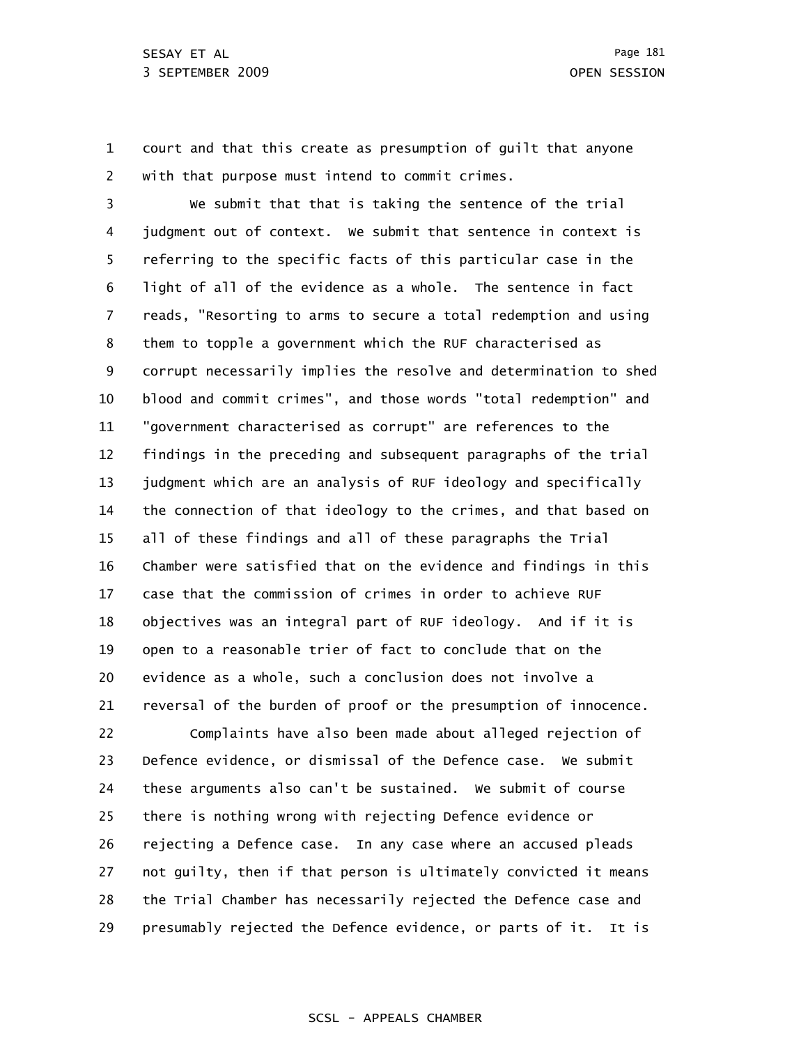court and that this create as presumption of guilt that anyone with that purpose must intend to commit crimes.

We submit that that is taking the sentence of the trial judgment out of context. We submit that sentence in context is referring to the specific facts of this particular case in the light of all of the evidence as a whole. The sentence in fact reads, "Resorting to arms to secure a total redemption and using them to topple a government which the RUF characterised as corrupt necessarily implies the resolve and determination to shed blood and commit crimes", and those words "total redemption" and "government characterised as corrupt" are references to the findings in the preceding and subsequent paragraphs of the trial judgment which are an analysis of RUF ideology and specifically the connection of that ideology to the crimes, and that based on all of these findings and all of these paragraphs the Trial Chamber were satisfied that on the evidence and findings in this case that the commission of crimes in order to achieve RUF objectives was an integral part of RUF ideology. And if it is open to a reasonable trier of fact to conclude that on the evidence as a whole, such a conclusion does not involve a reversal of the burden of proof or the presumption of innocence.

Complaints have also been made about alleged rejection of Defence evidence, or dismissal of the Defence case. We submit these arguments also can't be sustained. We submit of course there is nothing wrong with rejecting Defence evidence or rejecting a Defence case. In any case where an accused pleads not guilty, then if that person is ultimately convicted it means the Trial Chamber has necessarily rejected the Defence case and presumably rejected the Defence evidence, or parts of it. It is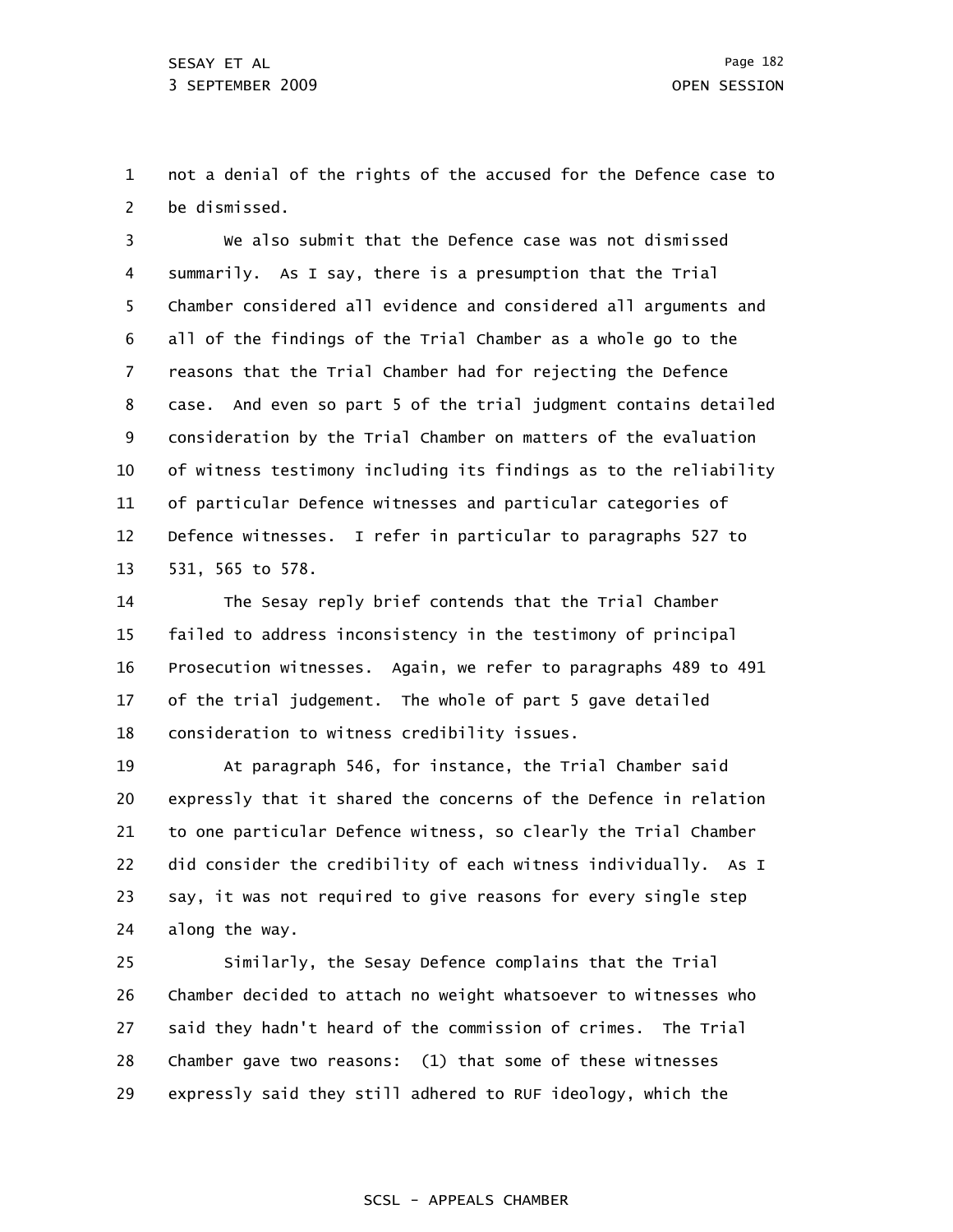not a denial of the rights of the accused for the Defence case to be dismissed.

We also submit that the Defence case was not dismissed summarily. As I say, there is a presumption that the Trial Chamber considered all evidence and considered all arguments and all of the findings of the Trial Chamber as a whole go to the reasons that the Trial Chamber had for rejecting the Defence case. And even so part 5 of the trial judgment contains detailed consideration by the Trial Chamber on matters of the evaluation of witness testimony including its findings as to the reliability of particular Defence witnesses and particular categories of Defence witnesses. I refer in particular to paragraphs 527 to 531, 565 to 578.

The Sesay reply brief contends that the Trial Chamber failed to address inconsistency in the testimony of principal Prosecution witnesses. Again, we refer to paragraphs 489 to 491 of the trial judgement. The whole of part 5 gave detailed consideration to witness credibility issues.

At paragraph 546, for instance, the Trial Chamber said expressly that it shared the concerns of the Defence in relation to one particular Defence witness, so clearly the Trial Chamber did consider the credibility of each witness individually. As I say, it was not required to give reasons for every single step along the way.

Similarly, the Sesay Defence complains that the Trial Chamber decided to attach no weight whatsoever to witnesses who said they hadn't heard of the commission of crimes. The Trial Chamber gave two reasons: (1) that some of these witnesses expressly said they still adhered to RUF ideology, which the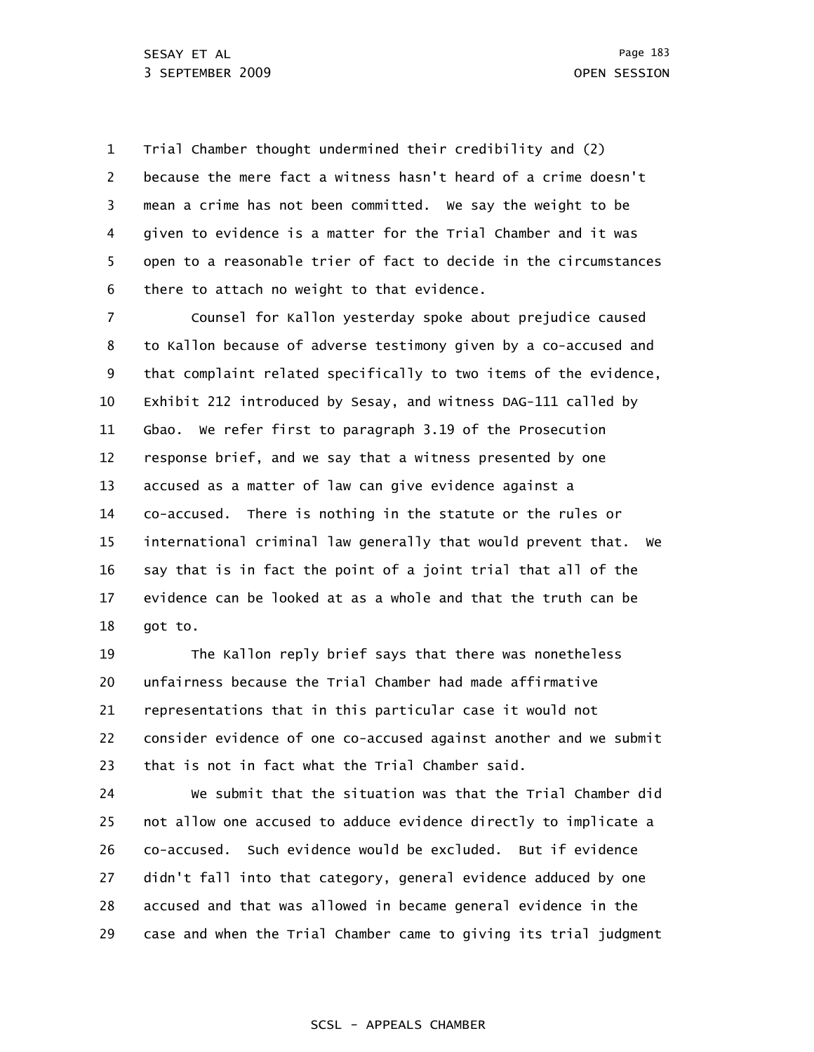Trial Chamber thought undermined their credibility and (2) because the mere fact a witness hasn't heard of a crime doesn't mean a crime has not been committed. We say the weight to be given to evidence is a matter for the Trial Chamber and it was open to a reasonable trier of fact to decide in the circumstances there to attach no weight to that evidence.

Counsel for Kallon yesterday spoke about prejudice caused to Kallon because of adverse testimony given by a co-accused and that complaint related specifically to two items of the evidence, Exhibit 212 introduced by Sesay, and witness DAG-111 called by Gbao. We refer first to paragraph 3.19 of the Prosecution response brief, and we say that a witness presented by one accused as a matter of law can give evidence against a co-accused. There is nothing in the statute or the rules or international criminal law generally that would prevent that. We say that is in fact the point of a joint trial that all of the evidence can be looked at as a whole and that the truth can be got to.

The Kallon reply brief says that there was nonetheless unfairness because the Trial Chamber had made affirmative representations that in this particular case it would not consider evidence of one co-accused against another and we submit that is not in fact what the Trial Chamber said.

We submit that the situation was that the Trial Chamber did not allow one accused to adduce evidence directly to implicate a co-accused. Such evidence would be excluded. But if evidence didn't fall into that category, general evidence adduced by one accused and that was allowed in became general evidence in the case and when the Trial Chamber came to giving its trial judgment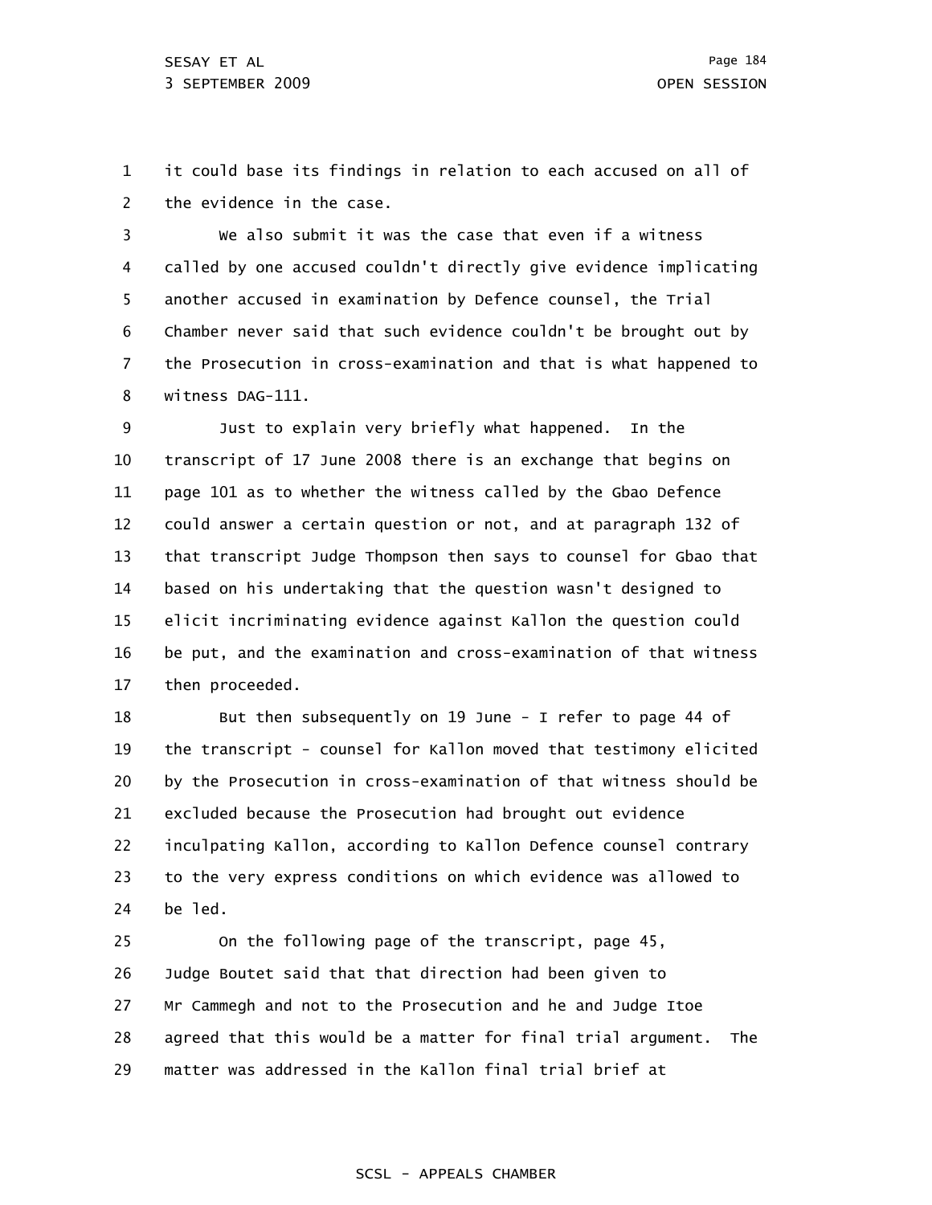it could base its findings in relation to each accused on all of the evidence in the case.

We also submit it was the case that even if a witness called by one accused couldn't directly give evidence implicating another accused in examination by Defence counsel, the Trial Chamber never said that such evidence couldn't be brought out by the Prosecution in cross-examination and that is what happened to witness DAG-111.

Just to explain very briefly what happened. In the transcript of 17 June 2008 there is an exchange that begins on page 101 as to whether the witness called by the Gbao Defence could answer a certain question or not, and at paragraph 132 of that transcript Judge Thompson then says to counsel for Gbao that based on his undertaking that the question wasn't designed to elicit incriminating evidence against Kallon the question could be put, and the examination and cross-examination of that witness then proceeded.

But then subsequently on 19 June - I refer to page 44 of the transcript - counsel for Kallon moved that testimony elicited by the Prosecution in cross-examination of that witness should be excluded because the Prosecution had brought out evidence inculpating Kallon, according to Kallon Defence counsel contrary to the very express conditions on which evidence was allowed to be led.

On the following page of the transcript, page 45, Judge Boutet said that that direction had been given to Mr Cammegh and not to the Prosecution and he and Judge Itoe agreed that this would be a matter for final trial argument. The matter was addressed in the Kallon final trial brief at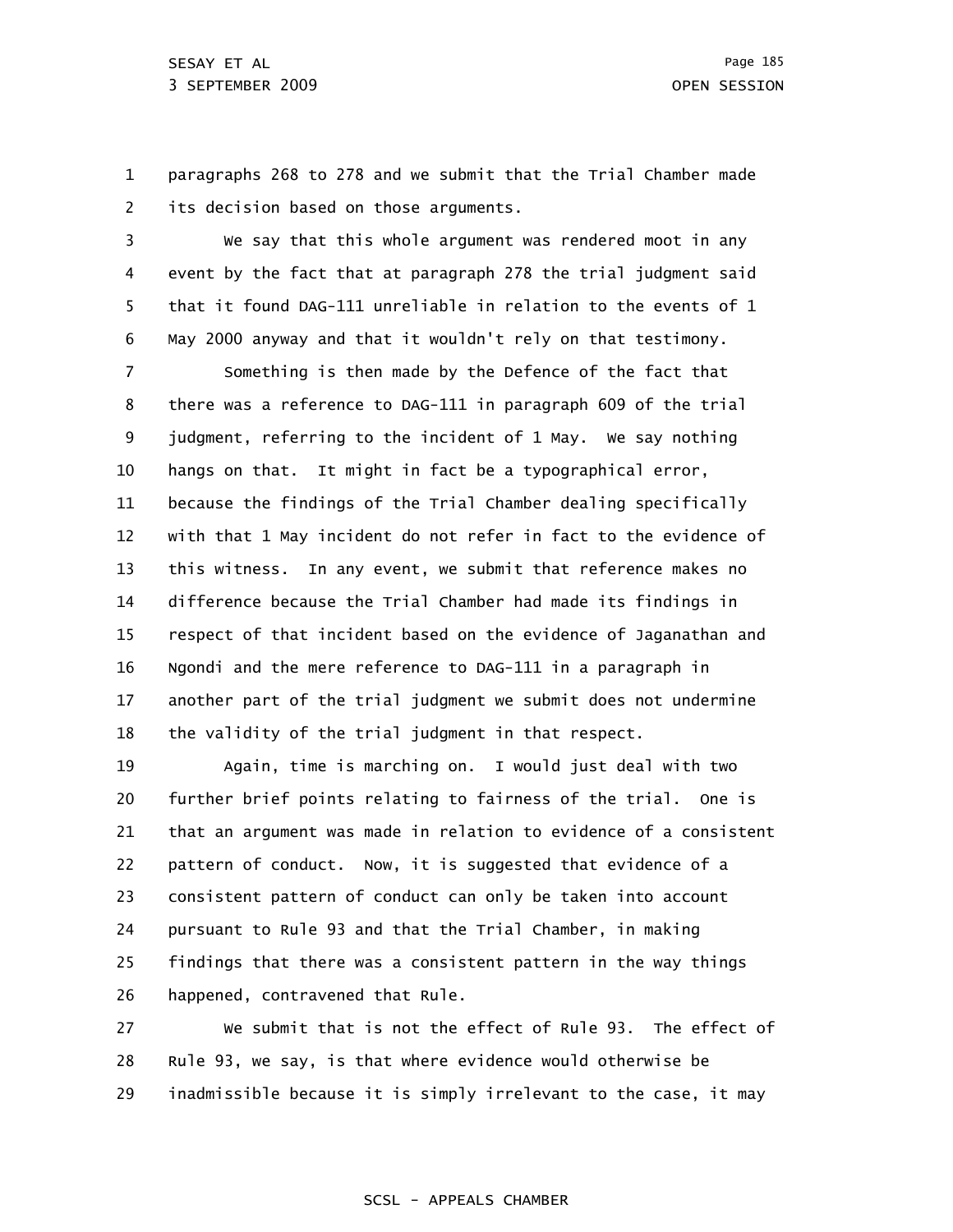paragraphs 268 to 278 and we submit that the Trial Chamber made its decision based on those arguments.

We say that this whole argument was rendered moot in any event by the fact that at paragraph 278 the trial judgment said that it found DAG-111 unreliable in relation to the events of 1 May 2000 anyway and that it wouldn't rely on that testimony.

Something is then made by the Defence of the fact that there was a reference to DAG-111 in paragraph 609 of the trial judgment, referring to the incident of 1 May. We say nothing hangs on that. It might in fact be a typographical error, because the findings of the Trial Chamber dealing specifically with that 1 May incident do not refer in fact to the evidence of this witness. In any event, we submit that reference makes no difference because the Trial Chamber had made its findings in respect of that incident based on the evidence of Jaganathan and Ngondi and the mere reference to DAG-111 in a paragraph in another part of the trial judgment we submit does not undermine the validity of the trial judgment in that respect.

Again, time is marching on. I would just deal with two further brief points relating to fairness of the trial. One is that an argument was made in relation to evidence of a consistent pattern of conduct. Now, it is suggested that evidence of a consistent pattern of conduct can only be taken into account pursuant to Rule 93 and that the Trial Chamber, in making findings that there was a consistent pattern in the way things happened, contravened that Rule.

We submit that is not the effect of Rule 93. The effect of Rule 93, we say, is that where evidence would otherwise be inadmissible because it is simply irrelevant to the case, it may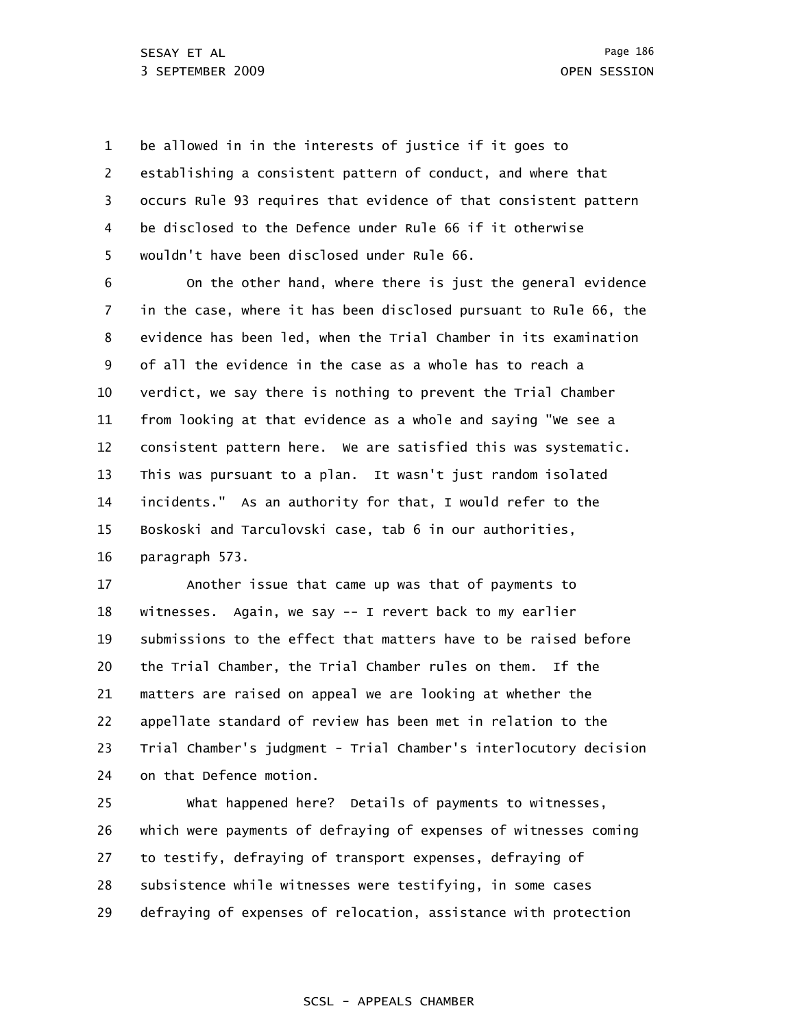be allowed in in the interests of justice if it goes to establishing a consistent pattern of conduct, and where that occurs Rule 93 requires that evidence of that consistent pattern be disclosed to the Defence under Rule 66 if it otherwise wouldn't have been disclosed under Rule 66.

On the other hand, where there is just the general evidence in the case, where it has been disclosed pursuant to Rule 66, the evidence has been led, when the Trial Chamber in its examination of all the evidence in the case as a whole has to reach a verdict, we say there is nothing to prevent the Trial Chamber from looking at that evidence as a whole and saying "We see a consistent pattern here. We are satisfied this was systematic. This was pursuant to a plan. It wasn't just random isolated incidents." As an authority for that, I would refer to the Boskoski and Tarculovski case, tab 6 in our authorities, paragraph 573.

Another issue that came up was that of payments to witnesses. Again, we say -- I revert back to my earlier submissions to the effect that matters have to be raised before the Trial Chamber, the Trial Chamber rules on them. If the matters are raised on appeal we are looking at whether the appellate standard of review has been met in relation to the Trial Chamber's judgment - Trial Chamber's interlocutory decision on that Defence motion.

What happened here? Details of payments to witnesses, which were payments of defraying of expenses of witnesses coming to testify, defraying of transport expenses, defraying of subsistence while witnesses were testifying, in some cases defraying of expenses of relocation, assistance with protection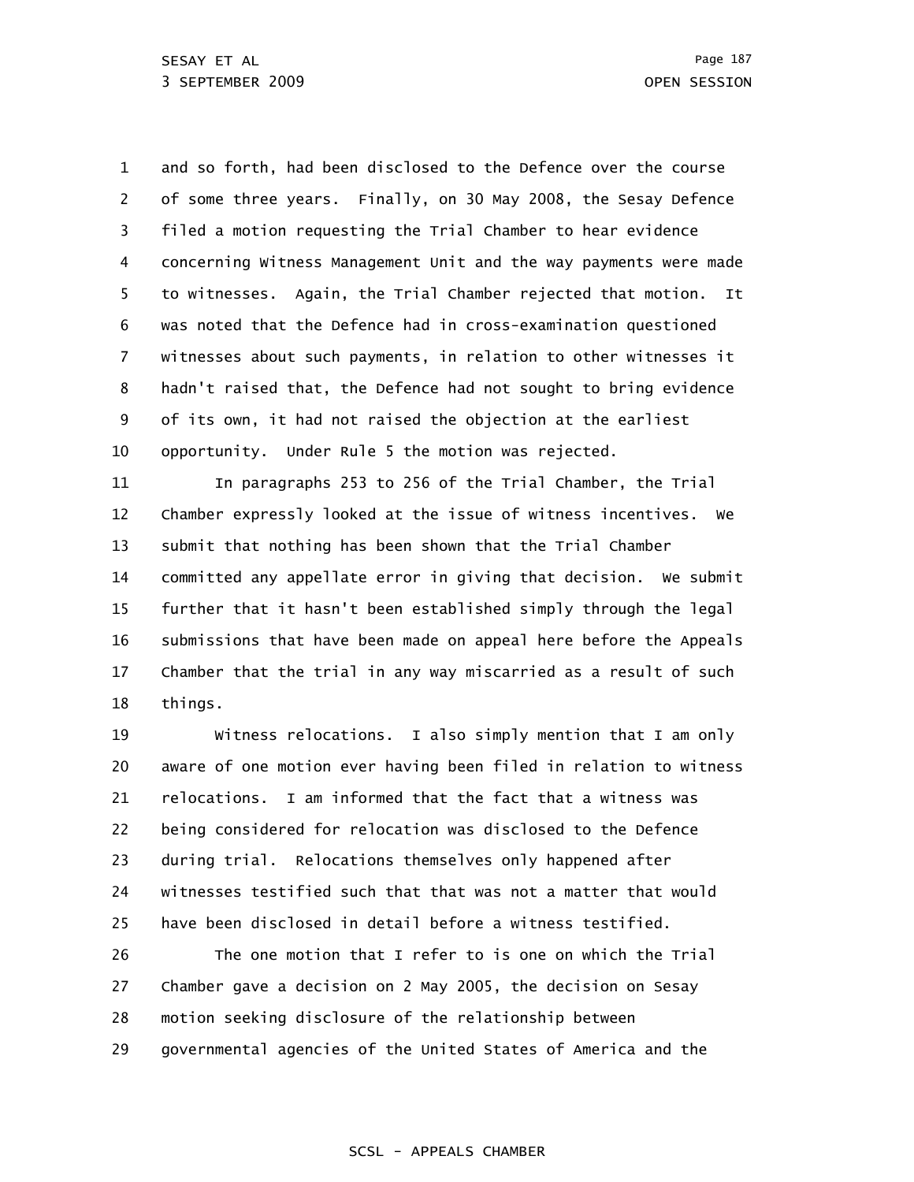and so forth, had been disclosed to the Defence over the course of some three years. Finally, on 30 May 2008, the Sesay Defence filed a motion requesting the Trial Chamber to hear evidence concerning Witness Management Unit and the way payments were made to witnesses. Again, the Trial Chamber rejected that motion. It was noted that the Defence had in cross-examination questioned witnesses about such payments, in relation to other witnesses it hadn't raised that, the Defence had not sought to bring evidence of its own, it had not raised the objection at the earliest opportunity. Under Rule 5 the motion was rejected.

In paragraphs 253 to 256 of the Trial Chamber, the Trial Chamber expressly looked at the issue of witness incentives. We submit that nothing has been shown that the Trial Chamber committed any appellate error in giving that decision. We submit further that it hasn't been established simply through the legal submissions that have been made on appeal here before the Appeals Chamber that the trial in any way miscarried as a result of such things.

Witness relocations. I also simply mention that I am only aware of one motion ever having been filed in relation to witness relocations. I am informed that the fact that a witness was being considered for relocation was disclosed to the Defence during trial. Relocations themselves only happened after witnesses testified such that that was not a matter that would have been disclosed in detail before a witness testified.

The one motion that I refer to is one on which the Trial Chamber gave a decision on 2 May 2005, the decision on Sesay motion seeking disclosure of the relationship between governmental agencies of the United States of America and the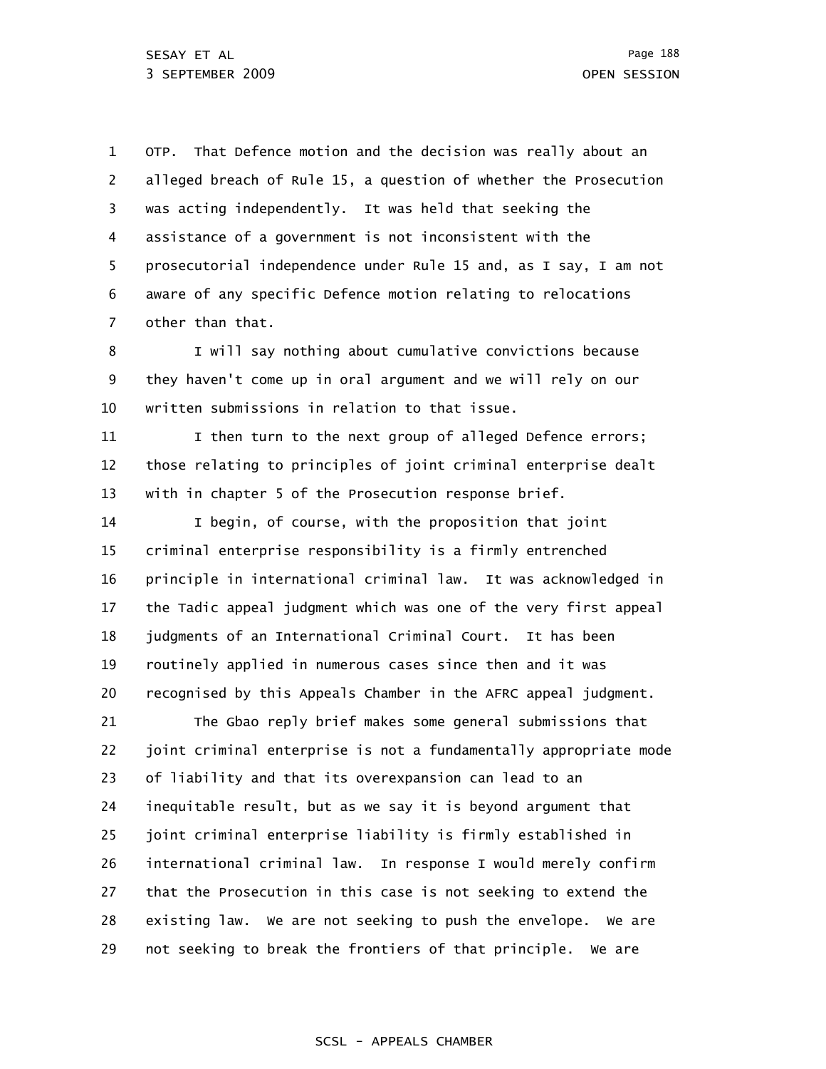OTP. That Defence motion and the decision was really about an alleged breach of Rule 15, a question of whether the Prosecution was acting independently. It was held that seeking the assistance of a government is not inconsistent with the prosecutorial independence under Rule 15 and, as I say, I am not aware of any specific Defence motion relating to relocations other than that.

I will say nothing about cumulative convictions because they haven't come up in oral argument and we will rely on our written submissions in relation to that issue.

I then turn to the next group of alleged Defence errors; those relating to principles of joint criminal enterprise dealt with in chapter 5 of the Prosecution response brief.

I begin, of course, with the proposition that joint criminal enterprise responsibility is a firmly entrenched principle in international criminal law. It was acknowledged in the Tadic appeal judgment which was one of the very first appeal judgments of an International Criminal Court. It has been routinely applied in numerous cases since then and it was recognised by this Appeals Chamber in the AFRC appeal judgment.

The Gbao reply brief makes some general submissions that joint criminal enterprise is not a fundamentally appropriate mode of liability and that its overexpansion can lead to an inequitable result, but as we say it is beyond argument that joint criminal enterprise liability is firmly established in international criminal law. In response I would merely confirm that the Prosecution in this case is not seeking to extend the existing law. We are not seeking to push the envelope. We are not seeking to break the frontiers of that principle. We are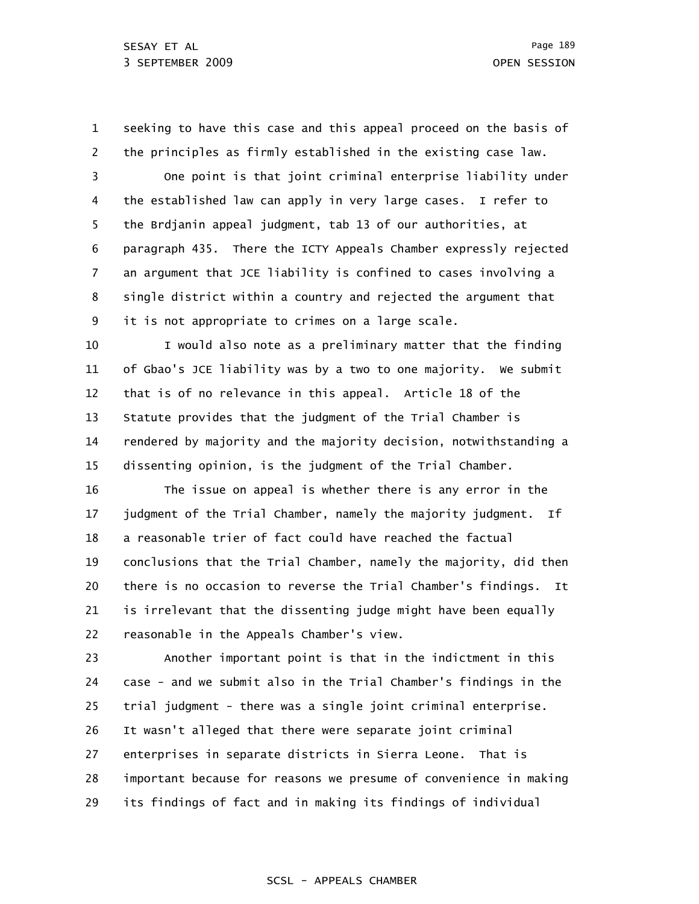seeking to have this case and this appeal proceed on the basis of the principles as firmly established in the existing case law.

One point is that joint criminal enterprise liability under the established law can apply in very large cases. I refer to the Brdjanin appeal judgment, tab 13 of our authorities, at paragraph 435. There the ICTY Appeals Chamber expressly rejected an argument that JCE liability is confined to cases involving a single district within a country and rejected the argument that it is not appropriate to crimes on a large scale.

I would also note as a preliminary matter that the finding of Gbao's JCE liability was by a two to one majority. We submit that is of no relevance in this appeal. Article 18 of the Statute provides that the judgment of the Trial Chamber is rendered by majority and the majority decision, notwithstanding a dissenting opinion, is the judgment of the Trial Chamber.

The issue on appeal is whether there is any error in the judgment of the Trial Chamber, namely the majority judgment. If a reasonable trier of fact could have reached the factual conclusions that the Trial Chamber, namely the majority, did then there is no occasion to reverse the Trial Chamber's findings. It is irrelevant that the dissenting judge might have been equally reasonable in the Appeals Chamber's view.

Another important point is that in the indictment in this case - and we submit also in the Trial Chamber's findings in the trial judgment - there was a single joint criminal enterprise. It wasn't alleged that there were separate joint criminal enterprises in separate districts in Sierra Leone. That is important because for reasons we presume of convenience in making its findings of fact and in making its findings of individual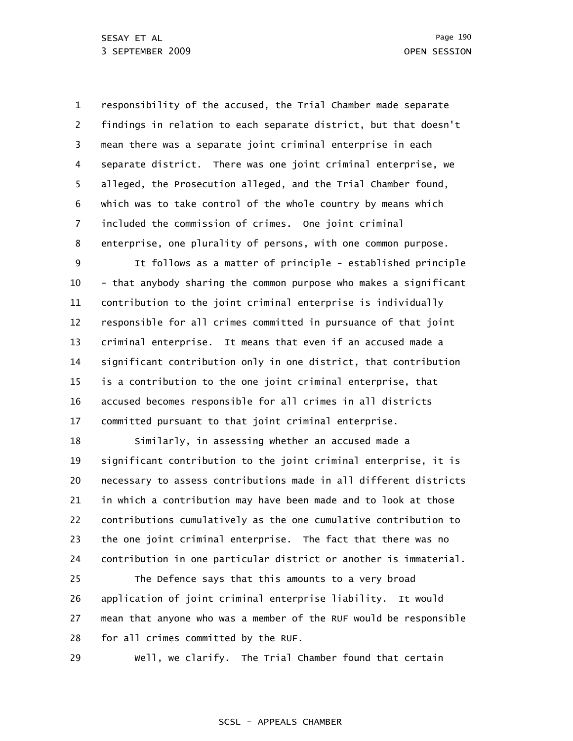responsibility of the accused, the Trial Chamber made separate findings in relation to each separate district, but that doesn't mean there was a separate joint criminal enterprise in each separate district. There was one joint criminal enterprise, we alleged, the Prosecution alleged, and the Trial Chamber found, which was to take control of the whole country by means which included the commission of crimes. One joint criminal enterprise, one plurality of persons, with one common purpose.

It follows as a matter of principle - established principle - that anybody sharing the common purpose who makes a significant contribution to the joint criminal enterprise is individually responsible for all crimes committed in pursuance of that joint criminal enterprise. It means that even if an accused made a significant contribution only in one district, that contribution is a contribution to the one joint criminal enterprise, that accused becomes responsible for all crimes in all districts committed pursuant to that joint criminal enterprise.

Similarly, in assessing whether an accused made a significant contribution to the joint criminal enterprise, it is necessary to assess contributions made in all different districts in which a contribution may have been made and to look at those contributions cumulatively as the one cumulative contribution to the one joint criminal enterprise. The fact that there was no contribution in one particular district or another is immaterial.

The Defence says that this amounts to a very broad application of joint criminal enterprise liability. It would mean that anyone who was a member of the RUF would be responsible for all crimes committed by the RUF.

Well, we clarify. The Trial Chamber found that certain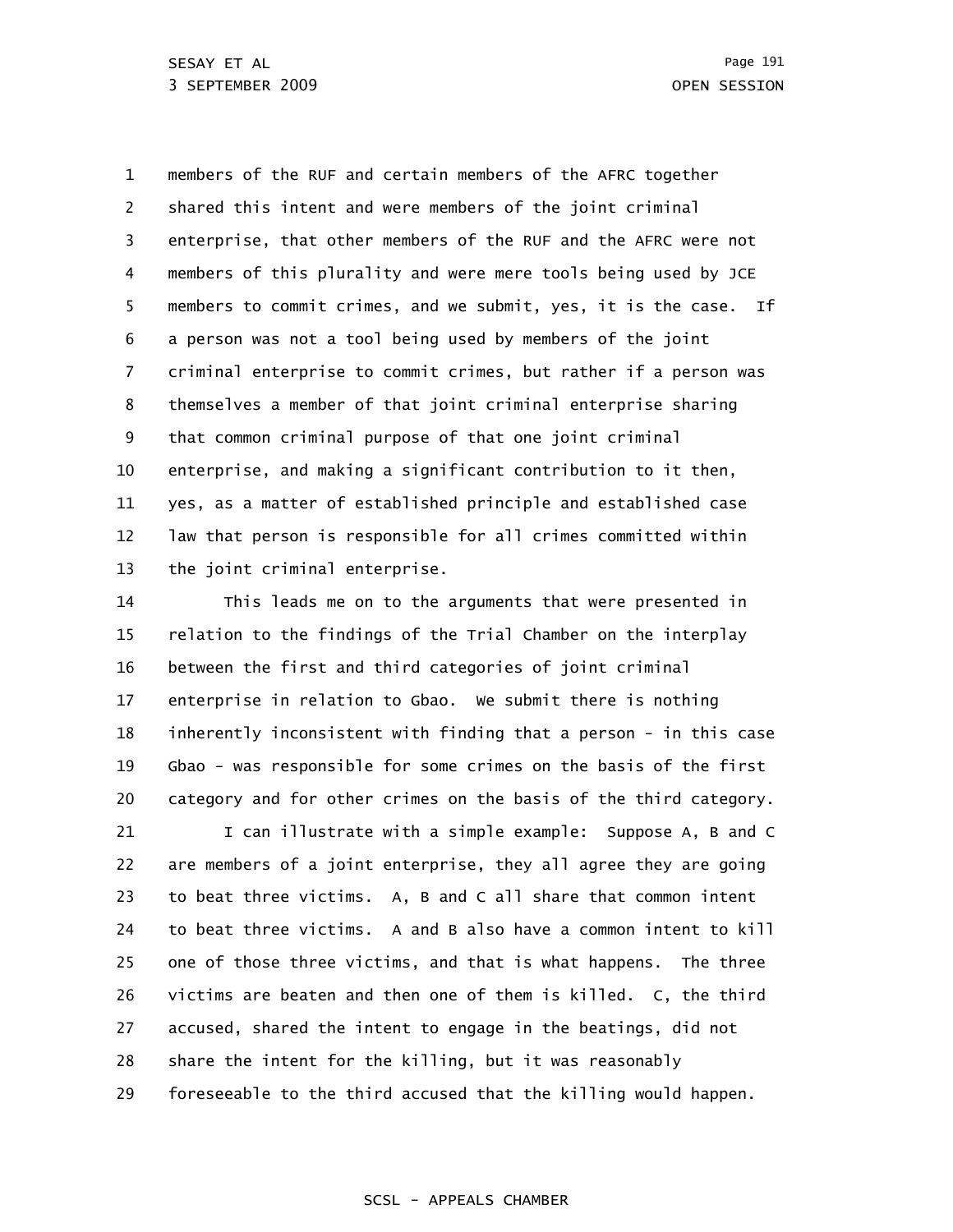members of the RUF and certain members of the AFRC together shared this intent and were members of the joint criminal enterprise, that other members of the RUF and the AFRC were not members of this plurality and were mere tools being used by JCE members to commit crimes, and we submit, yes, it is the case. If a person was not a tool being used by members of the joint criminal enterprise to commit crimes, but rather if a person was themselves a member of that joint criminal enterprise sharing that common criminal purpose of that one joint criminal enterprise, and making a significant contribution to it then, yes, as a matter of established principle and established case law that person is responsible for all crimes committed within the joint criminal enterprise.

This leads me on to the arguments that were presented in relation to the findings of the Trial Chamber on the interplay between the first and third categories of joint criminal enterprise in relation to Gbao. We submit there is nothing inherently inconsistent with finding that a person - in this case Gbao - was responsible for some crimes on the basis of the first category and for other crimes on the basis of the third category.

I can illustrate with a simple example: Suppose A, B and C are members of a joint enterprise, they all agree they are going to beat three victims. A, B and C all share that common intent to beat three victims. A and B also have a common intent to kill one of those three victims, and that is what happens. The three victims are beaten and then one of them is killed. C, the third accused, shared the intent to engage in the beatings, did not share the intent for the killing, but it was reasonably foreseeable to the third accused that the killing would happen.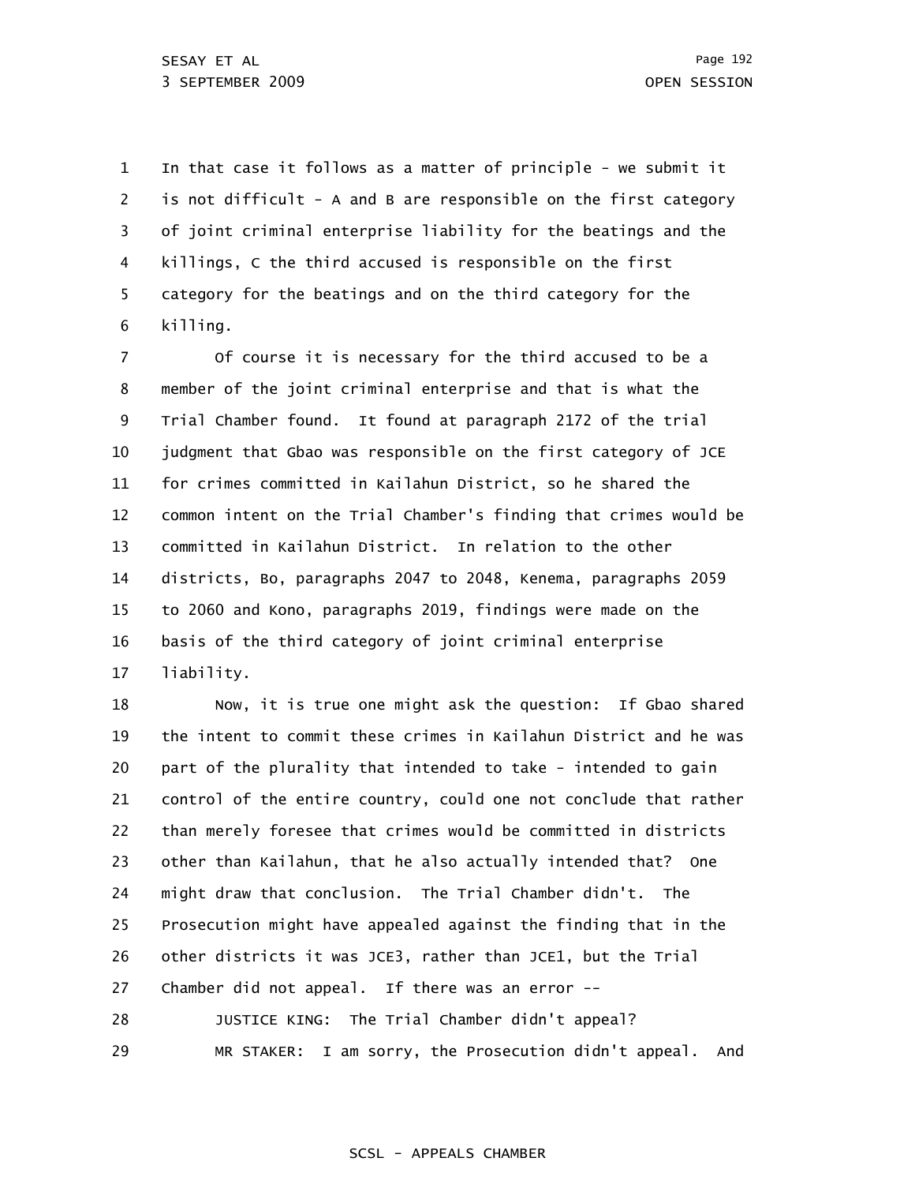In that case it follows as a matter of principle - we submit it is not difficult - A and B are responsible on the first category of joint criminal enterprise liability for the beatings and the killings, C the third accused is responsible on the first category for the beatings and on the third category for the killing.

Of course it is necessary for the third accused to be a member of the joint criminal enterprise and that is what the Trial Chamber found. It found at paragraph 2172 of the trial judgment that Gbao was responsible on the first category of JCE for crimes committed in Kailahun District, so he shared the common intent on the Trial Chamber's finding that crimes would be committed in Kailahun District. In relation to the other districts, Bo, paragraphs 2047 to 2048, Kenema, paragraphs 2059 to 2060 and Kono, paragraphs 2019, findings were made on the basis of the third category of joint criminal enterprise liability.

Now, it is true one might ask the question: If Gbao shared the intent to commit these crimes in Kailahun District and he was part of the plurality that intended to take - intended to gain control of the entire country, could one not conclude that rather than merely foresee that crimes would be committed in districts other than Kailahun, that he also actually intended that? One might draw that conclusion. The Trial Chamber didn't. The Prosecution might have appealed against the finding that in the other districts it was JCE3, rather than JCE1, but the Trial Chamber did not appeal. If there was an error --

JUSTICE KING: The Trial Chamber didn't appeal?

MR STAKER: I am sorry, the Prosecution didn't appeal. And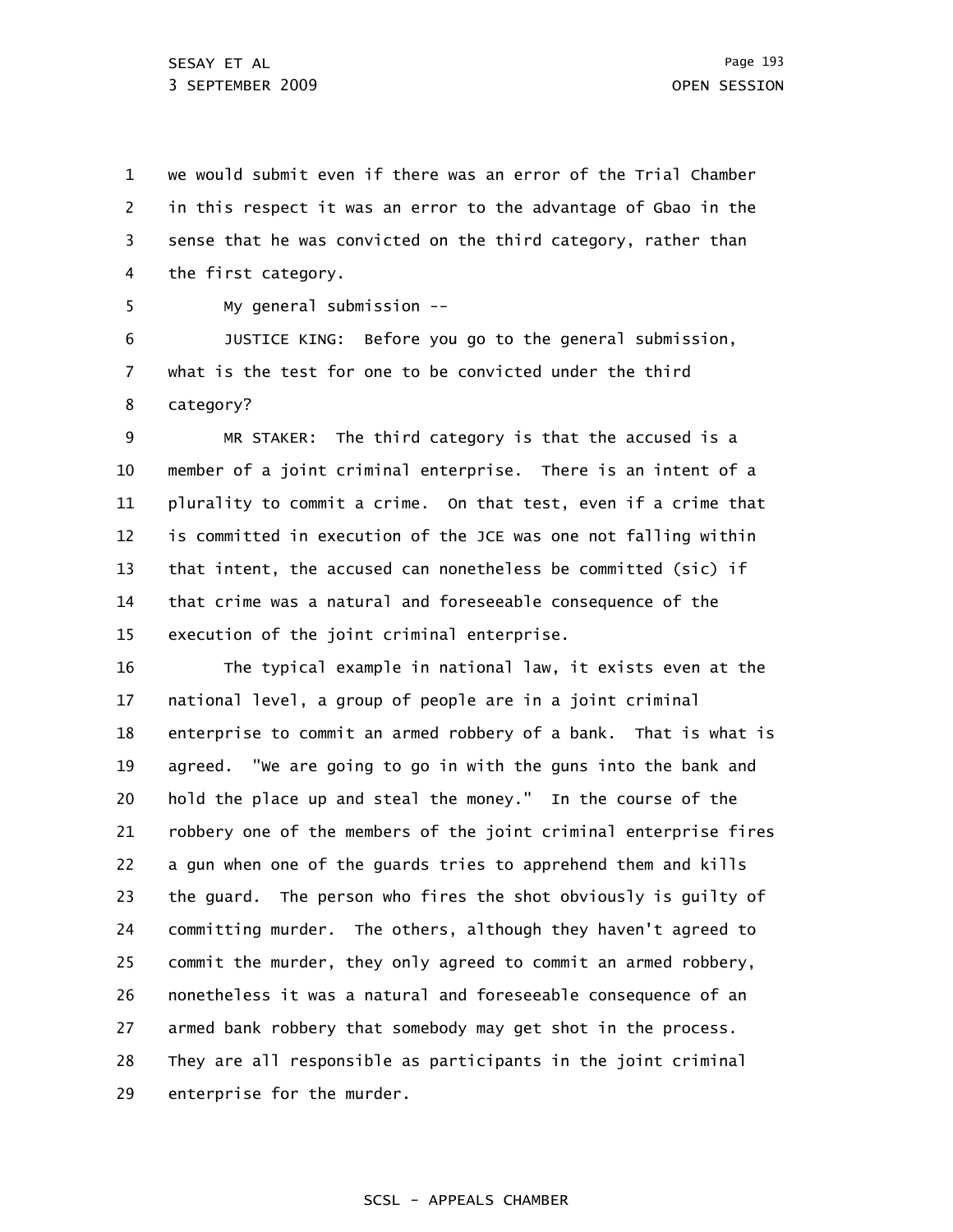we would submit even if there was an error of the Trial Chamber in this respect it was an error to the advantage of Gbao in the sense that he was convicted on the third category, rather than the first category.

My general submission --

JUSTICE KING: Before you go to the general submission, what is the test for one to be convicted under the third category?

MR STAKER: The third category is that the accused is a member of a joint criminal enterprise. There is an intent of a plurality to commit a crime. On that test, even if a crime that is committed in execution of the JCE was one not falling within that intent, the accused can nonetheless be committed (sic) if that crime was a natural and foreseeable consequence of the execution of the joint criminal enterprise.

The typical example in national law, it exists even at the national level, a group of people are in a joint criminal enterprise to commit an armed robbery of a bank. That is what is agreed. "We are going to go in with the guns into the bank and hold the place up and steal the money." In the course of the robbery one of the members of the joint criminal enterprise fires a gun when one of the guards tries to apprehend them and kills the guard. The person who fires the shot obviously is guilty of committing murder. The others, although they haven't agreed to commit the murder, they only agreed to commit an armed robbery, nonetheless it was a natural and foreseeable consequence of an armed bank robbery that somebody may get shot in the process. They are all responsible as participants in the joint criminal enterprise for the murder.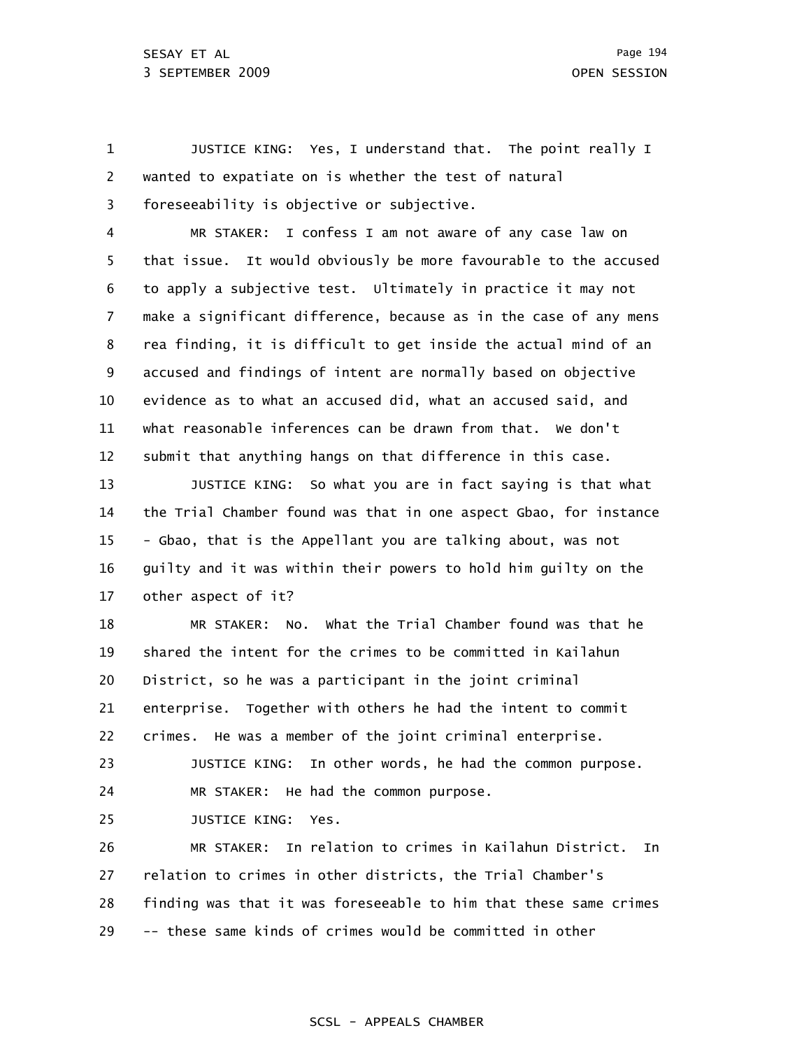JUSTICE KING: Yes, I understand that. The point really I wanted to expatiate on is whether the test of natural foreseeability is objective or subjective.

MR STAKER: I confess I am not aware of any case law on that issue. It would obviously be more favourable to the accused to apply a subjective test. Ultimately in practice it may not make a significant difference, because as in the case of any mens rea finding, it is difficult to get inside the actual mind of an accused and findings of intent are normally based on objective evidence as to what an accused did, what an accused said, and what reasonable inferences can be drawn from that. We don't submit that anything hangs on that difference in this case.

JUSTICE KING: So what you are in fact saying is that what the Trial Chamber found was that in one aspect Gbao, for instance - Gbao, that is the Appellant you are talking about, was not guilty and it was within their powers to hold him guilty on the other aspect of it?

MR STAKER: No. What the Trial Chamber found was that he shared the intent for the crimes to be committed in Kailahun District, so he was a participant in the joint criminal enterprise. Together with others he had the intent to commit crimes. He was a member of the joint criminal enterprise.

JUSTICE KING: In other words, he had the common purpose.

MR STAKER: He had the common purpose.

JUSTICE KING: Yes.

MR STAKER: In relation to crimes in Kailahun District. In relation to crimes in other districts, the Trial Chamber's finding was that it was foreseeable to him that these same crimes -- these same kinds of crimes would be committed in other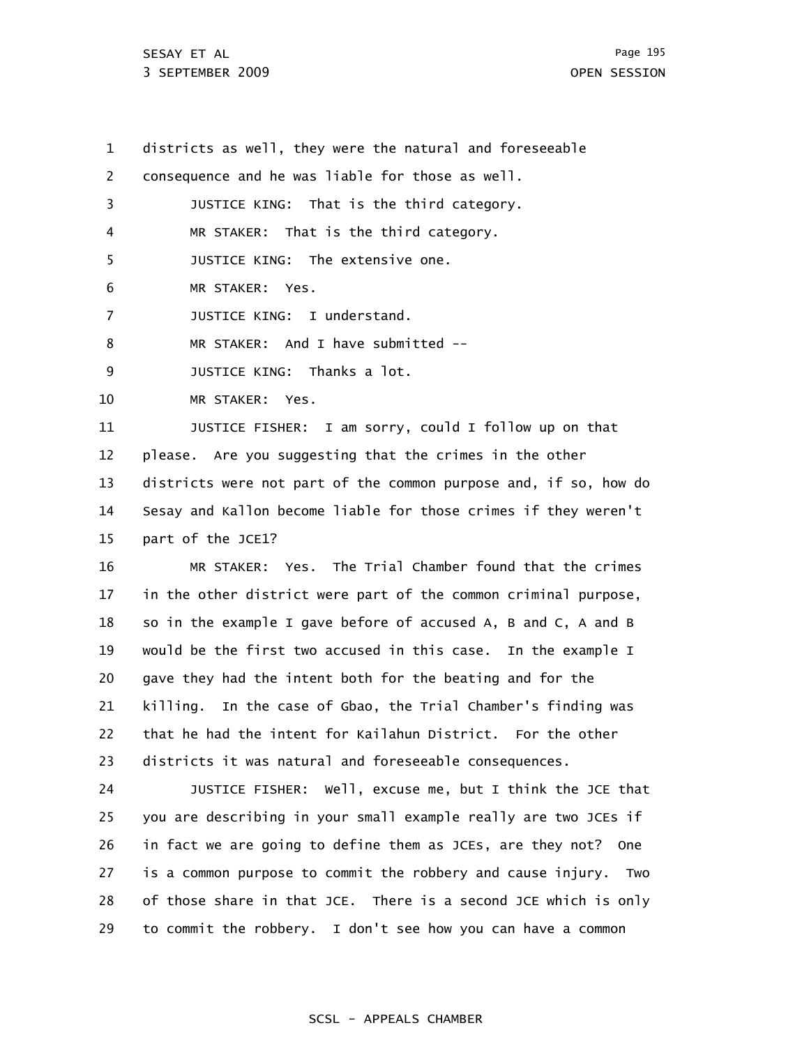1 districts as well, they were the natural and foreseeable
2 consequence and he was liable for those as well.
3 JUSTICE KING: That is the third category.
4 MR STAKER: That is the third category.
5 JUSTICE KING: The extensive one.
6 MR STAKER: Yes.
7 JUSTICE KING: I understand.
8 MR STAKER: And I have submitted --
9 JUSTICE KING: Thanks a lot.
10 MR STAKER: Yes.
11 JUSTICE FISHER: I am sorry, could I follow up on that
12 please. Are you suggesting that the crimes in the other
13 districts were not part of the common purpose and, if so, how do
14 Sesay and Kallon become liable for those crimes if they weren't
15 part of the JCE1?
16 MR STAKER: Yes. The Trial Chamber found that the crimes
17 in the other district were part of the common criminal purpose,
18 so in the example I gave before of accused A, B and C, A and B
19 would be the first two accused in this case. In the example I
20 gave they had the intent both for the beating and for the
21 killing. In the case of Gbao, the Trial Chamber's finding was
22 that he had the intent for Kailahun District. For the other
23 districts it was natural and foreseeable consequences.
24 JUSTICE FISHER: Well, excuse me, but I think the JCE that
25 you are describing in your small example really are two JCEs if
26 in fact we are going to define them as JCEs, are they not? One
27 is a common purpose to commit the robbery and cause injury. Two
28 of those share in that JCE. There is a second JCE which is only
29 to commit the robbery. I don't see how you can have a common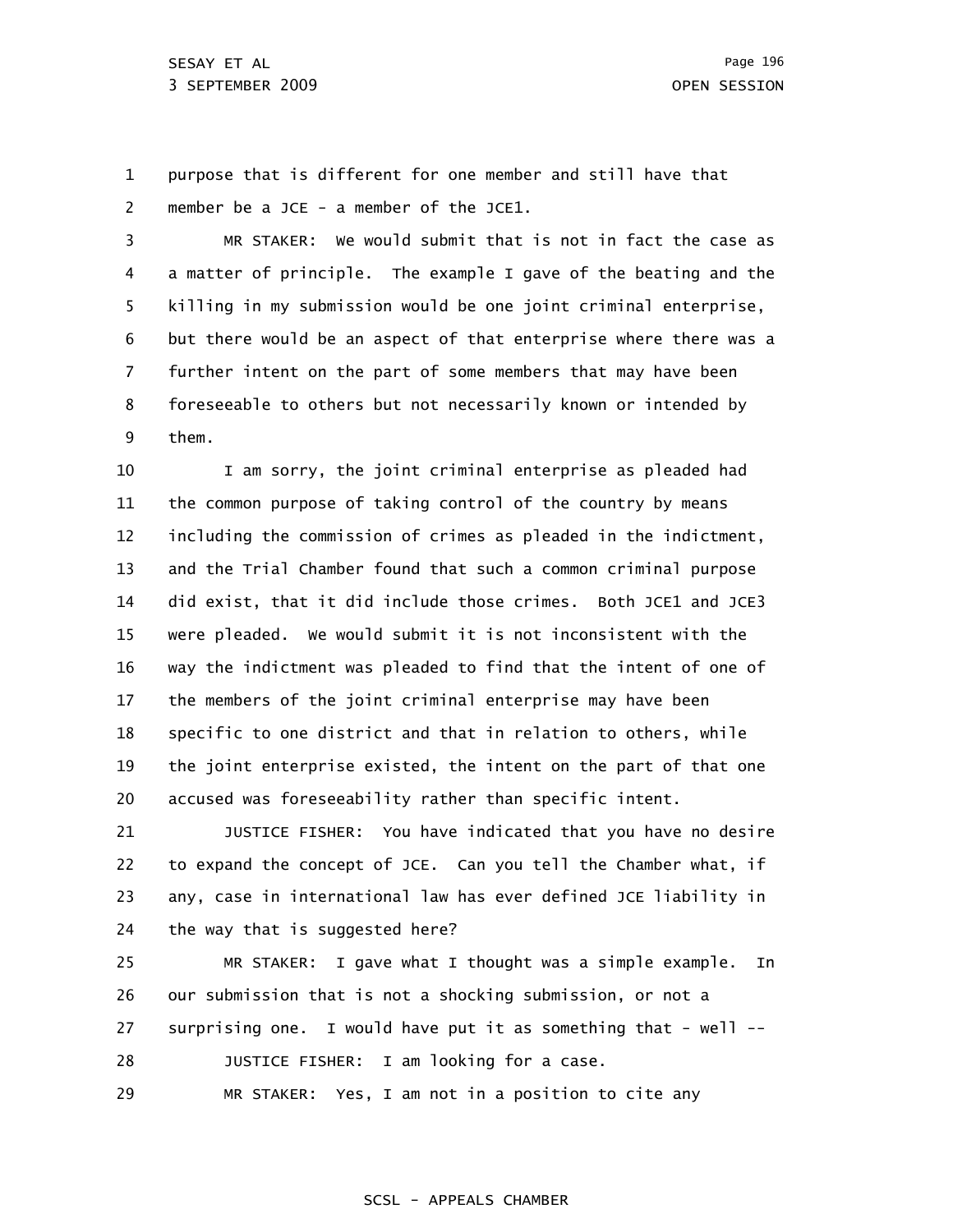purpose that is different for one member and still have that member be a JCE - a member of the JCE1.

MR STAKER: We would submit that is not in fact the case as a matter of principle. The example I gave of the beating and the killing in my submission would be one joint criminal enterprise, but there would be an aspect of that enterprise where there was a further intent on the part of some members that may have been foreseeable to others but not necessarily known or intended by them.

I am sorry, the joint criminal enterprise as pleaded had the common purpose of taking control of the country by means including the commission of crimes as pleaded in the indictment, and the Trial Chamber found that such a common criminal purpose did exist, that it did include those crimes. Both JCE1 and JCE3 were pleaded. We would submit it is not inconsistent with the way the indictment was pleaded to find that the intent of one of the members of the joint criminal enterprise may have been specific to one district and that in relation to others, while the joint enterprise existed, the intent on the part of that one accused was foreseeability rather than specific intent.

JUSTICE FISHER: You have indicated that you have no desire to expand the concept of JCE. Can you tell the Chamber what, if any, case in international law has ever defined JCE liability in the way that is suggested here?

MR STAKER: I gave what I thought was a simple example. In our submission that is not a shocking submission, or not a surprising one. I would have put it as something that - well --

JUSTICE FISHER: I am looking for a case.

MR STAKER: Yes, I am not in a position to cite any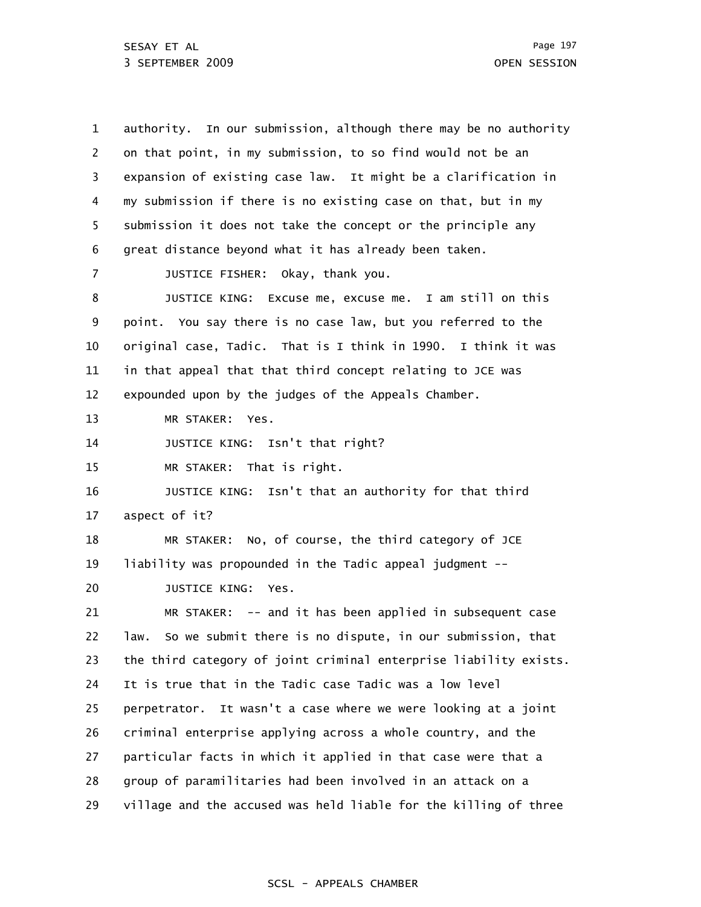authority. In our submission, although there may be no authority on that point, in my submission, to so find would not be an expansion of existing case law. It might be a clarification in my submission if there is no existing case on that, but in my submission it does not take the concept or the principle any great distance beyond what it has already been taken.

JUSTICE FISHER: Okay, thank you.

JUSTICE KING: Excuse me, excuse me. I am still on this point. You say there is no case law, but you referred to the original case, Tadic. That is I think in 1990. I think it was in that appeal that that third concept relating to JCE was expounded upon by the judges of the Appeals Chamber.

MR STAKER: Yes.

JUSTICE KING: Isn't that right?

MR STAKER: That is right.

JUSTICE KING: Isn't that an authority for that third aspect of it?

MR STAKER: No, of course, the third category of JCE liability was propounded in the Tadic appeal judgment --

JUSTICE KING: Yes.

MR STAKER: -- and it has been applied in subsequent case law. So we submit there is no dispute, in our submission, that the third category of joint criminal enterprise liability exists. It is true that in the Tadic case Tadic was a low level perpetrator. It wasn't a case where we were looking at a joint criminal enterprise applying across a whole country, and the particular facts in which it applied in that case were that a group of paramilitaries had been involved in an attack on a village and the accused was held liable for the killing of three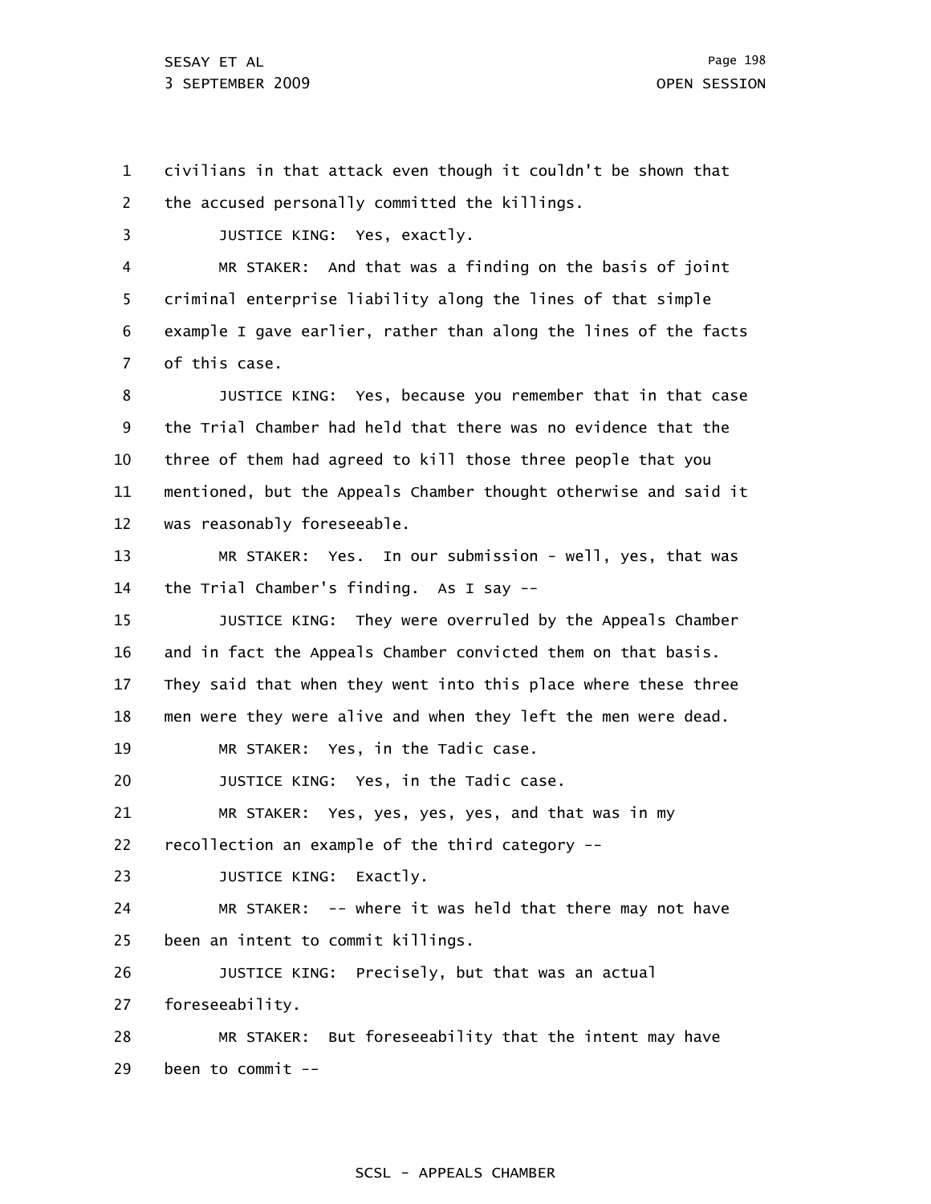1 civilians in that attack even though it couldn't be shown that
2 the accused personally committed the killings.
3 JUSTICE KING: Yes, exactly.
4 MR STAKER: And that was a finding on the basis of joint
5 criminal enterprise liability along the lines of that simple
6 example I gave earlier, rather than along the lines of the facts
7 of this case.
8 JUSTICE KING: Yes, because you remember that in that case
9 the Trial Chamber had held that there was no evidence that the
10 three of them had agreed to kill those three people that you
11 mentioned, but the Appeals Chamber thought otherwise and said it
12 was reasonably foreseeable.
13 MR STAKER: Yes. In our submission - well, yes, that was
14 the Trial Chamber's finding. As I say --
15 JUSTICE KING: They were overruled by the Appeals Chamber
16 and in fact the Appeals Chamber convicted them on that basis.
17 They said that when they went into this place where these three
18 men were they were alive and when they left the men were dead.
19 MR STAKER: Yes, in the Tadic case.
20 JUSTICE KING: Yes, in the Tadic case.
21 MR STAKER: Yes, yes, yes, yes, and that was in my
22 recollection an example of the third category --
23 JUSTICE KING: Exactly.
24 MR STAKER: -- where it was held that there may not have
25 been an intent to commit killings.
26 JUSTICE KING: Precisely, but that was an actual
27 foreseeability.
28 MR STAKER: But foreseeability that the intent may have
29 been to commit --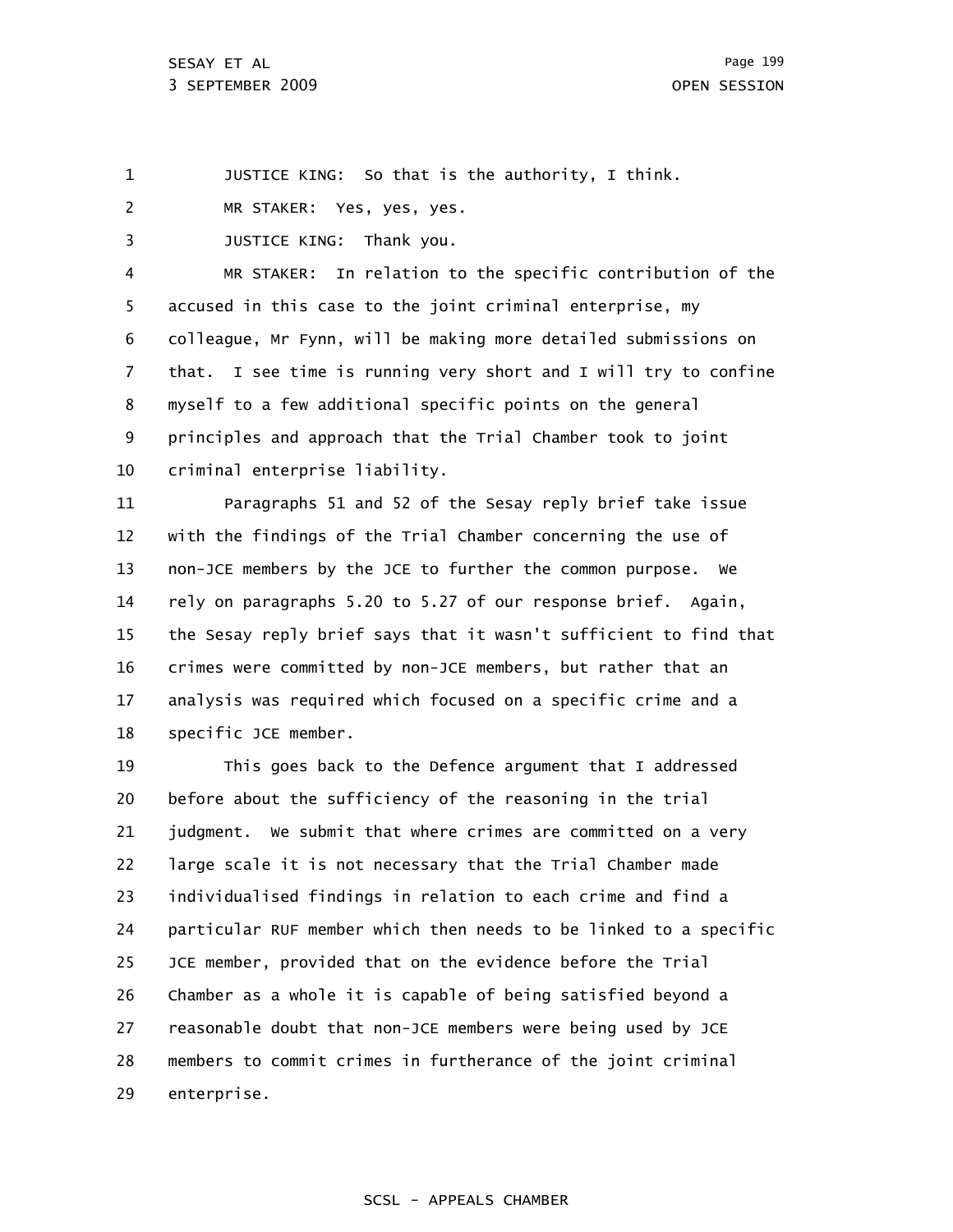JUSTICE KING: So that is the authority, I think.

MR STAKER: Yes, yes, yes.

JUSTICE KING: Thank you.

MR STAKER: In relation to the specific contribution of the accused in this case to the joint criminal enterprise, my colleague, Mr Fynn, will be making more detailed submissions on that. I see time is running very short and I will try to confine myself to a few additional specific points on the general principles and approach that the Trial Chamber took to joint criminal enterprise liability.

Paragraphs 51 and 52 of the Sesay reply brief take issue with the findings of the Trial Chamber concerning the use of non-JCE members by the JCE to further the common purpose. We rely on paragraphs 5.20 to 5.27 of our response brief. Again, the Sesay reply brief says that it wasn't sufficient to find that crimes were committed by non-JCE members, but rather that an analysis was required which focused on a specific crime and a specific JCE member.

This goes back to the Defence argument that I addressed before about the sufficiency of the reasoning in the trial judgment. We submit that where crimes are committed on a very large scale it is not necessary that the Trial Chamber made individualised findings in relation to each crime and find a particular RUF member which then needs to be linked to a specific JCE member, provided that on the evidence before the Trial Chamber as a whole it is capable of being satisfied beyond a reasonable doubt that non-JCE members were being used by JCE members to commit crimes in furtherance of the joint criminal enterprise.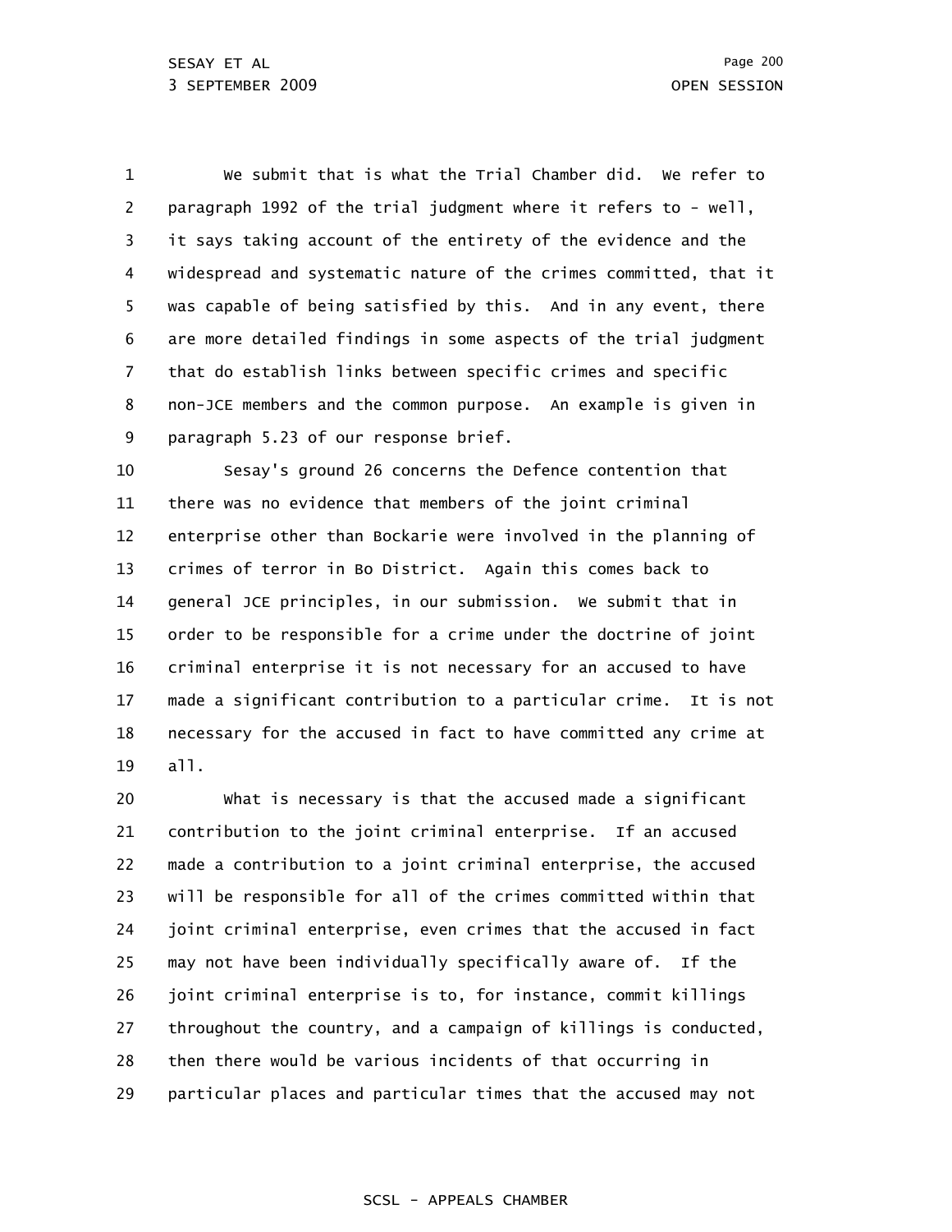We submit that is what the Trial Chamber did. We refer to paragraph 1992 of the trial judgment where it refers to - well, it says taking account of the entirety of the evidence and the widespread and systematic nature of the crimes committed, that it was capable of being satisfied by this. And in any event, there are more detailed findings in some aspects of the trial judgment that do establish links between specific crimes and specific non-JCE members and the common purpose. An example is given in paragraph 5.23 of our response brief.

Sesay's ground 26 concerns the Defence contention that there was no evidence that members of the joint criminal enterprise other than Bockarie were involved in the planning of crimes of terror in Bo District. Again this comes back to general JCE principles, in our submission. We submit that in order to be responsible for a crime under the doctrine of joint criminal enterprise it is not necessary for an accused to have made a significant contribution to a particular crime. It is not necessary for the accused in fact to have committed any crime at all.

What is necessary is that the accused made a significant contribution to the joint criminal enterprise. If an accused made a contribution to a joint criminal enterprise, the accused will be responsible for all of the crimes committed within that joint criminal enterprise, even crimes that the accused in fact may not have been individually specifically aware of. If the joint criminal enterprise is to, for instance, commit killings throughout the country, and a campaign of killings is conducted, then there would be various incidents of that occurring in particular places and particular times that the accused may not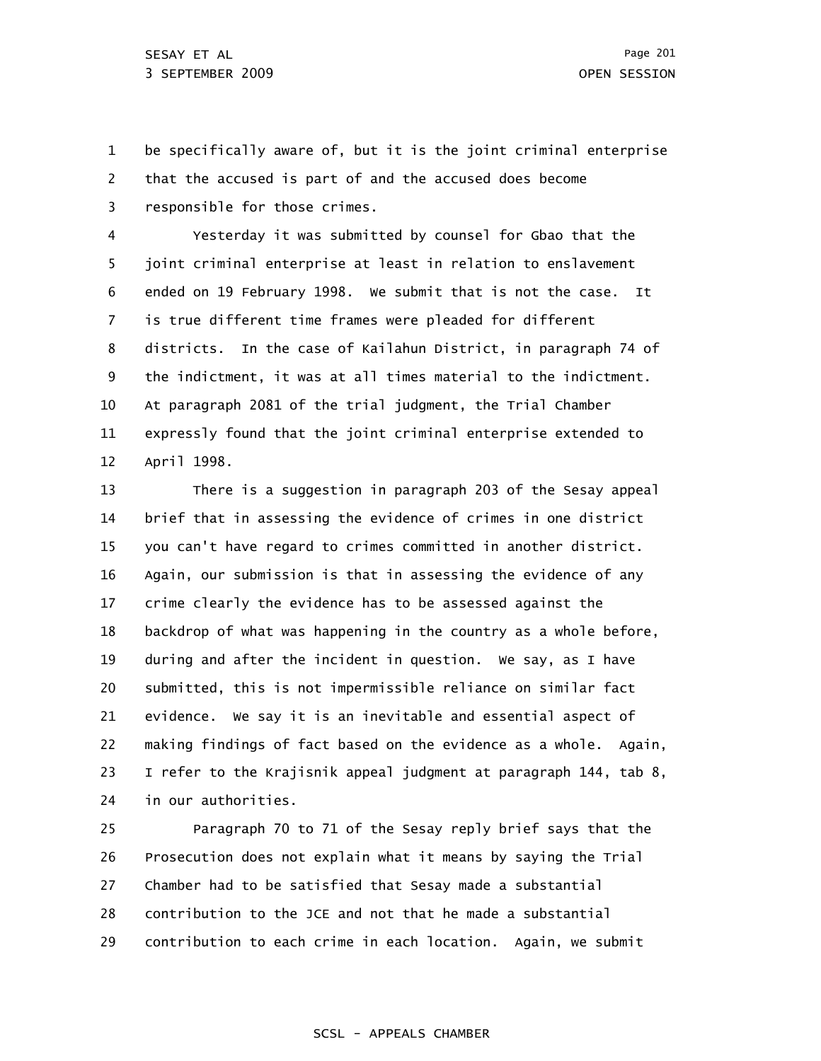be specifically aware of, but it is the joint criminal enterprise that the accused is part of and the accused does become responsible for those crimes.

Yesterday it was submitted by counsel for Gbao that the joint criminal enterprise at least in relation to enslavement ended on 19 February 1998. We submit that is not the case. It is true different time frames were pleaded for different districts. In the case of Kailahun District, in paragraph 74 of the indictment, it was at all times material to the indictment. At paragraph 2081 of the trial judgment, the Trial Chamber expressly found that the joint criminal enterprise extended to April 1998.

There is a suggestion in paragraph 203 of the Sesay appeal brief that in assessing the evidence of crimes in one district you can't have regard to crimes committed in another district. Again, our submission is that in assessing the evidence of any crime clearly the evidence has to be assessed against the backdrop of what was happening in the country as a whole before, during and after the incident in question. We say, as I have submitted, this is not impermissible reliance on similar fact evidence. We say it is an inevitable and essential aspect of making findings of fact based on the evidence as a whole. Again, I refer to the Krajisnik appeal judgment at paragraph 144, tab 8, in our authorities.

Paragraph 70 to 71 of the Sesay reply brief says that the Prosecution does not explain what it means by saying the Trial Chamber had to be satisfied that Sesay made a substantial contribution to the JCE and not that he made a substantial contribution to each crime in each location. Again, we submit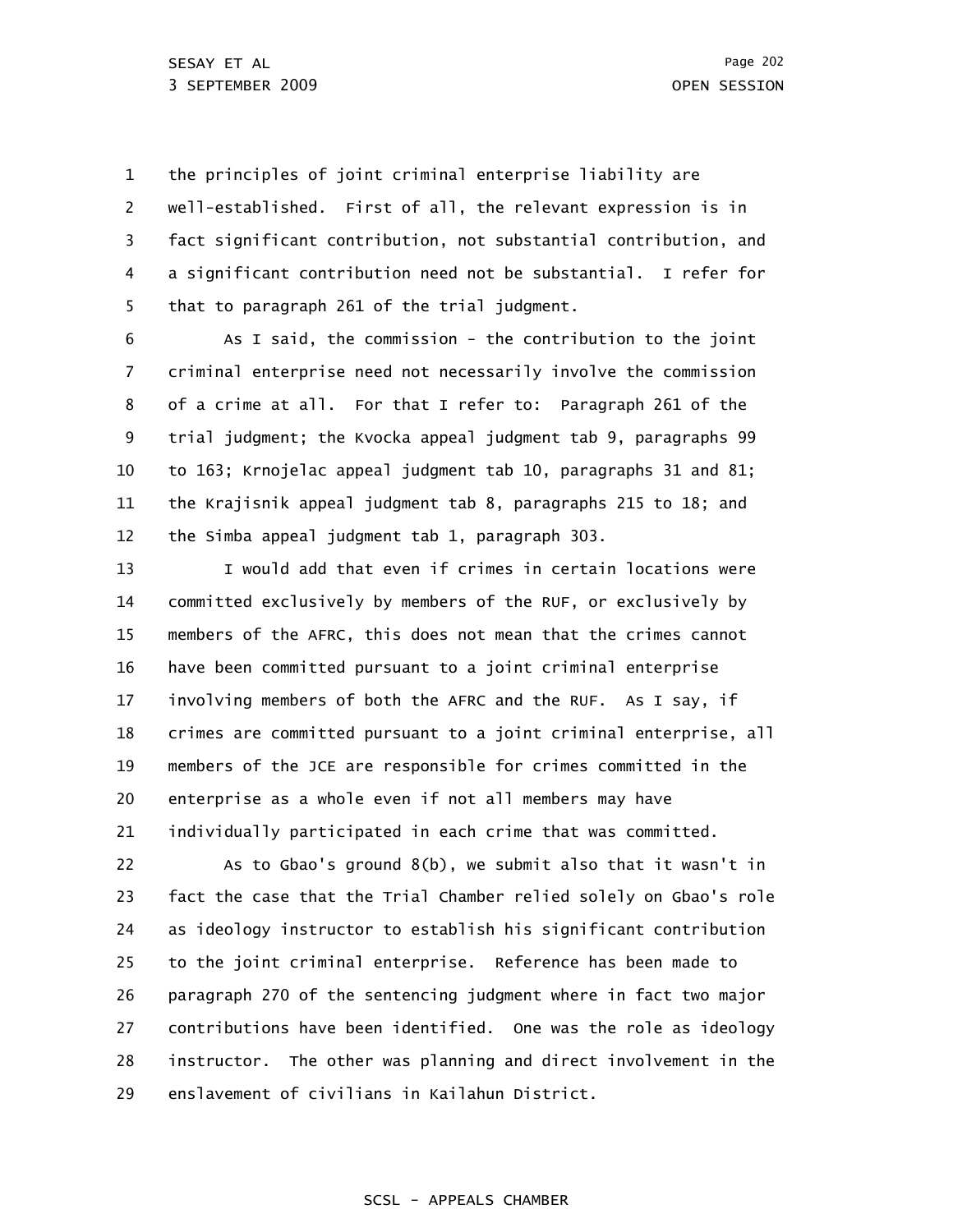the principles of joint criminal enterprise liability are well-established. First of all, the relevant expression is in fact significant contribution, not substantial contribution, and a significant contribution need not be substantial. I refer for that to paragraph 261 of the trial judgment.

As I said, the commission - the contribution to the joint criminal enterprise need not necessarily involve the commission of a crime at all. For that I refer to: Paragraph 261 of the trial judgment; the Kvocka appeal judgment tab 9, paragraphs 99 to 163; Krnojelac appeal judgment tab 10, paragraphs 31 and 81; the Krajisnik appeal judgment tab 8, paragraphs 215 to 18; and the Simba appeal judgment tab 1, paragraph 303.

I would add that even if crimes in certain locations were committed exclusively by members of the RUF, or exclusively by members of the AFRC, this does not mean that the crimes cannot have been committed pursuant to a joint criminal enterprise involving members of both the AFRC and the RUF. As I say, if crimes are committed pursuant to a joint criminal enterprise, all members of the JCE are responsible for crimes committed in the enterprise as a whole even if not all members may have individually participated in each crime that was committed.

As to Gbao's ground 8(b), we submit also that it wasn't in fact the case that the Trial Chamber relied solely on Gbao's role as ideology instructor to establish his significant contribution to the joint criminal enterprise. Reference has been made to paragraph 270 of the sentencing judgment where in fact two major contributions have been identified. One was the role as ideology instructor. The other was planning and direct involvement in the enslavement of civilians in Kailahun District.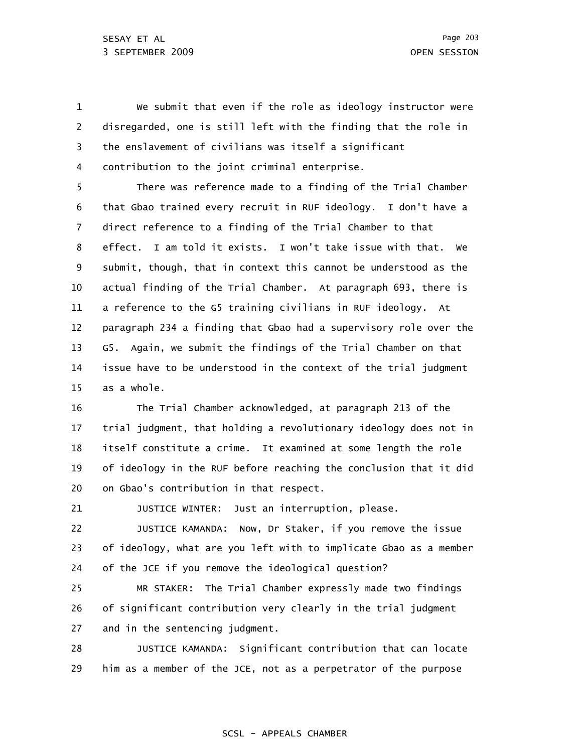We submit that even if the role as ideology instructor were disregarded, one is still left with the finding that the role in the enslavement of civilians was itself a significant contribution to the joint criminal enterprise.

There was reference made to a finding of the Trial Chamber that Gbao trained every recruit in RUF ideology. I don't have a direct reference to a finding of the Trial Chamber to that effect. I am told it exists. I won't take issue with that. We submit, though, that in context this cannot be understood as the actual finding of the Trial Chamber. At paragraph 693, there is a reference to the G5 training civilians in RUF ideology. At paragraph 234 a finding that Gbao had a supervisory role over the G5. Again, we submit the findings of the Trial Chamber on that issue have to be understood in the context of the trial judgment as a whole.

The Trial Chamber acknowledged, at paragraph 213 of the trial judgment, that holding a revolutionary ideology does not in itself constitute a crime. It examined at some length the role of ideology in the RUF before reaching the conclusion that it did on Gbao's contribution in that respect.

JUSTICE WINTER: Just an interruption, please.

JUSTICE KAMANDA: Now, Dr Staker, if you remove the issue of ideology, what are you left with to implicate Gbao as a member of the JCE if you remove the ideological question?

MR STAKER: The Trial Chamber expressly made two findings of significant contribution very clearly in the trial judgment and in the sentencing judgment.

JUSTICE KAMANDA: Significant contribution that can locate him as a member of the JCE, not as a perpetrator of the purpose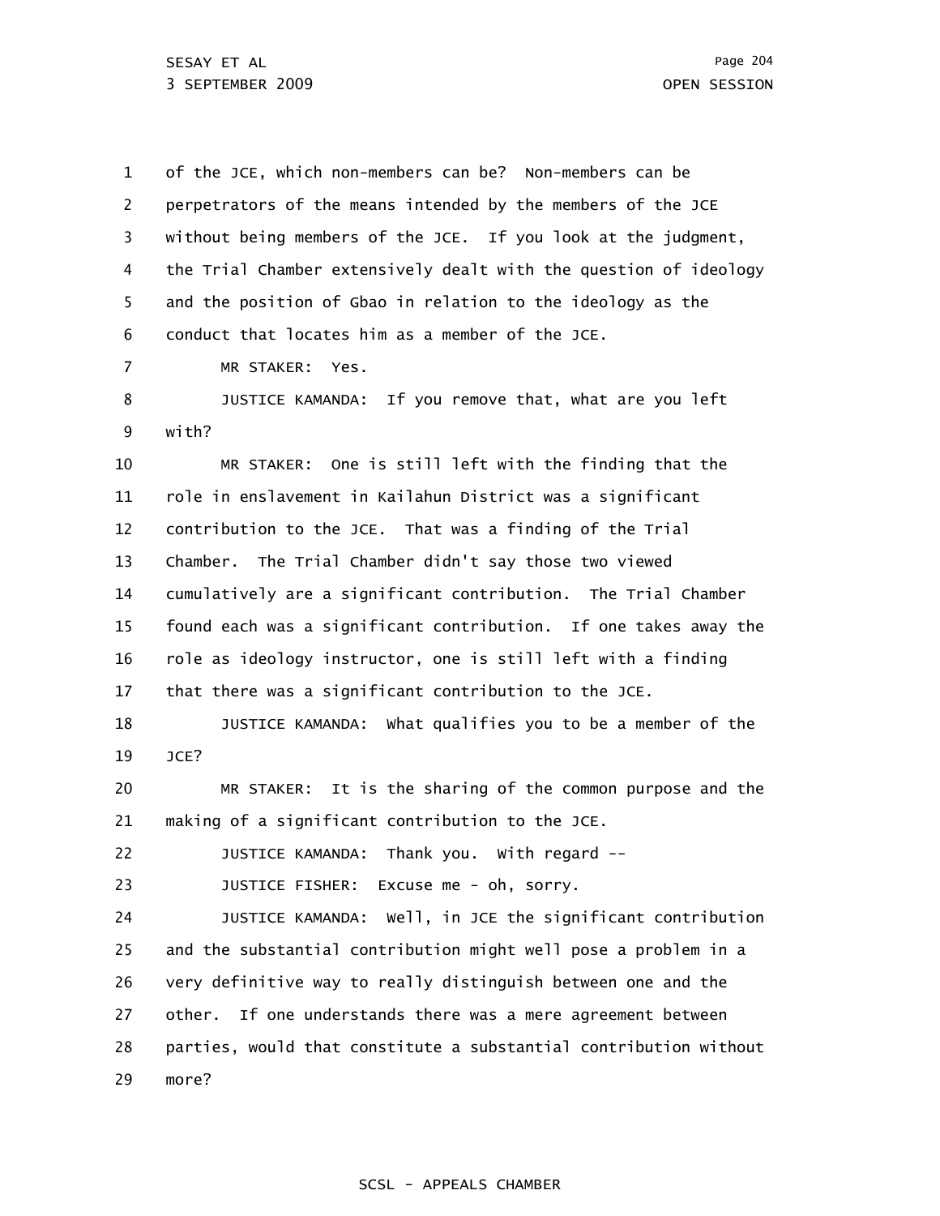of the JCE, which non-members can be? Non-members can be perpetrators of the means intended by the members of the JCE without being members of the JCE. If you look at the judgment, the Trial Chamber extensively dealt with the question of ideology and the position of Gbao in relation to the ideology as the conduct that locates him as a member of the JCE.

MR STAKER: Yes.

JUSTICE KAMANDA: If you remove that, what are you left with?

MR STAKER: One is still left with the finding that the role in enslavement in Kailahun District was a significant contribution to the JCE. That was a finding of the Trial Chamber. The Trial Chamber didn't say those two viewed cumulatively are a significant contribution. The Trial Chamber found each was a significant contribution. If one takes away the role as ideology instructor, one is still left with a finding that there was a significant contribution to the JCE.

JUSTICE KAMANDA: What qualifies you to be a member of the JCE?

MR STAKER: It is the sharing of the common purpose and the making of a significant contribution to the JCE.

JUSTICE KAMANDA: Thank you. With regard --

JUSTICE FISHER: Excuse me - oh, sorry.

JUSTICE KAMANDA: Well, in JCE the significant contribution and the substantial contribution might well pose a problem in a very definitive way to really distinguish between one and the other. If one understands there was a mere agreement between parties, would that constitute a substantial contribution without more?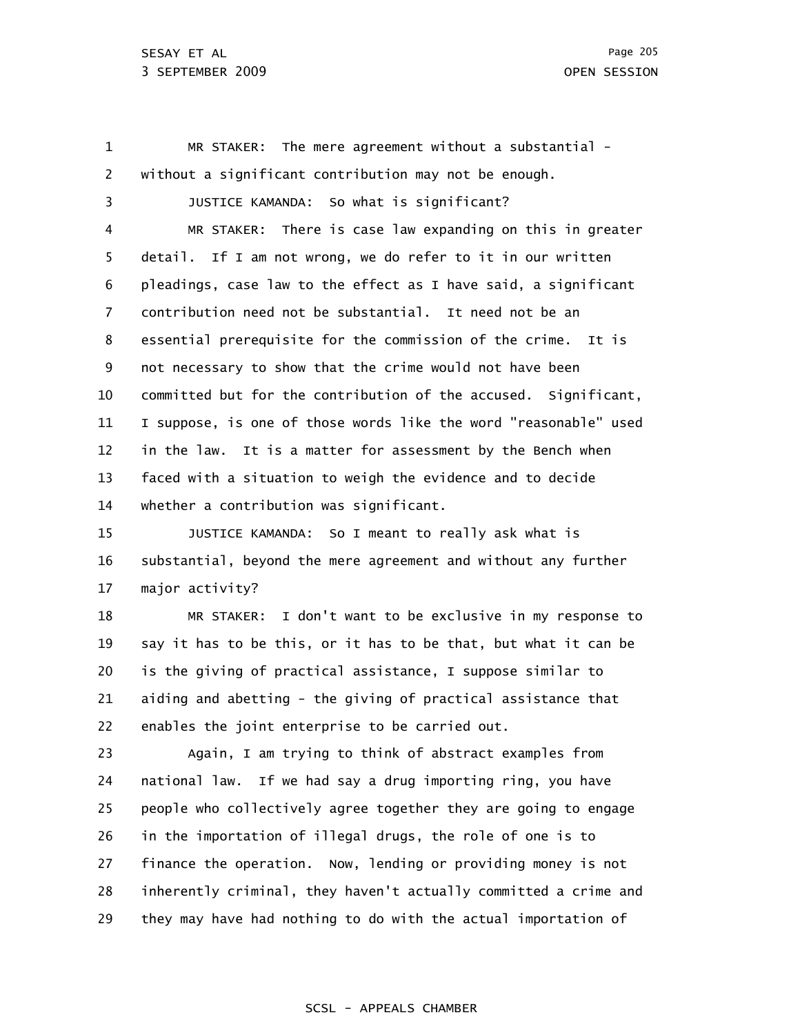MR STAKER: The mere agreement without a substantial - without a significant contribution may not be enough.

JUSTICE KAMANDA: So what is significant?

MR STAKER: There is case law expanding on this in greater detail. If I am not wrong, we do refer to it in our written pleadings, case law to the effect as I have said, a significant contribution need not be substantial. It need not be an essential prerequisite for the commission of the crime. It is not necessary to show that the crime would not have been committed but for the contribution of the accused. Significant, I suppose, is one of those words like the word "reasonable" used in the law. It is a matter for assessment by the Bench when faced with a situation to weigh the evidence and to decide whether a contribution was significant.

JUSTICE KAMANDA: So I meant to really ask what is substantial, beyond the mere agreement and without any further major activity?

MR STAKER: I don't want to be exclusive in my response to say it has to be this, or it has to be that, but what it can be is the giving of practical assistance, I suppose similar to aiding and abetting - the giving of practical assistance that enables the joint enterprise to be carried out.

Again, I am trying to think of abstract examples from national law. If we had say a drug importing ring, you have people who collectively agree together they are going to engage in the importation of illegal drugs, the role of one is to finance the operation. Now, lending or providing money is not inherently criminal, they haven't actually committed a crime and they may have had nothing to do with the actual importation of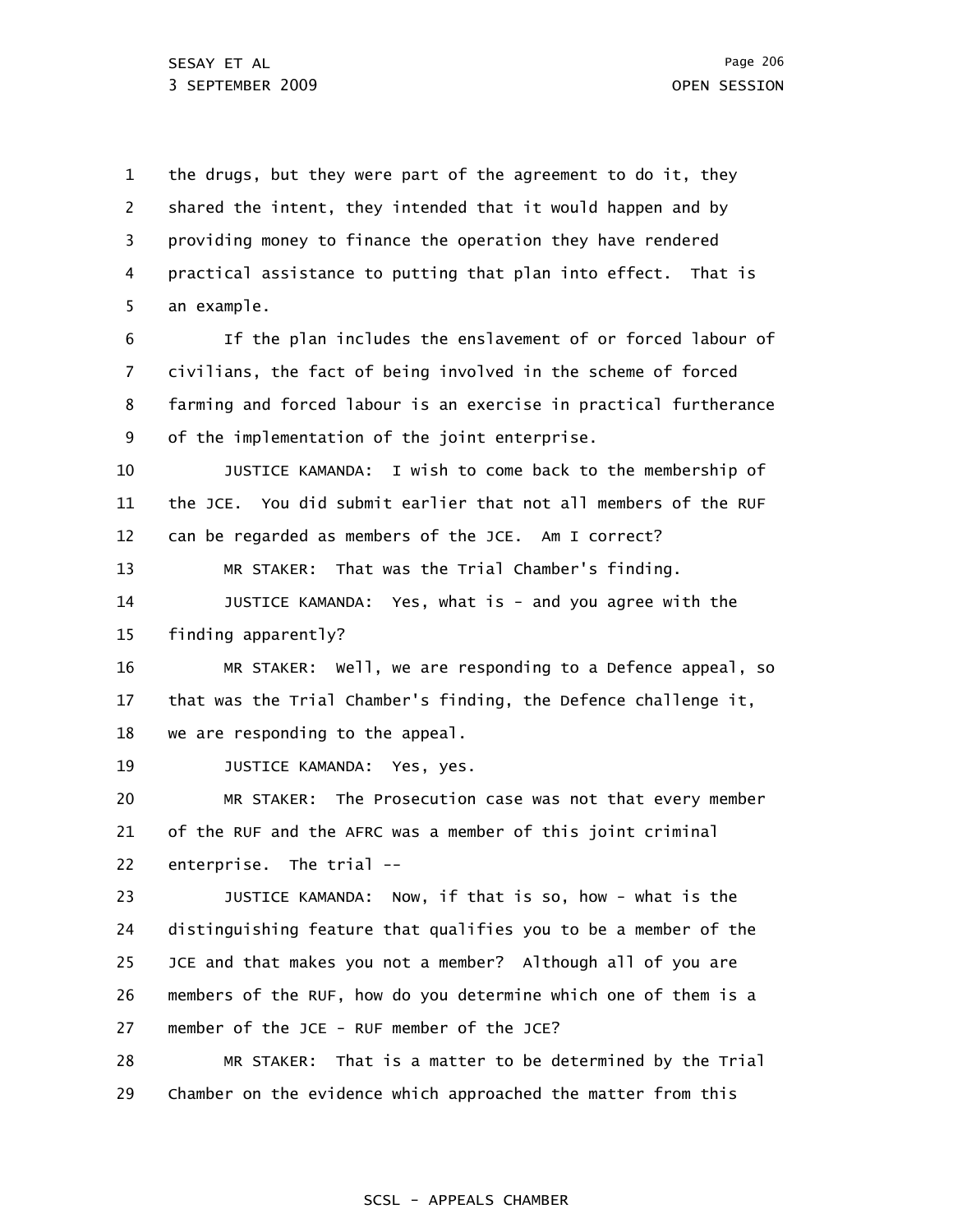1 the drugs, but they were part of the agreement to do it, they
2 shared the intent, they intended that it would happen and by
3 providing money to finance the operation they have rendered
4 practical assistance to putting that plan into effect. That is
5 an example.

6 If the plan includes the enslavement of or forced labour of
7 civilians, the fact of being involved in the scheme of forced
8 farming and forced labour is an exercise in practical furtherance
9 of the implementation of the joint enterprise.

10 JUSTICE KAMANDA: I wish to come back to the membership of
11 the JCE. You did submit earlier that not all members of the RUF
12 can be regarded as members of the JCE. Am I correct?

13 MR STAKER: That was the Trial Chamber's finding.

14 JUSTICE KAMANDA: Yes, what is - and you agree with the
15 finding apparently?

16 MR STAKER: Well, we are responding to a Defence appeal, so
17 that was the Trial Chamber's finding, the Defence challenge it,
18 we are responding to the appeal.

19 JUSTICE KAMANDA: Yes, yes.

20 MR STAKER: The Prosecution case was not that every member
21 of the RUF and the AFRC was a member of this joint criminal
22 enterprise. The trial --

23 JUSTICE KAMANDA: Now, if that is so, how - what is the
24 distinguishing feature that qualifies you to be a member of the
25 JCE and that makes you not a member? Although all of you are
26 members of the RUF, how do you determine which one of them is a
27 member of the JCE - RUF member of the JCE?

28 MR STAKER: That is a matter to be determined by the Trial
29 Chamber on the evidence which approached the matter from this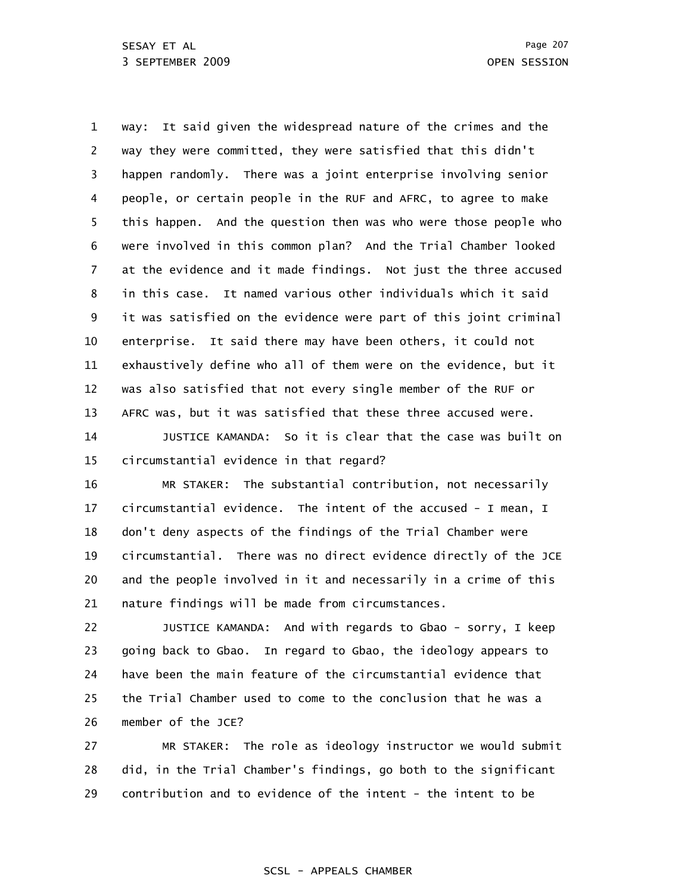1 way: It said given the widespread nature of the crimes and the
2 way they were committed, they were satisfied that this didn't
3 happen randomly. There was a joint enterprise involving senior
4 people, or certain people in the RUF and AFRC, to agree to make
5 this happen. And the question then was who were those people who
6 were involved in this common plan? And the Trial Chamber looked
7 at the evidence and it made findings. Not just the three accused
8 in this case. It named various other individuals which it said
9 it was satisfied on the evidence were part of this joint criminal
10 enterprise. It said there may have been others, it could not
11 exhaustively define who all of them were on the evidence, but it
12 was also satisfied that not every single member of the RUF or
13 AFRC was, but it was satisfied that these three accused were.

14 JUSTICE KAMANDA: So it is clear that the case was built on
15 circumstantial evidence in that regard?

16 MR STAKER: The substantial contribution, not necessarily
17 circumstantial evidence. The intent of the accused - I mean, I
18 don't deny aspects of the findings of the Trial Chamber were
19 circumstantial. There was no direct evidence directly of the JCE
20 and the people involved in it and necessarily in a crime of this
21 nature findings will be made from circumstances.

22 JUSTICE KAMANDA: And with regards to Gbao - sorry, I keep
23 going back to Gbao. In regard to Gbao, the ideology appears to
24 have been the main feature of the circumstantial evidence that
25 the Trial Chamber used to come to the conclusion that he was a
26 member of the JCE?

27 MR STAKER: The role as ideology instructor we would submit
28 did, in the Trial Chamber's findings, go both to the significant
29 contribution and to evidence of the intent - the intent to be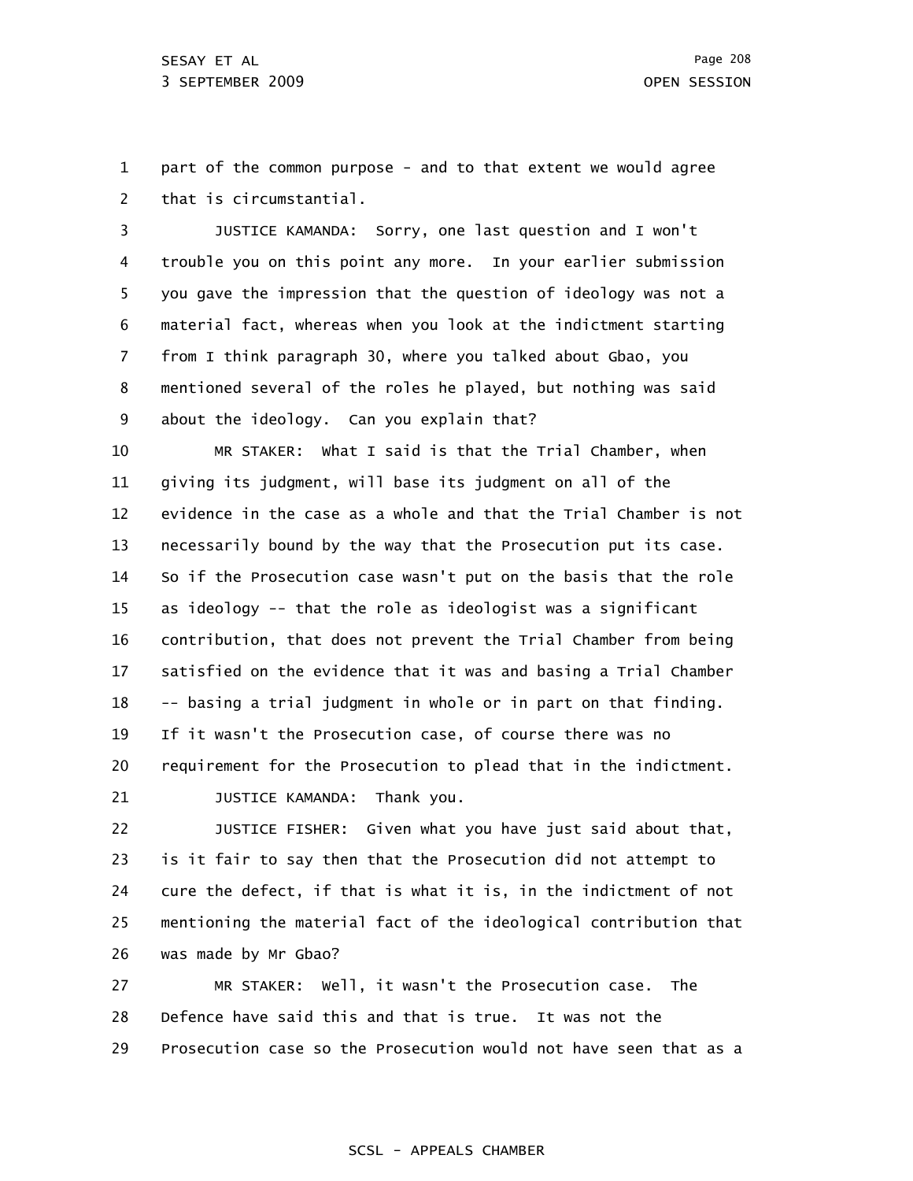part of the common purpose - and to that extent we would agree that is circumstantial.

JUSTICE KAMANDA: Sorry, one last question and I won't trouble you on this point any more. In your earlier submission you gave the impression that the question of ideology was not a material fact, whereas when you look at the indictment starting from I think paragraph 30, where you talked about Gbao, you mentioned several of the roles he played, but nothing was said about the ideology. Can you explain that?

MR STAKER: What I said is that the Trial Chamber, when giving its judgment, will base its judgment on all of the evidence in the case as a whole and that the Trial Chamber is not necessarily bound by the way that the Prosecution put its case. So if the Prosecution case wasn't put on the basis that the role as ideology -- that the role as ideologist was a significant contribution, that does not prevent the Trial Chamber from being satisfied on the evidence that it was and basing a Trial Chamber -- basing a trial judgment in whole or in part on that finding. If it wasn't the Prosecution case, of course there was no requirement for the Prosecution to plead that in the indictment.

JUSTICE KAMANDA: Thank you.

JUSTICE FISHER: Given what you have just said about that, is it fair to say then that the Prosecution did not attempt to cure the defect, if that is what it is, in the indictment of not mentioning the material fact of the ideological contribution that was made by Mr Gbao?

MR STAKER: Well, it wasn't the Prosecution case. The Defence have said this and that is true. It was not the Prosecution case so the Prosecution would not have seen that as a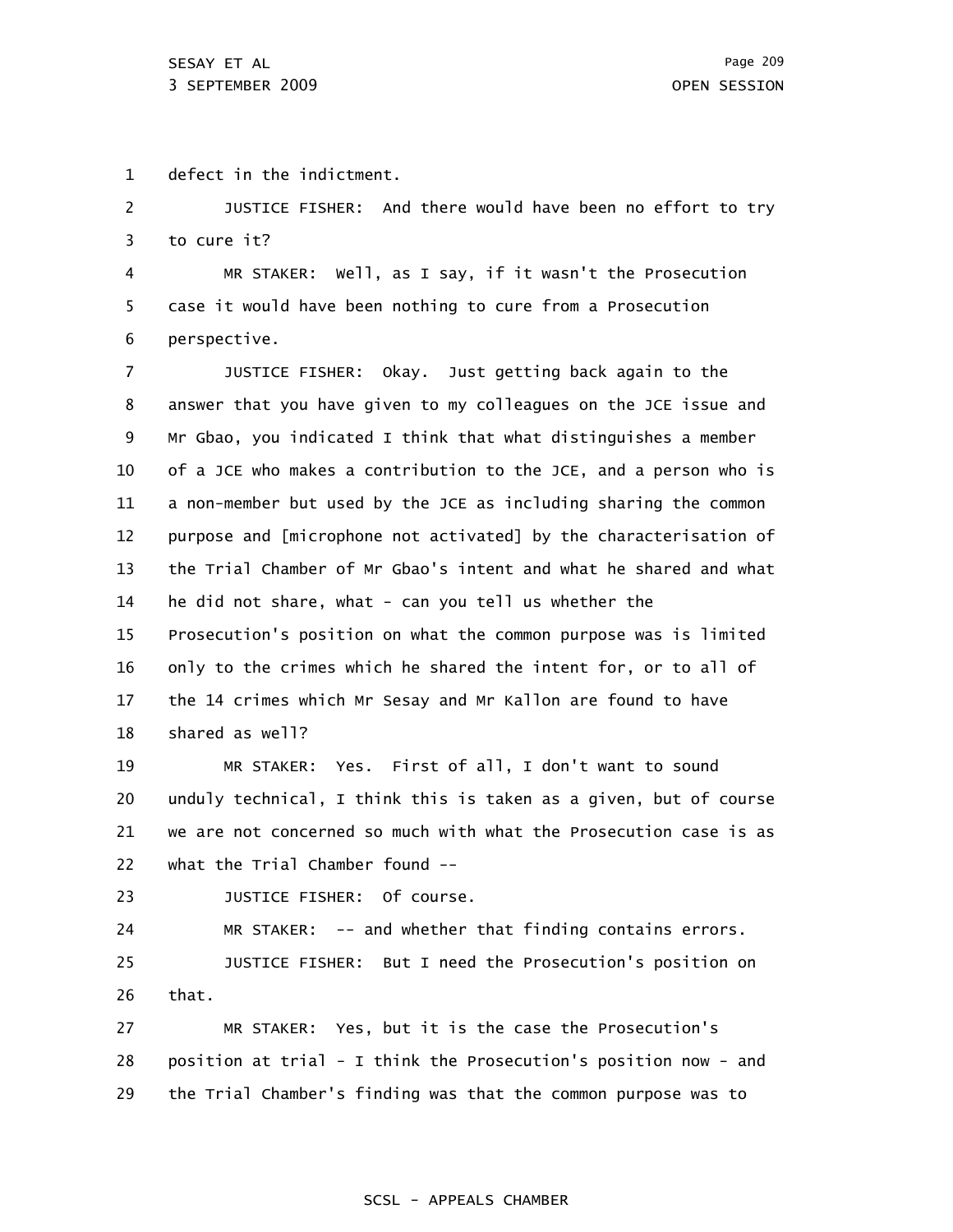defect in the indictment.

JUSTICE FISHER: And there would have been no effort to try to cure it?

MR STAKER: Well, as I say, if it wasn't the Prosecution case it would have been nothing to cure from a Prosecution perspective.

JUSTICE FISHER: Okay. Just getting back again to the answer that you have given to my colleagues on the JCE issue and Mr Gbao, you indicated I think that what distinguishes a member of a JCE who makes a contribution to the JCE, and a person who is a non-member but used by the JCE as including sharing the common purpose and [microphone not activated] by the characterisation of the Trial Chamber of Mr Gbao's intent and what he shared and what he did not share, what - can you tell us whether the Prosecution's position on what the common purpose was is limited only to the crimes which he shared the intent for, or to all of the 14 crimes which Mr Sesay and Mr Kallon are found to have shared as well?

MR STAKER: Yes. First of all, I don't want to sound unduly technical, I think this is taken as a given, but of course we are not concerned so much with what the Prosecution case is as what the Trial Chamber found --

JUSTICE FISHER: Of course.

MR STAKER: -- and whether that finding contains errors.

JUSTICE FISHER: But I need the Prosecution's position on that.

MR STAKER: Yes, but it is the case the Prosecution's position at trial - I think the Prosecution's position now - and the Trial Chamber's finding was that the common purpose was to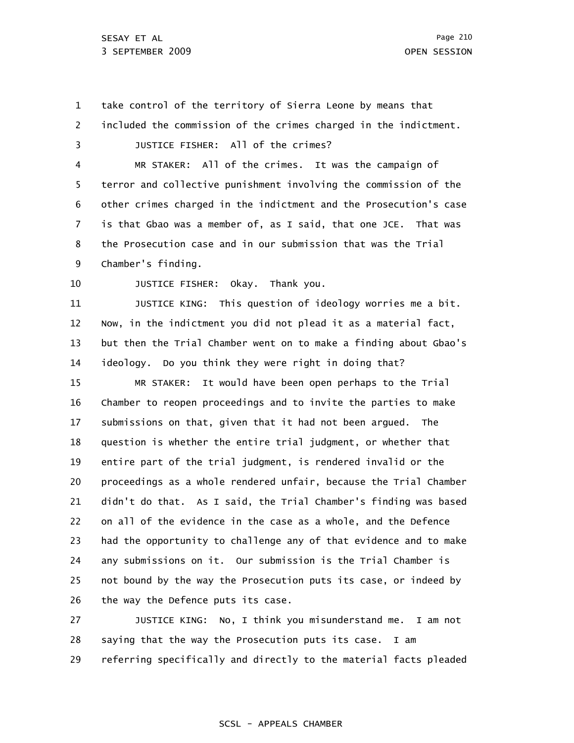take control of the territory of Sierra Leone by means that included the commission of the crimes charged in the indictment.

JUSTICE FISHER: All of the crimes?

MR STAKER: All of the crimes. It was the campaign of terror and collective punishment involving the commission of the other crimes charged in the indictment and the Prosecution's case is that Gbao was a member of, as I said, that one JCE. That was the Prosecution case and in our submission that was the Trial Chamber's finding.

JUSTICE FISHER: Okay. Thank you.

JUSTICE KING: This question of ideology worries me a bit. Now, in the indictment you did not plead it as a material fact, but then the Trial Chamber went on to make a finding about Gbao's ideology. Do you think they were right in doing that?

MR STAKER: It would have been open perhaps to the Trial Chamber to reopen proceedings and to invite the parties to make submissions on that, given that it had not been argued. The question is whether the entire trial judgment, or whether that entire part of the trial judgment, is rendered invalid or the proceedings as a whole rendered unfair, because the Trial Chamber didn't do that. As I said, the Trial Chamber's finding was based on all of the evidence in the case as a whole, and the Defence had the opportunity to challenge any of that evidence and to make any submissions on it. Our submission is the Trial Chamber is not bound by the way the Prosecution puts its case, or indeed by the way the Defence puts its case.

JUSTICE KING: No, I think you misunderstand me. I am not saying that the way the Prosecution puts its case. I am referring specifically and directly to the material facts pleaded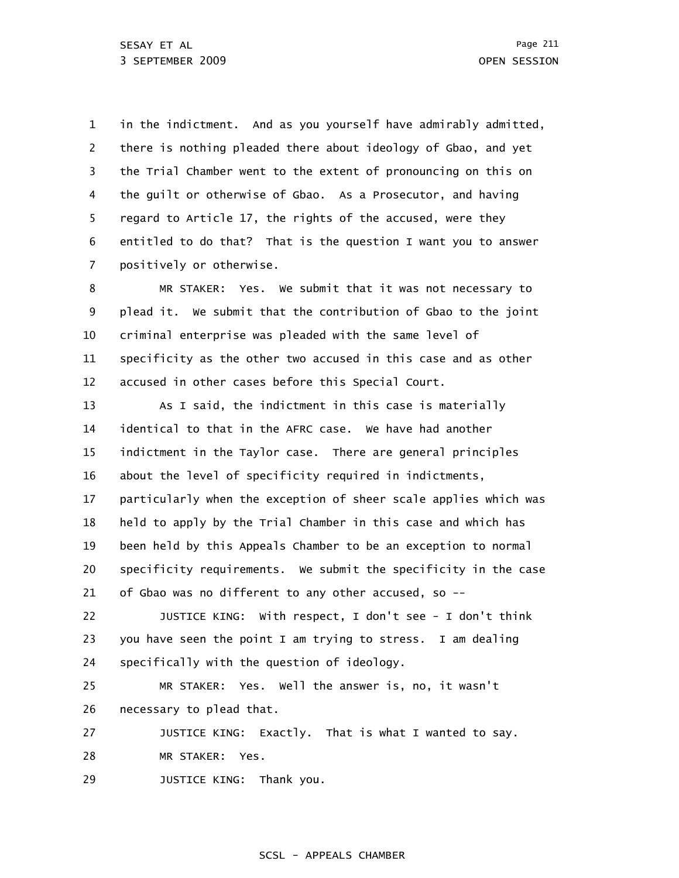in the indictment. And as you yourself have admirably admitted, there is nothing pleaded there about ideology of Gbao, and yet the Trial Chamber went to the extent of pronouncing on this on the guilt or otherwise of Gbao. As a Prosecutor, and having regard to Article 17, the rights of the accused, were they entitled to do that? That is the question I want you to answer positively or otherwise.

MR STAKER: Yes. We submit that it was not necessary to plead it. We submit that the contribution of Gbao to the joint criminal enterprise was pleaded with the same level of specificity as the other two accused in this case and as other accused in other cases before this Special Court.

As I said, the indictment in this case is materially identical to that in the AFRC case. We have had another indictment in the Taylor case. There are general principles about the level of specificity required in indictments, particularly when the exception of sheer scale applies which was held to apply by the Trial Chamber in this case and which has been held by this Appeals Chamber to be an exception to normal specificity requirements. We submit the specificity in the case of Gbao was no different to any other accused, so --

JUSTICE KING: With respect, I don't see - I don't think you have seen the point I am trying to stress. I am dealing specifically with the question of ideology.

MR STAKER: Yes. Well the answer is, no, it wasn't necessary to plead that.

JUSTICE KING: Exactly. That is what I wanted to say.

MR STAKER: Yes.

JUSTICE KING: Thank you.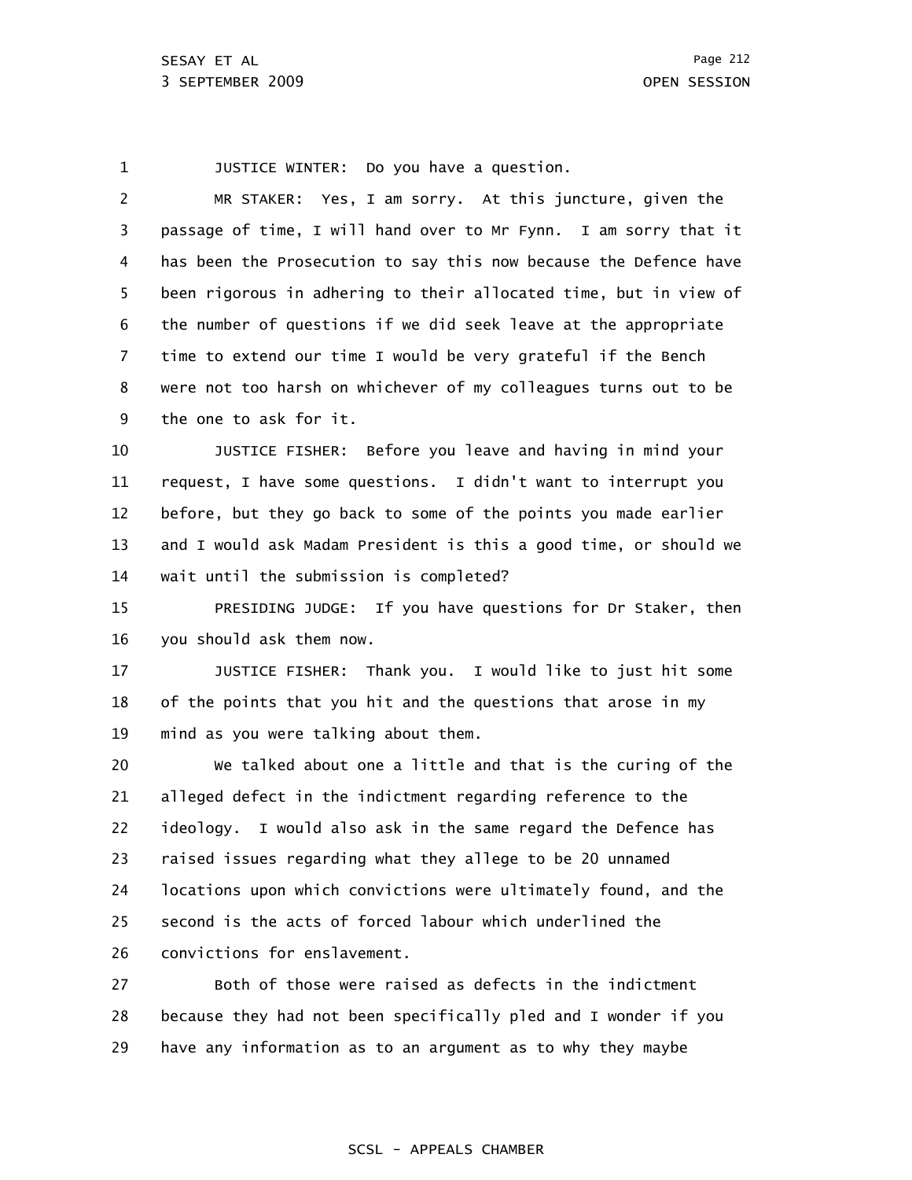1 JUSTICE WINTER: Do you have a question.

2 MR STAKER: Yes, I am sorry. At this juncture, given the
3 passage of time, I will hand over to Mr Fynn. I am sorry that it
4 has been the Prosecution to say this now because the Defence have
5 been rigorous in adhering to their allocated time, but in view of
6 the number of questions if we did seek leave at the appropriate
7 time to extend our time I would be very grateful if the Bench
8 were not too harsh on whichever of my colleagues turns out to be
9 the one to ask for it.

10 JUSTICE FISHER: Before you leave and having in mind your
11 request, I have some questions. I didn't want to interrupt you
12 before, but they go back to some of the points you made earlier
13 and I would ask Madam President is this a good time, or should we
14 wait until the submission is completed?

15 PRESIDING JUDGE: If you have questions for Dr Staker, then
16 you should ask them now.

17 JUSTICE FISHER: Thank you. I would like to just hit some
18 of the points that you hit and the questions that arose in my
19 mind as you were talking about them.

20 We talked about one a little and that is the curing of the
21 alleged defect in the indictment regarding reference to the
22 ideology. I would also ask in the same regard the Defence has
23 raised issues regarding what they allege to be 20 unnamed
24 locations upon which convictions were ultimately found, and the
25 second is the acts of forced labour which underlined the
26 convictions for enslavement.

27 Both of those were raised as defects in the indictment
28 because they had not been specifically pled and I wonder if you
29 have any information as to an argument as to why they maybe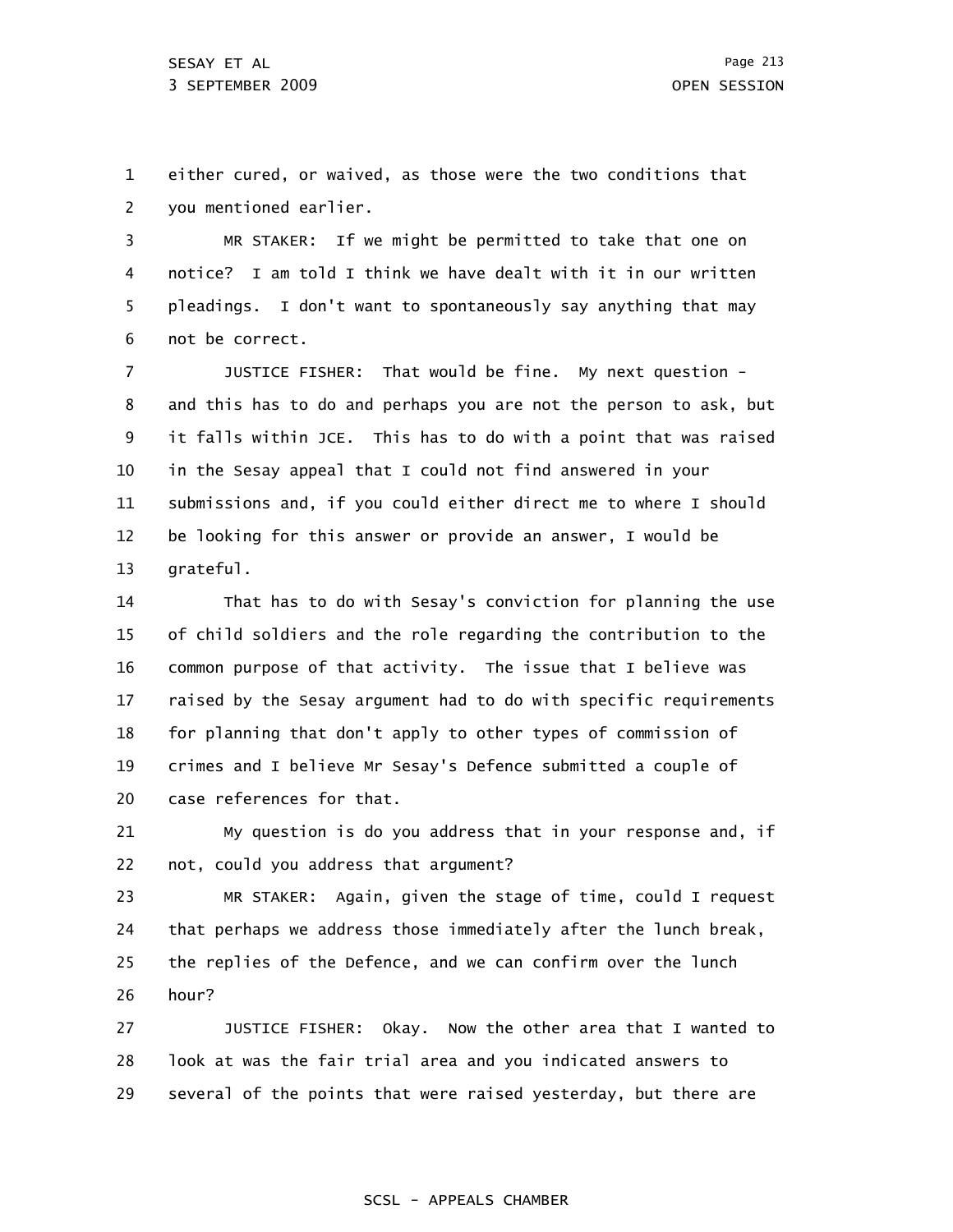either cured, or waived, as those were the two conditions that you mentioned earlier.

MR STAKER: If we might be permitted to take that one on notice? I am told I think we have dealt with it in our written pleadings. I don't want to spontaneously say anything that may not be correct.

JUSTICE FISHER: That would be fine. My next question - and this has to do and perhaps you are not the person to ask, but it falls within JCE. This has to do with a point that was raised in the Sesay appeal that I could not find answered in your submissions and, if you could either direct me to where I should be looking for this answer or provide an answer, I would be grateful.

That has to do with Sesay's conviction for planning the use of child soldiers and the role regarding the contribution to the common purpose of that activity. The issue that I believe was raised by the Sesay argument had to do with specific requirements for planning that don't apply to other types of commission of crimes and I believe Mr Sesay's Defence submitted a couple of case references for that.

My question is do you address that in your response and, if not, could you address that argument?

MR STAKER: Again, given the stage of time, could I request that perhaps we address those immediately after the lunch break, the replies of the Defence, and we can confirm over the lunch hour?

JUSTICE FISHER: Okay. Now the other area that I wanted to look at was the fair trial area and you indicated answers to several of the points that were raised yesterday, but there are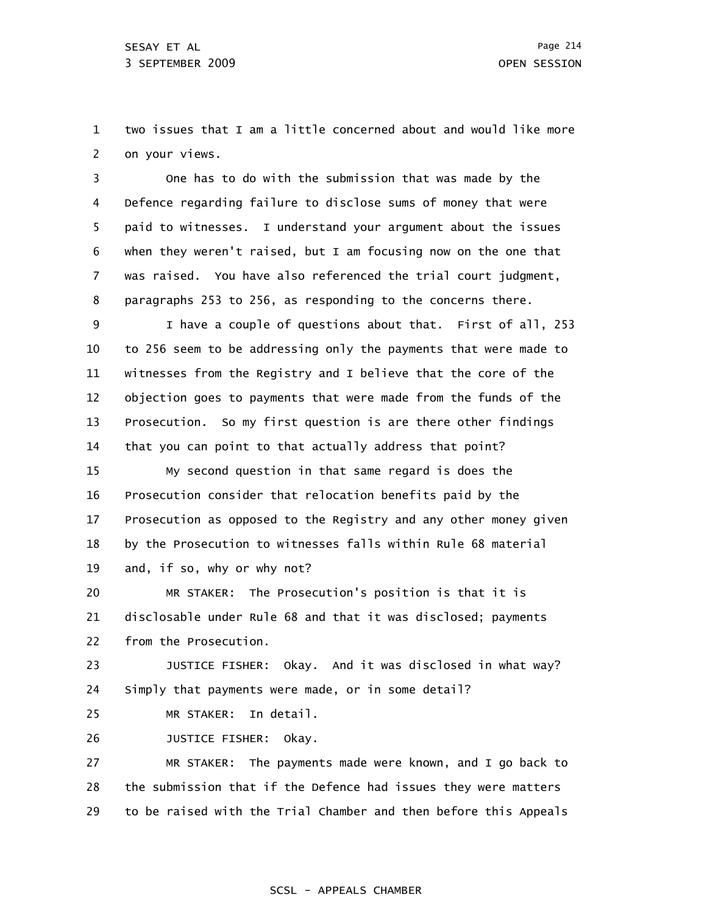two issues that I am a little concerned about and would like more on your views.

One has to do with the submission that was made by the Defence regarding failure to disclose sums of money that were paid to witnesses. I understand your argument about the issues when they weren't raised, but I am focusing now on the one that was raised. You have also referenced the trial court judgment, paragraphs 253 to 256, as responding to the concerns there.

I have a couple of questions about that. First of all, 253 to 256 seem to be addressing only the payments that were made to witnesses from the Registry and I believe that the core of the objection goes to payments that were made from the funds of the Prosecution. So my first question is are there other findings that you can point to that actually address that point?

My second question in that same regard is does the Prosecution consider that relocation benefits paid by the Prosecution as opposed to the Registry and any other money given by the Prosecution to witnesses falls within Rule 68 material and, if so, why or why not?

MR STAKER: The Prosecution's position is that it is disclosable under Rule 68 and that it was disclosed; payments from the Prosecution.

JUSTICE FISHER: Okay. And it was disclosed in what way? Simply that payments were made, or in some detail?

MR STAKER: In detail.

JUSTICE FISHER: Okay.

MR STAKER: The payments made were known, and I go back to the submission that if the Defence had issues they were matters to be raised with the Trial Chamber and then before this Appeals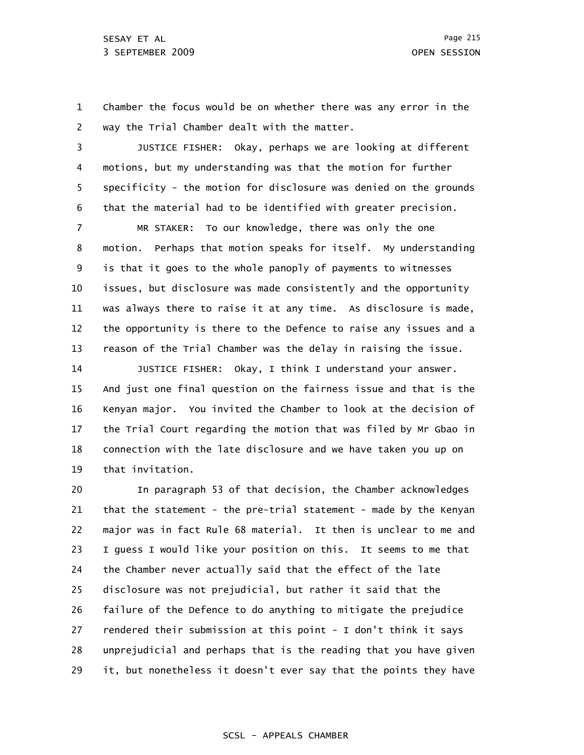Chamber the focus would be on whether there was any error in the way the Trial Chamber dealt with the matter.

JUSTICE FISHER: Okay, perhaps we are looking at different motions, but my understanding was that the motion for further specificity - the motion for disclosure was denied on the grounds that the material had to be identified with greater precision.

MR STAKER: To our knowledge, there was only the one motion. Perhaps that motion speaks for itself. My understanding is that it goes to the whole panoply of payments to witnesses issues, but disclosure was made consistently and the opportunity was always there to raise it at any time. As disclosure is made, the opportunity is there to the Defence to raise any issues and a reason of the Trial Chamber was the delay in raising the issue.

JUSTICE FISHER: Okay, I think I understand your answer. And just one final question on the fairness issue and that is the Kenyan major. You invited the Chamber to look at the decision of the Trial Court regarding the motion that was filed by Mr Gbao in connection with the late disclosure and we have taken you up on that invitation.

In paragraph 53 of that decision, the Chamber acknowledges that the statement - the pre-trial statement - made by the Kenyan major was in fact Rule 68 material. It then is unclear to me and I guess I would like your position on this. It seems to me that the Chamber never actually said that the effect of the late disclosure was not prejudicial, but rather it said that the failure of the Defence to do anything to mitigate the prejudice rendered their submission at this point - I don't think it says unprejudicial and perhaps that is the reading that you have given it, but nonetheless it doesn't ever say that the points they have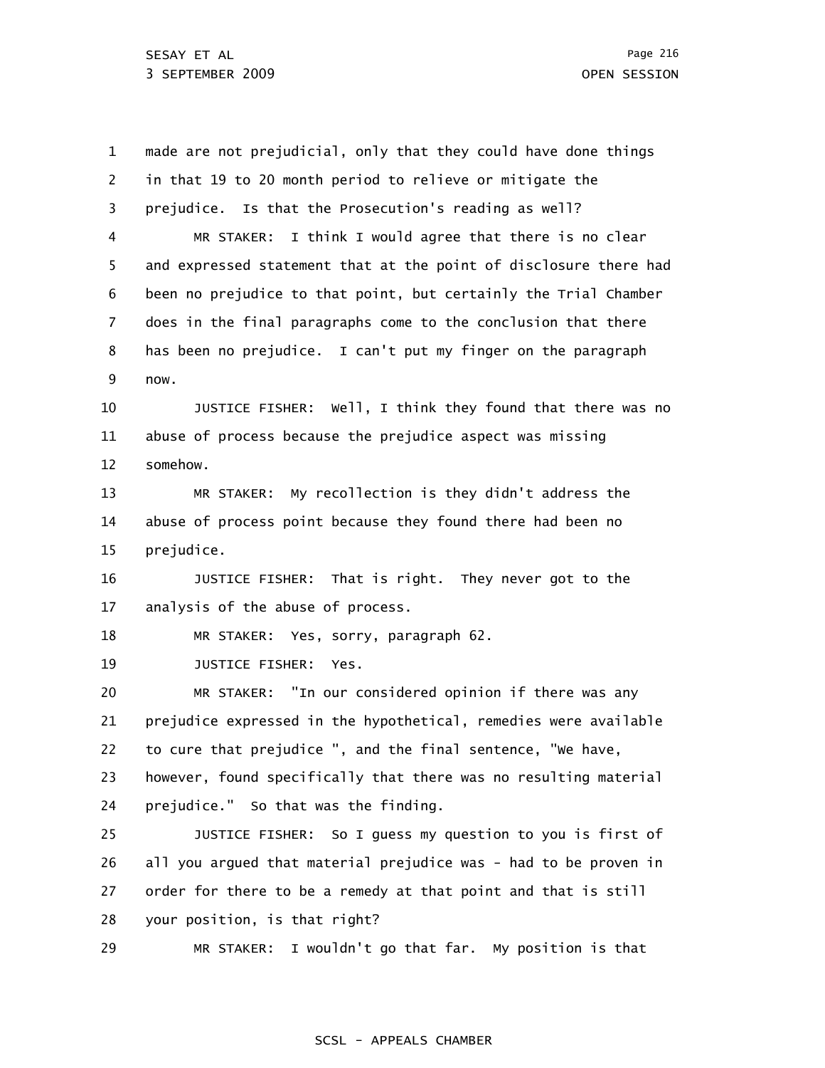made are not prejudicial, only that they could have done things in that 19 to 20 month period to relieve or mitigate the prejudice. Is that the Prosecution's reading as well?

MR STAKER: I think I would agree that there is no clear and expressed statement that at the point of disclosure there had been no prejudice to that point, but certainly the Trial Chamber does in the final paragraphs come to the conclusion that there has been no prejudice. I can't put my finger on the paragraph now.

JUSTICE FISHER: Well, I think they found that there was no abuse of process because the prejudice aspect was missing somehow.

MR STAKER: My recollection is they didn't address the abuse of process point because they found there had been no prejudice.

JUSTICE FISHER: That is right. They never got to the analysis of the abuse of process.

MR STAKER: Yes, sorry, paragraph 62.

JUSTICE FISHER: Yes.

MR STAKER: "In our considered opinion if there was any prejudice expressed in the hypothetical, remedies were available to cure that prejudice ", and the final sentence, "We have, however, found specifically that there was no resulting material prejudice." So that was the finding.

JUSTICE FISHER: So I guess my question to you is first of all you argued that material prejudice was - had to be proven in order for there to be a remedy at that point and that is still your position, is that right?

MR STAKER: I wouldn't go that far. My position is that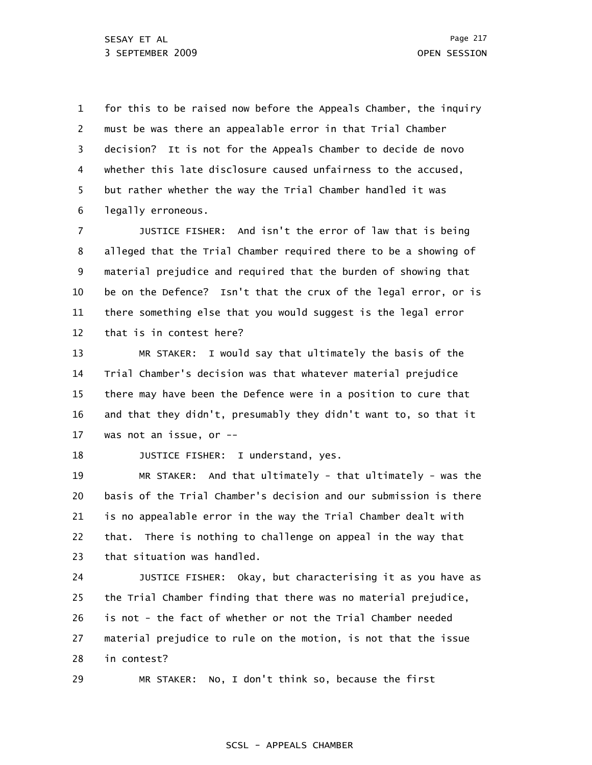for this to be raised now before the Appeals Chamber, the inquiry must be was there an appealable error in that Trial Chamber decision? It is not for the Appeals Chamber to decide de novo whether this late disclosure caused unfairness to the accused, but rather whether the way the Trial Chamber handled it was legally erroneous.

JUSTICE FISHER: And isn't the error of law that is being alleged that the Trial Chamber required there to be a showing of material prejudice and required that the burden of showing that be on the Defence? Isn't that the crux of the legal error, or is there something else that you would suggest is the legal error that is in contest here?

MR STAKER: I would say that ultimately the basis of the Trial Chamber's decision was that whatever material prejudice there may have been the Defence were in a position to cure that and that they didn't, presumably they didn't want to, so that it was not an issue, or --

JUSTICE FISHER: I understand, yes.

MR STAKER: And that ultimately - that ultimately - was the basis of the Trial Chamber's decision and our submission is there is no appealable error in the way the Trial Chamber dealt with that. There is nothing to challenge on appeal in the way that that situation was handled.

JUSTICE FISHER: Okay, but characterising it as you have as the Trial Chamber finding that there was no material prejudice, is not - the fact of whether or not the Trial Chamber needed material prejudice to rule on the motion, is not that the issue in contest?

MR STAKER: No, I don't think so, because the first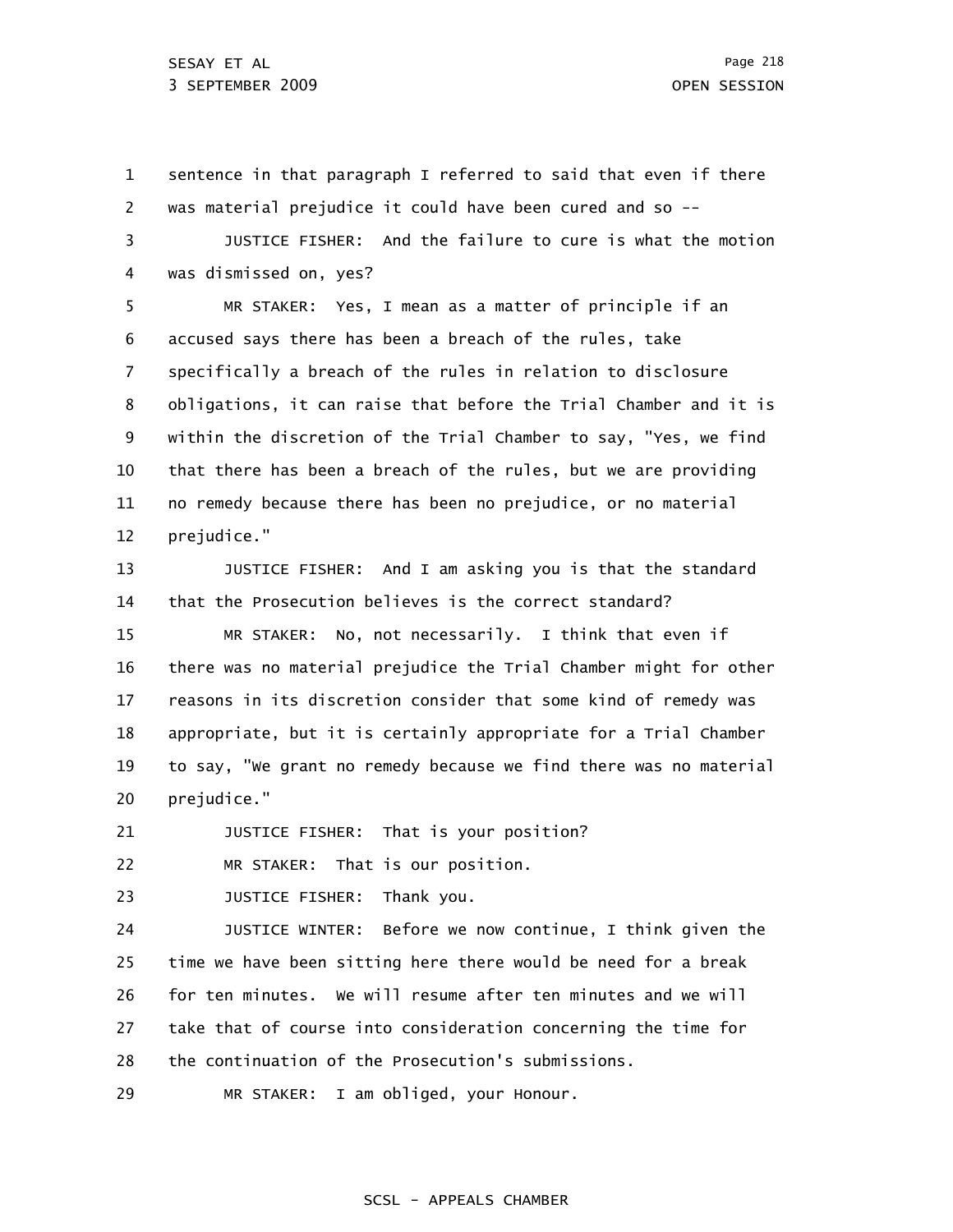1 sentence in that paragraph I referred to said that even if there
2 was material prejudice it could have been cured and so --
3 JUSTICE FISHER: And the failure to cure is what the motion
4 was dismissed on, yes?
5 MR STAKER: Yes, I mean as a matter of principle if an
6 accused says there has been a breach of the rules, take
7 specifically a breach of the rules in relation to disclosure
8 obligations, it can raise that before the Trial Chamber and it is
9 within the discretion of the Trial Chamber to say, "Yes, we find
10 that there has been a breach of the rules, but we are providing
11 no remedy because there has been no prejudice, or no material
12 prejudice."
13 JUSTICE FISHER: And I am asking you is that the standard
14 that the Prosecution believes is the correct standard?
15 MR STAKER: No, not necessarily. I think that even if
16 there was no material prejudice the Trial Chamber might for other
17 reasons in its discretion consider that some kind of remedy was
18 appropriate, but it is certainly appropriate for a Trial Chamber
19 to say, "We grant no remedy because we find there was no material
20 prejudice."
21 JUSTICE FISHER: That is your position?
22 MR STAKER: That is our position.
23 JUSTICE FISHER: Thank you.
24 JUSTICE WINTER: Before we now continue, I think given the
25 time we have been sitting here there would be need for a break
26 for ten minutes. We will resume after ten minutes and we will
27 take that of course into consideration concerning the time for
28 the continuation of the Prosecution's submissions.
29 MR STAKER: I am obliged, your Honour.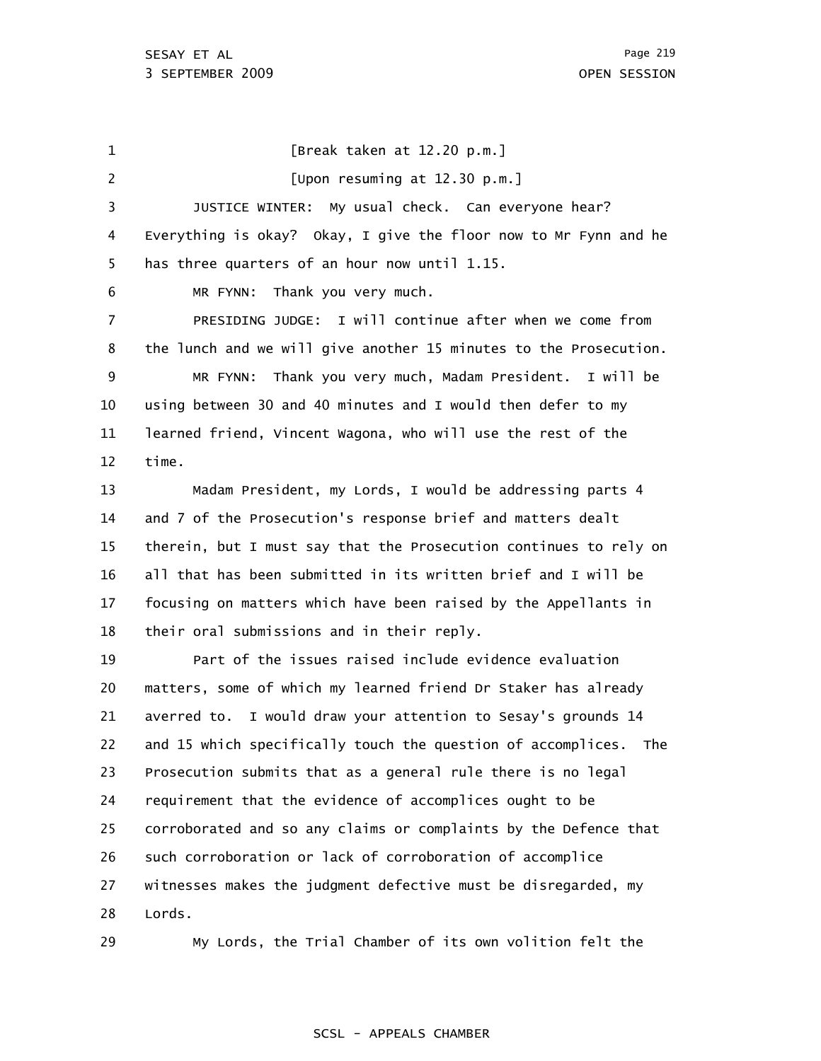[Break taken at 12.20 p.m.]

[Upon resuming at 12.30 p.m.]

JUSTICE WINTER: My usual check. Can everyone hear? Everything is okay? Okay, I give the floor now to Mr Fynn and he has three quarters of an hour now until 1.15.

MR FYNN: Thank you very much.

PRESIDING JUDGE: I will continue after when we come from the lunch and we will give another 15 minutes to the Prosecution.

MR FYNN: Thank you very much, Madam President. I will be using between 30 and 40 minutes and I would then defer to my learned friend, Vincent Wagona, who will use the rest of the time.

Madam President, my Lords, I would be addressing parts 4 and 7 of the Prosecution's response brief and matters dealt therein, but I must say that the Prosecution continues to rely on all that has been submitted in its written brief and I will be focusing on matters which have been raised by the Appellants in their oral submissions and in their reply.

Part of the issues raised include evidence evaluation matters, some of which my learned friend Dr Staker has already averred to. I would draw your attention to Sesay's grounds 14 and 15 which specifically touch the question of accomplices. The Prosecution submits that as a general rule there is no legal requirement that the evidence of accomplices ought to be corroborated and so any claims or complaints by the Defence that such corroboration or lack of corroboration of accomplice witnesses makes the judgment defective must be disregarded, my Lords.

My Lords, the Trial Chamber of its own volition felt the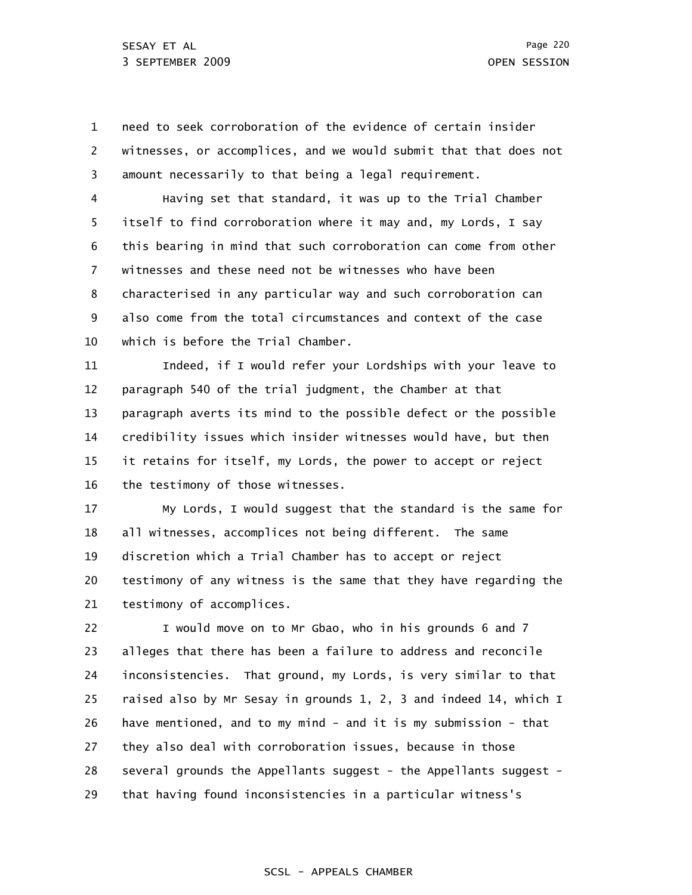need to seek corroboration of the evidence of certain insider witnesses, or accomplices, and we would submit that that does not amount necessarily to that being a legal requirement.

Having set that standard, it was up to the Trial Chamber itself to find corroboration where it may and, my Lords, I say this bearing in mind that such corroboration can come from other witnesses and these need not be witnesses who have been characterised in any particular way and such corroboration can also come from the total circumstances and context of the case which is before the Trial Chamber.

Indeed, if I would refer your Lordships with your leave to paragraph 540 of the trial judgment, the Chamber at that paragraph averts its mind to the possible defect or the possible credibility issues which insider witnesses would have, but then it retains for itself, my Lords, the power to accept or reject the testimony of those witnesses.

My Lords, I would suggest that the standard is the same for all witnesses, accomplices not being different. The same discretion which a Trial Chamber has to accept or reject testimony of any witness is the same that they have regarding the testimony of accomplices.

I would move on to Mr Gbao, who in his grounds 6 and 7 alleges that there has been a failure to address and reconcile inconsistencies. That ground, my Lords, is very similar to that raised also by Mr Sesay in grounds 1, 2, 3 and indeed 14, which I have mentioned, and to my mind - and it is my submission - that they also deal with corroboration issues, because in those several grounds the Appellants suggest - the Appellants suggest - that having found inconsistencies in a particular witness's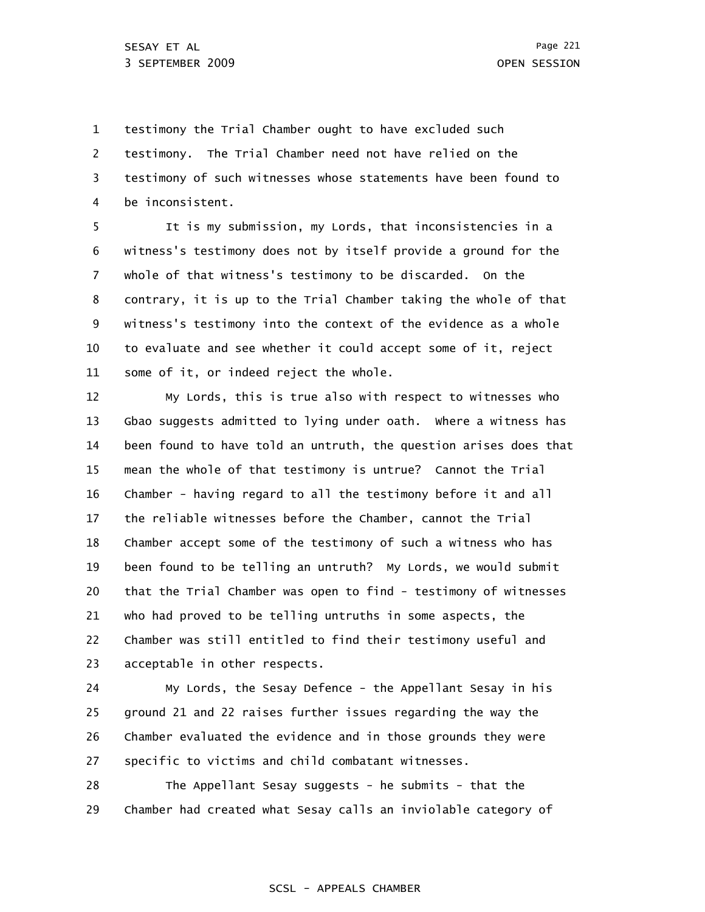testimony the Trial Chamber ought to have excluded such testimony. The Trial Chamber need not have relied on the testimony of such witnesses whose statements have been found to be inconsistent.

It is my submission, my Lords, that inconsistencies in a witness's testimony does not by itself provide a ground for the whole of that witness's testimony to be discarded. On the contrary, it is up to the Trial Chamber taking the whole of that witness's testimony into the context of the evidence as a whole to evaluate and see whether it could accept some of it, reject some of it, or indeed reject the whole.

My Lords, this is true also with respect to witnesses who Gbao suggests admitted to lying under oath. Where a witness has been found to have told an untruth, the question arises does that mean the whole of that testimony is untrue? Cannot the Trial Chamber - having regard to all the testimony before it and all the reliable witnesses before the Chamber, cannot the Trial Chamber accept some of the testimony of such a witness who has been found to be telling an untruth? My Lords, we would submit that the Trial Chamber was open to find - testimony of witnesses who had proved to be telling untruths in some aspects, the Chamber was still entitled to find their testimony useful and acceptable in other respects.

My Lords, the Sesay Defence - the Appellant Sesay in his ground 21 and 22 raises further issues regarding the way the Chamber evaluated the evidence and in those grounds they were specific to victims and child combatant witnesses.

The Appellant Sesay suggests - he submits - that the Chamber had created what Sesay calls an inviolable category of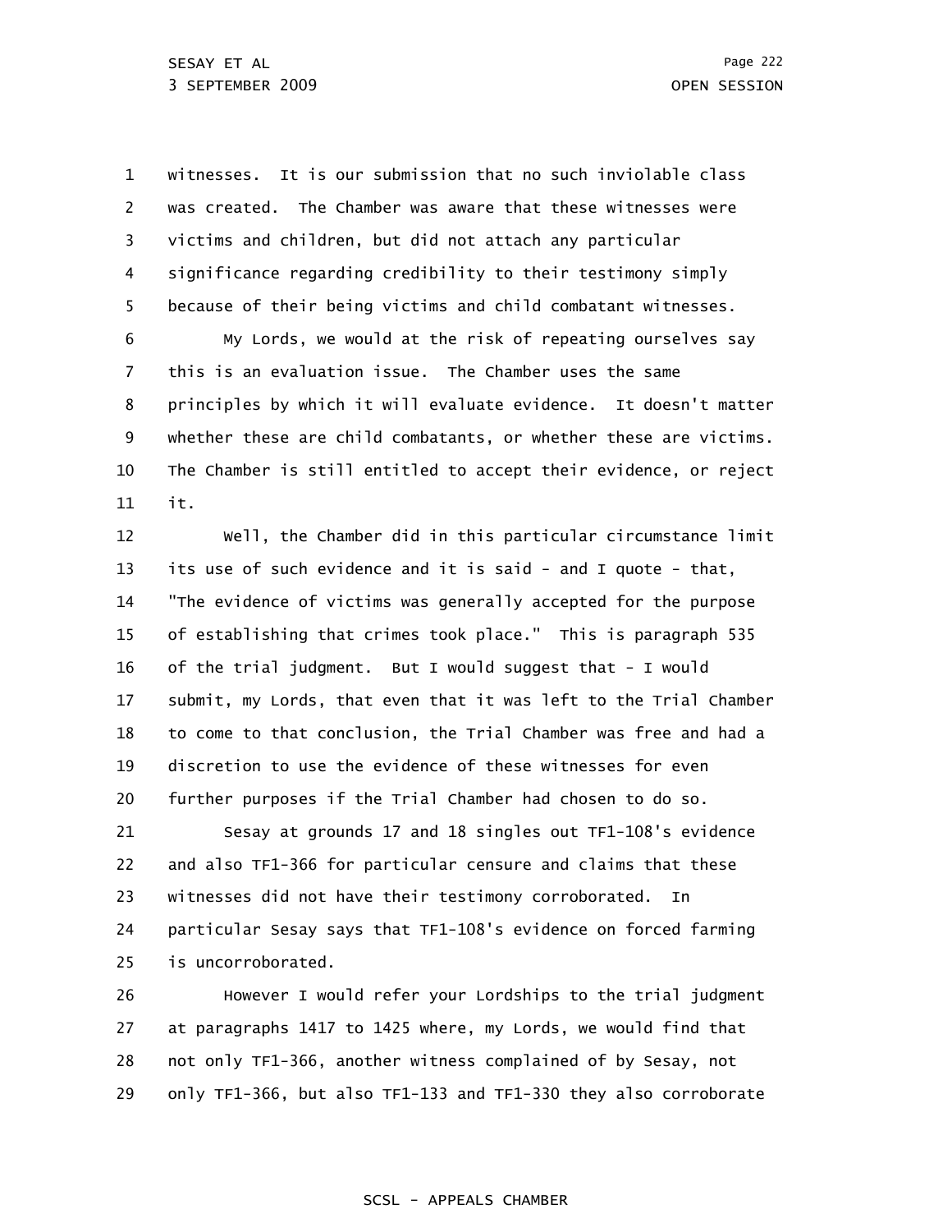witnesses. It is our submission that no such inviolable class was created. The Chamber was aware that these witnesses were victims and children, but did not attach any particular significance regarding credibility to their testimony simply because of their being victims and child combatant witnesses.

My Lords, we would at the risk of repeating ourselves say this is an evaluation issue. The Chamber uses the same principles by which it will evaluate evidence. It doesn't matter whether these are child combatants, or whether these are victims. The Chamber is still entitled to accept their evidence, or reject it.

Well, the Chamber did in this particular circumstance limit its use of such evidence and it is said - and I quote - that, "The evidence of victims was generally accepted for the purpose of establishing that crimes took place." This is paragraph 535 of the trial judgment. But I would suggest that - I would submit, my Lords, that even that it was left to the Trial Chamber to come to that conclusion, the Trial Chamber was free and had a discretion to use the evidence of these witnesses for even further purposes if the Trial Chamber had chosen to do so.

Sesay at grounds 17 and 18 singles out TF1-108's evidence and also TF1-366 for particular censure and claims that these witnesses did not have their testimony corroborated. In particular Sesay says that TF1-108's evidence on forced farming is uncorroborated.

However I would refer your Lordships to the trial judgment at paragraphs 1417 to 1425 where, my Lords, we would find that not only TF1-366, another witness complained of by Sesay, not only TF1-366, but also TF1-133 and TF1-330 they also corroborate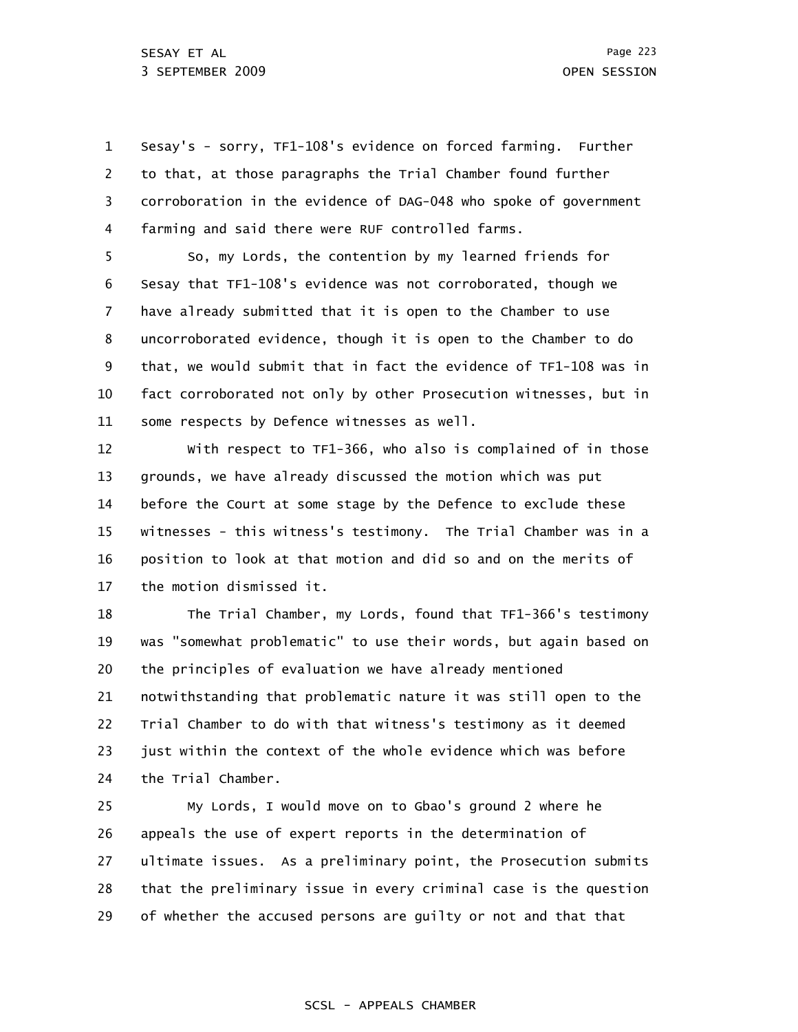Sesay's - sorry, TF1-108's evidence on forced farming. Further to that, at those paragraphs the Trial Chamber found further corroboration in the evidence of DAG-048 who spoke of government farming and said there were RUF controlled farms.

So, my Lords, the contention by my learned friends for Sesay that TF1-108's evidence was not corroborated, though we have already submitted that it is open to the Chamber to use uncorroborated evidence, though it is open to the Chamber to do that, we would submit that in fact the evidence of TF1-108 was in fact corroborated not only by other Prosecution witnesses, but in some respects by Defence witnesses as well.

With respect to TF1-366, who also is complained of in those grounds, we have already discussed the motion which was put before the Court at some stage by the Defence to exclude these witnesses - this witness's testimony. The Trial Chamber was in a position to look at that motion and did so and on the merits of the motion dismissed it.

The Trial Chamber, my Lords, found that TF1-366's testimony was "somewhat problematic" to use their words, but again based on the principles of evaluation we have already mentioned notwithstanding that problematic nature it was still open to the Trial Chamber to do with that witness's testimony as it deemed just within the context of the whole evidence which was before the Trial Chamber.

My Lords, I would move on to Gbao's ground 2 where he appeals the use of expert reports in the determination of ultimate issues. As a preliminary point, the Prosecution submits that the preliminary issue in every criminal case is the question of whether the accused persons are guilty or not and that that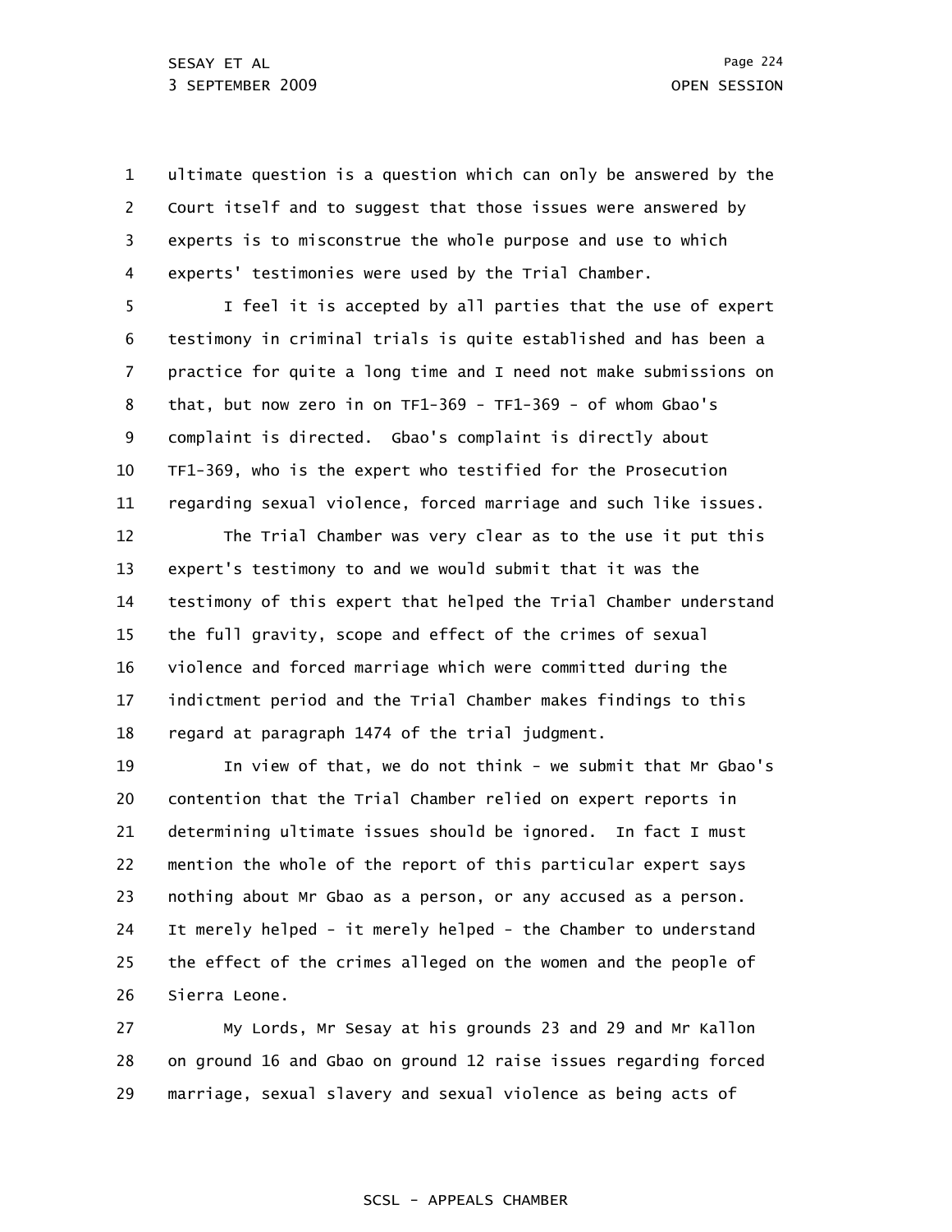ultimate question is a question which can only be answered by the Court itself and to suggest that those issues were answered by experts is to misconstrue the whole purpose and use to which experts' testimonies were used by the Trial Chamber.

I feel it is accepted by all parties that the use of expert testimony in criminal trials is quite established and has been a practice for quite a long time and I need not make submissions on that, but now zero in on TF1-369 - TF1-369 - of whom Gbao's complaint is directed. Gbao's complaint is directly about TF1-369, who is the expert who testified for the Prosecution regarding sexual violence, forced marriage and such like issues.

The Trial Chamber was very clear as to the use it put this expert's testimony to and we would submit that it was the testimony of this expert that helped the Trial Chamber understand the full gravity, scope and effect of the crimes of sexual violence and forced marriage which were committed during the indictment period and the Trial Chamber makes findings to this regard at paragraph 1474 of the trial judgment.

In view of that, we do not think - we submit that Mr Gbao's contention that the Trial Chamber relied on expert reports in determining ultimate issues should be ignored. In fact I must mention the whole of the report of this particular expert says nothing about Mr Gbao as a person, or any accused as a person. It merely helped - it merely helped - the Chamber to understand the effect of the crimes alleged on the women and the people of Sierra Leone.

My Lords, Mr Sesay at his grounds 23 and 29 and Mr Kallon on ground 16 and Gbao on ground 12 raise issues regarding forced marriage, sexual slavery and sexual violence as being acts of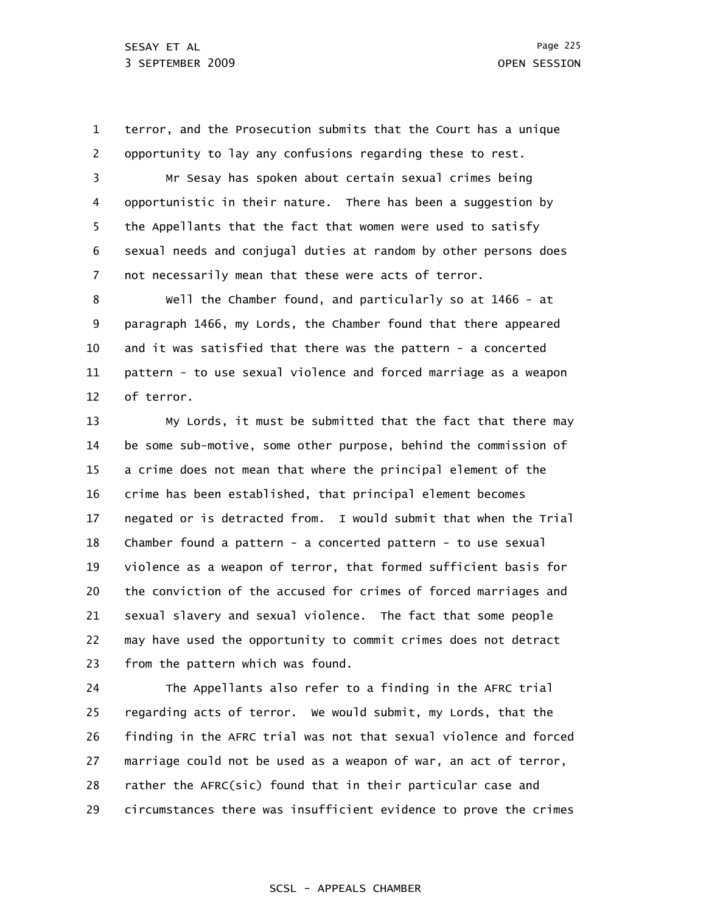terror, and the Prosecution submits that the Court has a unique opportunity to lay any confusions regarding these to rest.

Mr Sesay has spoken about certain sexual crimes being opportunistic in their nature. There has been a suggestion by the Appellants that the fact that women were used to satisfy sexual needs and conjugal duties at random by other persons does not necessarily mean that these were acts of terror.

Well the Chamber found, and particularly so at 1466 - at paragraph 1466, my Lords, the Chamber found that there appeared and it was satisfied that there was the pattern - a concerted pattern - to use sexual violence and forced marriage as a weapon of terror.

My Lords, it must be submitted that the fact that there may be some sub-motive, some other purpose, behind the commission of a crime does not mean that where the principal element of the crime has been established, that principal element becomes negated or is detracted from. I would submit that when the Trial Chamber found a pattern - a concerted pattern - to use sexual violence as a weapon of terror, that formed sufficient basis for the conviction of the accused for crimes of forced marriages and sexual slavery and sexual violence. The fact that some people may have used the opportunity to commit crimes does not detract from the pattern which was found.

The Appellants also refer to a finding in the AFRC trial regarding acts of terror. We would submit, my Lords, that the finding in the AFRC trial was not that sexual violence and forced marriage could not be used as a weapon of war, an act of terror, rather the AFRC(sic) found that in their particular case and circumstances there was insufficient evidence to prove the crimes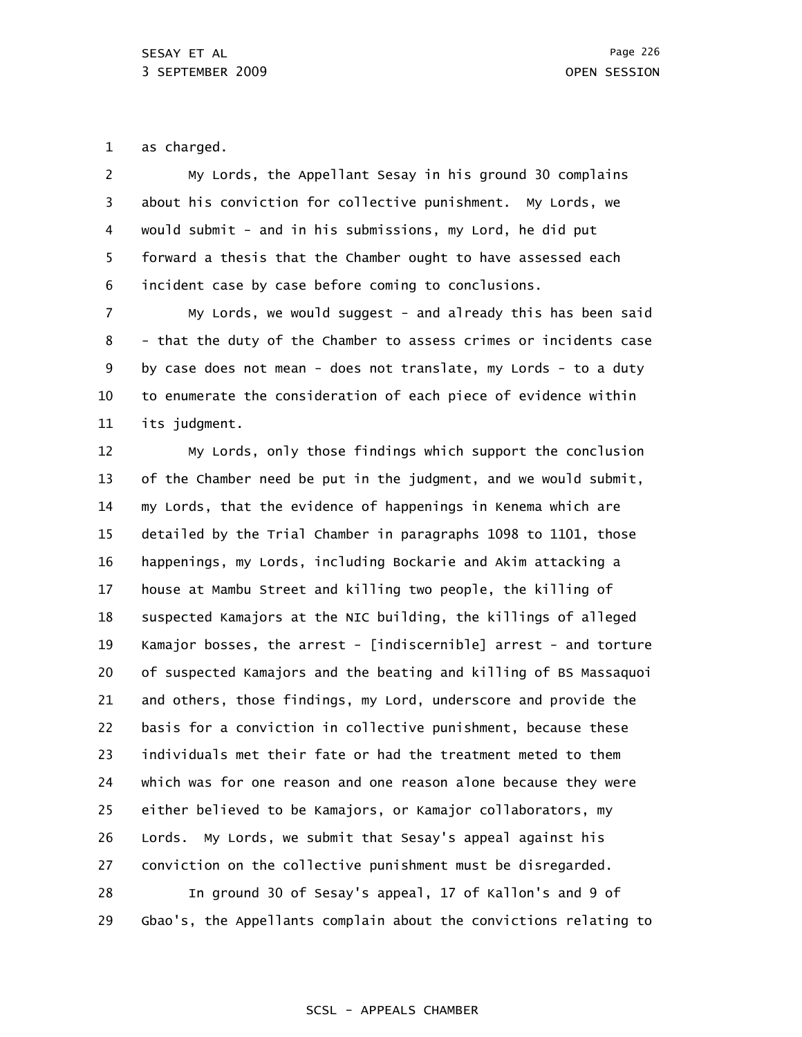as charged.

My Lords, the Appellant Sesay in his ground 30 complains about his conviction for collective punishment. My Lords, we would submit - and in his submissions, my Lord, he did put forward a thesis that the Chamber ought to have assessed each incident case by case before coming to conclusions.

My Lords, we would suggest - and already this has been said - that the duty of the Chamber to assess crimes or incidents case by case does not mean - does not translate, my Lords - to a duty to enumerate the consideration of each piece of evidence within its judgment.

My Lords, only those findings which support the conclusion of the Chamber need be put in the judgment, and we would submit, my Lords, that the evidence of happenings in Kenema which are detailed by the Trial Chamber in paragraphs 1098 to 1101, those happenings, my Lords, including Bockarie and Akim attacking a house at Mambu Street and killing two people, the killing of suspected Kamajors at the NIC building, the killings of alleged Kamajor bosses, the arrest - [indiscernible] arrest - and torture of suspected Kamajors and the beating and killing of BS Massaquoi and others, those findings, my Lord, underscore and provide the basis for a conviction in collective punishment, because these individuals met their fate or had the treatment meted to them which was for one reason and one reason alone because they were either believed to be Kamajors, or Kamajor collaborators, my Lords. My Lords, we submit that Sesay's appeal against his conviction on the collective punishment must be disregarded.

In ground 30 of Sesay's appeal, 17 of Kallon's and 9 of Gbao's, the Appellants complain about the convictions relating to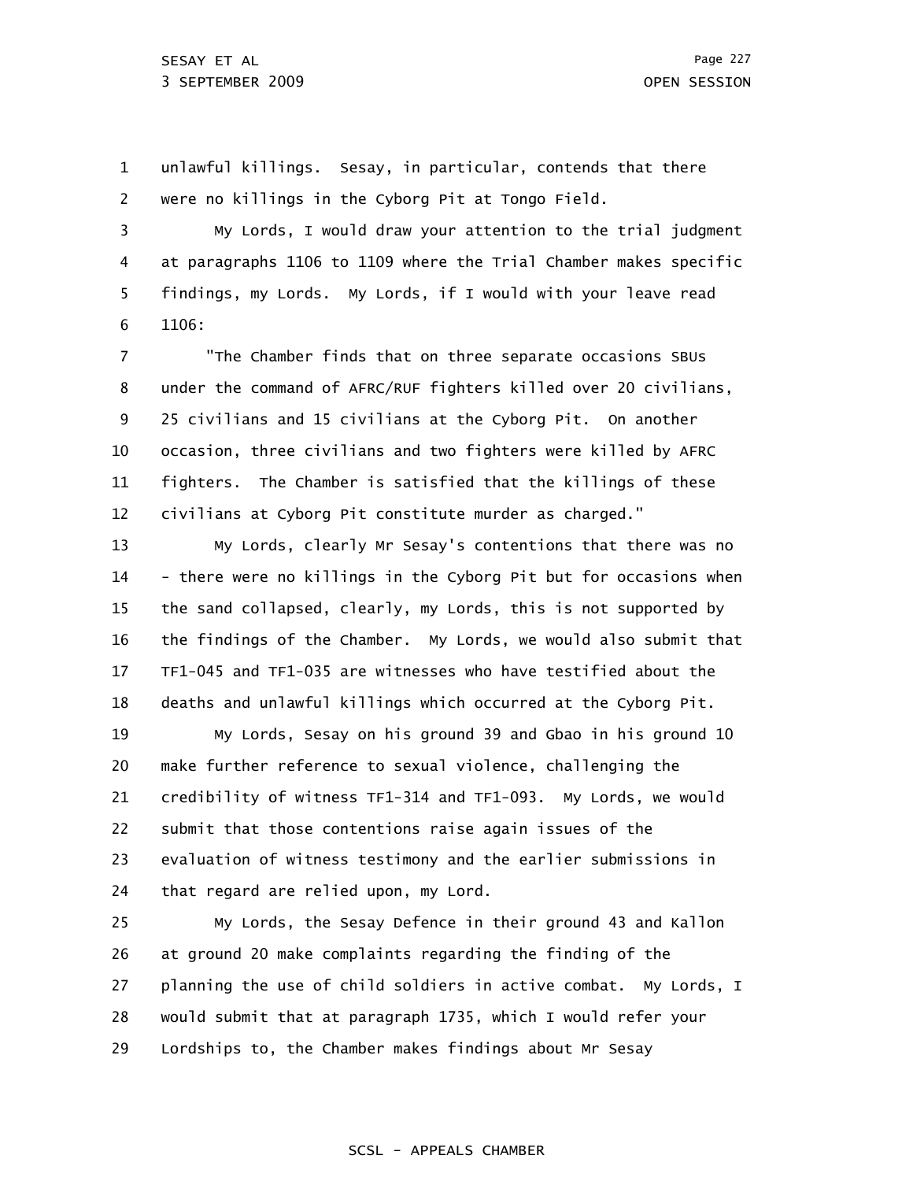unlawful killings. Sesay, in particular, contends that there were no killings in the Cyborg Pit at Tongo Field.

My Lords, I would draw your attention to the trial judgment at paragraphs 1106 to 1109 where the Trial Chamber makes specific findings, my Lords. My Lords, if I would with your leave read 1106:

"The Chamber finds that on three separate occasions SBUs under the command of AFRC/RUF fighters killed over 20 civilians, 25 civilians and 15 civilians at the Cyborg Pit. On another occasion, three civilians and two fighters were killed by AFRC fighters. The Chamber is satisfied that the killings of these civilians at Cyborg Pit constitute murder as charged."

My Lords, clearly Mr Sesay's contentions that there was no - there were no killings in the Cyborg Pit but for occasions when the sand collapsed, clearly, my Lords, this is not supported by the findings of the Chamber. My Lords, we would also submit that TF1-045 and TF1-035 are witnesses who have testified about the deaths and unlawful killings which occurred at the Cyborg Pit.

My Lords, Sesay on his ground 39 and Gbao in his ground 10 make further reference to sexual violence, challenging the credibility of witness TF1-314 and TF1-093. My Lords, we would submit that those contentions raise again issues of the evaluation of witness testimony and the earlier submissions in that regard are relied upon, my Lord.

My Lords, the Sesay Defence in their ground 43 and Kallon at ground 20 make complaints regarding the finding of the planning the use of child soldiers in active combat. My Lords, I would submit that at paragraph 1735, which I would refer your Lordships to, the Chamber makes findings about Mr Sesay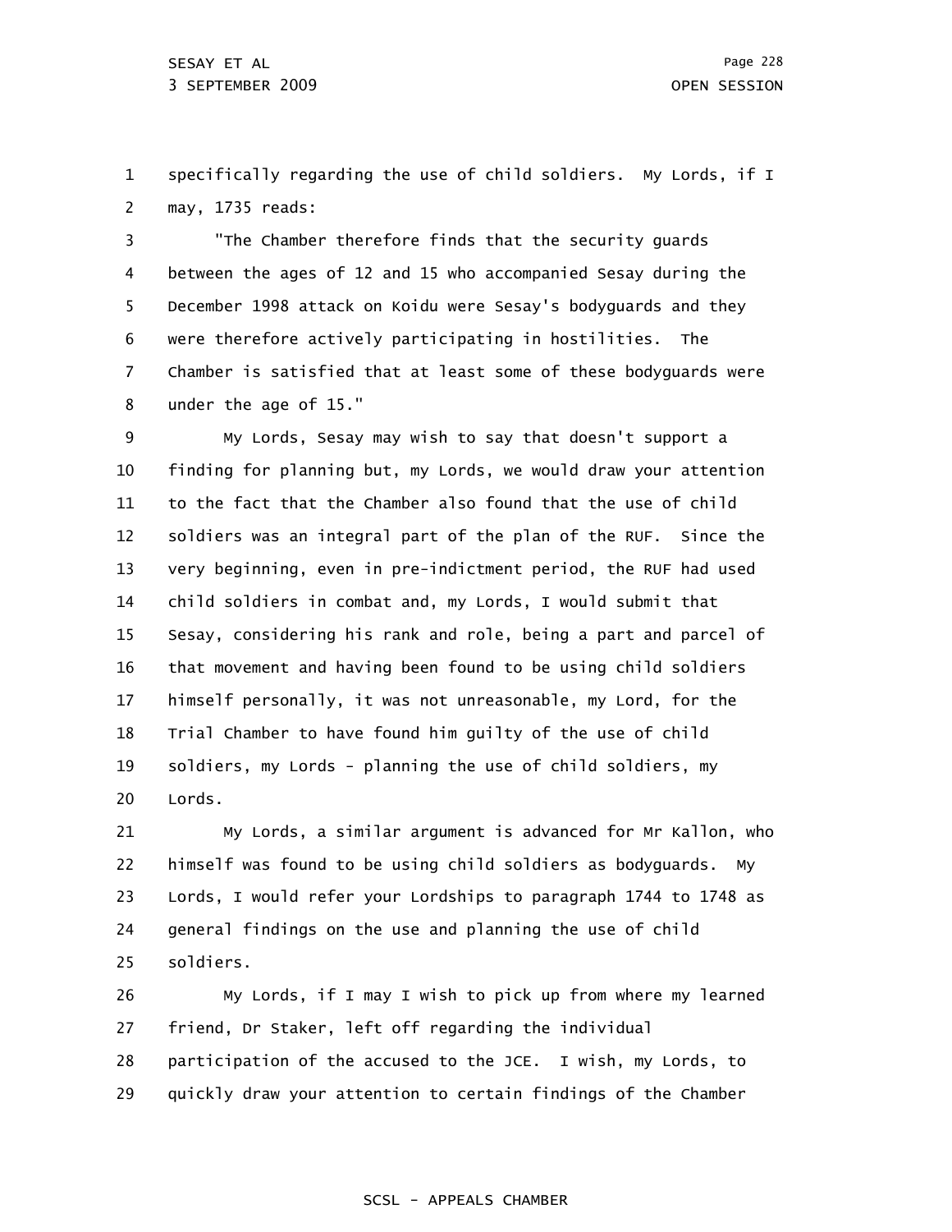specifically regarding the use of child soldiers. My Lords, if I may, 1735 reads:

"The Chamber therefore finds that the security guards between the ages of 12 and 15 who accompanied Sesay during the December 1998 attack on Koidu were Sesay's bodyguards and they were therefore actively participating in hostilities. The Chamber is satisfied that at least some of these bodyguards were under the age of 15."

My Lords, Sesay may wish to say that doesn't support a finding for planning but, my Lords, we would draw your attention to the fact that the Chamber also found that the use of child soldiers was an integral part of the plan of the RUF. Since the very beginning, even in pre-indictment period, the RUF had used child soldiers in combat and, my Lords, I would submit that Sesay, considering his rank and role, being a part and parcel of that movement and having been found to be using child soldiers himself personally, it was not unreasonable, my Lord, for the Trial Chamber to have found him guilty of the use of child soldiers, my Lords - planning the use of child soldiers, my Lords.

My Lords, a similar argument is advanced for Mr Kallon, who himself was found to be using child soldiers as bodyguards. My Lords, I would refer your Lordships to paragraph 1744 to 1748 as general findings on the use and planning the use of child soldiers.

My Lords, if I may I wish to pick up from where my learned friend, Dr Staker, left off regarding the individual participation of the accused to the JCE. I wish, my Lords, to quickly draw your attention to certain findings of the Chamber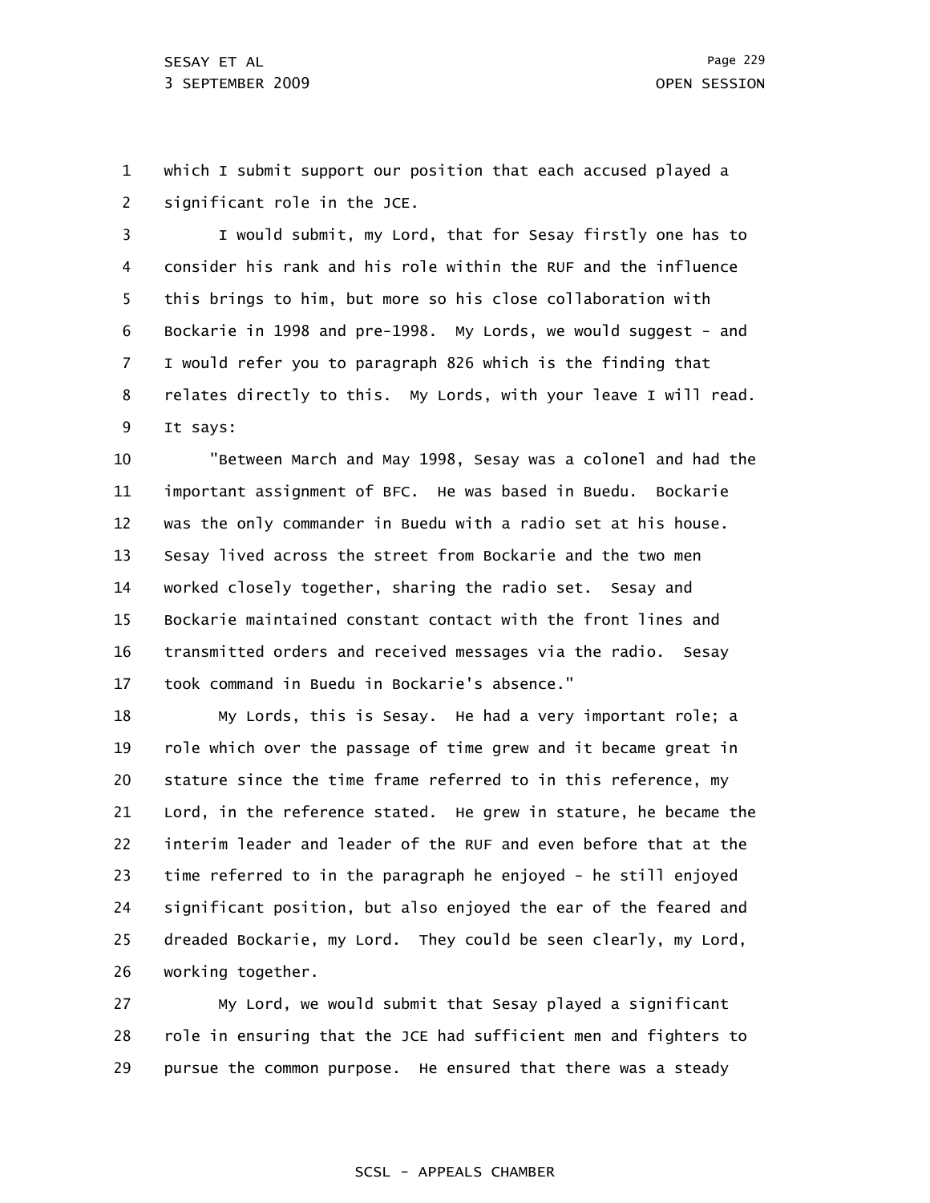which I submit support our position that each accused played a significant role in the JCE.

I would submit, my Lord, that for Sesay firstly one has to consider his rank and his role within the RUF and the influence this brings to him, but more so his close collaboration with Bockarie in 1998 and pre-1998. My Lords, we would suggest - and I would refer you to paragraph 826 which is the finding that relates directly to this. My Lords, with your leave I will read. It says:

"Between March and May 1998, Sesay was a colonel and had the important assignment of BFC. He was based in Buedu. Bockarie was the only commander in Buedu with a radio set at his house. Sesay lived across the street from Bockarie and the two men worked closely together, sharing the radio set. Sesay and Bockarie maintained constant contact with the front lines and transmitted orders and received messages via the radio. Sesay took command in Buedu in Bockarie's absence."

My Lords, this is Sesay. He had a very important role; a role which over the passage of time grew and it became great in stature since the time frame referred to in this reference, my Lord, in the reference stated. He grew in stature, he became the interim leader and leader of the RUF and even before that at the time referred to in the paragraph he enjoyed - he still enjoyed significant position, but also enjoyed the ear of the feared and dreaded Bockarie, my Lord. They could be seen clearly, my Lord, working together.

My Lord, we would submit that Sesay played a significant role in ensuring that the JCE had sufficient men and fighters to pursue the common purpose. He ensured that there was a steady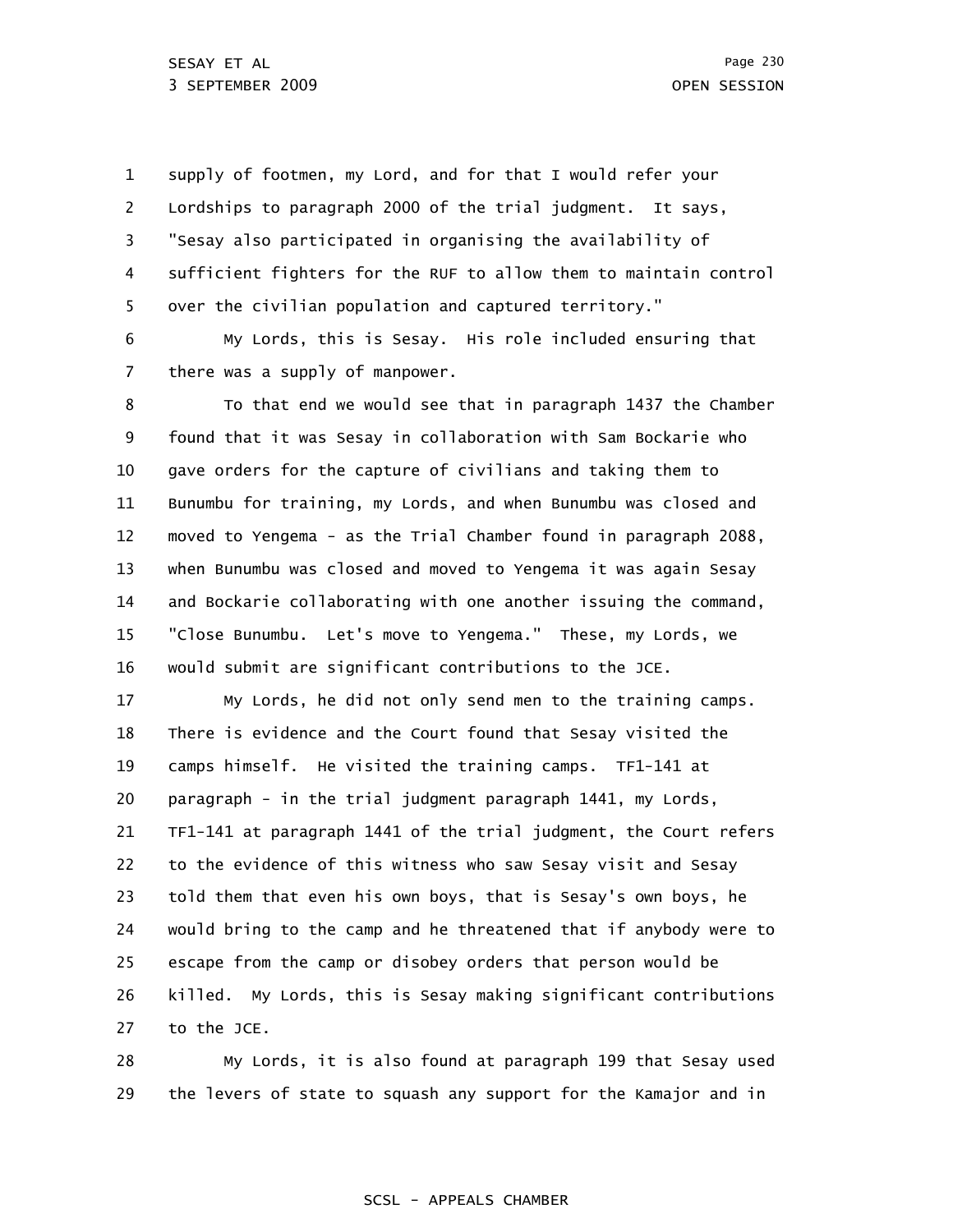supply of footmen, my Lord, and for that I would refer your Lordships to paragraph 2000 of the trial judgment. It says, "Sesay also participated in organising the availability of sufficient fighters for the RUF to allow them to maintain control over the civilian population and captured territory."

My Lords, this is Sesay. His role included ensuring that there was a supply of manpower.

To that end we would see that in paragraph 1437 the Chamber found that it was Sesay in collaboration with Sam Bockarie who gave orders for the capture of civilians and taking them to Bunumbu for training, my Lords, and when Bunumbu was closed and moved to Yengema - as the Trial Chamber found in paragraph 2088, when Bunumbu was closed and moved to Yengema it was again Sesay and Bockarie collaborating with one another issuing the command, "Close Bunumbu. Let's move to Yengema." These, my Lords, we would submit are significant contributions to the JCE.

My Lords, he did not only send men to the training camps. There is evidence and the Court found that Sesay visited the camps himself. He visited the training camps. TF1-141 at paragraph - in the trial judgment paragraph 1441, my Lords, TF1-141 at paragraph 1441 of the trial judgment, the Court refers to the evidence of this witness who saw Sesay visit and Sesay told them that even his own boys, that is Sesay's own boys, he would bring to the camp and he threatened that if anybody were to escape from the camp or disobey orders that person would be killed. My Lords, this is Sesay making significant contributions to the JCE.

My Lords, it is also found at paragraph 199 that Sesay used the levers of state to squash any support for the Kamajor and in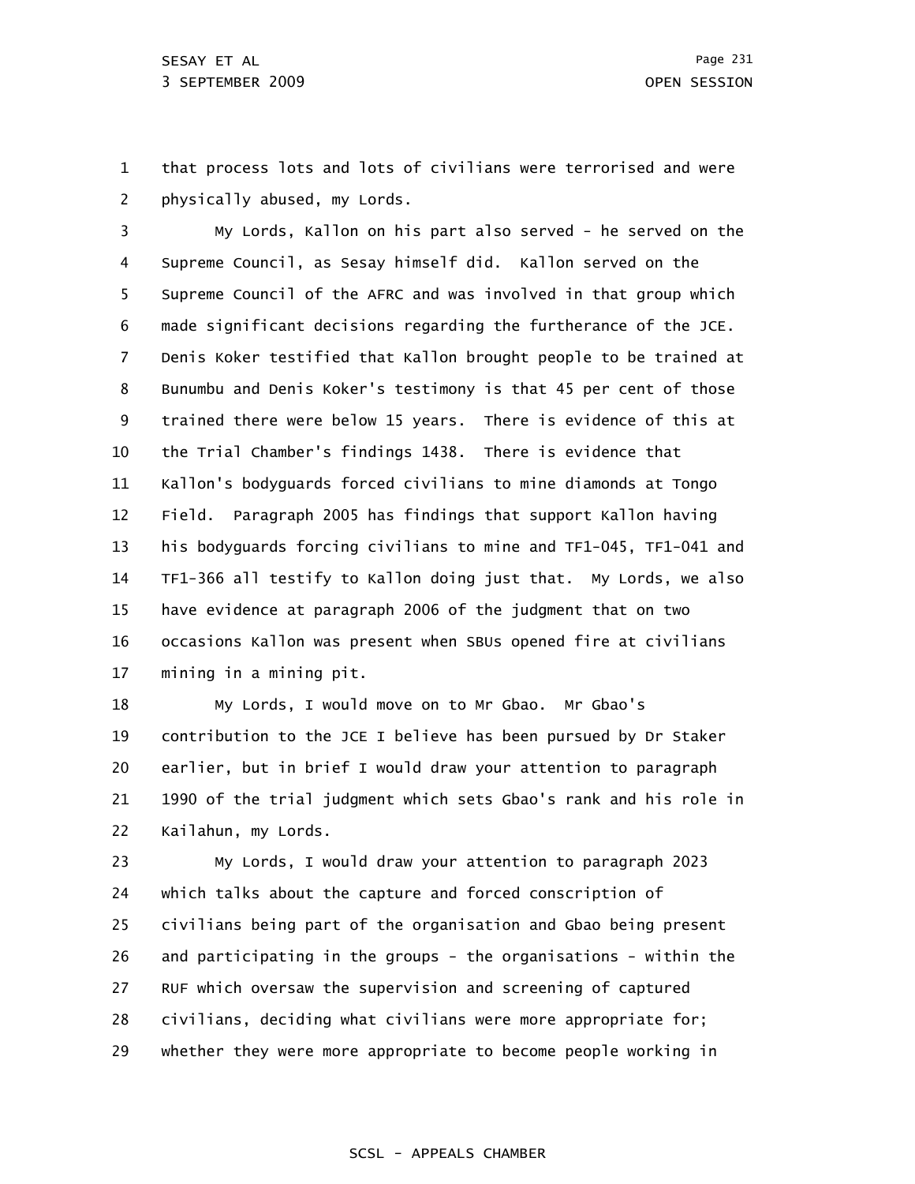that process lots and lots of civilians were terrorised and were physically abused, my Lords.

My Lords, Kallon on his part also served - he served on the Supreme Council, as Sesay himself did. Kallon served on the Supreme Council of the AFRC and was involved in that group which made significant decisions regarding the furtherance of the JCE. Denis Koker testified that Kallon brought people to be trained at Bunumbu and Denis Koker's testimony is that 45 per cent of those trained there were below 15 years. There is evidence of this at the Trial Chamber's findings 1438. There is evidence that Kallon's bodyguards forced civilians to mine diamonds at Tongo Field. Paragraph 2005 has findings that support Kallon having his bodyguards forcing civilians to mine and TF1-045, TF1-041 and TF1-366 all testify to Kallon doing just that. My Lords, we also have evidence at paragraph 2006 of the judgment that on two occasions Kallon was present when SBUs opened fire at civilians mining in a mining pit.

My Lords, I would move on to Mr Gbao. Mr Gbao's contribution to the JCE I believe has been pursued by Dr Staker earlier, but in brief I would draw your attention to paragraph 1990 of the trial judgment which sets Gbao's rank and his role in Kailahun, my Lords.

My Lords, I would draw your attention to paragraph 2023 which talks about the capture and forced conscription of civilians being part of the organisation and Gbao being present and participating in the groups - the organisations - within the RUF which oversaw the supervision and screening of captured civilians, deciding what civilians were more appropriate for; whether they were more appropriate to become people working in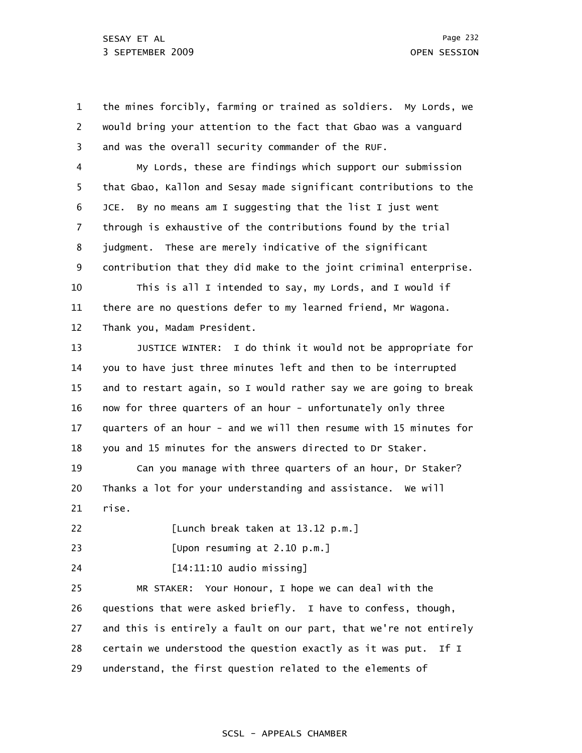the mines forcibly, farming or trained as soldiers. My Lords, we would bring your attention to the fact that Gbao was a vanguard and was the overall security commander of the RUF.

My Lords, these are findings which support our submission that Gbao, Kallon and Sesay made significant contributions to the JCE. By no means am I suggesting that the list I just went through is exhaustive of the contributions found by the trial judgment. These are merely indicative of the significant contribution that they did make to the joint criminal enterprise.

This is all I intended to say, my Lords, and I would if there are no questions defer to my learned friend, Mr Wagona. Thank you, Madam President.

JUSTICE WINTER: I do think it would not be appropriate for you to have just three minutes left and then to be interrupted and to restart again, so I would rather say we are going to break now for three quarters of an hour - unfortunately only three quarters of an hour - and we will then resume with 15 minutes for you and 15 minutes for the answers directed to Dr Staker.

Can you manage with three quarters of an hour, Dr Staker? Thanks a lot for your understanding and assistance. We will rise.

[Lunch break taken at 13.12 p.m.]

[Upon resuming at 2.10 p.m.]

[14:11:10 audio missing]

MR STAKER: Your Honour, I hope we can deal with the questions that were asked briefly. I have to confess, though, and this is entirely a fault on our part, that we're not entirely certain we understood the question exactly as it was put. If I understand, the first question related to the elements of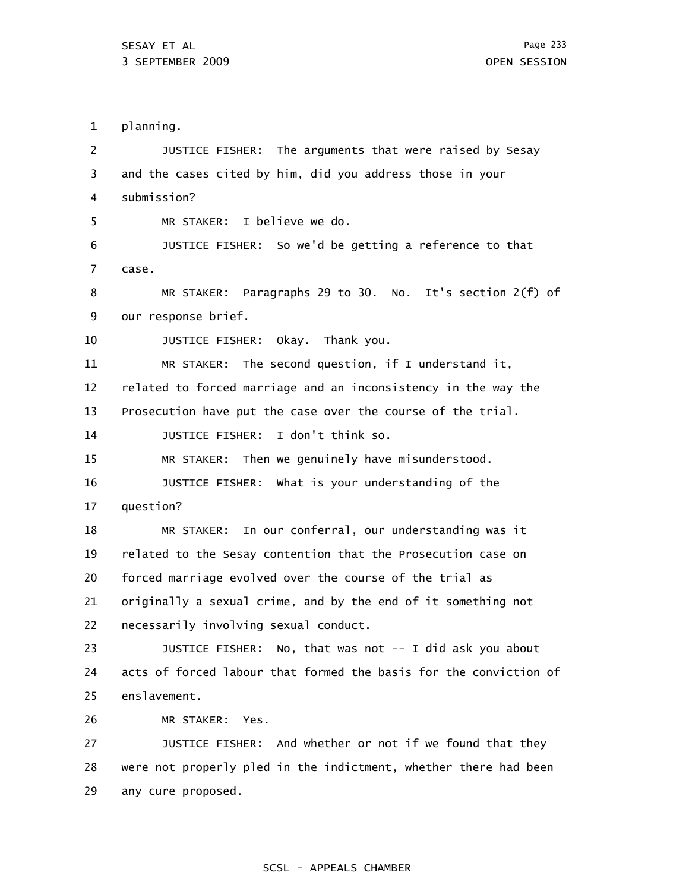1 planning.

2 JUSTICE FISHER: The arguments that were raised by Sesay

3 and the cases cited by him, did you address those in your

4 submission?

5 MR STAKER: I believe we do.

6 JUSTICE FISHER: So we'd be getting a reference to that

7 case.

8 MR STAKER: Paragraphs 29 to 30. No. It's section 2(f) of

9 our response brief.

10 JUSTICE FISHER: Okay. Thank you.

11 MR STAKER: The second question, if I understand it,

12 related to forced marriage and an inconsistency in the way the

13 Prosecution have put the case over the course of the trial.

14 JUSTICE FISHER: I don't think so.

15 MR STAKER: Then we genuinely have misunderstood.

16 JUSTICE FISHER: What is your understanding of the

17 question?

18 MR STAKER: In our conferral, our understanding was it

19 related to the Sesay contention that the Prosecution case on

20 forced marriage evolved over the course of the trial as

21 originally a sexual crime, and by the end of it something not

22 necessarily involving sexual conduct.

23 JUSTICE FISHER: No, that was not -- I did ask you about

24 acts of forced labour that formed the basis for the conviction of

25 enslavement.

26 MR STAKER: Yes.

27 JUSTICE FISHER: And whether or not if we found that they

28 were not properly pled in the indictment, whether there had been

29 any cure proposed.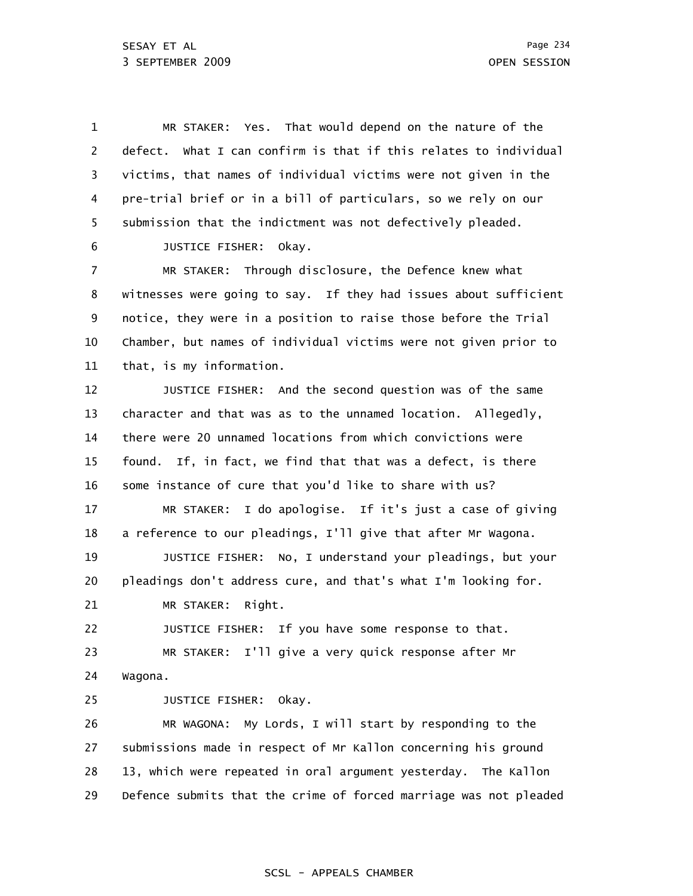MR STAKER: Yes. That would depend on the nature of the defect. What I can confirm is that if this relates to individual victims, that names of individual victims were not given in the pre-trial brief or in a bill of particulars, so we rely on our submission that the indictment was not defectively pleaded.

JUSTICE FISHER: Okay.

MR STAKER: Through disclosure, the Defence knew what witnesses were going to say. If they had issues about sufficient notice, they were in a position to raise those before the Trial Chamber, but names of individual victims were not given prior to that, is my information.

JUSTICE FISHER: And the second question was of the same character and that was as to the unnamed location. Allegedly, there were 20 unnamed locations from which convictions were found. If, in fact, we find that that was a defect, is there some instance of cure that you'd like to share with us?

MR STAKER: I do apologise. If it's just a case of giving a reference to our pleadings, I'll give that after Mr Wagona.

JUSTICE FISHER: No, I understand your pleadings, but your pleadings don't address cure, and that's what I'm looking for.

MR STAKER: Right.

JUSTICE FISHER: If you have some response to that.

MR STAKER: I'll give a very quick response after Mr Wagona.

JUSTICE FISHER: Okay.

MR WAGONA: My Lords, I will start by responding to the submissions made in respect of Mr Kallon concerning his ground 13, which were repeated in oral argument yesterday. The Kallon Defence submits that the crime of forced marriage was not pleaded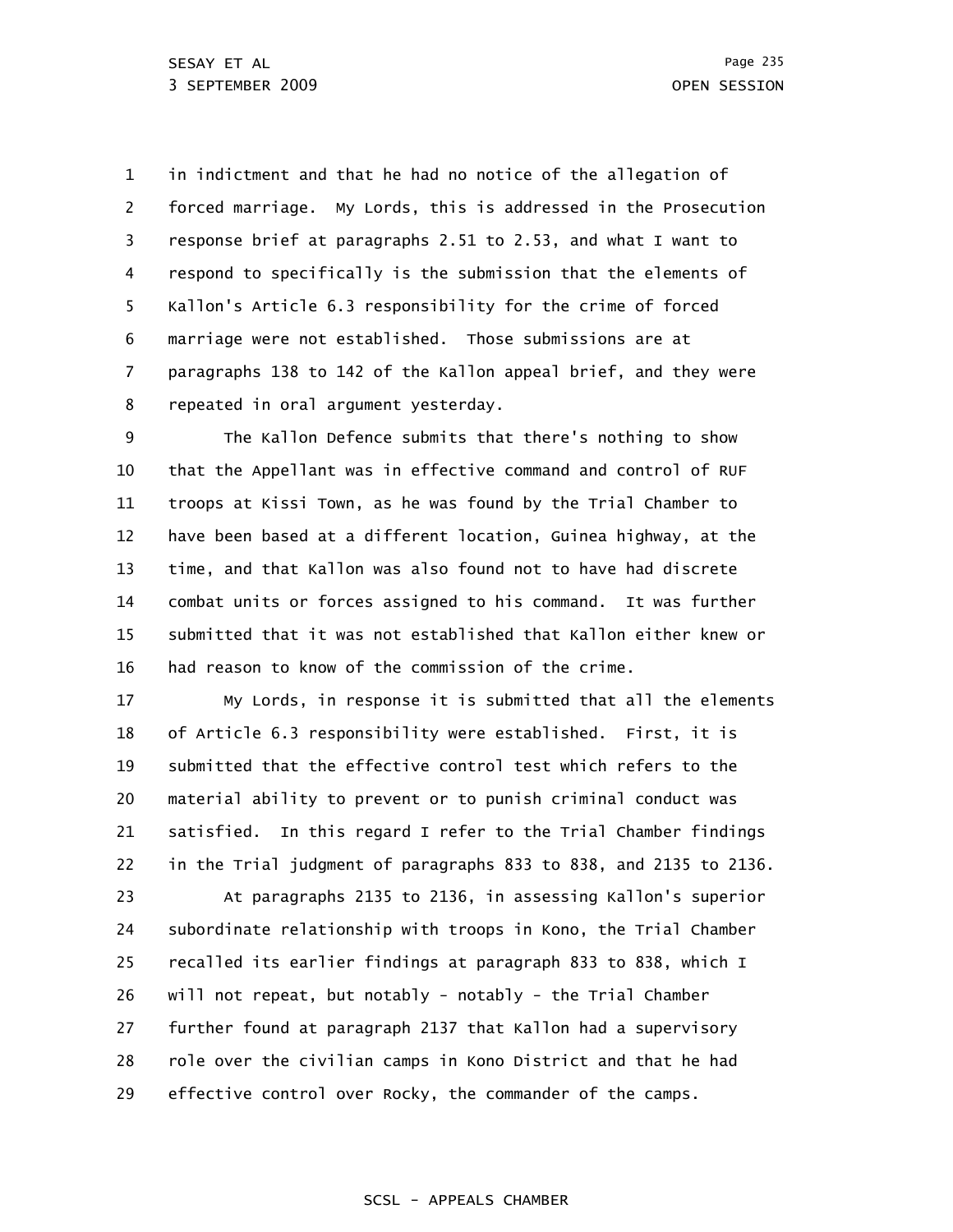in indictment and that he had no notice of the allegation of forced marriage. My Lords, this is addressed in the Prosecution response brief at paragraphs 2.51 to 2.53, and what I want to respond to specifically is the submission that the elements of Kallon's Article 6.3 responsibility for the crime of forced marriage were not established. Those submissions are at paragraphs 138 to 142 of the Kallon appeal brief, and they were repeated in oral argument yesterday.

The Kallon Defence submits that there's nothing to show that the Appellant was in effective command and control of RUF troops at Kissi Town, as he was found by the Trial Chamber to have been based at a different location, Guinea highway, at the time, and that Kallon was also found not to have had discrete combat units or forces assigned to his command. It was further submitted that it was not established that Kallon either knew or had reason to know of the commission of the crime.

My Lords, in response it is submitted that all the elements of Article 6.3 responsibility were established. First, it is submitted that the effective control test which refers to the material ability to prevent or to punish criminal conduct was satisfied. In this regard I refer to the Trial Chamber findings in the Trial judgment of paragraphs 833 to 838, and 2135 to 2136.

At paragraphs 2135 to 2136, in assessing Kallon's superior subordinate relationship with troops in Kono, the Trial Chamber recalled its earlier findings at paragraph 833 to 838, which I will not repeat, but notably - notably - the Trial Chamber further found at paragraph 2137 that Kallon had a supervisory role over the civilian camps in Kono District and that he had effective control over Rocky, the commander of the camps.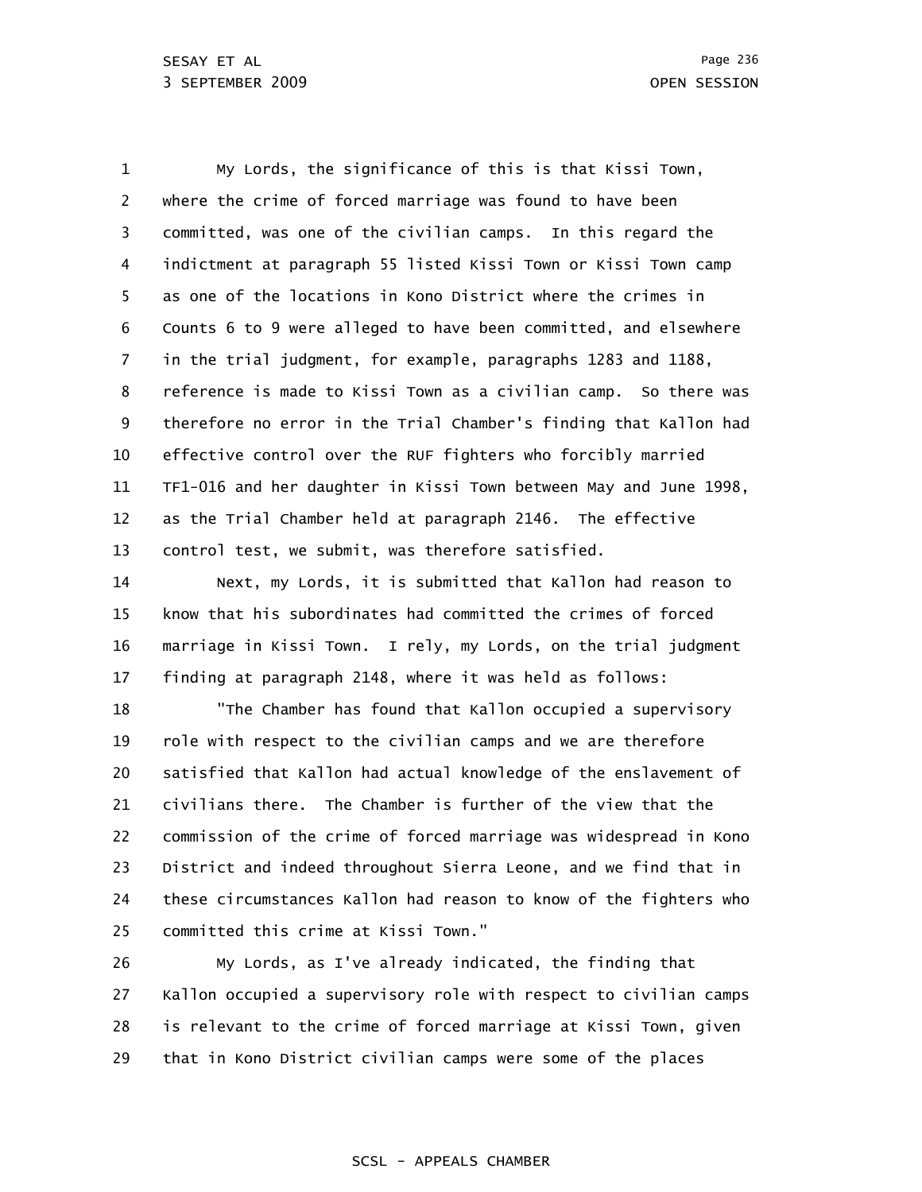My Lords, the significance of this is that Kissi Town, where the crime of forced marriage was found to have been committed, was one of the civilian camps. In this regard the indictment at paragraph 55 listed Kissi Town or Kissi Town camp as one of the locations in Kono District where the crimes in Counts 6 to 9 were alleged to have been committed, and elsewhere in the trial judgment, for example, paragraphs 1283 and 1188, reference is made to Kissi Town as a civilian camp. So there was therefore no error in the Trial Chamber's finding that Kallon had effective control over the RUF fighters who forcibly married TF1-016 and her daughter in Kissi Town between May and June 1998, as the Trial Chamber held at paragraph 2146. The effective control test, we submit, was therefore satisfied.

Next, my Lords, it is submitted that Kallon had reason to know that his subordinates had committed the crimes of forced marriage in Kissi Town. I rely, my Lords, on the trial judgment finding at paragraph 2148, where it was held as follows:

"The Chamber has found that Kallon occupied a supervisory role with respect to the civilian camps and we are therefore satisfied that Kallon had actual knowledge of the enslavement of civilians there. The Chamber is further of the view that the commission of the crime of forced marriage was widespread in Kono District and indeed throughout Sierra Leone, and we find that in these circumstances Kallon had reason to know of the fighters who committed this crime at Kissi Town."

My Lords, as I've already indicated, the finding that Kallon occupied a supervisory role with respect to civilian camps is relevant to the crime of forced marriage at Kissi Town, given that in Kono District civilian camps were some of the places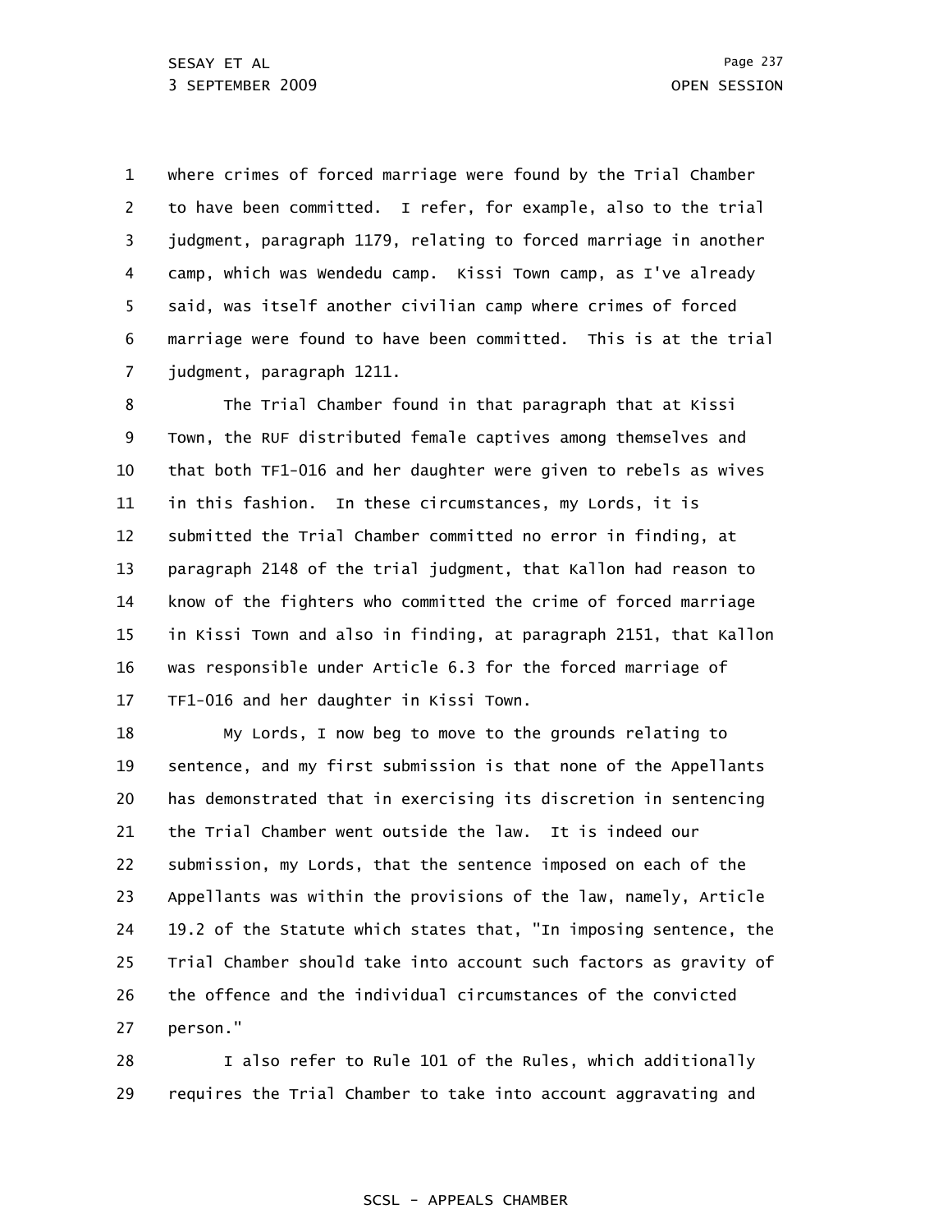where crimes of forced marriage were found by the Trial Chamber to have been committed. I refer, for example, also to the trial judgment, paragraph 1179, relating to forced marriage in another camp, which was Wendedu camp. Kissi Town camp, as I've already said, was itself another civilian camp where crimes of forced marriage were found to have been committed. This is at the trial judgment, paragraph 1211.

The Trial Chamber found in that paragraph that at Kissi Town, the RUF distributed female captives among themselves and that both TF1-016 and her daughter were given to rebels as wives in this fashion. In these circumstances, my Lords, it is submitted the Trial Chamber committed no error in finding, at paragraph 2148 of the trial judgment, that Kallon had reason to know of the fighters who committed the crime of forced marriage in Kissi Town and also in finding, at paragraph 2151, that Kallon was responsible under Article 6.3 for the forced marriage of TF1-016 and her daughter in Kissi Town.

My Lords, I now beg to move to the grounds relating to sentence, and my first submission is that none of the Appellants has demonstrated that in exercising its discretion in sentencing the Trial Chamber went outside the law. It is indeed our submission, my Lords, that the sentence imposed on each of the Appellants was within the provisions of the law, namely, Article 19.2 of the Statute which states that, "In imposing sentence, the Trial Chamber should take into account such factors as gravity of the offence and the individual circumstances of the convicted person."

I also refer to Rule 101 of the Rules, which additionally requires the Trial Chamber to take into account aggravating and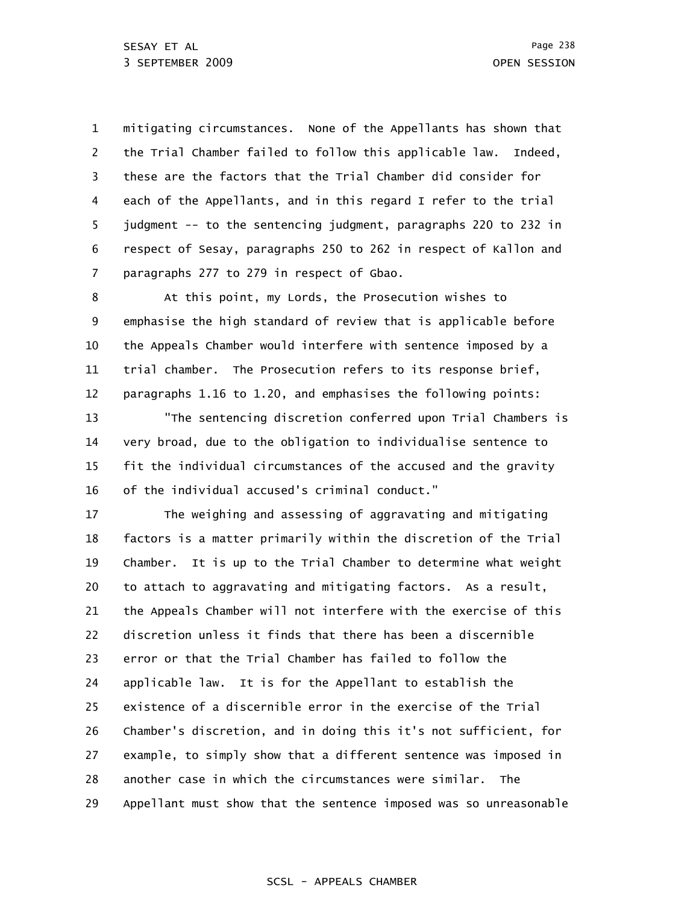mitigating circumstances. None of the Appellants has shown that the Trial Chamber failed to follow this applicable law. Indeed, these are the factors that the Trial Chamber did consider for each of the Appellants, and in this regard I refer to the trial judgment -- to the sentencing judgment, paragraphs 220 to 232 in respect of Sesay, paragraphs 250 to 262 in respect of Kallon and paragraphs 277 to 279 in respect of Gbao.

At this point, my Lords, the Prosecution wishes to emphasise the high standard of review that is applicable before the Appeals Chamber would interfere with sentence imposed by a trial chamber. The Prosecution refers to its response brief, paragraphs 1.16 to 1.20, and emphasises the following points:

"The sentencing discretion conferred upon Trial Chambers is very broad, due to the obligation to individualise sentence to fit the individual circumstances of the accused and the gravity of the individual accused's criminal conduct."

The weighing and assessing of aggravating and mitigating factors is a matter primarily within the discretion of the Trial Chamber. It is up to the Trial Chamber to determine what weight to attach to aggravating and mitigating factors. As a result, the Appeals Chamber will not interfere with the exercise of this discretion unless it finds that there has been a discernible error or that the Trial Chamber has failed to follow the applicable law. It is for the Appellant to establish the existence of a discernible error in the exercise of the Trial Chamber's discretion, and in doing this it's not sufficient, for example, to simply show that a different sentence was imposed in another case in which the circumstances were similar. The Appellant must show that the sentence imposed was so unreasonable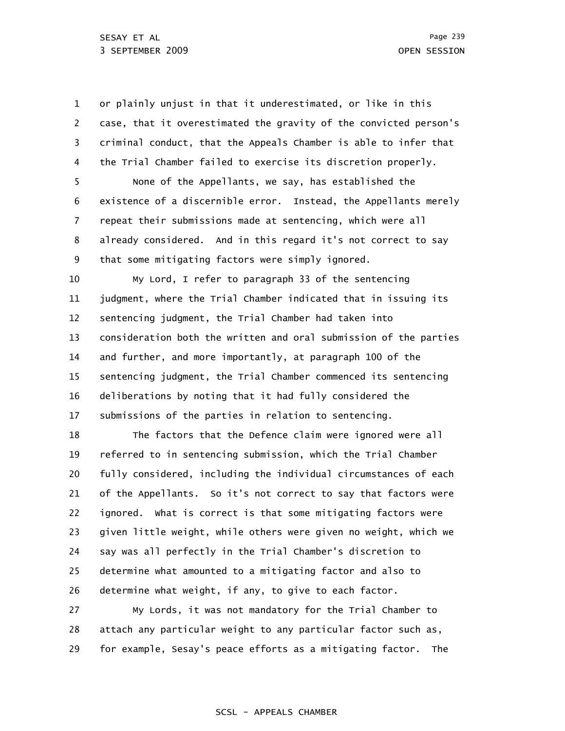or plainly unjust in that it underestimated, or like in this case, that it overestimated the gravity of the convicted person's criminal conduct, that the Appeals Chamber is able to infer that the Trial Chamber failed to exercise its discretion properly.

None of the Appellants, we say, has established the existence of a discernible error. Instead, the Appellants merely repeat their submissions made at sentencing, which were all already considered. And in this regard it's not correct to say that some mitigating factors were simply ignored.

My Lord, I refer to paragraph 33 of the sentencing judgment, where the Trial Chamber indicated that in issuing its sentencing judgment, the Trial Chamber had taken into consideration both the written and oral submission of the parties and further, and more importantly, at paragraph 100 of the sentencing judgment, the Trial Chamber commenced its sentencing deliberations by noting that it had fully considered the submissions of the parties in relation to sentencing.

The factors that the Defence claim were ignored were all referred to in sentencing submission, which the Trial Chamber fully considered, including the individual circumstances of each of the Appellants. So it's not correct to say that factors were ignored. What is correct is that some mitigating factors were given little weight, while others were given no weight, which we say was all perfectly in the Trial Chamber's discretion to determine what amounted to a mitigating factor and also to determine what weight, if any, to give to each factor.

My Lords, it was not mandatory for the Trial Chamber to attach any particular weight to any particular factor such as, for example, Sesay's peace efforts as a mitigating factor. The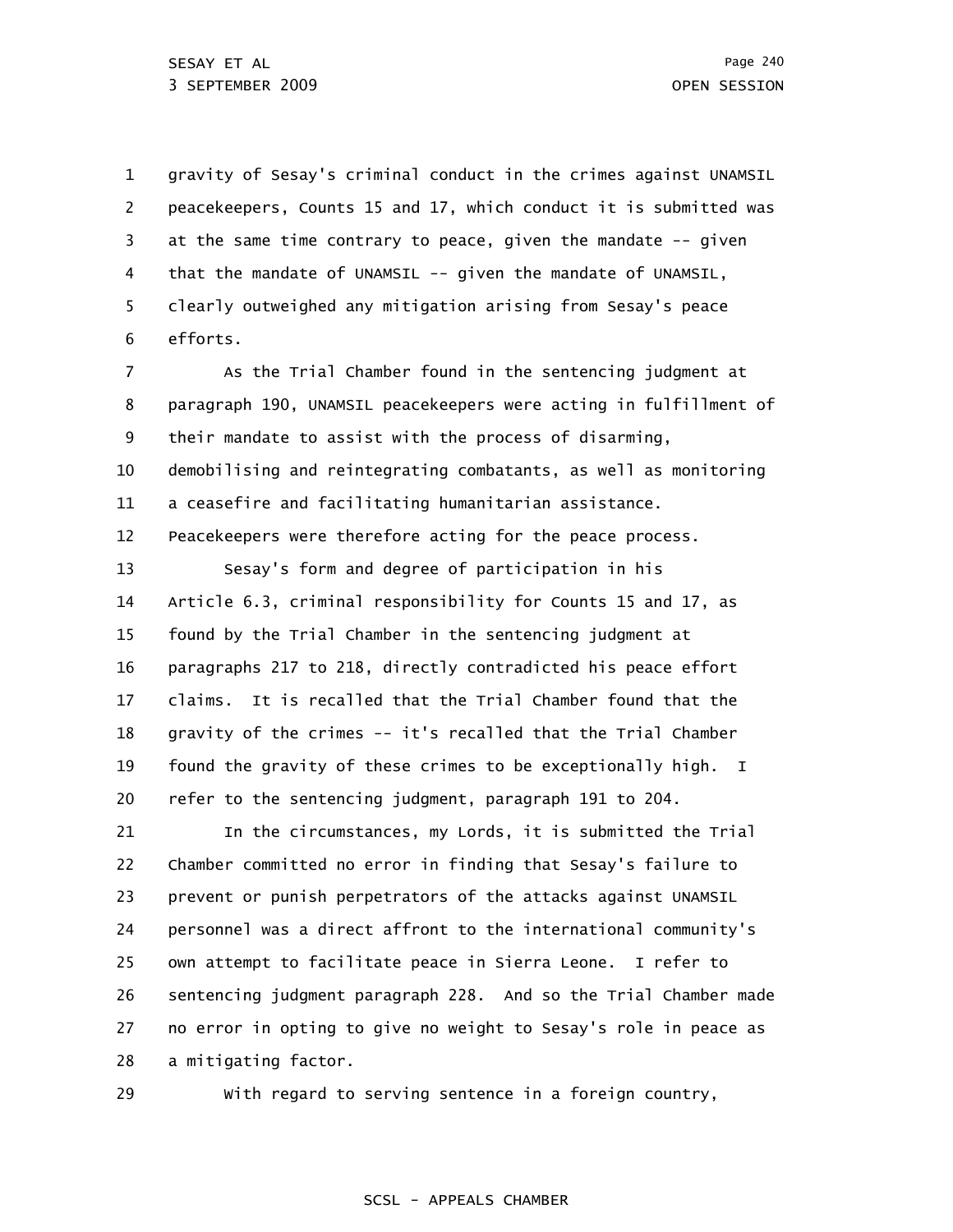gravity of Sesay's criminal conduct in the crimes against UNAMSIL peacekeepers, Counts 15 and 17, which conduct it is submitted was at the same time contrary to peace, given the mandate -- given that the mandate of UNAMSIL -- given the mandate of UNAMSIL, clearly outweighed any mitigation arising from Sesay's peace efforts.

As the Trial Chamber found in the sentencing judgment at paragraph 190, UNAMSIL peacekeepers were acting in fulfillment of their mandate to assist with the process of disarming, demobilising and reintegrating combatants, as well as monitoring a ceasefire and facilitating humanitarian assistance. Peacekeepers were therefore acting for the peace process.

Sesay's form and degree of participation in his Article 6.3, criminal responsibility for Counts 15 and 17, as found by the Trial Chamber in the sentencing judgment at paragraphs 217 to 218, directly contradicted his peace effort claims. It is recalled that the Trial Chamber found that the gravity of the crimes -- it's recalled that the Trial Chamber found the gravity of these crimes to be exceptionally high. I refer to the sentencing judgment, paragraph 191 to 204.

In the circumstances, my Lords, it is submitted the Trial Chamber committed no error in finding that Sesay's failure to prevent or punish perpetrators of the attacks against UNAMSIL personnel was a direct affront to the international community's own attempt to facilitate peace in Sierra Leone. I refer to sentencing judgment paragraph 228. And so the Trial Chamber made no error in opting to give no weight to Sesay's role in peace as a mitigating factor.

With regard to serving sentence in a foreign country,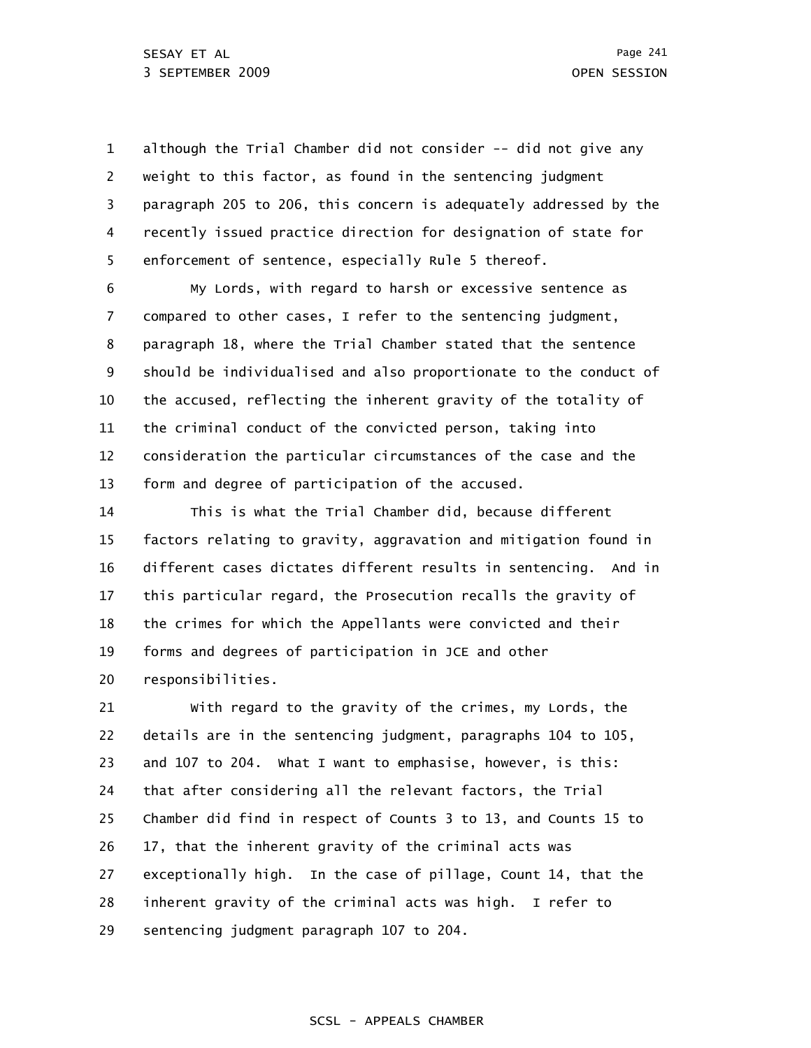although the Trial Chamber did not consider -- did not give any weight to this factor, as found in the sentencing judgment paragraph 205 to 206, this concern is adequately addressed by the recently issued practice direction for designation of state for enforcement of sentence, especially Rule 5 thereof.

My Lords, with regard to harsh or excessive sentence as compared to other cases, I refer to the sentencing judgment, paragraph 18, where the Trial Chamber stated that the sentence should be individualised and also proportionate to the conduct of the accused, reflecting the inherent gravity of the totality of the criminal conduct of the convicted person, taking into consideration the particular circumstances of the case and the form and degree of participation of the accused.

This is what the Trial Chamber did, because different factors relating to gravity, aggravation and mitigation found in different cases dictates different results in sentencing. And in this particular regard, the Prosecution recalls the gravity of the crimes for which the Appellants were convicted and their forms and degrees of participation in JCE and other responsibilities.

With regard to the gravity of the crimes, my Lords, the details are in the sentencing judgment, paragraphs 104 to 105, and 107 to 204. What I want to emphasise, however, is this: that after considering all the relevant factors, the Trial Chamber did find in respect of Counts 3 to 13, and Counts 15 to 17, that the inherent gravity of the criminal acts was exceptionally high. In the case of pillage, Count 14, that the inherent gravity of the criminal acts was high. I refer to sentencing judgment paragraph 107 to 204.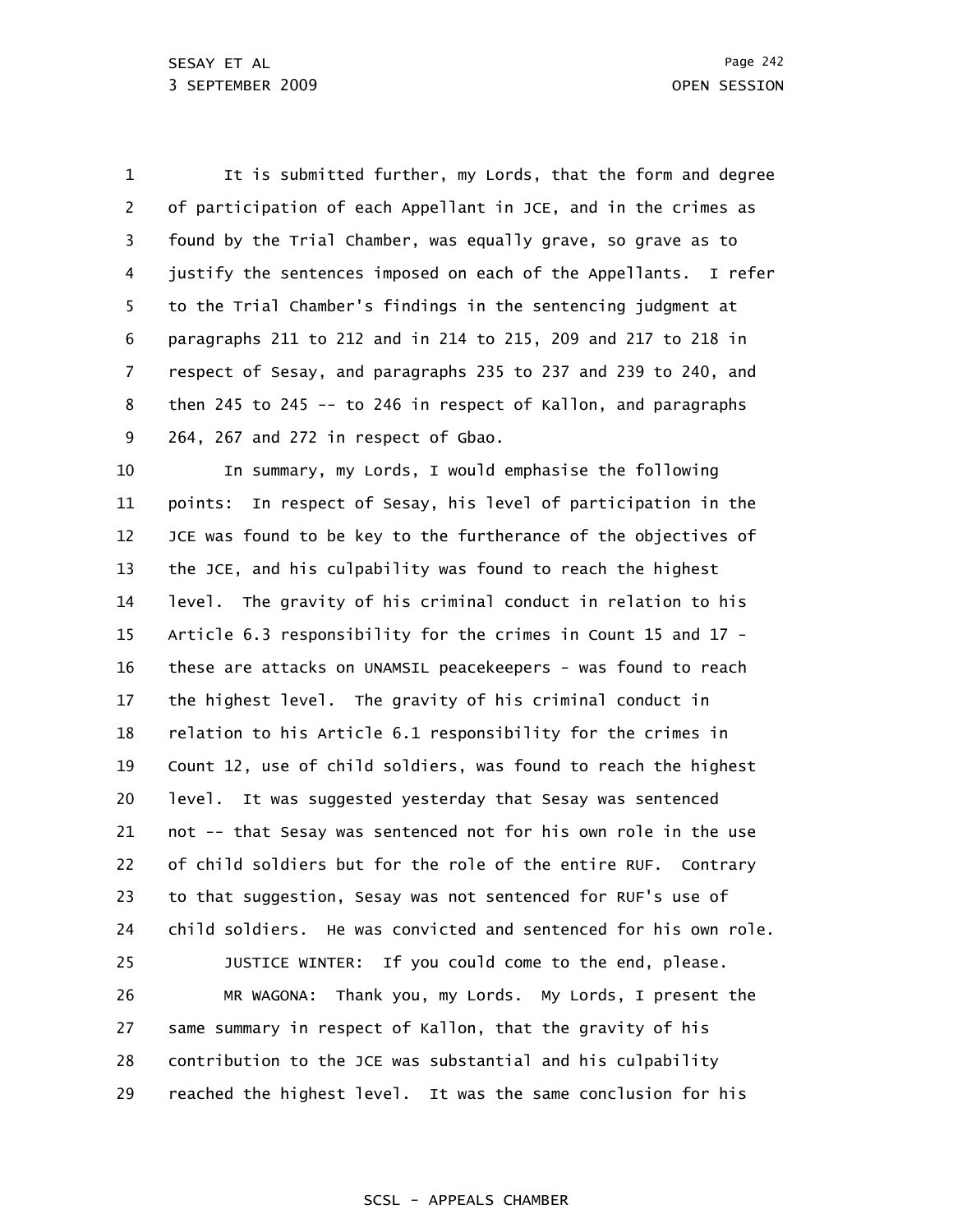It is submitted further, my Lords, that the form and degree of participation of each Appellant in JCE, and in the crimes as found by the Trial Chamber, was equally grave, so grave as to justify the sentences imposed on each of the Appellants. I refer to the Trial Chamber's findings in the sentencing judgment at paragraphs 211 to 212 and in 214 to 215, 209 and 217 to 218 in respect of Sesay, and paragraphs 235 to 237 and 239 to 240, and then 245 to 245 -- to 246 in respect of Kallon, and paragraphs 264, 267 and 272 in respect of Gbao.

In summary, my Lords, I would emphasise the following points: In respect of Sesay, his level of participation in the JCE was found to be key to the furtherance of the objectives of the JCE, and his culpability was found to reach the highest level. The gravity of his criminal conduct in relation to his Article 6.3 responsibility for the crimes in Count 15 and 17 - these are attacks on UNAMSIL peacekeepers - was found to reach the highest level. The gravity of his criminal conduct in relation to his Article 6.1 responsibility for the crimes in Count 12, use of child soldiers, was found to reach the highest level. It was suggested yesterday that Sesay was sentenced not -- that Sesay was sentenced not for his own role in the use of child soldiers but for the role of the entire RUF. Contrary to that suggestion, Sesay was not sentenced for RUF's use of child soldiers. He was convicted and sentenced for his own role.

JUSTICE WINTER: If you could come to the end, please.

MR WAGONA: Thank you, my Lords. My Lords, I present the same summary in respect of Kallon, that the gravity of his contribution to the JCE was substantial and his culpability reached the highest level. It was the same conclusion for his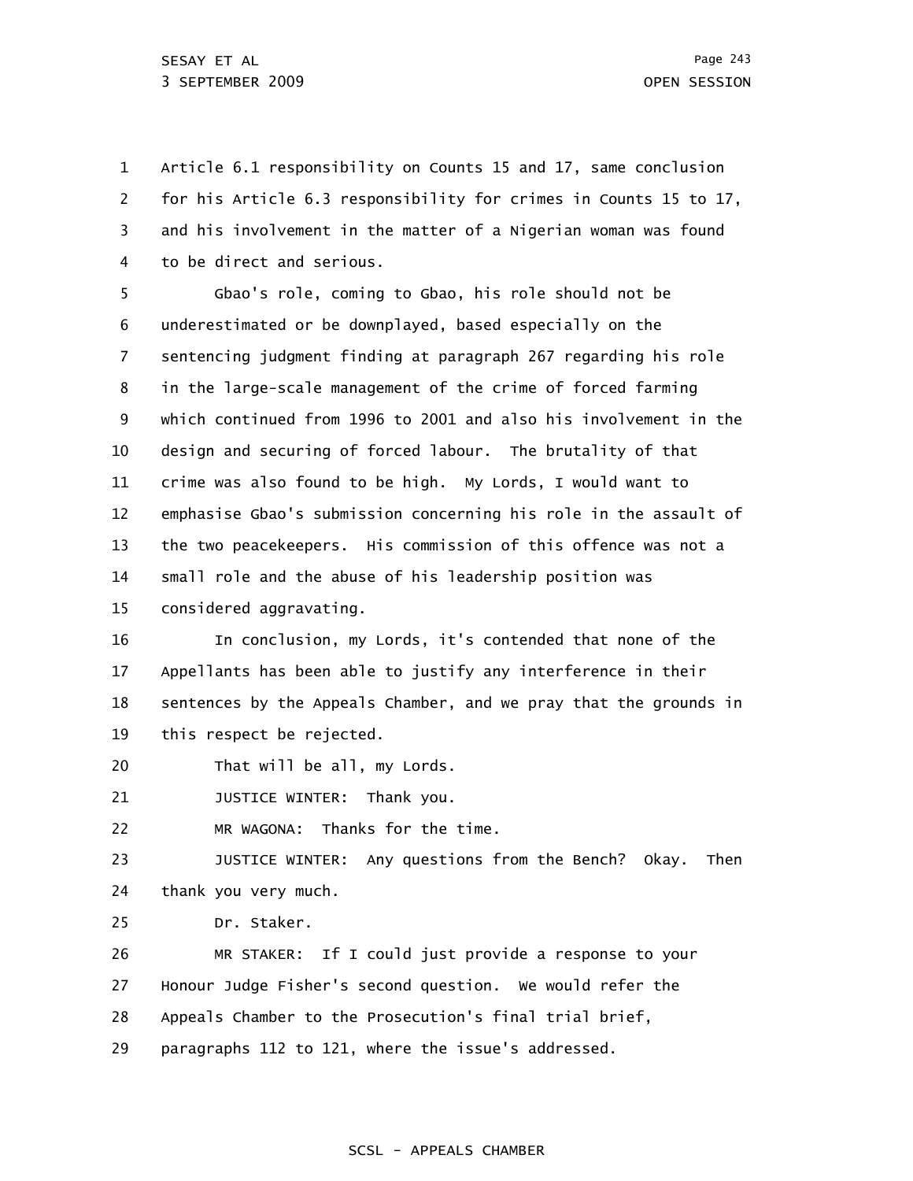Article 6.1 responsibility on Counts 15 and 17, same conclusion for his Article 6.3 responsibility for crimes in Counts 15 to 17, and his involvement in the matter of a Nigerian woman was found to be direct and serious.

Gbao's role, coming to Gbao, his role should not be underestimated or be downplayed, based especially on the sentencing judgment finding at paragraph 267 regarding his role in the large-scale management of the crime of forced farming which continued from 1996 to 2001 and also his involvement in the design and securing of forced labour. The brutality of that crime was also found to be high. My Lords, I would want to emphasise Gbao's submission concerning his role in the assault of the two peacekeepers. His commission of this offence was not a small role and the abuse of his leadership position was considered aggravating.

In conclusion, my Lords, it's contended that none of the Appellants has been able to justify any interference in their sentences by the Appeals Chamber, and we pray that the grounds in this respect be rejected.

That will be all, my Lords.

JUSTICE WINTER: Thank you.

MR WAGONA: Thanks for the time.

JUSTICE WINTER: Any questions from the Bench? Okay. Then thank you very much.

Dr. Staker.

MR STAKER: If I could just provide a response to your Honour Judge Fisher's second question. We would refer the Appeals Chamber to the Prosecution's final trial brief, paragraphs 112 to 121, where the issue's addressed.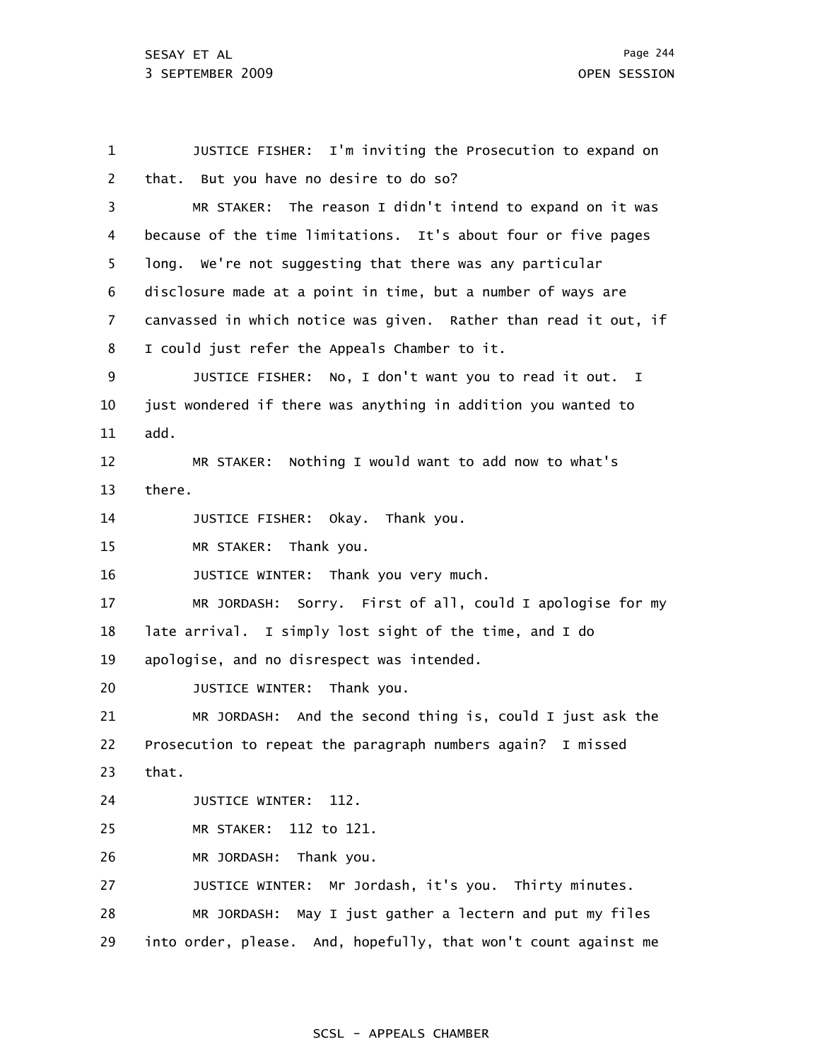1 JUSTICE FISHER: I'm inviting the Prosecution to expand on
2 that. But you have no desire to do so?
3 MR STAKER: The reason I didn't intend to expand on it was
4 because of the time limitations. It's about four or five pages
5 long. We're not suggesting that there was any particular
6 disclosure made at a point in time, but a number of ways are
7 canvassed in which notice was given. Rather than read it out, if
8 I could just refer the Appeals Chamber to it.
9 JUSTICE FISHER: No, I don't want you to read it out. I
10 just wondered if there was anything in addition you wanted to
11 add.
12 MR STAKER: Nothing I would want to add now to what's
13 there.
14 JUSTICE FISHER: Okay. Thank you.
15 MR STAKER: Thank you.
16 JUSTICE WINTER: Thank you very much.
17 MR JORDASH: Sorry. First of all, could I apologise for my
18 late arrival. I simply lost sight of the time, and I do
19 apologise, and no disrespect was intended.
20 JUSTICE WINTER: Thank you.
21 MR JORDASH: And the second thing is, could I just ask the
22 Prosecution to repeat the paragraph numbers again? I missed
23 that.
24 JUSTICE WINTER: 112.
25 MR STAKER: 112 to 121.
26 MR JORDASH: Thank you.
27 JUSTICE WINTER: Mr Jordash, it's you. Thirty minutes.
28 MR JORDASH: May I just gather a lectern and put my files
29 into order, please. And, hopefully, that won't count against me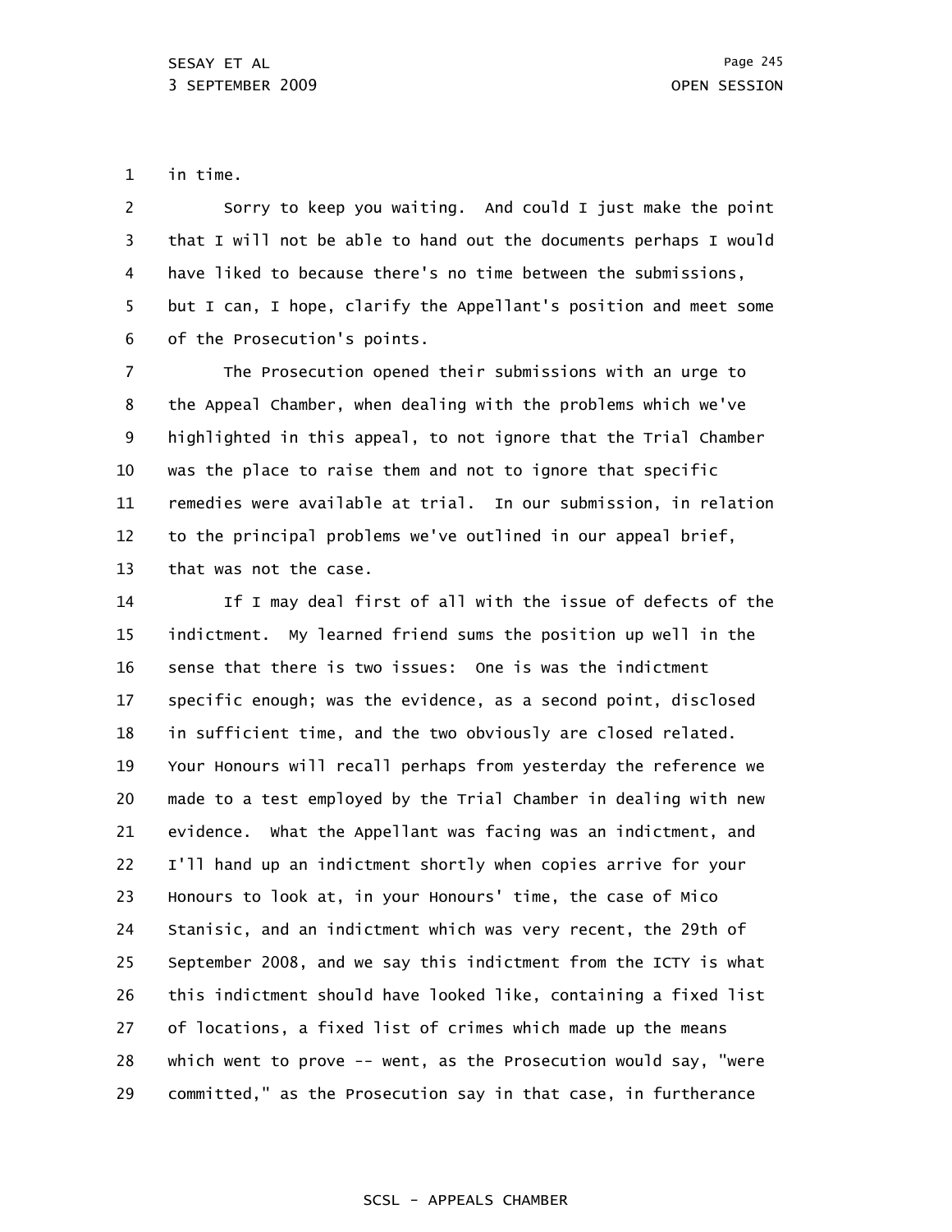in time.

Sorry to keep you waiting. And could I just make the point that I will not be able to hand out the documents perhaps I would have liked to because there's no time between the submissions, but I can, I hope, clarify the Appellant's position and meet some of the Prosecution's points.

The Prosecution opened their submissions with an urge to the Appeal Chamber, when dealing with the problems which we've highlighted in this appeal, to not ignore that the Trial Chamber was the place to raise them and not to ignore that specific remedies were available at trial. In our submission, in relation to the principal problems we've outlined in our appeal brief, that was not the case.

If I may deal first of all with the issue of defects of the indictment. My learned friend sums the position up well in the sense that there is two issues: One is was the indictment specific enough; was the evidence, as a second point, disclosed in sufficient time, and the two obviously are closed related. Your Honours will recall perhaps from yesterday the reference we made to a test employed by the Trial Chamber in dealing with new evidence. What the Appellant was facing was an indictment, and I'll hand up an indictment shortly when copies arrive for your Honours to look at, in your Honours' time, the case of Mico Stanisic, and an indictment which was very recent, the 29th of September 2008, and we say this indictment from the ICTY is what this indictment should have looked like, containing a fixed list of locations, a fixed list of crimes which made up the means which went to prove -- went, as the Prosecution would say, "were committed," as the Prosecution say in that case, in furtherance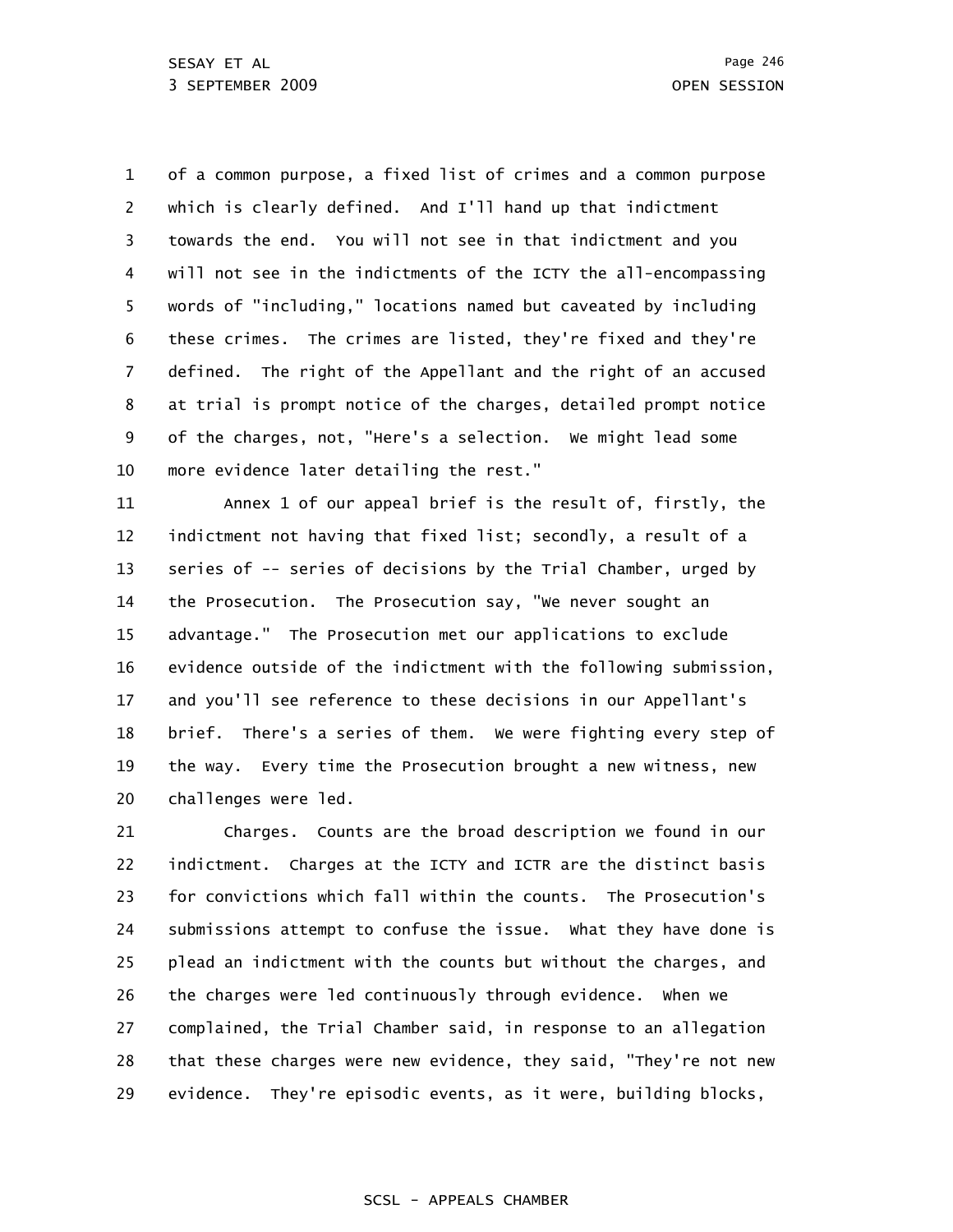of a common purpose, a fixed list of crimes and a common purpose which is clearly defined. And I'll hand up that indictment towards the end. You will not see in that indictment and you will not see in the indictments of the ICTY the all-encompassing words of "including," locations named but caveated by including these crimes. The crimes are listed, they're fixed and they're defined. The right of the Appellant and the right of an accused at trial is prompt notice of the charges, detailed prompt notice of the charges, not, "Here's a selection. We might lead some more evidence later detailing the rest."

Annex 1 of our appeal brief is the result of, firstly, the indictment not having that fixed list; secondly, a result of a series of -- series of decisions by the Trial Chamber, urged by the Prosecution. The Prosecution say, "We never sought an advantage." The Prosecution met our applications to exclude evidence outside of the indictment with the following submission, and you'll see reference to these decisions in our Appellant's brief. There's a series of them. We were fighting every step of the way. Every time the Prosecution brought a new witness, new challenges were led.

Charges. Counts are the broad description we found in our indictment. Charges at the ICTY and ICTR are the distinct basis for convictions which fall within the counts. The Prosecution's submissions attempt to confuse the issue. What they have done is plead an indictment with the counts but without the charges, and the charges were led continuously through evidence. When we complained, the Trial Chamber said, in response to an allegation that these charges were new evidence, they said, "They're not new evidence. They're episodic events, as it were, building blocks,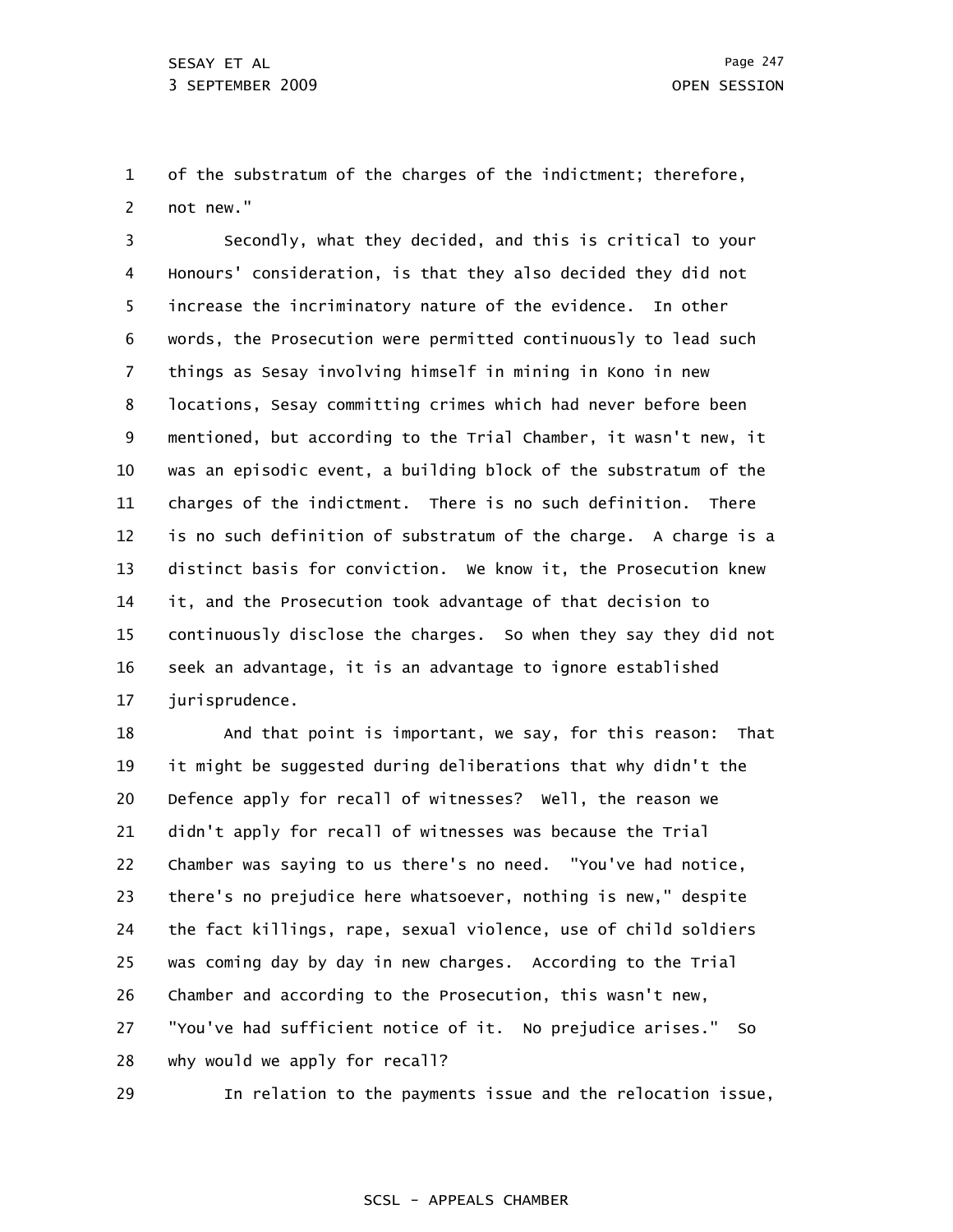of the substratum of the charges of the indictment; therefore, not new."

Secondly, what they decided, and this is critical to your Honours' consideration, is that they also decided they did not increase the incriminatory nature of the evidence. In other words, the Prosecution were permitted continuously to lead such things as Sesay involving himself in mining in Kono in new locations, Sesay committing crimes which had never before been mentioned, but according to the Trial Chamber, it wasn't new, it was an episodic event, a building block of the substratum of the charges of the indictment. There is no such definition. There is no such definition of substratum of the charge. A charge is a distinct basis for conviction. We know it, the Prosecution knew it, and the Prosecution took advantage of that decision to continuously disclose the charges. So when they say they did not seek an advantage, it is an advantage to ignore established jurisprudence.

And that point is important, we say, for this reason: That it might be suggested during deliberations that why didn't the Defence apply for recall of witnesses? Well, the reason we didn't apply for recall of witnesses was because the Trial Chamber was saying to us there's no need. "You've had notice, there's no prejudice here whatsoever, nothing is new," despite the fact killings, rape, sexual violence, use of child soldiers was coming day by day in new charges. According to the Trial Chamber and according to the Prosecution, this wasn't new, "You've had sufficient notice of it. No prejudice arises." So why would we apply for recall?

In relation to the payments issue and the relocation issue,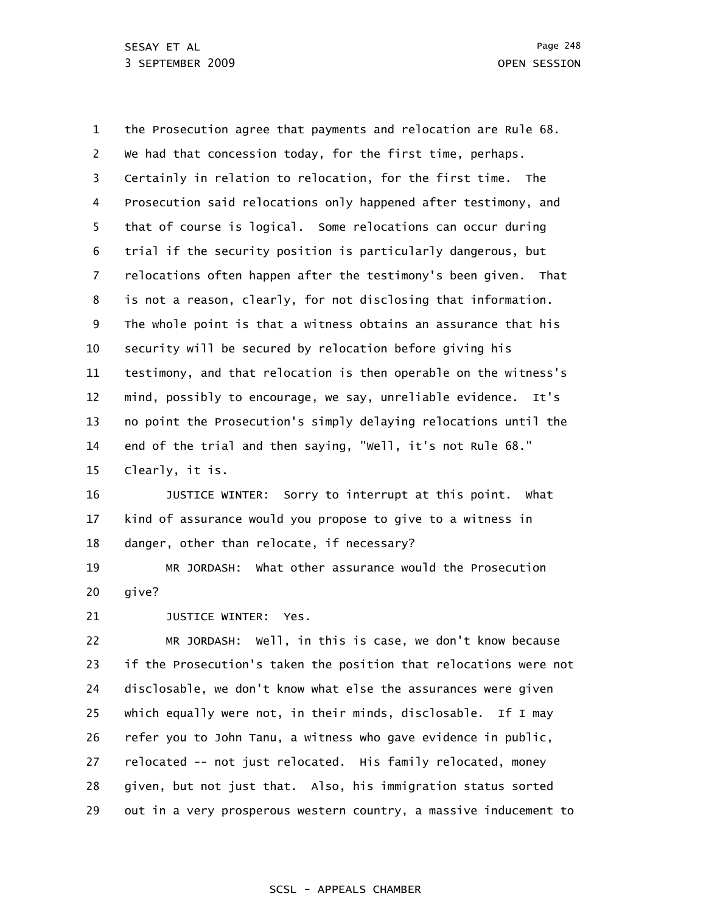the Prosecution agree that payments and relocation are Rule 68. We had that concession today, for the first time, perhaps. Certainly in relation to relocation, for the first time. The Prosecution said relocations only happened after testimony, and that of course is logical. Some relocations can occur during trial if the security position is particularly dangerous, but relocations often happen after the testimony's been given. That is not a reason, clearly, for not disclosing that information. The whole point is that a witness obtains an assurance that his security will be secured by relocation before giving his testimony, and that relocation is then operable on the witness's mind, possibly to encourage, we say, unreliable evidence. It's no point the Prosecution's simply delaying relocations until the end of the trial and then saying, "Well, it's not Rule 68." Clearly, it is.

JUSTICE WINTER: Sorry to interrupt at this point. What kind of assurance would you propose to give to a witness in danger, other than relocate, if necessary?

MR JORDASH: What other assurance would the Prosecution give?

JUSTICE WINTER: Yes.

MR JORDASH: Well, in this is case, we don't know because if the Prosecution's taken the position that relocations were not disclosable, we don't know what else the assurances were given which equally were not, in their minds, disclosable. If I may refer you to John Tanu, a witness who gave evidence in public, relocated -- not just relocated. His family relocated, money given, but not just that. Also, his immigration status sorted out in a very prosperous western country, a massive inducement to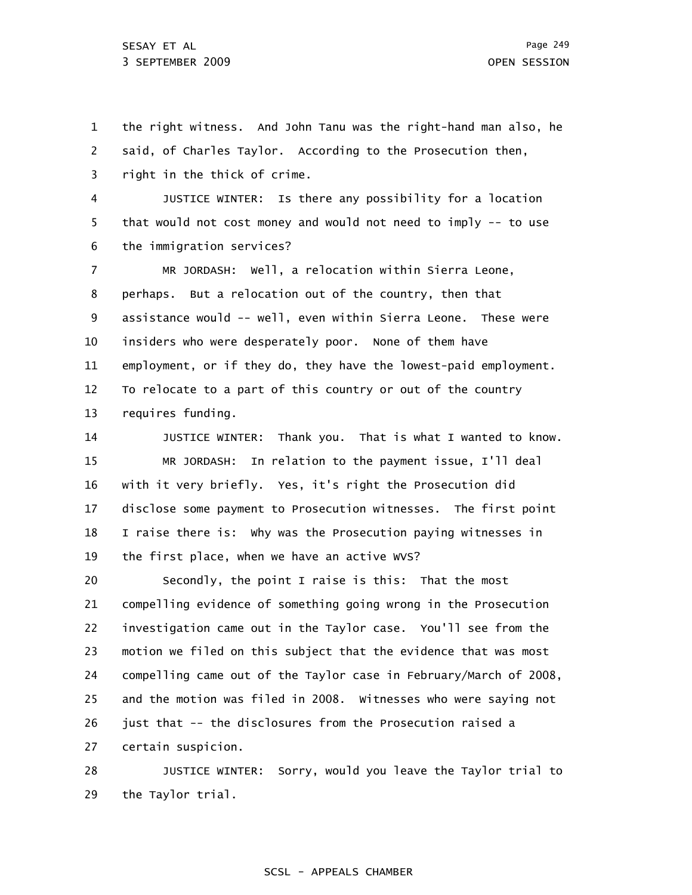the right witness. And John Tanu was the right-hand man also, he said, of Charles Taylor. According to the Prosecution then, right in the thick of crime.

JUSTICE WINTER: Is there any possibility for a location that would not cost money and would not need to imply -- to use the immigration services?

MR JORDASH: Well, a relocation within Sierra Leone, perhaps. But a relocation out of the country, then that assistance would -- well, even within Sierra Leone. These were insiders who were desperately poor. None of them have employment, or if they do, they have the lowest-paid employment. To relocate to a part of this country or out of the country requires funding.

JUSTICE WINTER: Thank you. That is what I wanted to know.

MR JORDASH: In relation to the payment issue, I'll deal with it very briefly. Yes, it's right the Prosecution did disclose some payment to Prosecution witnesses. The first point I raise there is: Why was the Prosecution paying witnesses in the first place, when we have an active WVS?

Secondly, the point I raise is this: That the most compelling evidence of something going wrong in the Prosecution investigation came out in the Taylor case. You'll see from the motion we filed on this subject that the evidence that was most compelling came out of the Taylor case in February/March of 2008, and the motion was filed in 2008. Witnesses who were saying not just that -- the disclosures from the Prosecution raised a certain suspicion.

JUSTICE WINTER: Sorry, would you leave the Taylor trial to the Taylor trial.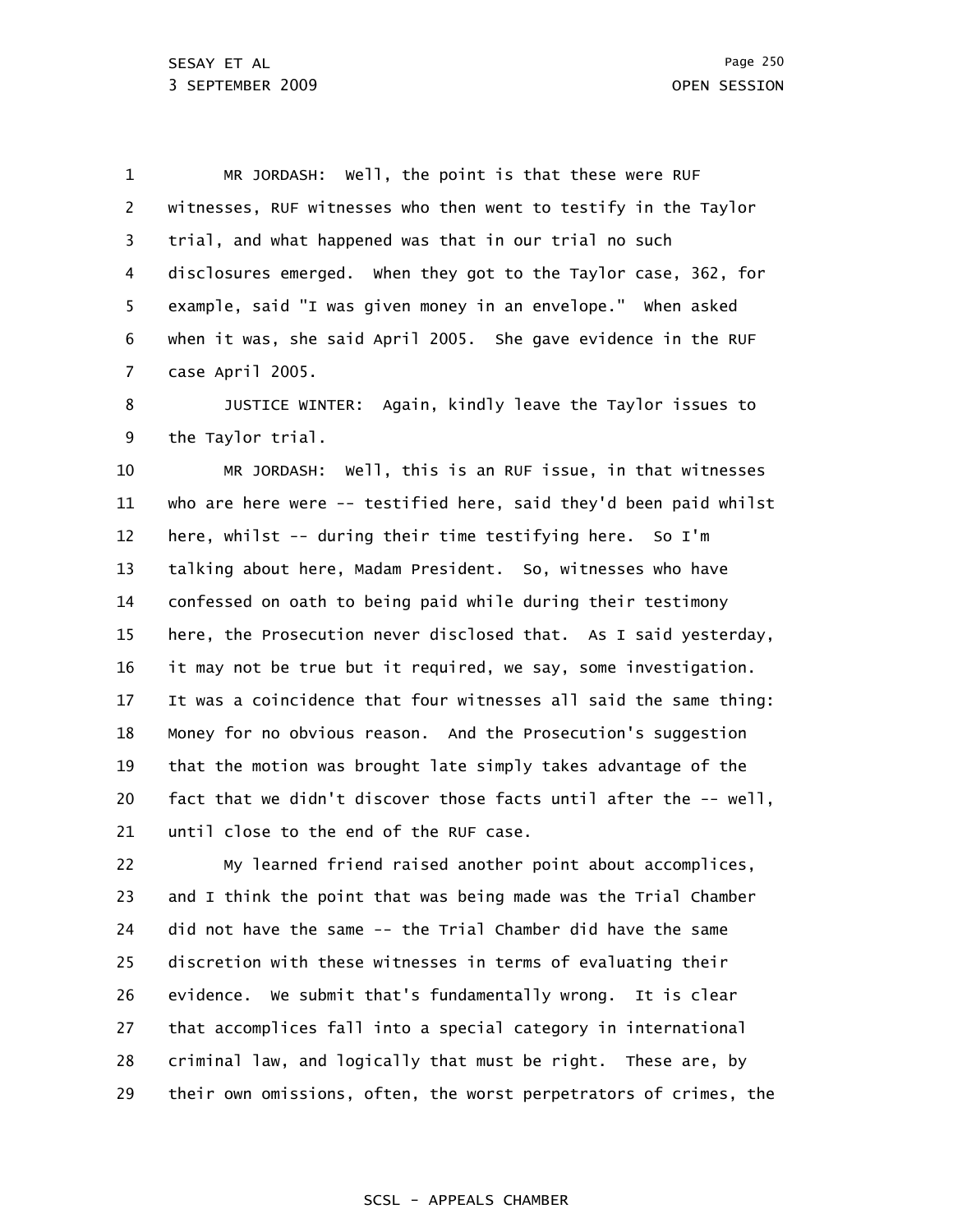MR JORDASH: Well, the point is that these were RUF witnesses, RUF witnesses who then went to testify in the Taylor trial, and what happened was that in our trial no such disclosures emerged. When they got to the Taylor case, 362, for example, said "I was given money in an envelope." When asked when it was, she said April 2005. She gave evidence in the RUF case April 2005.

JUSTICE WINTER: Again, kindly leave the Taylor issues to the Taylor trial.

MR JORDASH: Well, this is an RUF issue, in that witnesses who are here were -- testified here, said they'd been paid whilst here, whilst -- during their time testifying here. So I'm talking about here, Madam President. So, witnesses who have confessed on oath to being paid while during their testimony here, the Prosecution never disclosed that. As I said yesterday, it may not be true but it required, we say, some investigation. It was a coincidence that four witnesses all said the same thing: Money for no obvious reason. And the Prosecution's suggestion that the motion was brought late simply takes advantage of the fact that we didn't discover those facts until after the -- well, until close to the end of the RUF case.

My learned friend raised another point about accomplices, and I think the point that was being made was the Trial Chamber did not have the same -- the Trial Chamber did have the same discretion with these witnesses in terms of evaluating their evidence. We submit that's fundamentally wrong. It is clear that accomplices fall into a special category in international criminal law, and logically that must be right. These are, by their own omissions, often, the worst perpetrators of crimes, the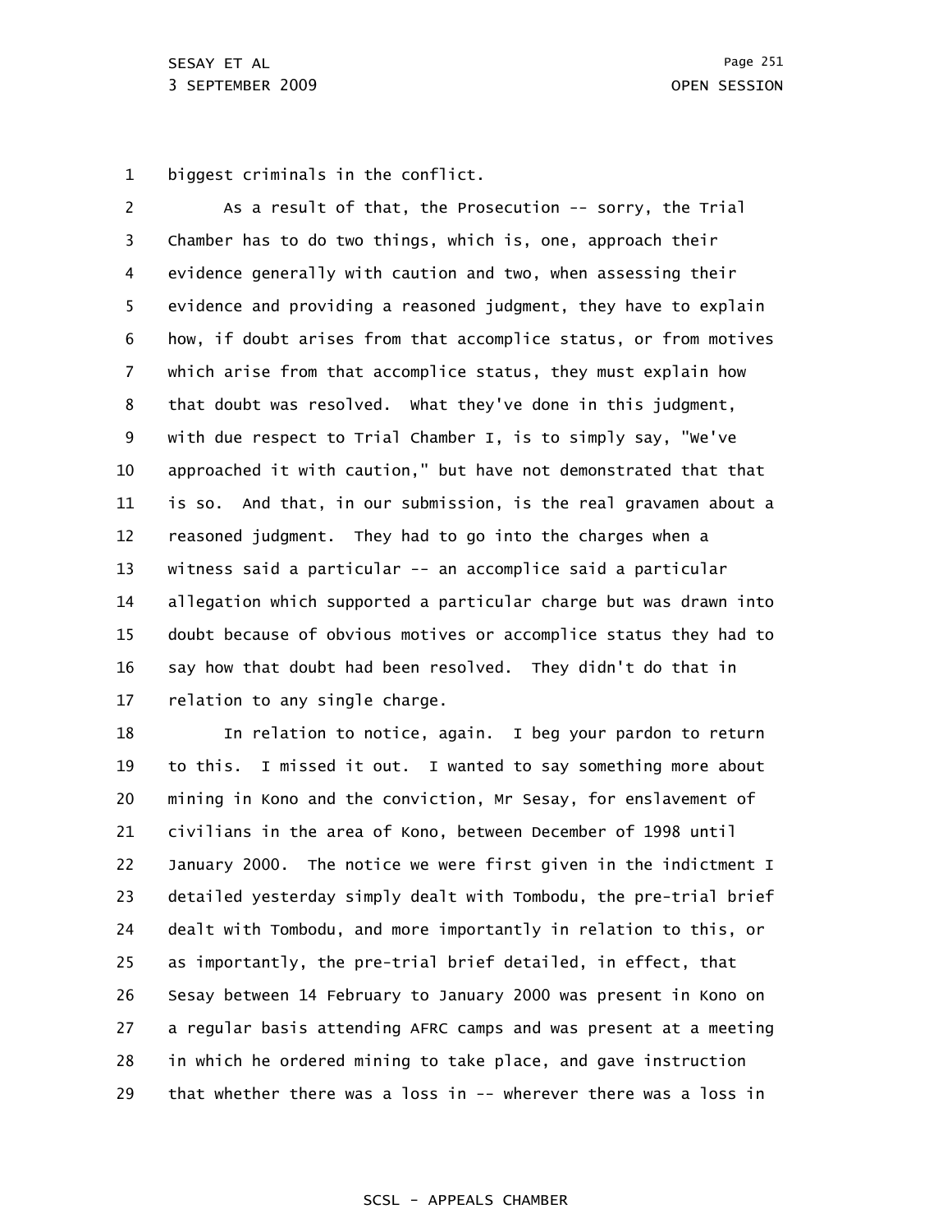biggest criminals in the conflict.

As a result of that, the Prosecution -- sorry, the Trial Chamber has to do two things, which is, one, approach their evidence generally with caution and two, when assessing their evidence and providing a reasoned judgment, they have to explain how, if doubt arises from that accomplice status, or from motives which arise from that accomplice status, they must explain how that doubt was resolved. What they've done in this judgment, with due respect to Trial Chamber I, is to simply say, "We've approached it with caution," but have not demonstrated that that is so. And that, in our submission, is the real gravamen about a reasoned judgment. They had to go into the charges when a witness said a particular -- an accomplice said a particular allegation which supported a particular charge but was drawn into doubt because of obvious motives or accomplice status they had to say how that doubt had been resolved. They didn't do that in relation to any single charge.

In relation to notice, again. I beg your pardon to return to this. I missed it out. I wanted to say something more about mining in Kono and the conviction, Mr Sesay, for enslavement of civilians in the area of Kono, between December of 1998 until January 2000. The notice we were first given in the indictment I detailed yesterday simply dealt with Tombodu, the pre-trial brief dealt with Tombodu, and more importantly in relation to this, or as importantly, the pre-trial brief detailed, in effect, that Sesay between 14 February to January 2000 was present in Kono on a regular basis attending AFRC camps and was present at a meeting in which he ordered mining to take place, and gave instruction that whether there was a loss in -- wherever there was a loss in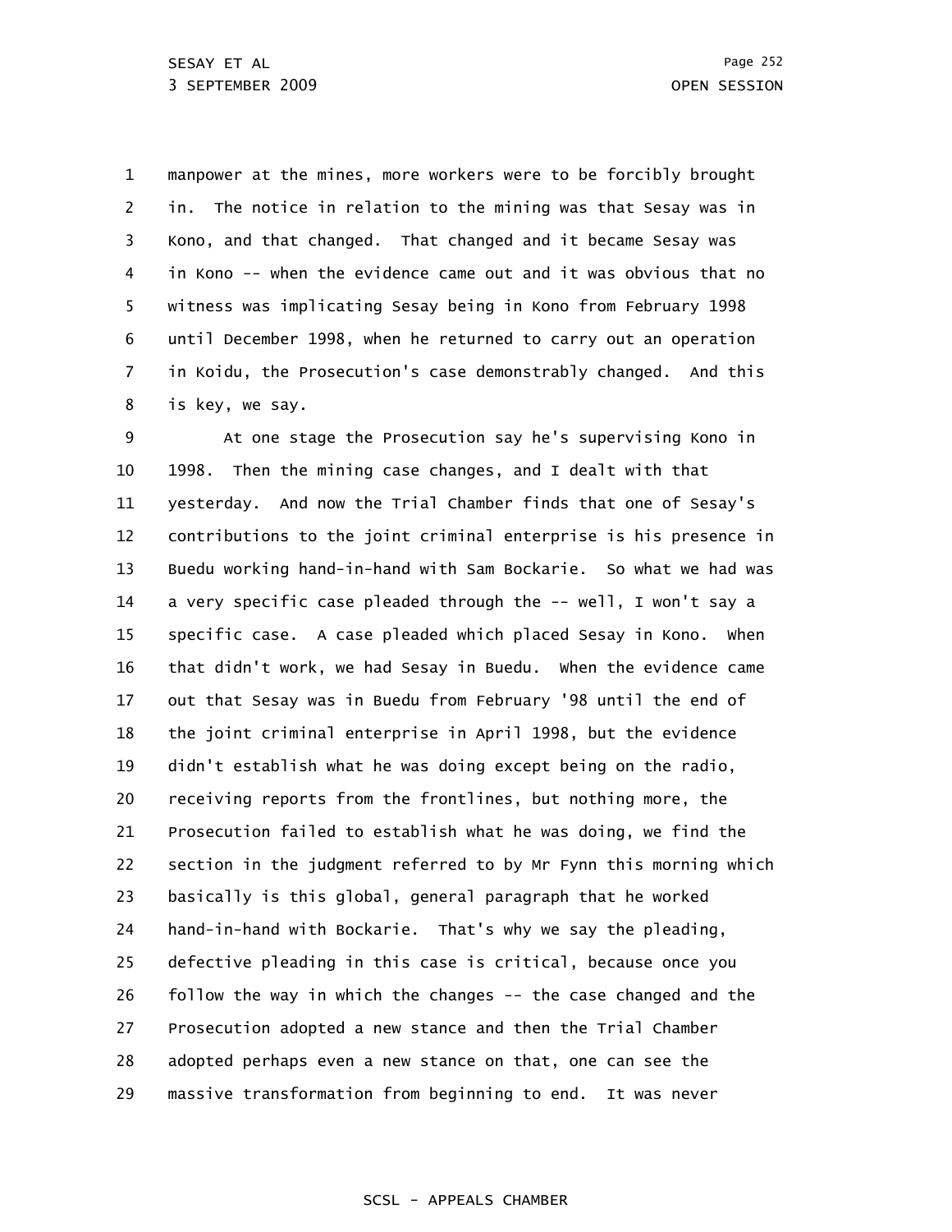manpower at the mines, more workers were to be forcibly brought in. The notice in relation to the mining was that Sesay was in Kono, and that changed. That changed and it became Sesay was in Kono -- when the evidence came out and it was obvious that no witness was implicating Sesay being in Kono from February 1998 until December 1998, when he returned to carry out an operation in Koidu, the Prosecution's case demonstrably changed. And this is key, we say.

At one stage the Prosecution say he's supervising Kono in 1998. Then the mining case changes, and I dealt with that yesterday. And now the Trial Chamber finds that one of Sesay's contributions to the joint criminal enterprise is his presence in Buedu working hand-in-hand with Sam Bockarie. So what we had was a very specific case pleaded through the -- well, I won't say a specific case. A case pleaded which placed Sesay in Kono. When that didn't work, we had Sesay in Buedu. When the evidence came out that Sesay was in Buedu from February '98 until the end of the joint criminal enterprise in April 1998, but the evidence didn't establish what he was doing except being on the radio, receiving reports from the frontlines, but nothing more, the Prosecution failed to establish what he was doing, we find the section in the judgment referred to by Mr Fynn this morning which basically is this global, general paragraph that he worked hand-in-hand with Bockarie. That's why we say the pleading, defective pleading in this case is critical, because once you follow the way in which the changes -- the case changed and the Prosecution adopted a new stance and then the Trial Chamber adopted perhaps even a new stance on that, one can see the massive transformation from beginning to end. It was never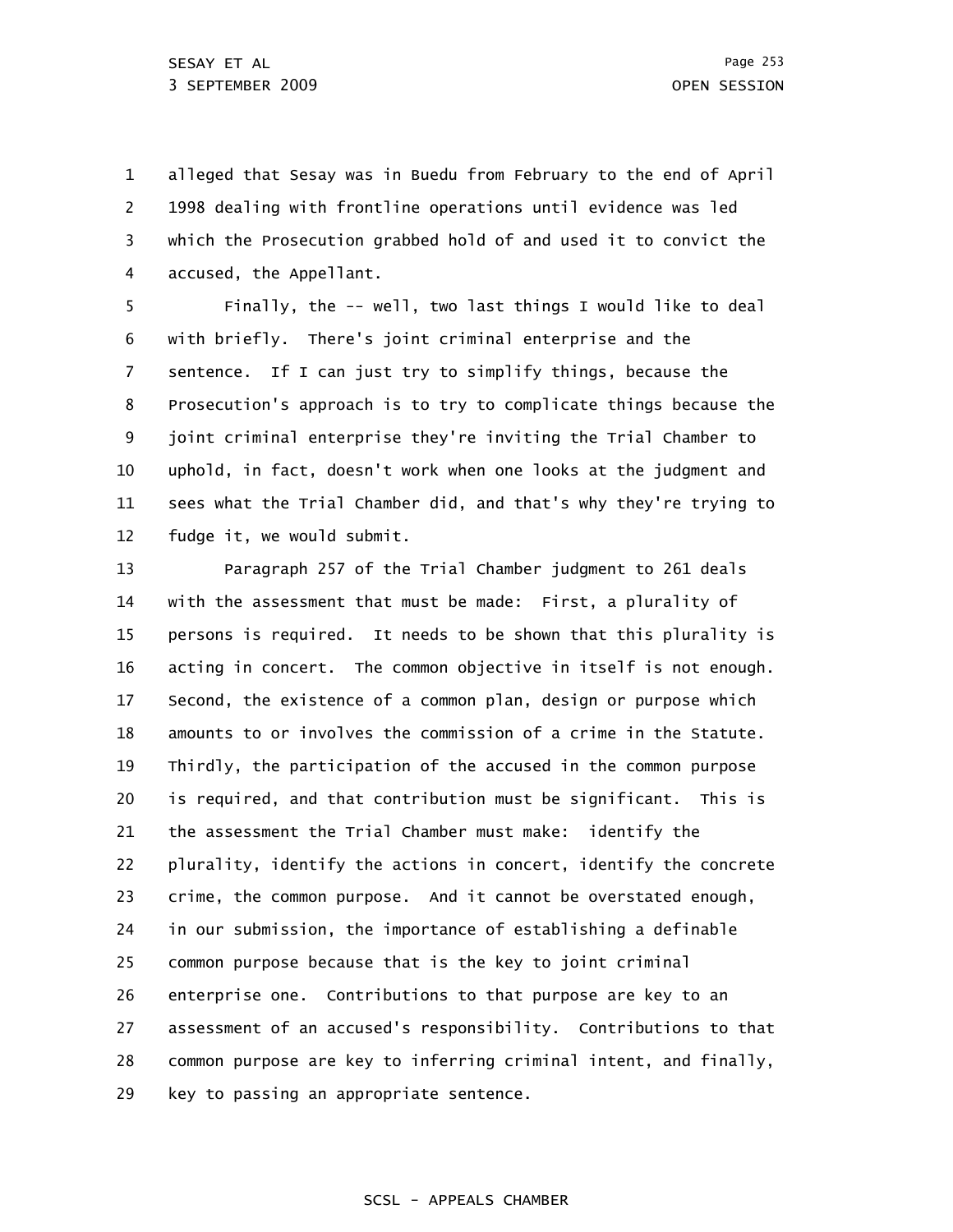alleged that Sesay was in Buedu from February to the end of April 1998 dealing with frontline operations until evidence was led which the Prosecution grabbed hold of and used it to convict the accused, the Appellant.

Finally, the -- well, two last things I would like to deal with briefly. There's joint criminal enterprise and the sentence. If I can just try to simplify things, because the Prosecution's approach is to try to complicate things because the joint criminal enterprise they're inviting the Trial Chamber to uphold, in fact, doesn't work when one looks at the judgment and sees what the Trial Chamber did, and that's why they're trying to fudge it, we would submit.

Paragraph 257 of the Trial Chamber judgment to 261 deals with the assessment that must be made: First, a plurality of persons is required. It needs to be shown that this plurality is acting in concert. The common objective in itself is not enough. Second, the existence of a common plan, design or purpose which amounts to or involves the commission of a crime in the Statute. Thirdly, the participation of the accused in the common purpose is required, and that contribution must be significant. This is the assessment the Trial Chamber must make: identify the plurality, identify the actions in concert, identify the concrete crime, the common purpose. And it cannot be overstated enough, in our submission, the importance of establishing a definable common purpose because that is the key to joint criminal enterprise one. Contributions to that purpose are key to an assessment of an accused's responsibility. Contributions to that common purpose are key to inferring criminal intent, and finally, key to passing an appropriate sentence.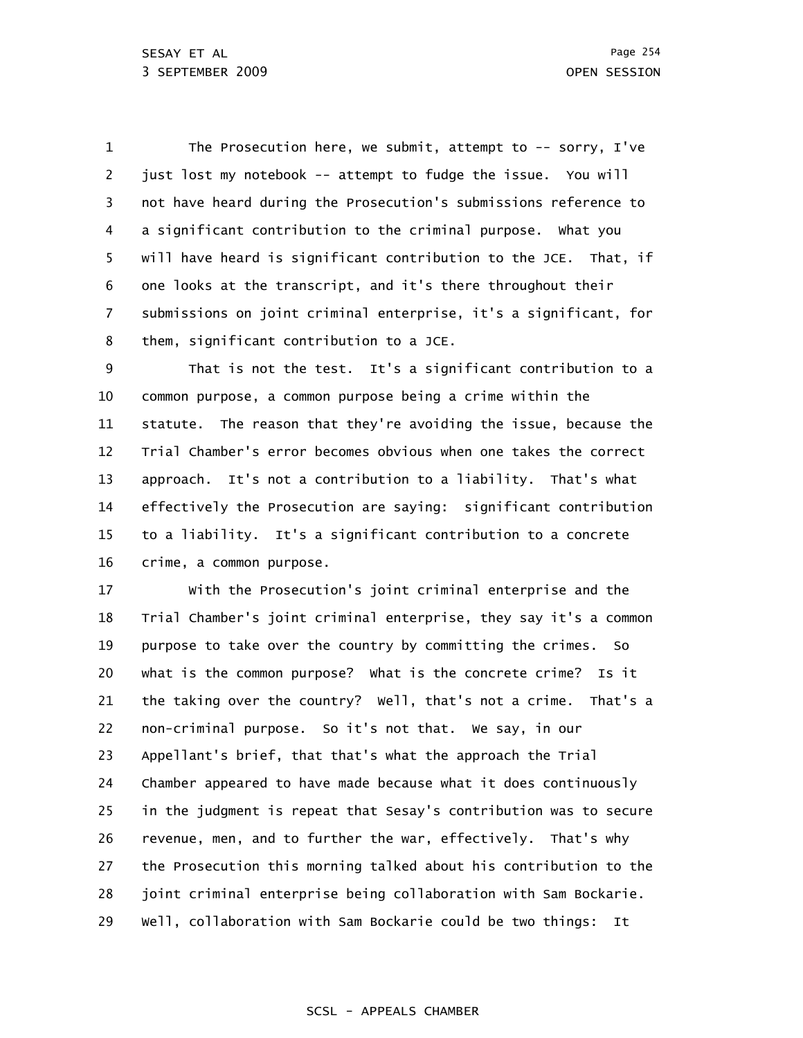The Prosecution here, we submit, attempt to -- sorry, I've just lost my notebook -- attempt to fudge the issue. You will not have heard during the Prosecution's submissions reference to a significant contribution to the criminal purpose. What you will have heard is significant contribution to the JCE. That, if one looks at the transcript, and it's there throughout their submissions on joint criminal enterprise, it's a significant, for them, significant contribution to a JCE.

That is not the test. It's a significant contribution to a common purpose, a common purpose being a crime within the statute. The reason that they're avoiding the issue, because the Trial Chamber's error becomes obvious when one takes the correct approach. It's not a contribution to a liability. That's what effectively the Prosecution are saying: significant contribution to a liability. It's a significant contribution to a concrete crime, a common purpose.

With the Prosecution's joint criminal enterprise and the Trial Chamber's joint criminal enterprise, they say it's a common purpose to take over the country by committing the crimes. So what is the common purpose? What is the concrete crime? Is it the taking over the country? Well, that's not a crime. That's a non-criminal purpose. So it's not that. We say, in our Appellant's brief, that that's what the approach the Trial Chamber appeared to have made because what it does continuously in the judgment is repeat that Sesay's contribution was to secure revenue, men, and to further the war, effectively. That's why the Prosecution this morning talked about his contribution to the joint criminal enterprise being collaboration with Sam Bockarie. Well, collaboration with Sam Bockarie could be two things: It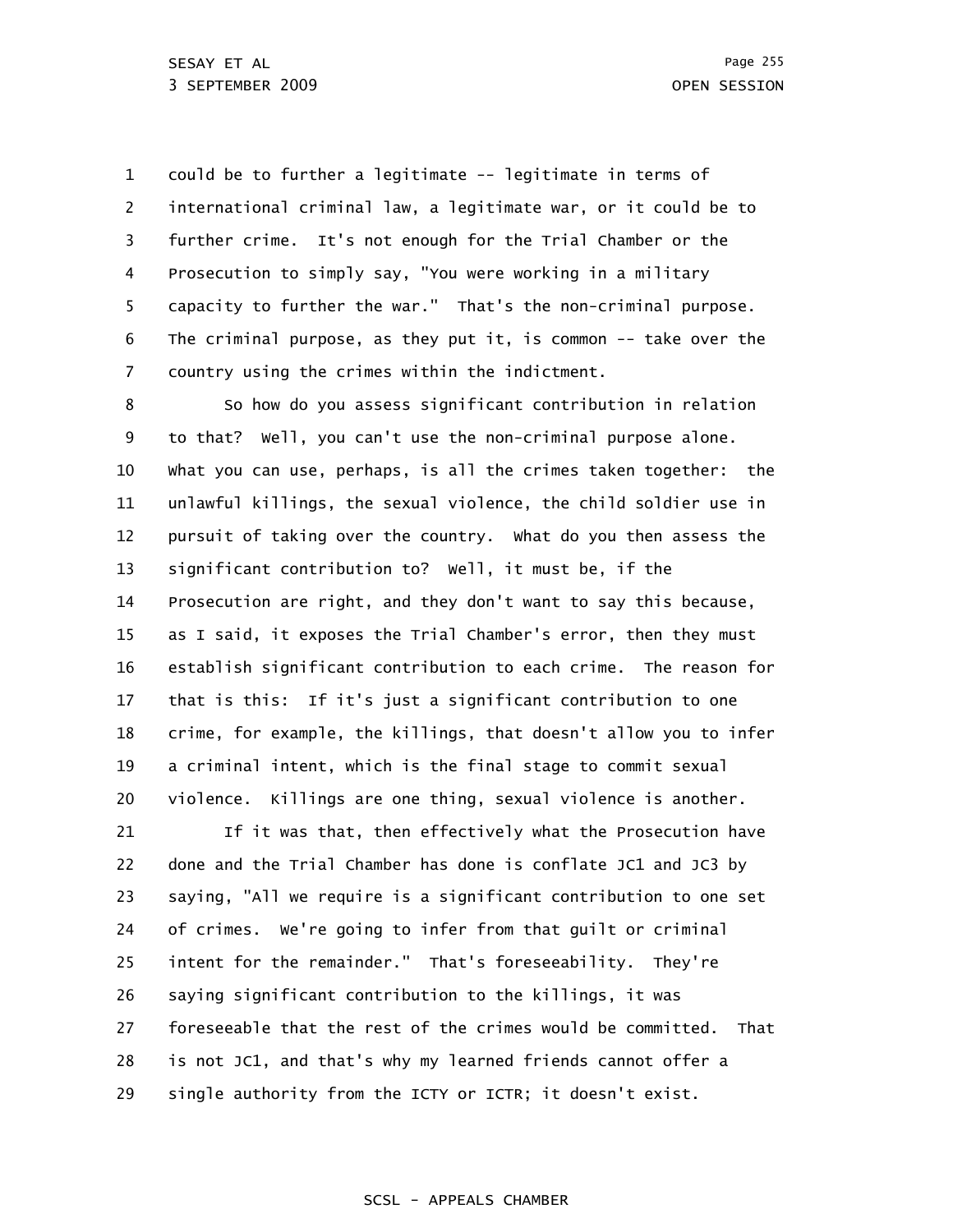could be to further a legitimate -- legitimate in terms of international criminal law, a legitimate war, or it could be to further crime. It's not enough for the Trial Chamber or the Prosecution to simply say, "You were working in a military capacity to further the war." That's the non-criminal purpose. The criminal purpose, as they put it, is common -- take over the country using the crimes within the indictment.

So how do you assess significant contribution in relation to that? Well, you can't use the non-criminal purpose alone. What you can use, perhaps, is all the crimes taken together: the unlawful killings, the sexual violence, the child soldier use in pursuit of taking over the country. What do you then assess the significant contribution to? Well, it must be, if the Prosecution are right, and they don't want to say this because, as I said, it exposes the Trial Chamber's error, then they must establish significant contribution to each crime. The reason for that is this: If it's just a significant contribution to one crime, for example, the killings, that doesn't allow you to infer a criminal intent, which is the final stage to commit sexual violence. Killings are one thing, sexual violence is another.

If it was that, then effectively what the Prosecution have done and the Trial Chamber has done is conflate JC1 and JC3 by saying, "All we require is a significant contribution to one set of crimes. We're going to infer from that guilt or criminal intent for the remainder." That's foreseeability. They're saying significant contribution to the killings, it was foreseeable that the rest of the crimes would be committed. That is not JC1, and that's why my learned friends cannot offer a single authority from the ICTY or ICTR; it doesn't exist.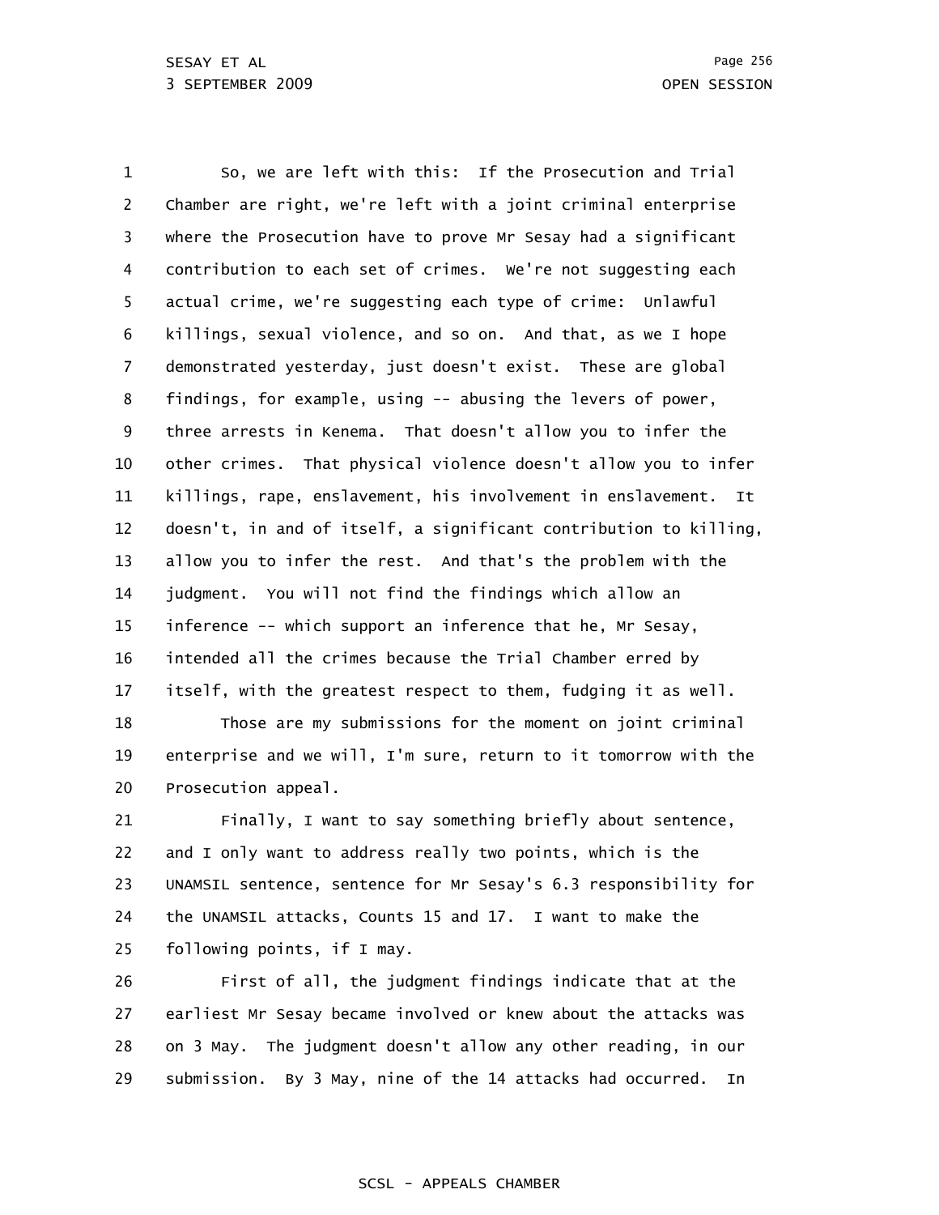So, we are left with this: If the Prosecution and Trial Chamber are right, we're left with a joint criminal enterprise where the Prosecution have to prove Mr Sesay had a significant contribution to each set of crimes. We're not suggesting each actual crime, we're suggesting each type of crime: Unlawful killings, sexual violence, and so on. And that, as we I hope demonstrated yesterday, just doesn't exist. These are global findings, for example, using -- abusing the levers of power, three arrests in Kenema. That doesn't allow you to infer the other crimes. That physical violence doesn't allow you to infer killings, rape, enslavement, his involvement in enslavement. It doesn't, in and of itself, a significant contribution to killing, allow you to infer the rest. And that's the problem with the judgment. You will not find the findings which allow an inference -- which support an inference that he, Mr Sesay, intended all the crimes because the Trial Chamber erred by itself, with the greatest respect to them, fudging it as well.

Those are my submissions for the moment on joint criminal enterprise and we will, I'm sure, return to it tomorrow with the Prosecution appeal.

Finally, I want to say something briefly about sentence, and I only want to address really two points, which is the UNAMSIL sentence, sentence for Mr Sesay's 6.3 responsibility for the UNAMSIL attacks, Counts 15 and 17. I want to make the following points, if I may.

First of all, the judgment findings indicate that at the earliest Mr Sesay became involved or knew about the attacks was on 3 May. The judgment doesn't allow any other reading, in our submission. By 3 May, nine of the 14 attacks had occurred. In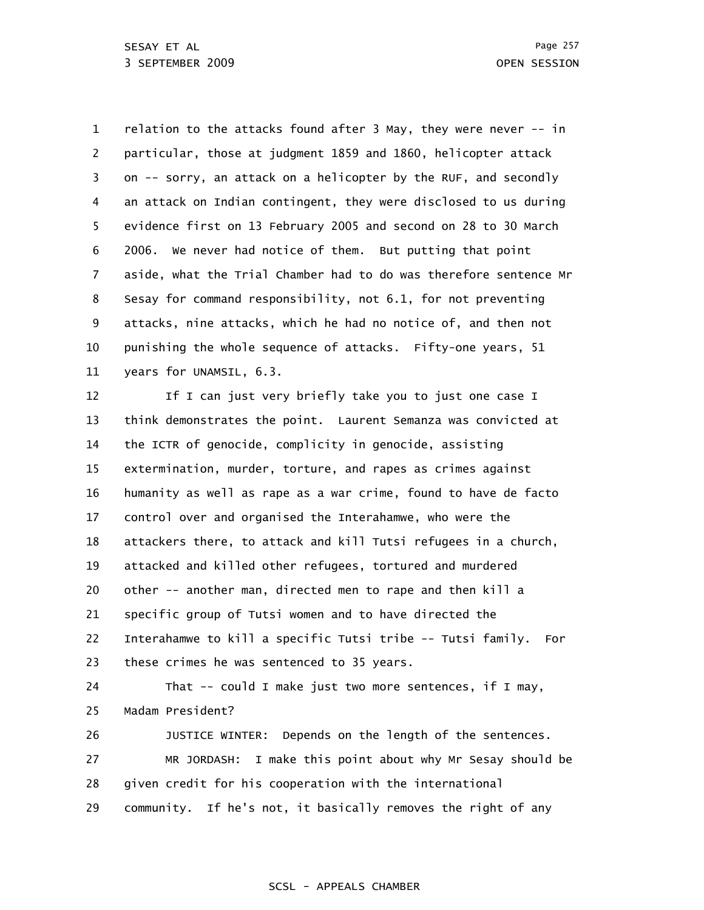relation to the attacks found after 3 May, they were never -- in particular, those at judgment 1859 and 1860, helicopter attack on -- sorry, an attack on a helicopter by the RUF, and secondly an attack on Indian contingent, they were disclosed to us during evidence first on 13 February 2005 and second on 28 to 30 March 2006. We never had notice of them. But putting that point aside, what the Trial Chamber had to do was therefore sentence Mr Sesay for command responsibility, not 6.1, for not preventing attacks, nine attacks, which he had no notice of, and then not punishing the whole sequence of attacks. Fifty-one years, 51 years for UNAMSIL, 6.3.

If I can just very briefly take you to just one case I think demonstrates the point. Laurent Semanza was convicted at the ICTR of genocide, complicity in genocide, assisting extermination, murder, torture, and rapes as crimes against humanity as well as rape as a war crime, found to have de facto control over and organised the Interahamwe, who were the attackers there, to attack and kill Tutsi refugees in a church, attacked and killed other refugees, tortured and murdered other -- another man, directed men to rape and then kill a specific group of Tutsi women and to have directed the Interahamwe to kill a specific Tutsi tribe -- Tutsi family. For these crimes he was sentenced to 35 years.

That -- could I make just two more sentences, if I may, Madam President?

JUSTICE WINTER: Depends on the length of the sentences.

MR JORDASH: I make this point about why Mr Sesay should be given credit for his cooperation with the international community. If he's not, it basically removes the right of any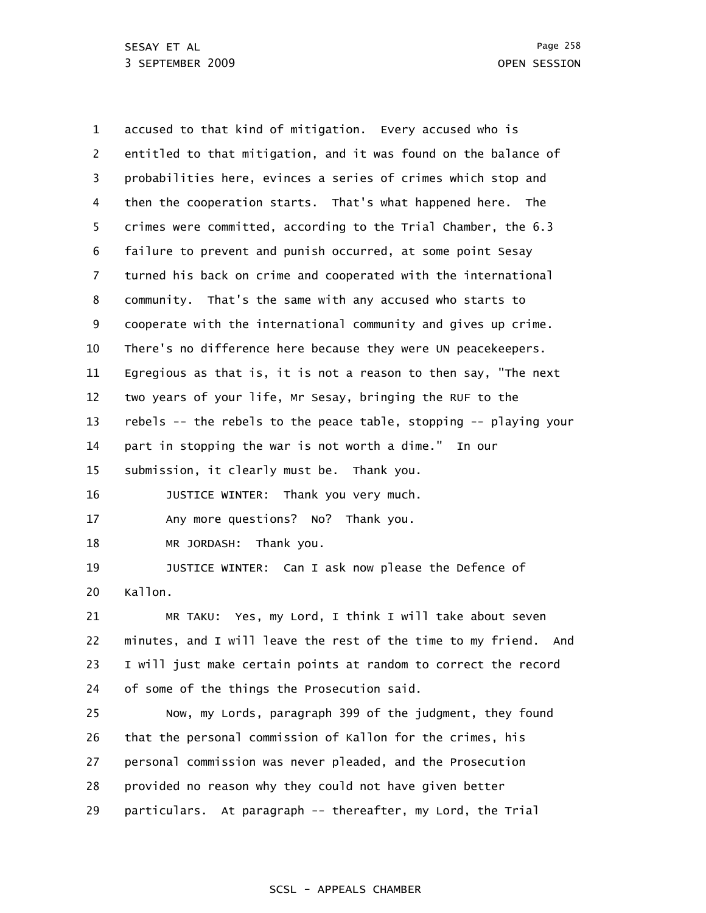accused to that kind of mitigation. Every accused who is entitled to that mitigation, and it was found on the balance of probabilities here, evinces a series of crimes which stop and then the cooperation starts. That's what happened here. The crimes were committed, according to the Trial Chamber, the 6.3 failure to prevent and punish occurred, at some point Sesay turned his back on crime and cooperated with the international community. That's the same with any accused who starts to cooperate with the international community and gives up crime. There's no difference here because they were UN peacekeepers. Egregious as that is, it is not a reason to then say, "The next two years of your life, Mr Sesay, bringing the RUF to the rebels -- the rebels to the peace table, stopping -- playing your part in stopping the war is not worth a dime." In our submission, it clearly must be. Thank you.

JUSTICE WINTER: Thank you very much.

Any more questions? No? Thank you.

MR JORDASH: Thank you.

JUSTICE WINTER: Can I ask now please the Defence of Kallon.

MR TAKU: Yes, my Lord, I think I will take about seven minutes, and I will leave the rest of the time to my friend. And I will just make certain points at random to correct the record of some of the things the Prosecution said.

Now, my Lords, paragraph 399 of the judgment, they found that the personal commission of Kallon for the crimes, his personal commission was never pleaded, and the Prosecution provided no reason why they could not have given better particulars. At paragraph -- thereafter, my Lord, the Trial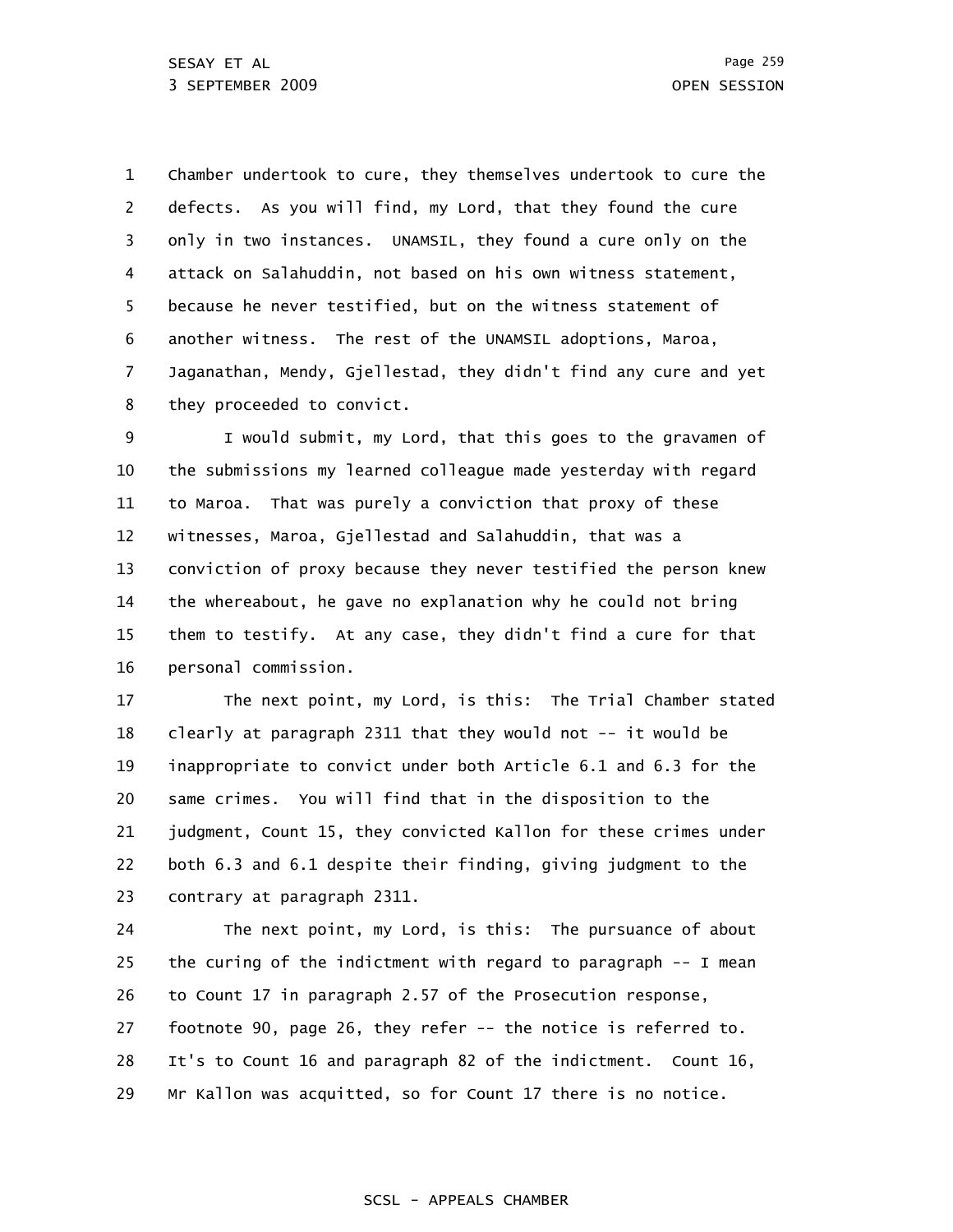Chamber undertook to cure, they themselves undertook to cure the defects. As you will find, my Lord, that they found the cure only in two instances. UNAMSIL, they found a cure only on the attack on Salahuddin, not based on his own witness statement, because he never testified, but on the witness statement of another witness. The rest of the UNAMSIL adoptions, Maroa, Jaganathan, Mendy, Gjellestad, they didn't find any cure and yet they proceeded to convict.

I would submit, my Lord, that this goes to the gravamen of the submissions my learned colleague made yesterday with regard to Maroa. That was purely a conviction that proxy of these witnesses, Maroa, Gjellestad and Salahuddin, that was a conviction of proxy because they never testified the person knew the whereabout, he gave no explanation why he could not bring them to testify. At any case, they didn't find a cure for that personal commission.

The next point, my Lord, is this: The Trial Chamber stated clearly at paragraph 2311 that they would not -- it would be inappropriate to convict under both Article 6.1 and 6.3 for the same crimes. You will find that in the disposition to the judgment, Count 15, they convicted Kallon for these crimes under both 6.3 and 6.1 despite their finding, giving judgment to the contrary at paragraph 2311.

The next point, my Lord, is this: The pursuance of about the curing of the indictment with regard to paragraph -- I mean to Count 17 in paragraph 2.57 of the Prosecution response, footnote 90, page 26, they refer -- the notice is referred to. It's to Count 16 and paragraph 82 of the indictment. Count 16, Mr Kallon was acquitted, so for Count 17 there is no notice.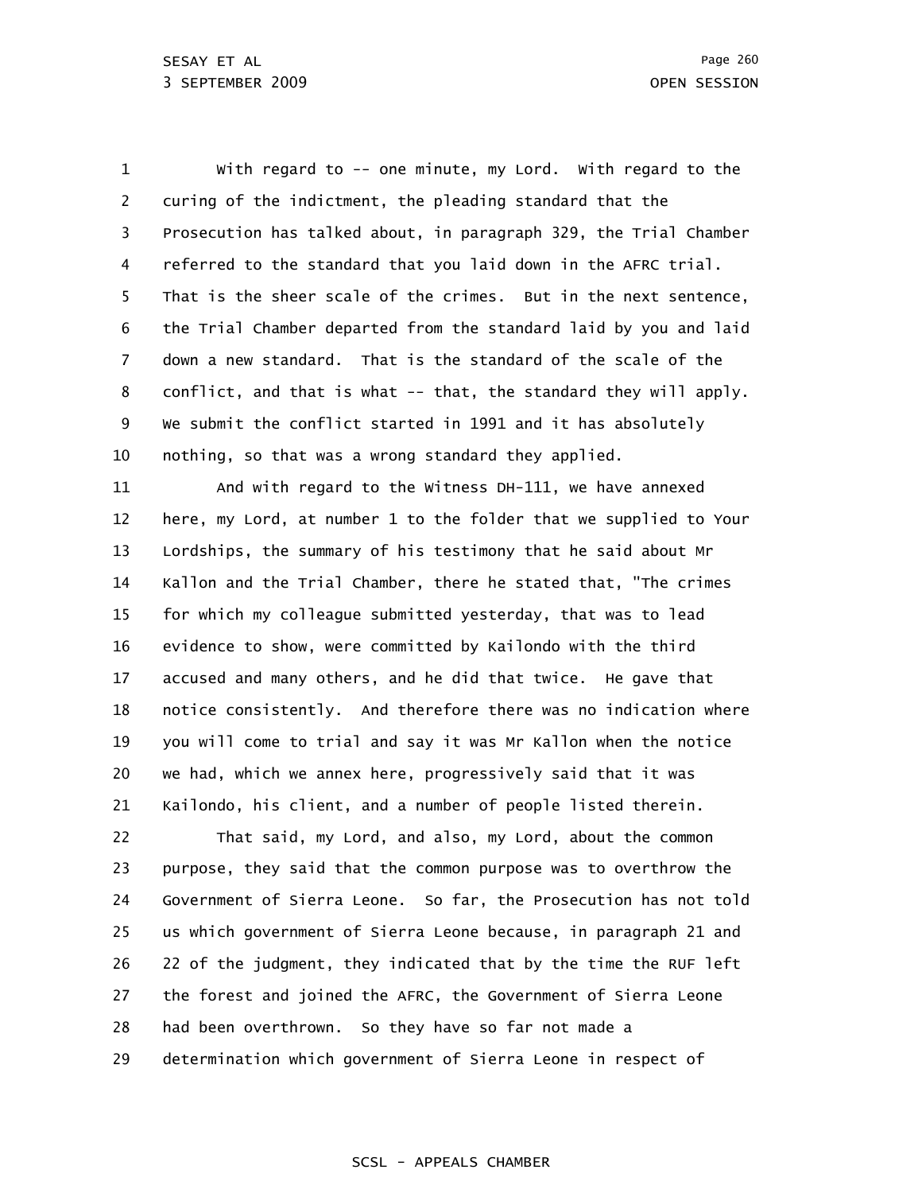With regard to -- one minute, my Lord. With regard to the curing of the indictment, the pleading standard that the Prosecution has talked about, in paragraph 329, the Trial Chamber referred to the standard that you laid down in the AFRC trial. That is the sheer scale of the crimes. But in the next sentence, the Trial Chamber departed from the standard laid by you and laid down a new standard. That is the standard of the scale of the conflict, and that is what -- that, the standard they will apply. We submit the conflict started in 1991 and it has absolutely nothing, so that was a wrong standard they applied.

And with regard to the Witness DH-111, we have annexed here, my Lord, at number 1 to the folder that we supplied to Your Lordships, the summary of his testimony that he said about Mr Kallon and the Trial Chamber, there he stated that, "The crimes for which my colleague submitted yesterday, that was to lead evidence to show, were committed by Kailondo with the third accused and many others, and he did that twice. He gave that notice consistently. And therefore there was no indication where you will come to trial and say it was Mr Kallon when the notice we had, which we annex here, progressively said that it was Kailondo, his client, and a number of people listed therein.

That said, my Lord, and also, my Lord, about the common purpose, they said that the common purpose was to overthrow the Government of Sierra Leone. So far, the Prosecution has not told us which government of Sierra Leone because, in paragraph 21 and 22 of the judgment, they indicated that by the time the RUF left the forest and joined the AFRC, the Government of Sierra Leone had been overthrown. So they have so far not made a determination which government of Sierra Leone in respect of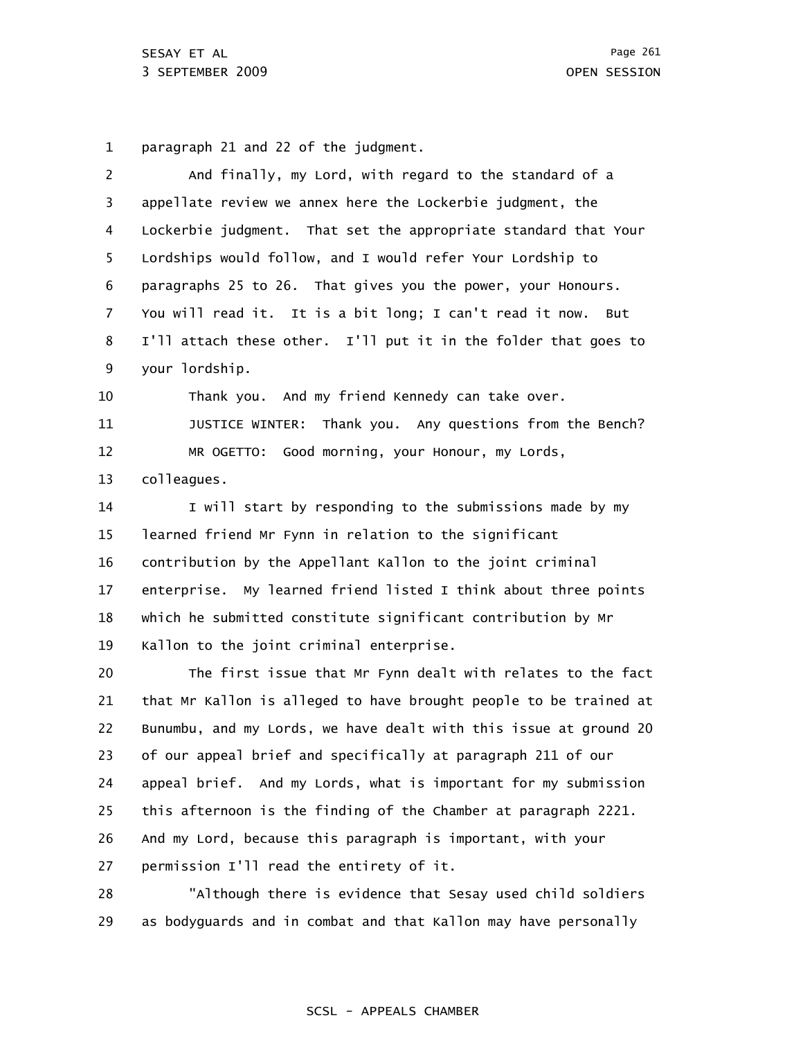paragraph 21 and 22 of the judgment.

And finally, my Lord, with regard to the standard of a appellate review we annex here the Lockerbie judgment, the Lockerbie judgment. That set the appropriate standard that Your Lordships would follow, and I would refer Your Lordship to paragraphs 25 to 26. That gives you the power, your Honours. You will read it. It is a bit long; I can't read it now. But I'll attach these other. I'll put it in the folder that goes to your lordship.

Thank you. And my friend Kennedy can take over.

JUSTICE WINTER: Thank you. Any questions from the Bench?

MR OGETTO: Good morning, your Honour, my Lords, colleagues.

I will start by responding to the submissions made by my learned friend Mr Fynn in relation to the significant contribution by the Appellant Kallon to the joint criminal enterprise. My learned friend listed I think about three points which he submitted constitute significant contribution by Mr Kallon to the joint criminal enterprise.

The first issue that Mr Fynn dealt with relates to the fact that Mr Kallon is alleged to have brought people to be trained at Bunumbu, and my Lords, we have dealt with this issue at ground 20 of our appeal brief and specifically at paragraph 211 of our appeal brief. And my Lords, what is important for my submission this afternoon is the finding of the Chamber at paragraph 2221. And my Lord, because this paragraph is important, with your permission I'll read the entirety of it.

"Although there is evidence that Sesay used child soldiers as bodyguards and in combat and that Kallon may have personally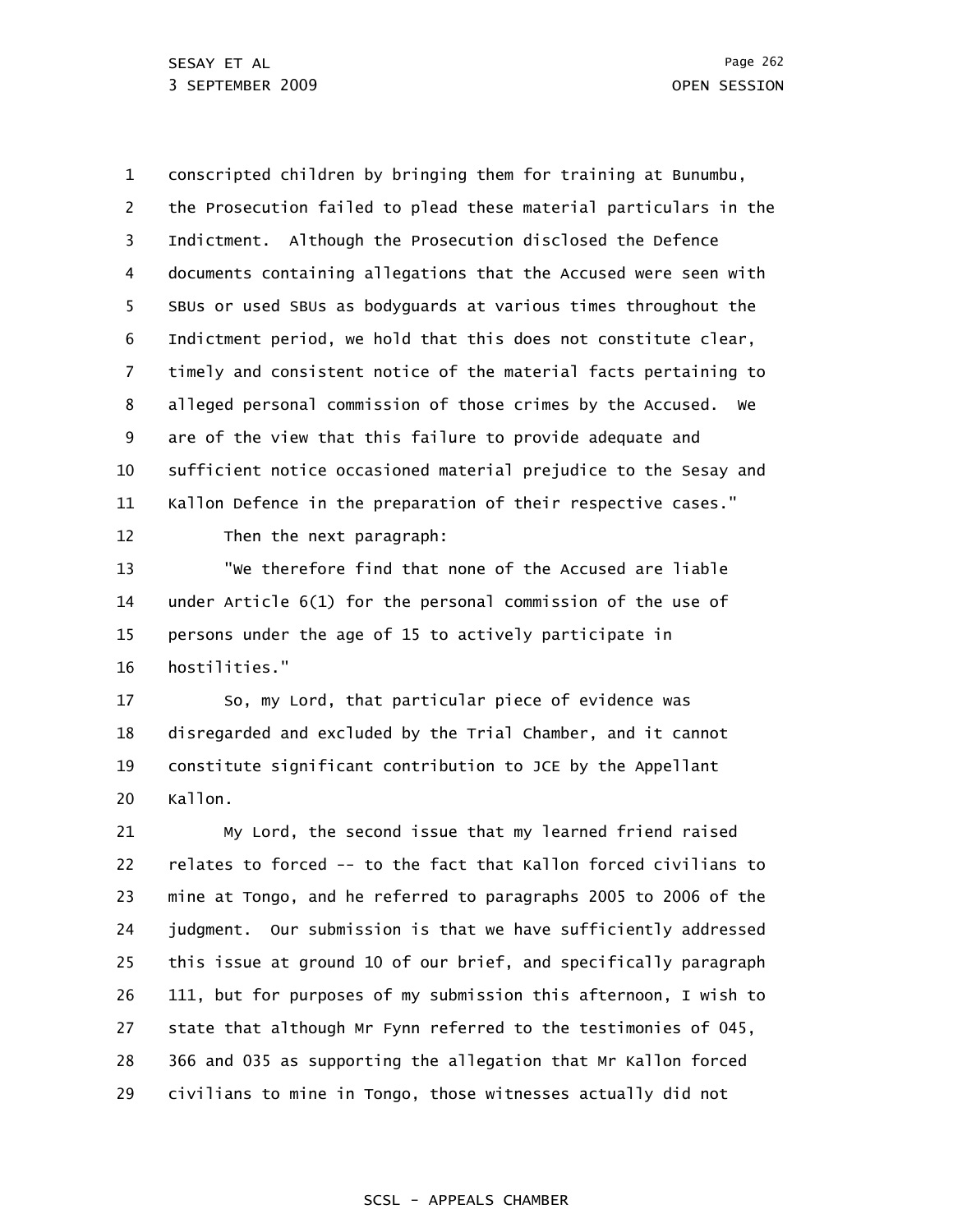conscripted children by bringing them for training at Bunumbu, the Prosecution failed to plead these material particulars in the Indictment. Although the Prosecution disclosed the Defence documents containing allegations that the Accused were seen with SBUs or used SBUs as bodyguards at various times throughout the Indictment period, we hold that this does not constitute clear, timely and consistent notice of the material facts pertaining to alleged personal commission of those crimes by the Accused. We are of the view that this failure to provide adequate and sufficient notice occasioned material prejudice to the Sesay and Kallon Defence in the preparation of their respective cases."

Then the next paragraph:

"We therefore find that none of the Accused are liable under Article 6(1) for the personal commission of the use of persons under the age of 15 to actively participate in hostilities."

So, my Lord, that particular piece of evidence was disregarded and excluded by the Trial Chamber, and it cannot constitute significant contribution to JCE by the Appellant Kallon.

My Lord, the second issue that my learned friend raised relates to forced -- to the fact that Kallon forced civilians to mine at Tongo, and he referred to paragraphs 2005 to 2006 of the judgment. Our submission is that we have sufficiently addressed this issue at ground 10 of our brief, and specifically paragraph 111, but for purposes of my submission this afternoon, I wish to state that although Mr Fynn referred to the testimonies of 045, 366 and 035 as supporting the allegation that Mr Kallon forced civilians to mine in Tongo, those witnesses actually did not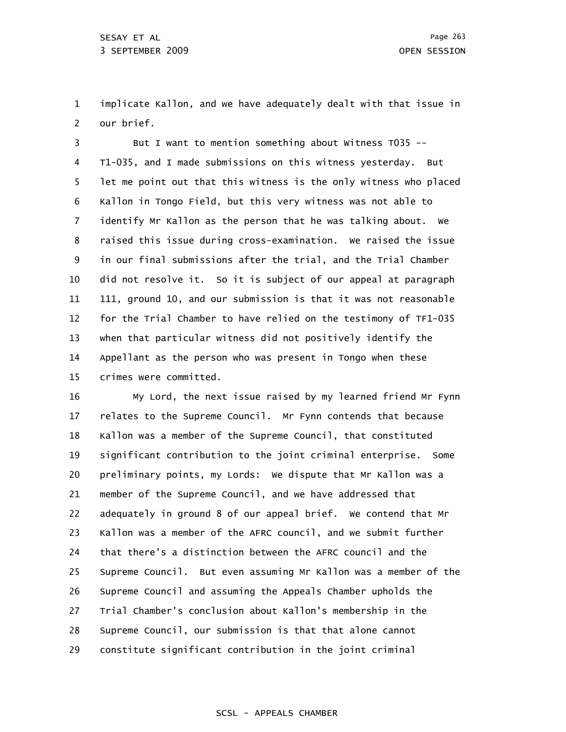implicate Kallon, and we have adequately dealt with that issue in our brief.

But I want to mention something about Witness T035 -- T1-035, and I made submissions on this witness yesterday. But let me point out that this witness is the only witness who placed Kallon in Tongo Field, but this very witness was not able to identify Mr Kallon as the person that he was talking about. We raised this issue during cross-examination. We raised the issue in our final submissions after the trial, and the Trial Chamber did not resolve it. So it is subject of our appeal at paragraph 111, ground 10, and our submission is that it was not reasonable for the Trial Chamber to have relied on the testimony of TF1-035 when that particular witness did not positively identify the Appellant as the person who was present in Tongo when these crimes were committed.

My Lord, the next issue raised by my learned friend Mr Fynn relates to the Supreme Council. Mr Fynn contends that because Kallon was a member of the Supreme Council, that constituted significant contribution to the joint criminal enterprise. Some preliminary points, my Lords: We dispute that Mr Kallon was a member of the Supreme Council, and we have addressed that adequately in ground 8 of our appeal brief. We contend that Mr Kallon was a member of the AFRC council, and we submit further that there's a distinction between the AFRC council and the Supreme Council. But even assuming Mr Kallon was a member of the Supreme Council and assuming the Appeals Chamber upholds the Trial Chamber's conclusion about Kallon's membership in the Supreme Council, our submission is that that alone cannot constitute significant contribution in the joint criminal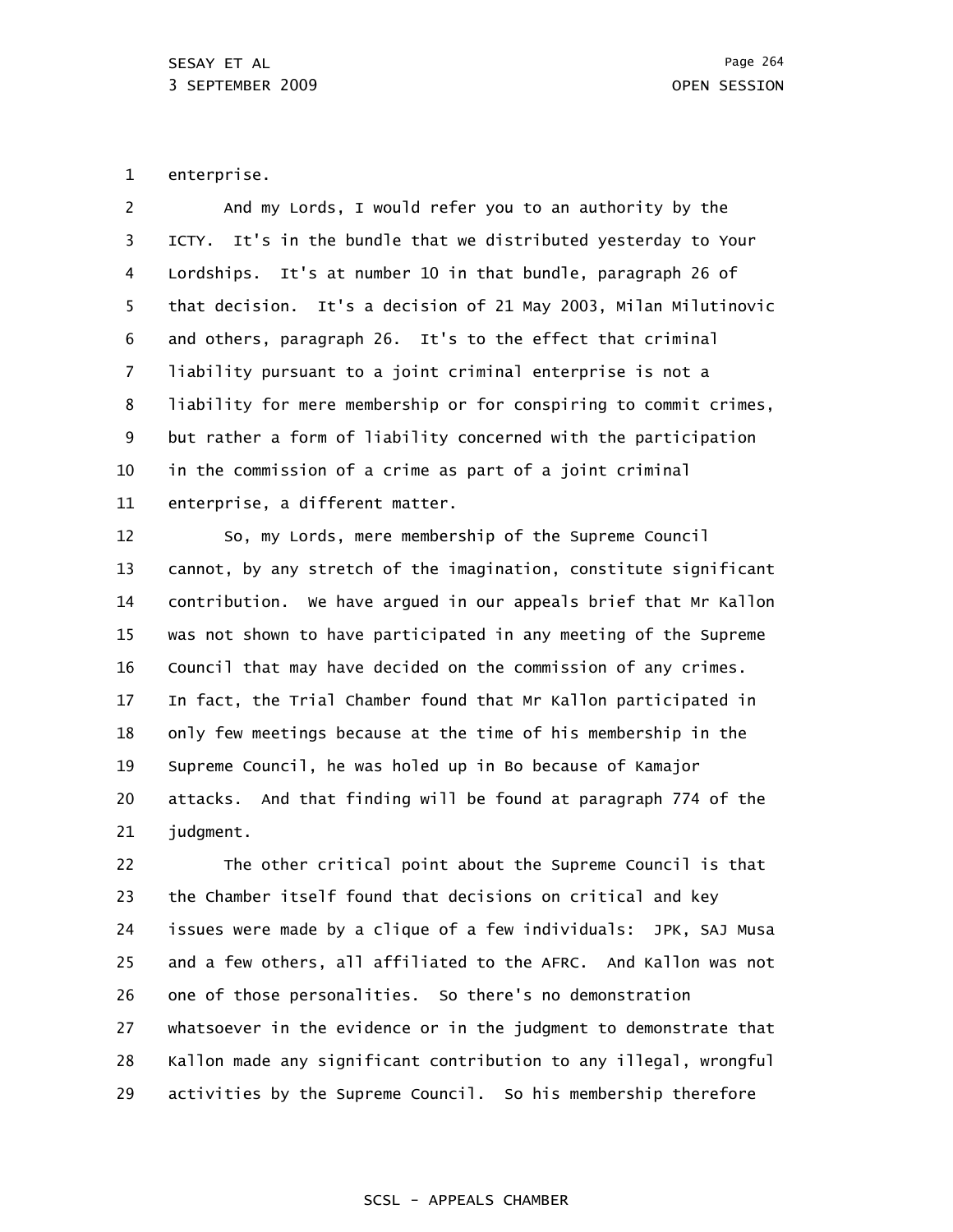enterprise.

And my Lords, I would refer you to an authority by the ICTY. It's in the bundle that we distributed yesterday to Your Lordships. It's at number 10 in that bundle, paragraph 26 of that decision. It's a decision of 21 May 2003, Milan Milutinovic and others, paragraph 26. It's to the effect that criminal liability pursuant to a joint criminal enterprise is not a liability for mere membership or for conspiring to commit crimes, but rather a form of liability concerned with the participation in the commission of a crime as part of a joint criminal enterprise, a different matter.

So, my Lords, mere membership of the Supreme Council cannot, by any stretch of the imagination, constitute significant contribution. We have argued in our appeals brief that Mr Kallon was not shown to have participated in any meeting of the Supreme Council that may have decided on the commission of any crimes. In fact, the Trial Chamber found that Mr Kallon participated in only few meetings because at the time of his membership in the Supreme Council, he was holed up in Bo because of Kamajor attacks. And that finding will be found at paragraph 774 of the judgment.

The other critical point about the Supreme Council is that the Chamber itself found that decisions on critical and key issues were made by a clique of a few individuals: JPK, SAJ Musa and a few others, all affiliated to the AFRC. And Kallon was not one of those personalities. So there's no demonstration whatsoever in the evidence or in the judgment to demonstrate that Kallon made any significant contribution to any illegal, wrongful activities by the Supreme Council. So his membership therefore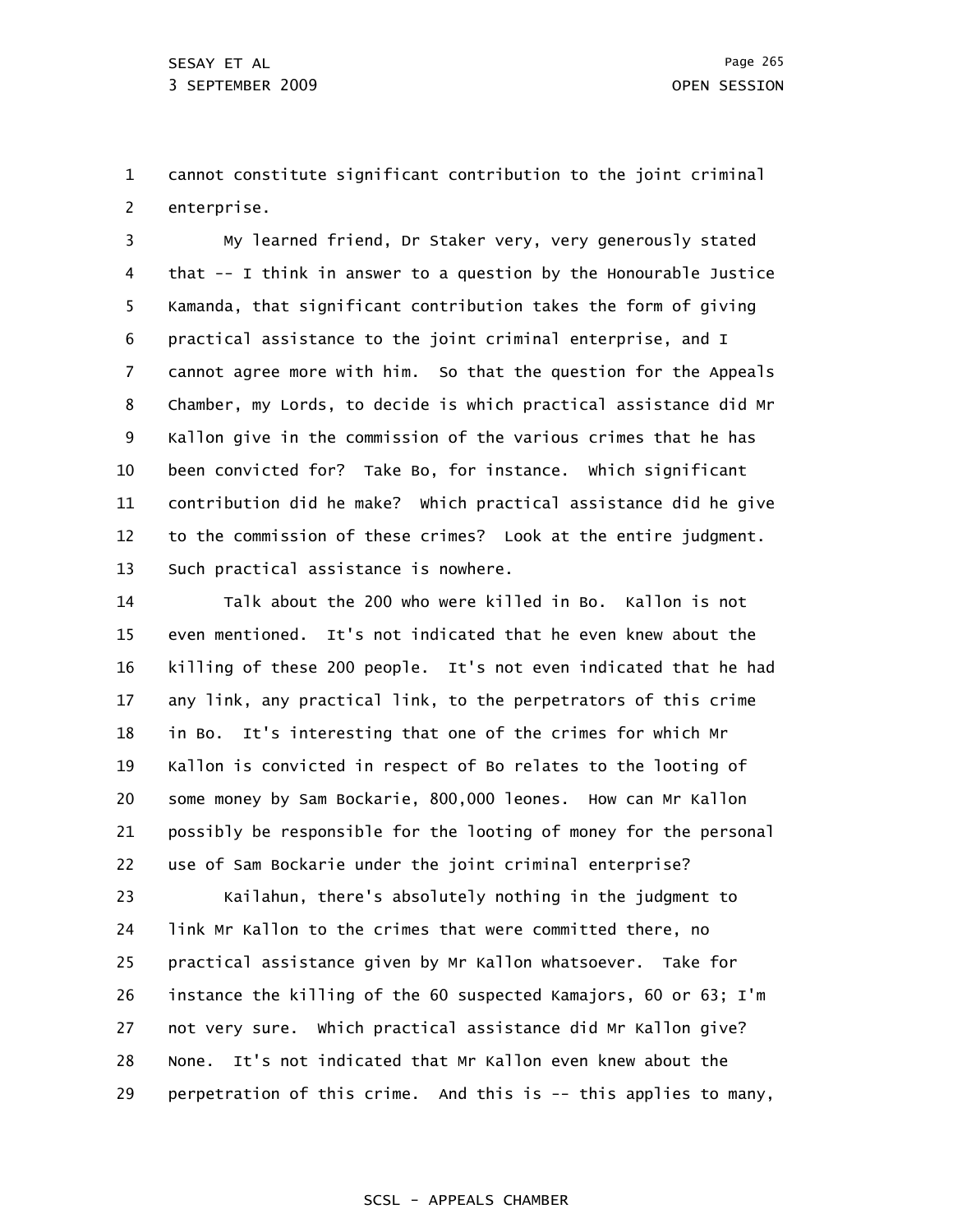cannot constitute significant contribution to the joint criminal enterprise.

My learned friend, Dr Staker very, very generously stated that -- I think in answer to a question by the Honourable Justice Kamanda, that significant contribution takes the form of giving practical assistance to the joint criminal enterprise, and I cannot agree more with him. So that the question for the Appeals Chamber, my Lords, to decide is which practical assistance did Mr Kallon give in the commission of the various crimes that he has been convicted for? Take Bo, for instance. Which significant contribution did he make? Which practical assistance did he give to the commission of these crimes? Look at the entire judgment. Such practical assistance is nowhere.

Talk about the 200 who were killed in Bo. Kallon is not even mentioned. It's not indicated that he even knew about the killing of these 200 people. It's not even indicated that he had any link, any practical link, to the perpetrators of this crime in Bo. It's interesting that one of the crimes for which Mr Kallon is convicted in respect of Bo relates to the looting of some money by Sam Bockarie, 800,000 leones. How can Mr Kallon possibly be responsible for the looting of money for the personal use of Sam Bockarie under the joint criminal enterprise?

Kailahun, there's absolutely nothing in the judgment to link Mr Kallon to the crimes that were committed there, no practical assistance given by Mr Kallon whatsoever. Take for instance the killing of the 60 suspected Kamajors, 60 or 63; I'm not very sure. Which practical assistance did Mr Kallon give? None. It's not indicated that Mr Kallon even knew about the perpetration of this crime. And this is -- this applies to many,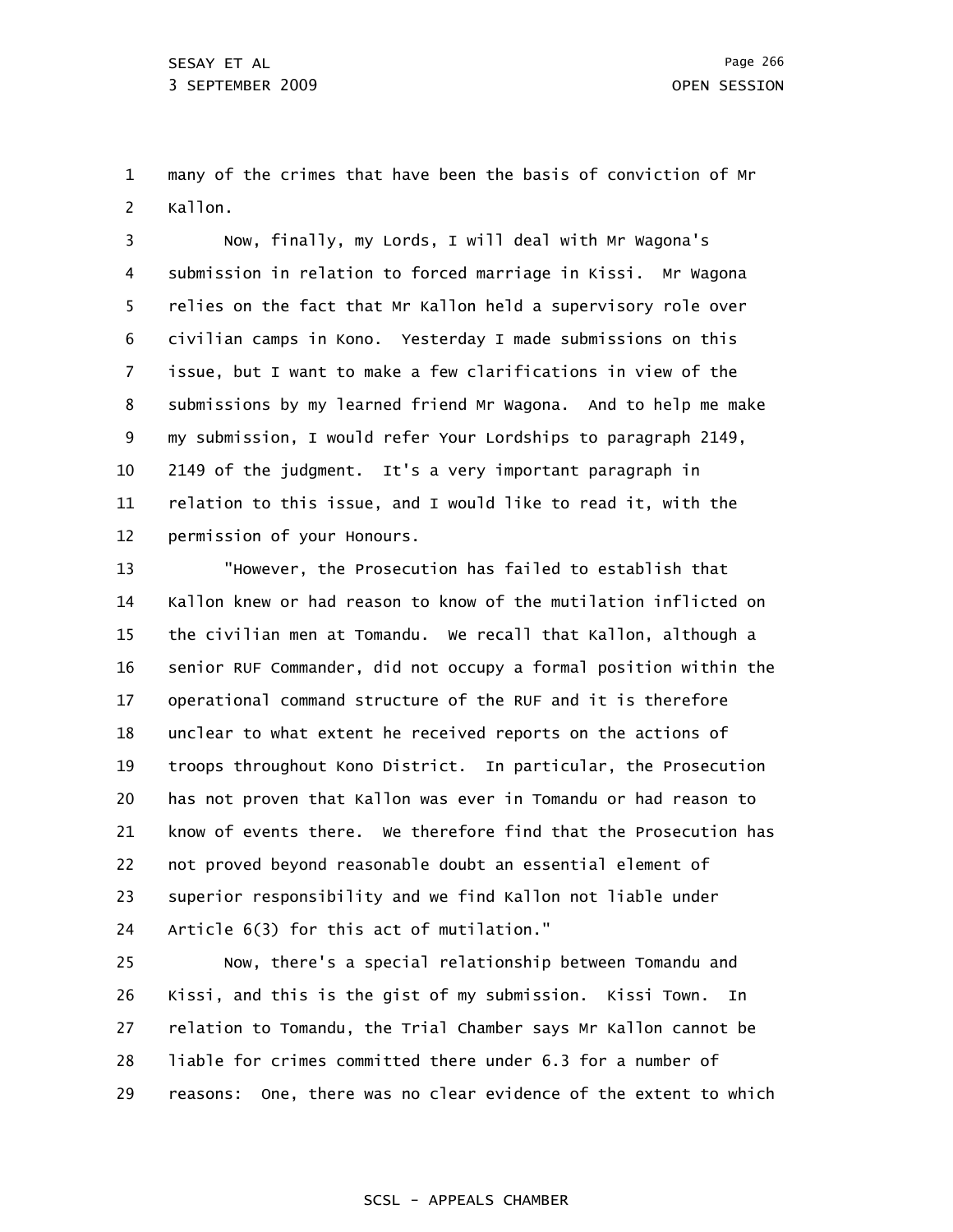many of the crimes that have been the basis of conviction of Mr Kallon.

Now, finally, my Lords, I will deal with Mr Wagona's submission in relation to forced marriage in Kissi. Mr Wagona relies on the fact that Mr Kallon held a supervisory role over civilian camps in Kono. Yesterday I made submissions on this issue, but I want to make a few clarifications in view of the submissions by my learned friend Mr Wagona. And to help me make my submission, I would refer Your Lordships to paragraph 2149, 2149 of the judgment. It's a very important paragraph in relation to this issue, and I would like to read it, with the permission of your Honours.

"However, the Prosecution has failed to establish that Kallon knew or had reason to know of the mutilation inflicted on the civilian men at Tomandu. We recall that Kallon, although a senior RUF Commander, did not occupy a formal position within the operational command structure of the RUF and it is therefore unclear to what extent he received reports on the actions of troops throughout Kono District. In particular, the Prosecution has not proven that Kallon was ever in Tomandu or had reason to know of events there. We therefore find that the Prosecution has not proved beyond reasonable doubt an essential element of superior responsibility and we find Kallon not liable under Article 6(3) for this act of mutilation."

Now, there's a special relationship between Tomandu and Kissi, and this is the gist of my submission. Kissi Town. In relation to Tomandu, the Trial Chamber says Mr Kallon cannot be liable for crimes committed there under 6.3 for a number of reasons: One, there was no clear evidence of the extent to which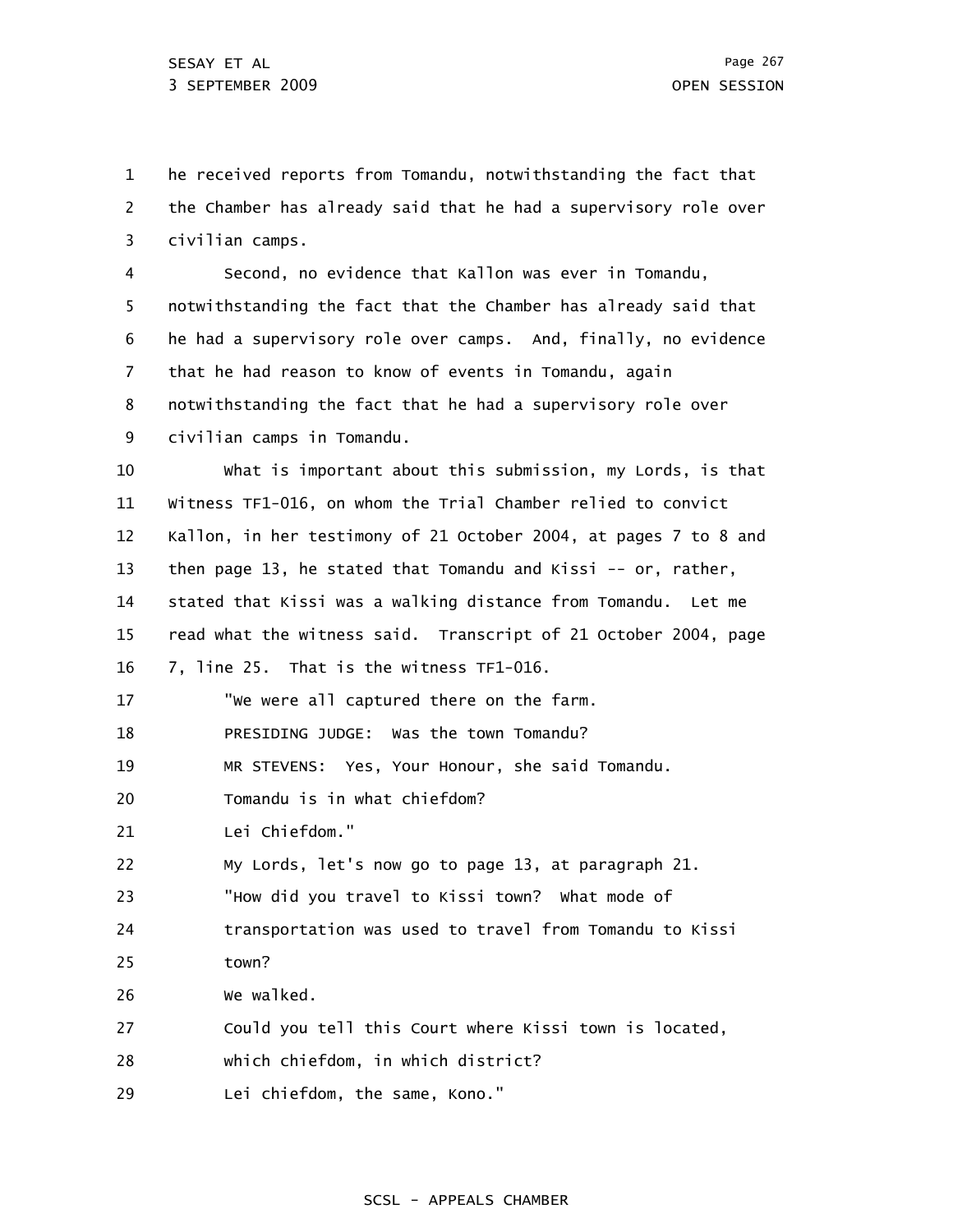he received reports from Tomandu, notwithstanding the fact that the Chamber has already said that he had a supervisory role over civilian camps.

Second, no evidence that Kallon was ever in Tomandu, notwithstanding the fact that the Chamber has already said that he had a supervisory role over camps. And, finally, no evidence that he had reason to know of events in Tomandu, again notwithstanding the fact that he had a supervisory role over civilian camps in Tomandu.

What is important about this submission, my Lords, is that Witness TF1-016, on whom the Trial Chamber relied to convict Kallon, in her testimony of 21 October 2004, at pages 7 to 8 and then page 13, he stated that Tomandu and Kissi -- or, rather, stated that Kissi was a walking distance from Tomandu. Let me read what the witness said. Transcript of 21 October 2004, page 7, line 25. That is the witness TF1-016.

"We were all captured there on the farm.

PRESIDING JUDGE: Was the town Tomandu?

MR STEVENS: Yes, Your Honour, she said Tomandu.

Tomandu is in what chiefdom?

Lei Chiefdom."

My Lords, let's now go to page 13, at paragraph 21.

"How did you travel to Kissi town? What mode of transportation was used to travel from Tomandu to Kissi town?

We walked.

Could you tell this Court where Kissi town is located, which chiefdom, in which district?

Lei chiefdom, the same, Kono."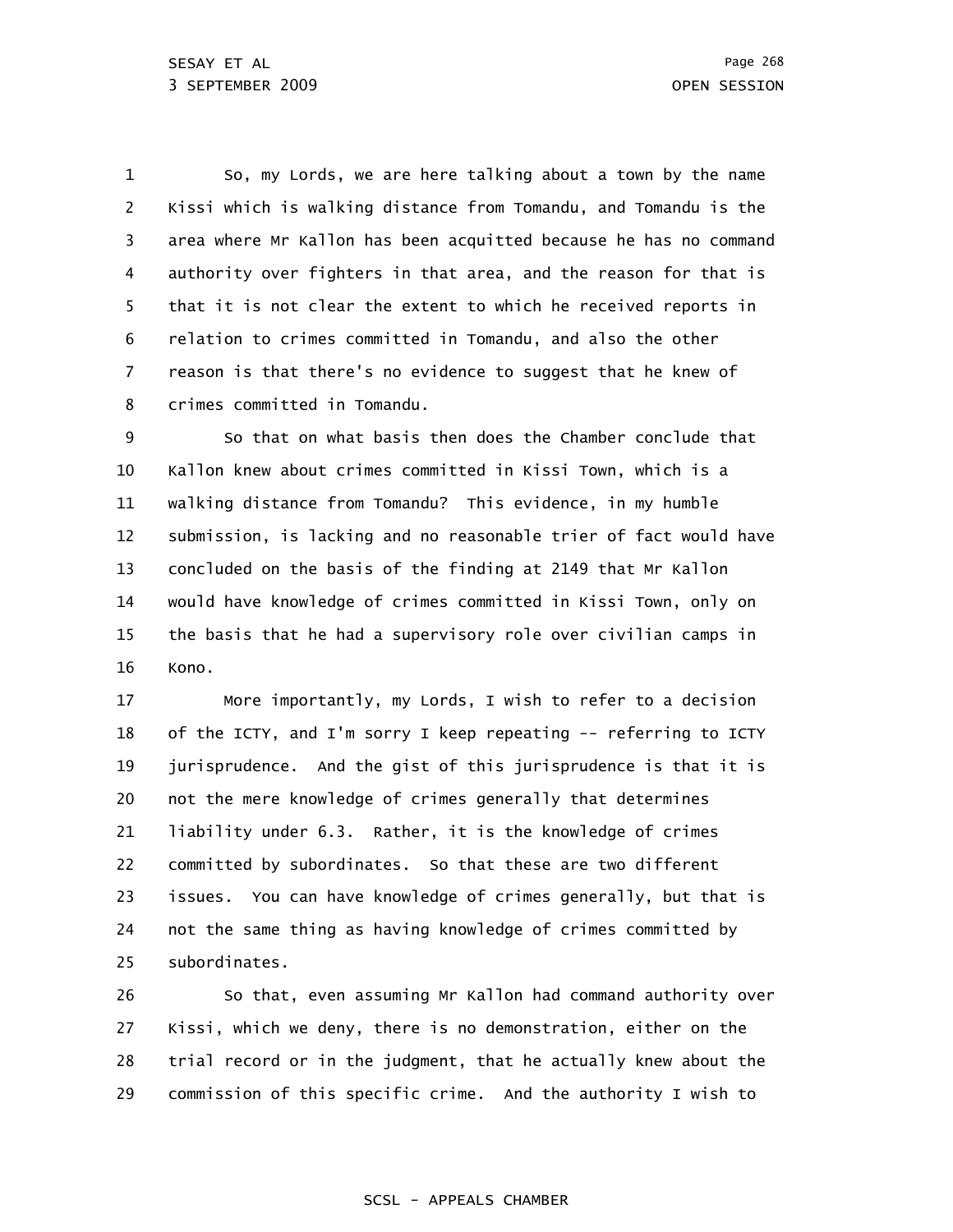So, my Lords, we are here talking about a town by the name Kissi which is walking distance from Tomandu, and Tomandu is the area where Mr Kallon has been acquitted because he has no command authority over fighters in that area, and the reason for that is that it is not clear the extent to which he received reports in relation to crimes committed in Tomandu, and also the other reason is that there's no evidence to suggest that he knew of crimes committed in Tomandu.

So that on what basis then does the Chamber conclude that Kallon knew about crimes committed in Kissi Town, which is a walking distance from Tomandu? This evidence, in my humble submission, is lacking and no reasonable trier of fact would have concluded on the basis of the finding at 2149 that Mr Kallon would have knowledge of crimes committed in Kissi Town, only on the basis that he had a supervisory role over civilian camps in Kono.

More importantly, my Lords, I wish to refer to a decision of the ICTY, and I'm sorry I keep repeating -- referring to ICTY jurisprudence. And the gist of this jurisprudence is that it is not the mere knowledge of crimes generally that determines liability under 6.3. Rather, it is the knowledge of crimes committed by subordinates. So that these are two different issues. You can have knowledge of crimes generally, but that is not the same thing as having knowledge of crimes committed by subordinates.

So that, even assuming Mr Kallon had command authority over Kissi, which we deny, there is no demonstration, either on the trial record or in the judgment, that he actually knew about the commission of this specific crime. And the authority I wish to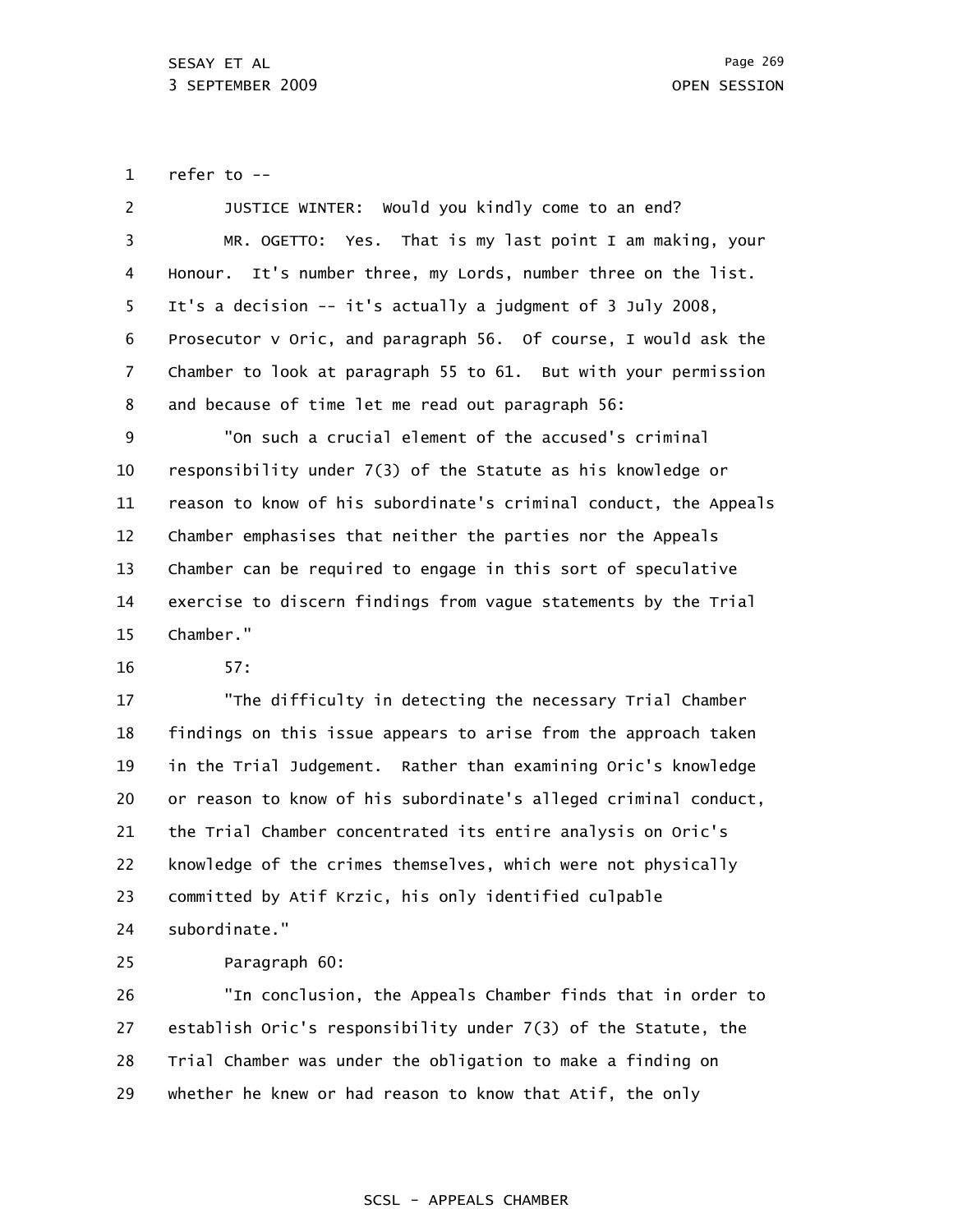refer to --

JUSTICE WINTER: Would you kindly come to an end?

MR. OGETTO: Yes. That is my last point I am making, your Honour. It's number three, my Lords, number three on the list. It's a decision -- it's actually a judgment of 3 July 2008, Prosecutor v Oric, and paragraph 56. Of course, I would ask the Chamber to look at paragraph 55 to 61. But with your permission and because of time let me read out paragraph 56:

"On such a crucial element of the accused's criminal responsibility under 7(3) of the Statute as his knowledge or reason to know of his subordinate's criminal conduct, the Appeals Chamber emphasises that neither the parties nor the Appeals Chamber can be required to engage in this sort of speculative exercise to discern findings from vague statements by the Trial Chamber."

57:

"The difficulty in detecting the necessary Trial Chamber findings on this issue appears to arise from the approach taken in the Trial Judgement. Rather than examining Oric's knowledge or reason to know of his subordinate's alleged criminal conduct, the Trial Chamber concentrated its entire analysis on Oric's knowledge of the crimes themselves, which were not physically committed by Atif Krzic, his only identified culpable subordinate."

Paragraph 60:

"In conclusion, the Appeals Chamber finds that in order to establish Oric's responsibility under 7(3) of the Statute, the Trial Chamber was under the obligation to make a finding on whether he knew or had reason to know that Atif, the only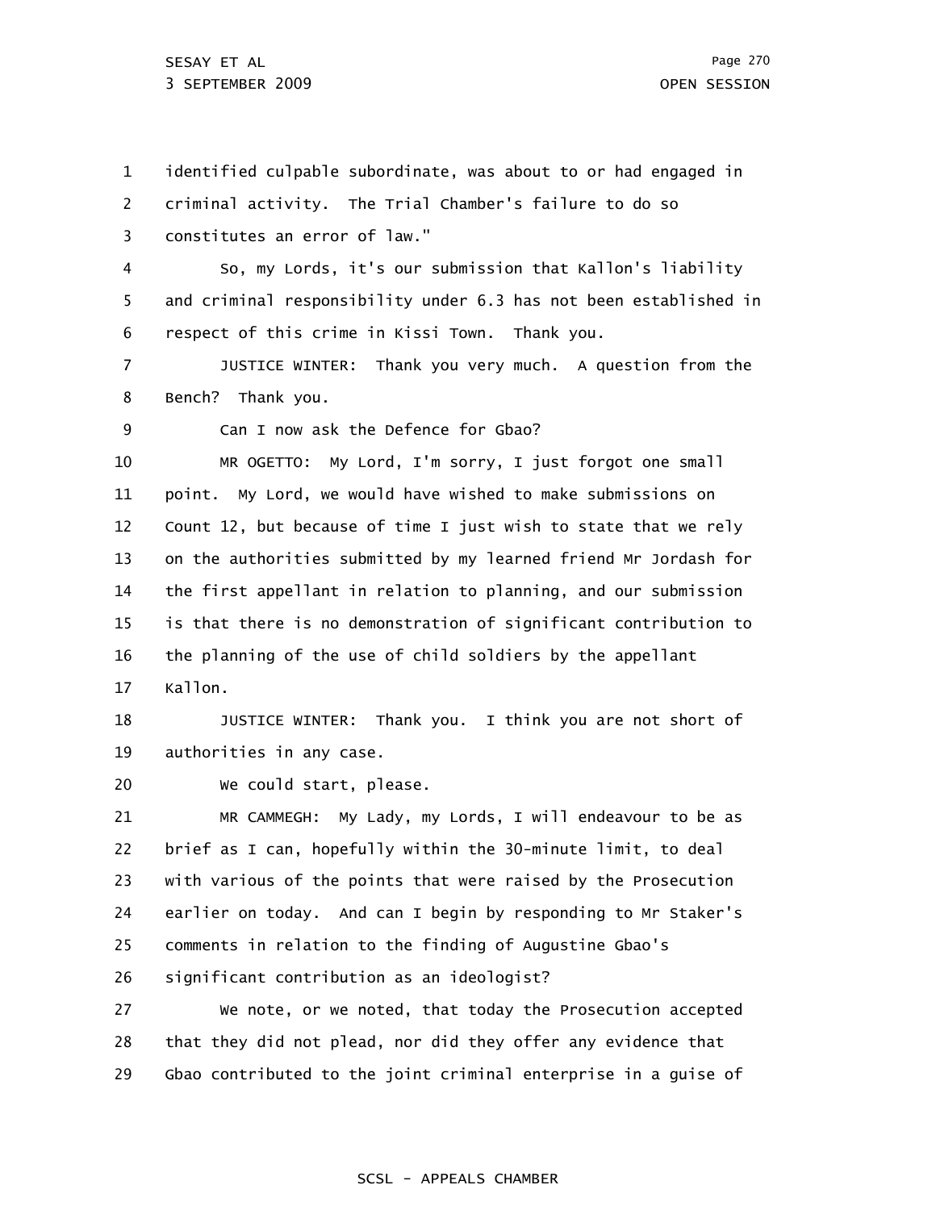identified culpable subordinate, was about to or had engaged in criminal activity. The Trial Chamber's failure to do so constitutes an error of law."

So, my Lords, it's our submission that Kallon's liability and criminal responsibility under 6.3 has not been established in respect of this crime in Kissi Town. Thank you.

JUSTICE WINTER: Thank you very much. A question from the Bench? Thank you.

Can I now ask the Defence for Gbao?

MR OGETTO: My Lord, I'm sorry, I just forgot one small point. My Lord, we would have wished to make submissions on Count 12, but because of time I just wish to state that we rely on the authorities submitted by my learned friend Mr Jordash for the first appellant in relation to planning, and our submission is that there is no demonstration of significant contribution to the planning of the use of child soldiers by the appellant Kallon.

JUSTICE WINTER: Thank you. I think you are not short of authorities in any case.

We could start, please.

MR CAMMEGH: My Lady, my Lords, I will endeavour to be as brief as I can, hopefully within the 30-minute limit, to deal with various of the points that were raised by the Prosecution earlier on today. And can I begin by responding to Mr Staker's comments in relation to the finding of Augustine Gbao's significant contribution as an ideologist?

We note, or we noted, that today the Prosecution accepted that they did not plead, nor did they offer any evidence that Gbao contributed to the joint criminal enterprise in a guise of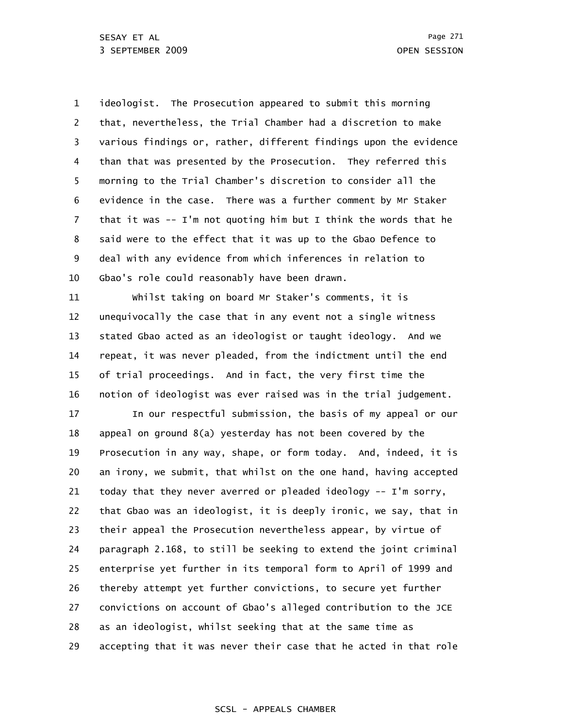ideologist. The Prosecution appeared to submit this morning that, nevertheless, the Trial Chamber had a discretion to make various findings or, rather, different findings upon the evidence than that was presented by the Prosecution. They referred this morning to the Trial Chamber's discretion to consider all the evidence in the case. There was a further comment by Mr Staker that it was -- I'm not quoting him but I think the words that he said were to the effect that it was up to the Gbao Defence to deal with any evidence from which inferences in relation to Gbao's role could reasonably have been drawn.

Whilst taking on board Mr Staker's comments, it is unequivocally the case that in any event not a single witness stated Gbao acted as an ideologist or taught ideology. And we repeat, it was never pleaded, from the indictment until the end of trial proceedings. And in fact, the very first time the notion of ideologist was ever raised was in the trial judgement.

In our respectful submission, the basis of my appeal or our appeal on ground 8(a) yesterday has not been covered by the Prosecution in any way, shape, or form today. And, indeed, it is an irony, we submit, that whilst on the one hand, having accepted today that they never averred or pleaded ideology -- I'm sorry, that Gbao was an ideologist, it is deeply ironic, we say, that in their appeal the Prosecution nevertheless appear, by virtue of paragraph 2.168, to still be seeking to extend the joint criminal enterprise yet further in its temporal form to April of 1999 and thereby attempt yet further convictions, to secure yet further convictions on account of Gbao's alleged contribution to the JCE as an ideologist, whilst seeking that at the same time as accepting that it was never their case that he acted in that role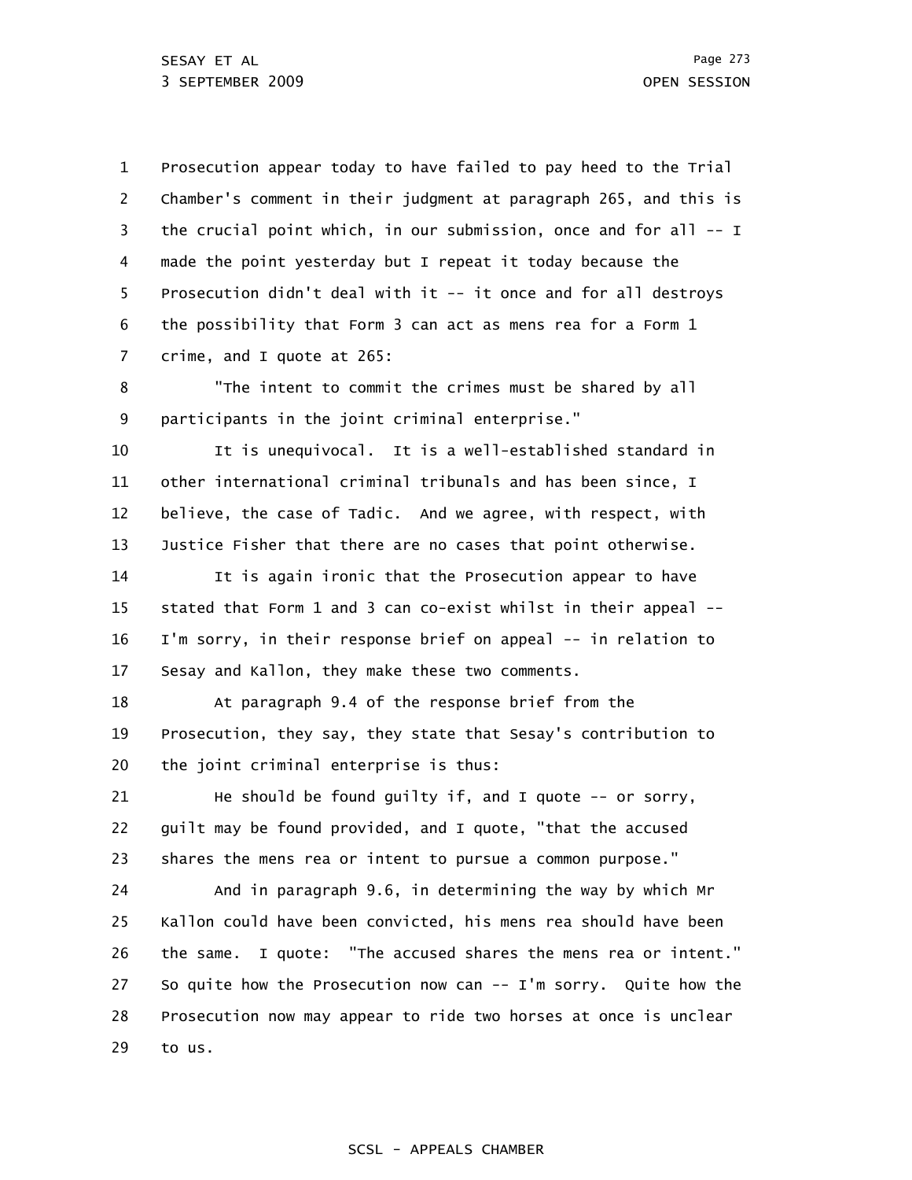1 Prosecution appear today to have failed to pay heed to the Trial
2 Chamber's comment in their judgment at paragraph 265, and this is
3 the crucial point which, in our submission, once and for all -- I
4 made the point yesterday but I repeat it today because the
5 Prosecution didn't deal with it -- it once and for all destroys
6 the possibility that Form 3 can act as mens rea for a Form 1
7 crime, and I quote at 265:

8 "The intent to commit the crimes must be shared by all
9 participants in the joint criminal enterprise."

10 It is unequivocal. It is a well-established standard in
11 other international criminal tribunals and has been since, I
12 believe, the case of Tadic. And we agree, with respect, with
13 Justice Fisher that there are no cases that point otherwise.

14 It is again ironic that the Prosecution appear to have
15 stated that Form 1 and 3 can co-exist whilst in their appeal --
16 I'm sorry, in their response brief on appeal -- in relation to
17 Sesay and Kallon, they make these two comments.

18 At paragraph 9.4 of the response brief from the
19 Prosecution, they say, they state that Sesay's contribution to
20 the joint criminal enterprise is thus:

21 He should be found guilty if, and I quote -- or sorry,
22 guilt may be found provided, and I quote, "that the accused
23 shares the mens rea or intent to pursue a common purpose."

24 And in paragraph 9.6, in determining the way by which Mr
25 Kallon could have been convicted, his mens rea should have been
26 the same. I quote: "The accused shares the mens rea or intent."
27 So quite how the Prosecution now can -- I'm sorry. Quite how the
28 Prosecution now may appear to ride two horses at once is unclear
29 to us.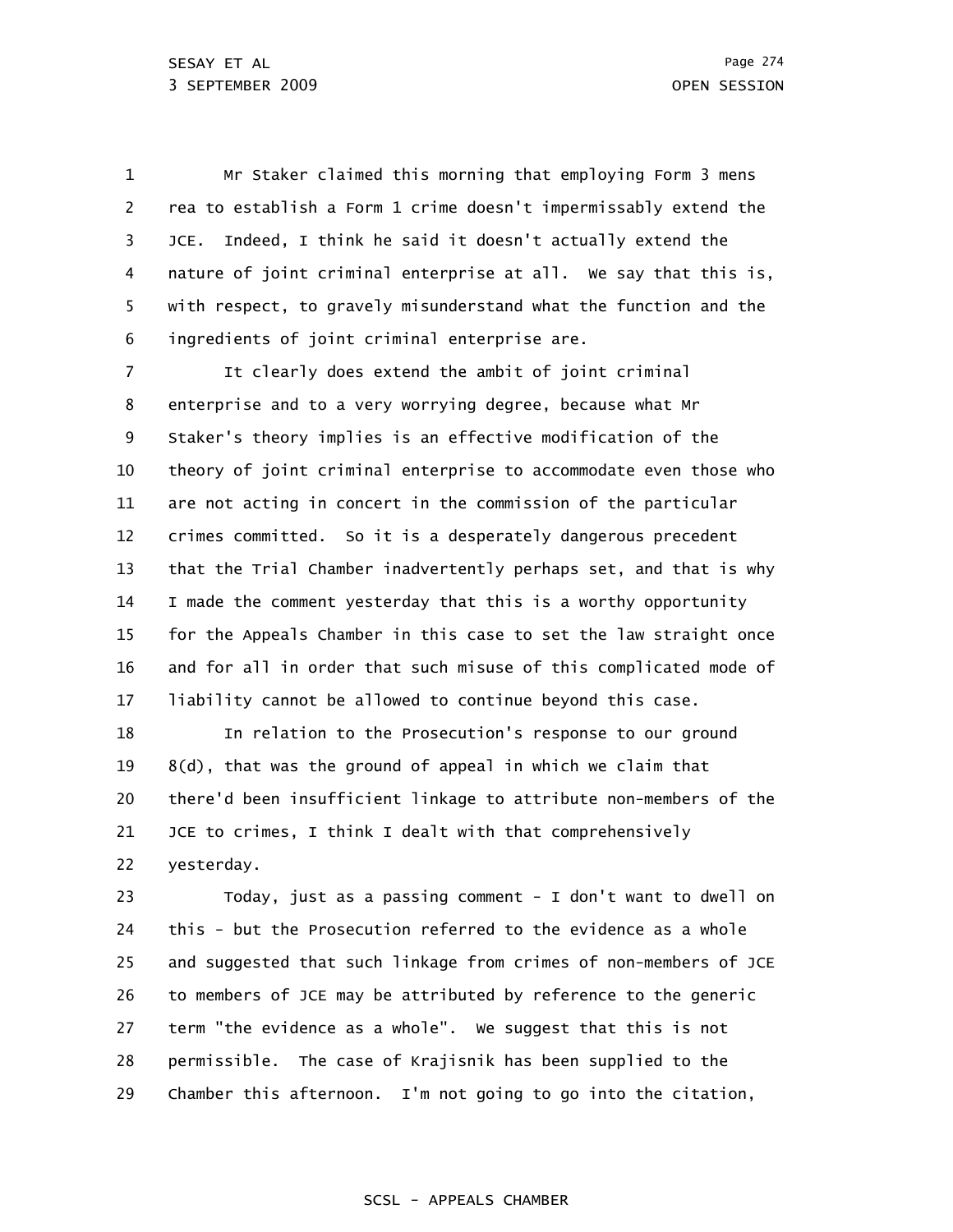Mr Staker claimed this morning that employing Form 3 mens rea to establish a Form 1 crime doesn't impermissably extend the JCE. Indeed, I think he said it doesn't actually extend the nature of joint criminal enterprise at all. We say that this is, with respect, to gravely misunderstand what the function and the ingredients of joint criminal enterprise are.

It clearly does extend the ambit of joint criminal enterprise and to a very worrying degree, because what Mr Staker's theory implies is an effective modification of the theory of joint criminal enterprise to accommodate even those who are not acting in concert in the commission of the particular crimes committed. So it is a desperately dangerous precedent that the Trial Chamber inadvertently perhaps set, and that is why I made the comment yesterday that this is a worthy opportunity for the Appeals Chamber in this case to set the law straight once and for all in order that such misuse of this complicated mode of liability cannot be allowed to continue beyond this case.

In relation to the Prosecution's response to our ground 8(d), that was the ground of appeal in which we claim that there'd been insufficient linkage to attribute non-members of the JCE to crimes, I think I dealt with that comprehensively yesterday.

Today, just as a passing comment - I don't want to dwell on this - but the Prosecution referred to the evidence as a whole and suggested that such linkage from crimes of non-members of JCE to members of JCE may be attributed by reference to the generic term "the evidence as a whole". We suggest that this is not permissible. The case of Krajisnik has been supplied to the Chamber this afternoon. I'm not going to go into the citation,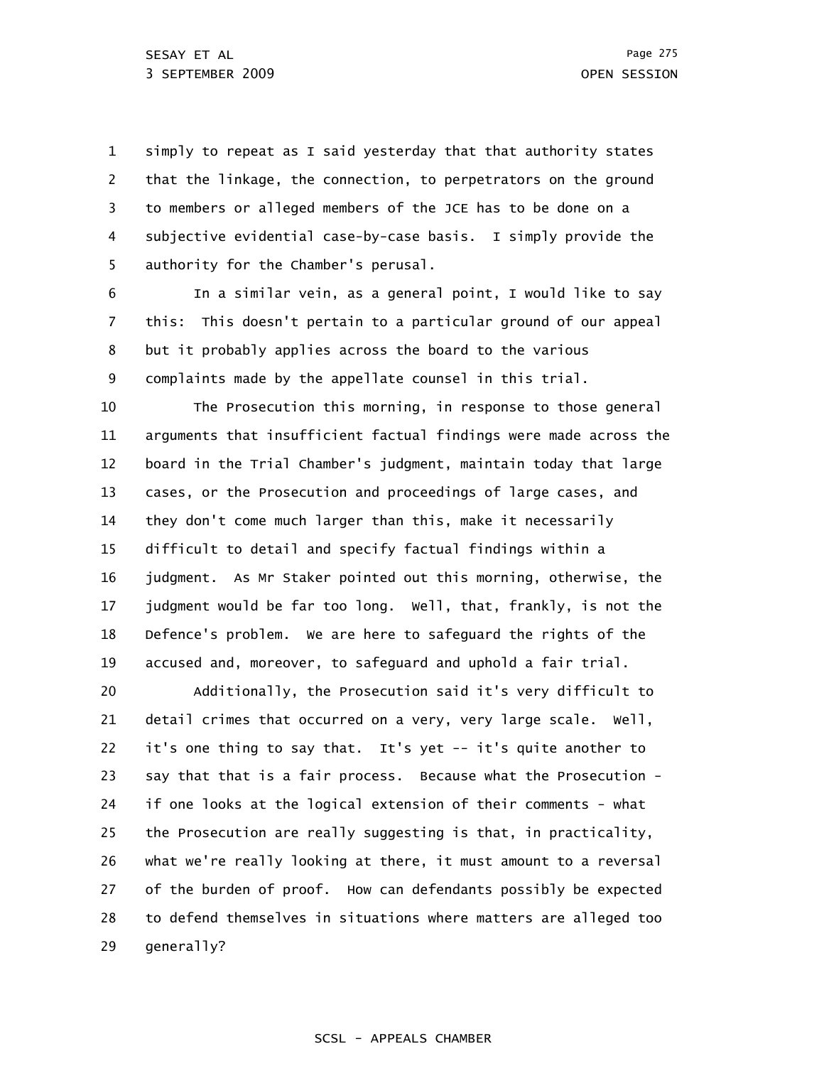simply to repeat as I said yesterday that that authority states that the linkage, the connection, to perpetrators on the ground to members or alleged members of the JCE has to be done on a subjective evidential case-by-case basis. I simply provide the authority for the Chamber's perusal.

In a similar vein, as a general point, I would like to say this: This doesn't pertain to a particular ground of our appeal but it probably applies across the board to the various complaints made by the appellate counsel in this trial.

The Prosecution this morning, in response to those general arguments that insufficient factual findings were made across the board in the Trial Chamber's judgment, maintain today that large cases, or the Prosecution and proceedings of large cases, and they don't come much larger than this, make it necessarily difficult to detail and specify factual findings within a judgment. As Mr Staker pointed out this morning, otherwise, the judgment would be far too long. Well, that, frankly, is not the Defence's problem. We are here to safeguard the rights of the accused and, moreover, to safeguard and uphold a fair trial.

Additionally, the Prosecution said it's very difficult to detail crimes that occurred on a very, very large scale. Well, it's one thing to say that. It's yet -- it's quite another to say that that is a fair process. Because what the Prosecution - if one looks at the logical extension of their comments - what the Prosecution are really suggesting is that, in practicality, what we're really looking at there, it must amount to a reversal of the burden of proof. How can defendants possibly be expected to defend themselves in situations where matters are alleged too generally?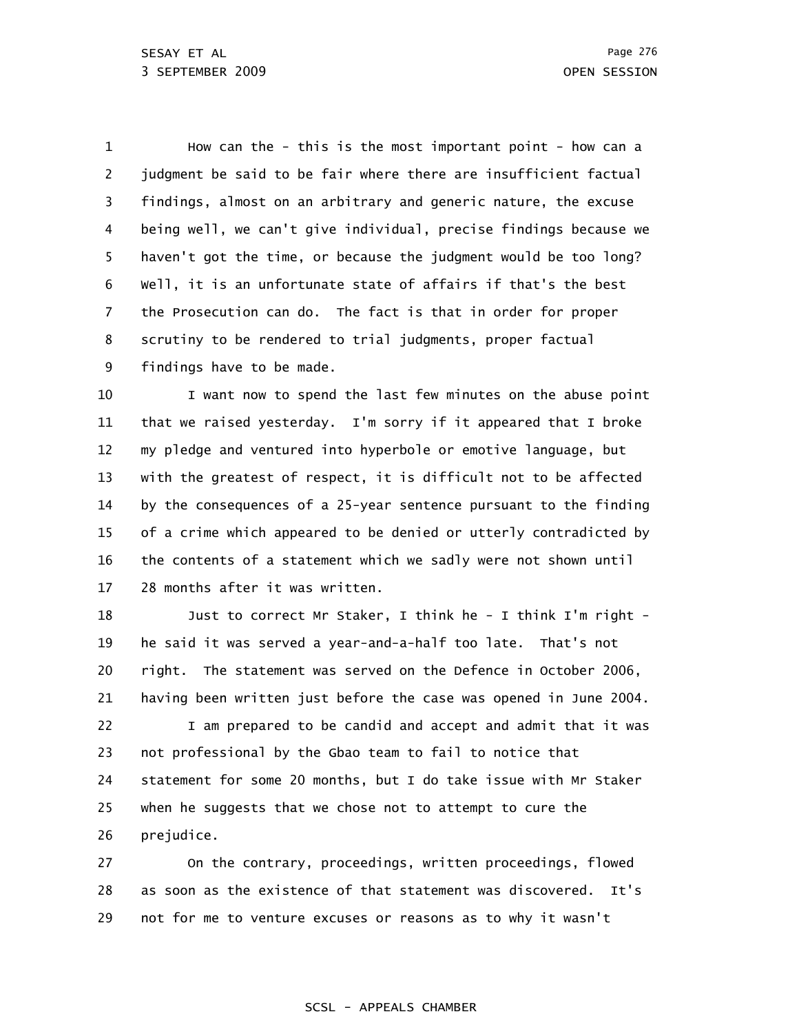How can the - this is the most important point - how can a judgment be said to be fair where there are insufficient factual findings, almost on an arbitrary and generic nature, the excuse being well, we can't give individual, precise findings because we haven't got the time, or because the judgment would be too long? Well, it is an unfortunate state of affairs if that's the best the Prosecution can do. The fact is that in order for proper scrutiny to be rendered to trial judgments, proper factual findings have to be made.

I want now to spend the last few minutes on the abuse point that we raised yesterday. I'm sorry if it appeared that I broke my pledge and ventured into hyperbole or emotive language, but with the greatest of respect, it is difficult not to be affected by the consequences of a 25-year sentence pursuant to the finding of a crime which appeared to be denied or utterly contradicted by the contents of a statement which we sadly were not shown until 28 months after it was written.

Just to correct Mr Staker, I think he - I think I'm right - he said it was served a year-and-a-half too late. That's not right. The statement was served on the Defence in October 2006, having been written just before the case was opened in June 2004.

I am prepared to be candid and accept and admit that it was not professional by the Gbao team to fail to notice that statement for some 20 months, but I do take issue with Mr Staker when he suggests that we chose not to attempt to cure the prejudice.

On the contrary, proceedings, written proceedings, flowed as soon as the existence of that statement was discovered. It's not for me to venture excuses or reasons as to why it wasn't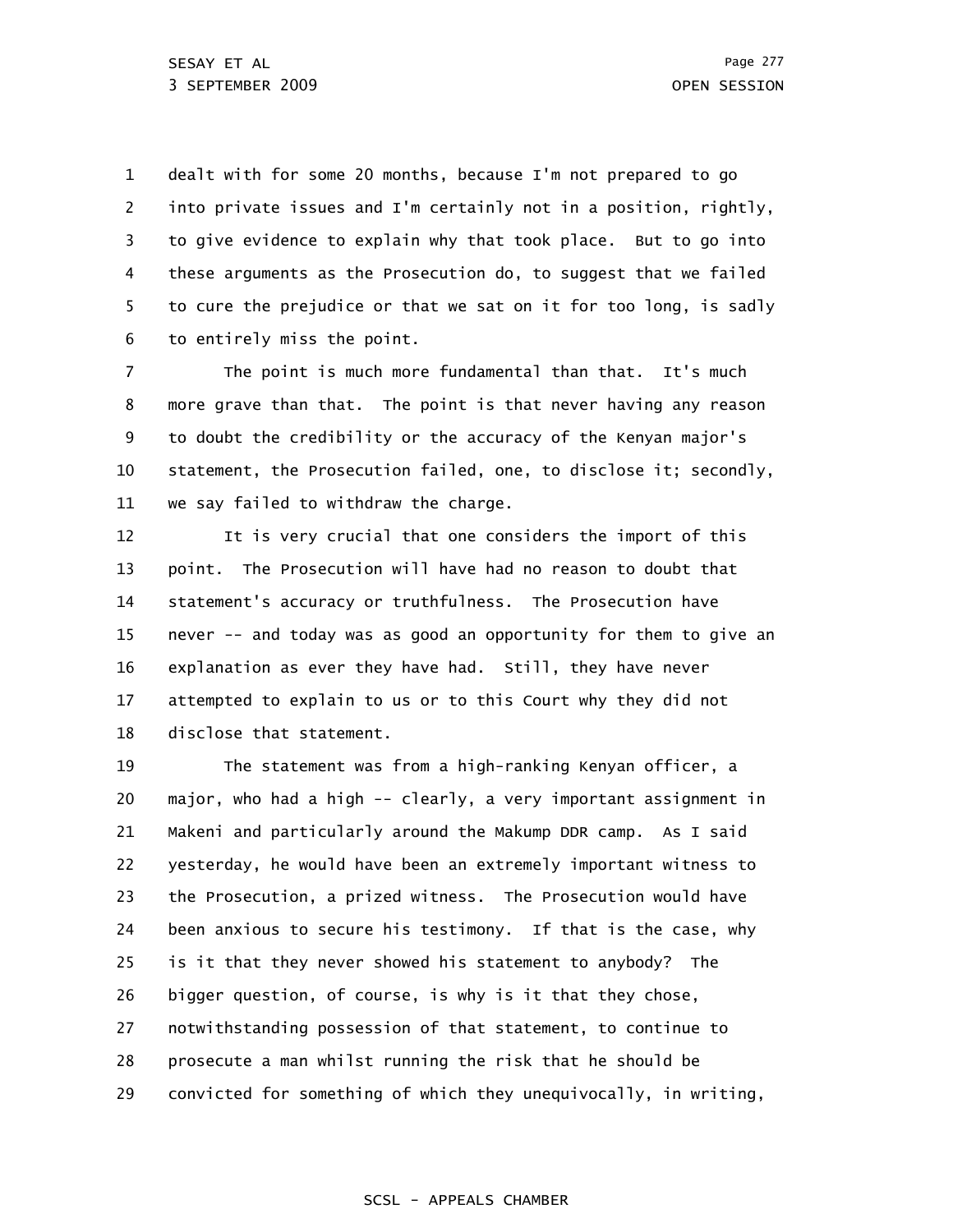dealt with for some 20 months, because I'm not prepared to go into private issues and I'm certainly not in a position, rightly, to give evidence to explain why that took place. But to go into these arguments as the Prosecution do, to suggest that we failed to cure the prejudice or that we sat on it for too long, is sadly to entirely miss the point.

The point is much more fundamental than that. It's much more grave than that. The point is that never having any reason to doubt the credibility or the accuracy of the Kenyan major's statement, the Prosecution failed, one, to disclose it; secondly, we say failed to withdraw the charge.

It is very crucial that one considers the import of this point. The Prosecution will have had no reason to doubt that statement's accuracy or truthfulness. The Prosecution have never -- and today was as good an opportunity for them to give an explanation as ever they have had. Still, they have never attempted to explain to us or to this Court why they did not disclose that statement.

The statement was from a high-ranking Kenyan officer, a major, who had a high -- clearly, a very important assignment in Makeni and particularly around the Makump DDR camp. As I said yesterday, he would have been an extremely important witness to the Prosecution, a prized witness. The Prosecution would have been anxious to secure his testimony. If that is the case, why is it that they never showed his statement to anybody? The bigger question, of course, is why is it that they chose, notwithstanding possession of that statement, to continue to prosecute a man whilst running the risk that he should be convicted for something of which they unequivocally, in writing,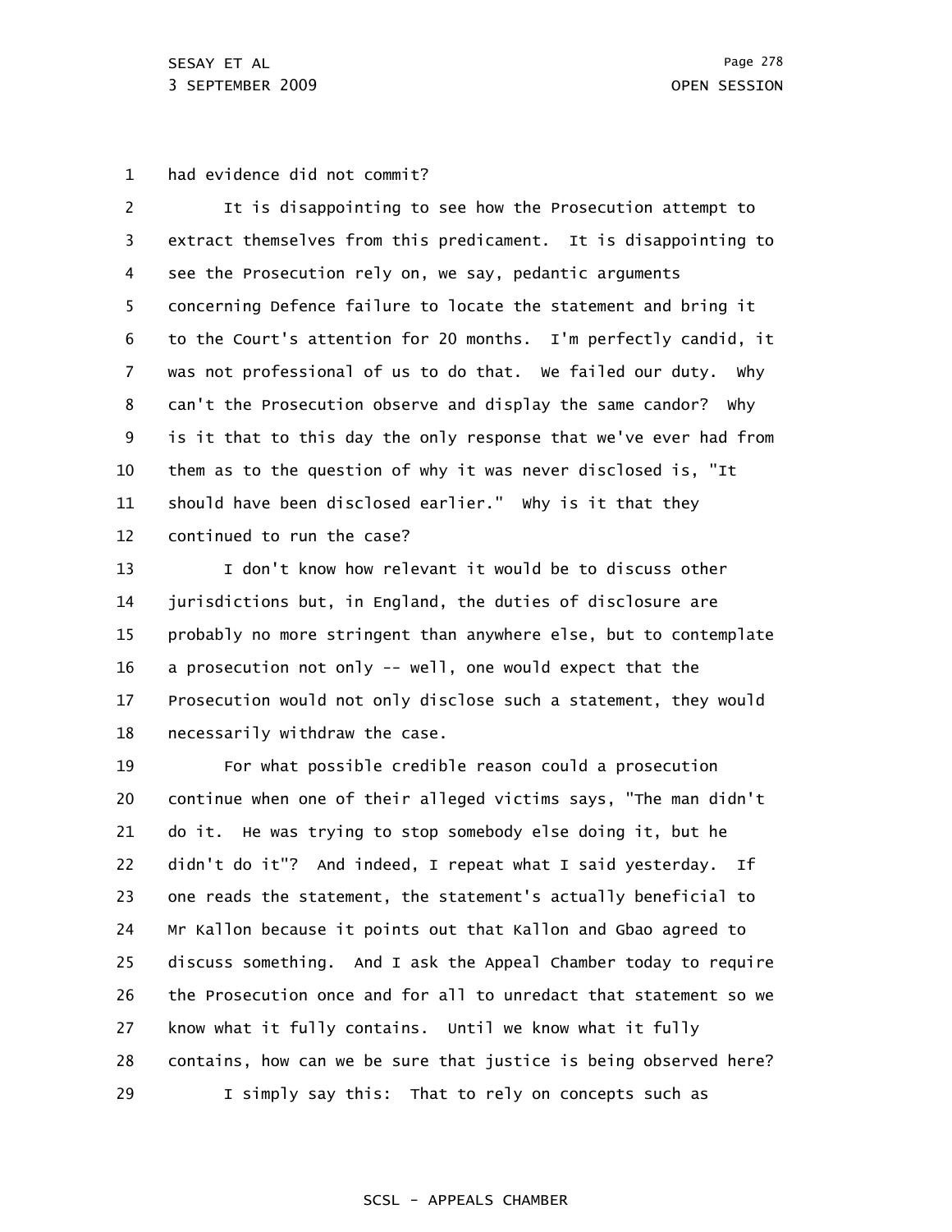had evidence did not commit?

It is disappointing to see how the Prosecution attempt to extract themselves from this predicament. It is disappointing to see the Prosecution rely on, we say, pedantic arguments concerning Defence failure to locate the statement and bring it to the Court's attention for 20 months. I'm perfectly candid, it was not professional of us to do that. We failed our duty. Why can't the Prosecution observe and display the same candor? Why is it that to this day the only response that we've ever had from them as to the question of why it was never disclosed is, "It should have been disclosed earlier." Why is it that they continued to run the case?

I don't know how relevant it would be to discuss other jurisdictions but, in England, the duties of disclosure are probably no more stringent than anywhere else, but to contemplate a prosecution not only -- well, one would expect that the Prosecution would not only disclose such a statement, they would necessarily withdraw the case.

For what possible credible reason could a prosecution continue when one of their alleged victims says, "The man didn't do it. He was trying to stop somebody else doing it, but he didn't do it"? And indeed, I repeat what I said yesterday. If one reads the statement, the statement's actually beneficial to Mr Kallon because it points out that Kallon and Gbao agreed to discuss something. And I ask the Appeal Chamber today to require the Prosecution once and for all to unredact that statement so we know what it fully contains. Until we know what it fully contains, how can we be sure that justice is being observed here?

I simply say this: That to rely on concepts such as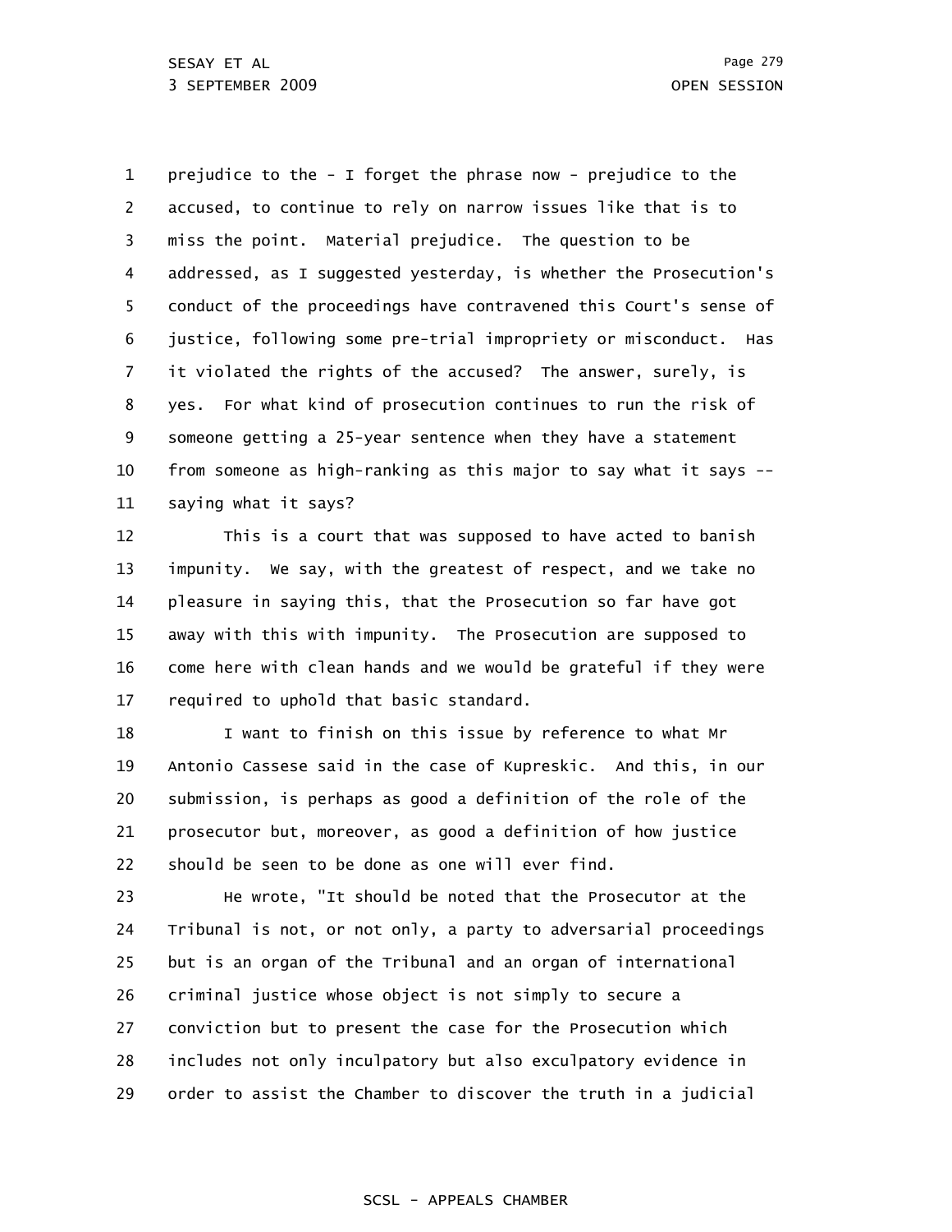prejudice to the - I forget the phrase now - prejudice to the accused, to continue to rely on narrow issues like that is to miss the point. Material prejudice. The question to be addressed, as I suggested yesterday, is whether the Prosecution's conduct of the proceedings have contravened this Court's sense of justice, following some pre-trial impropriety or misconduct. Has it violated the rights of the accused? The answer, surely, is yes. For what kind of prosecution continues to run the risk of someone getting a 25-year sentence when they have a statement from someone as high-ranking as this major to say what it says -- saying what it says?

This is a court that was supposed to have acted to banish impunity. We say, with the greatest of respect, and we take no pleasure in saying this, that the Prosecution so far have got away with this with impunity. The Prosecution are supposed to come here with clean hands and we would be grateful if they were required to uphold that basic standard.

I want to finish on this issue by reference to what Mr Antonio Cassese said in the case of Kupreskic. And this, in our submission, is perhaps as good a definition of the role of the prosecutor but, moreover, as good a definition of how justice should be seen to be done as one will ever find.

He wrote, "It should be noted that the Prosecutor at the Tribunal is not, or not only, a party to adversarial proceedings but is an organ of the Tribunal and an organ of international criminal justice whose object is not simply to secure a conviction but to present the case for the Prosecution which includes not only inculpatory but also exculpatory evidence in order to assist the Chamber to discover the truth in a judicial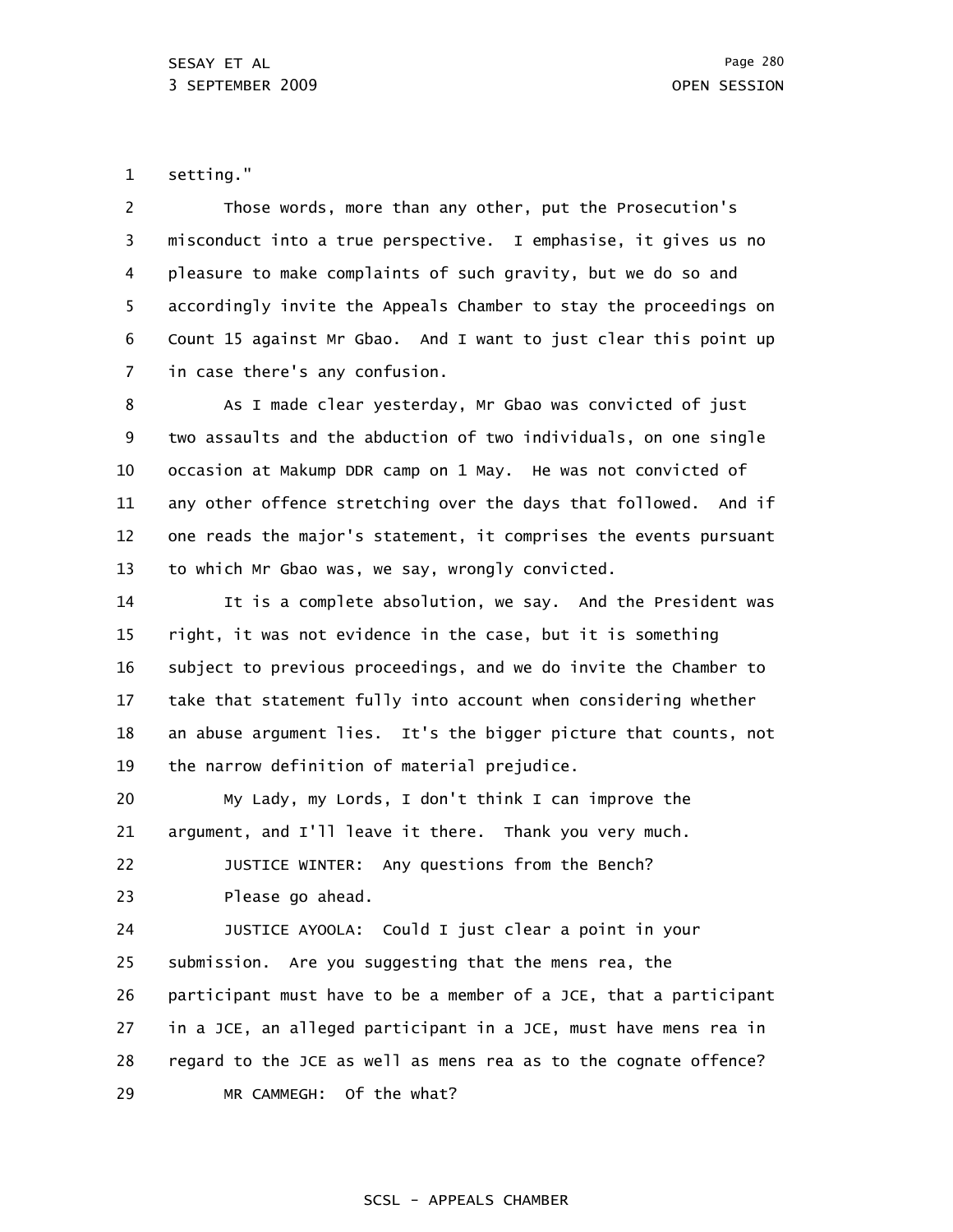setting."

Those words, more than any other, put the Prosecution's misconduct into a true perspective. I emphasise, it gives us no pleasure to make complaints of such gravity, but we do so and accordingly invite the Appeals Chamber to stay the proceedings on Count 15 against Mr Gbao. And I want to just clear this point up in case there's any confusion.

As I made clear yesterday, Mr Gbao was convicted of just two assaults and the abduction of two individuals, on one single occasion at Makump DDR camp on 1 May. He was not convicted of any other offence stretching over the days that followed. And if one reads the major's statement, it comprises the events pursuant to which Mr Gbao was, we say, wrongly convicted.

It is a complete absolution, we say. And the President was right, it was not evidence in the case, but it is something subject to previous proceedings, and we do invite the Chamber to take that statement fully into account when considering whether an abuse argument lies. It's the bigger picture that counts, not the narrow definition of material prejudice.

My Lady, my Lords, I don't think I can improve the argument, and I'll leave it there. Thank you very much.

JUSTICE WINTER: Any questions from the Bench?

Please go ahead.

JUSTICE AYOOLA: Could I just clear a point in your submission. Are you suggesting that the mens rea, the participant must have to be a member of a JCE, that a participant in a JCE, an alleged participant in a JCE, must have mens rea in regard to the JCE as well as mens rea as to the cognate offence?

MR CAMMEGH: Of the what?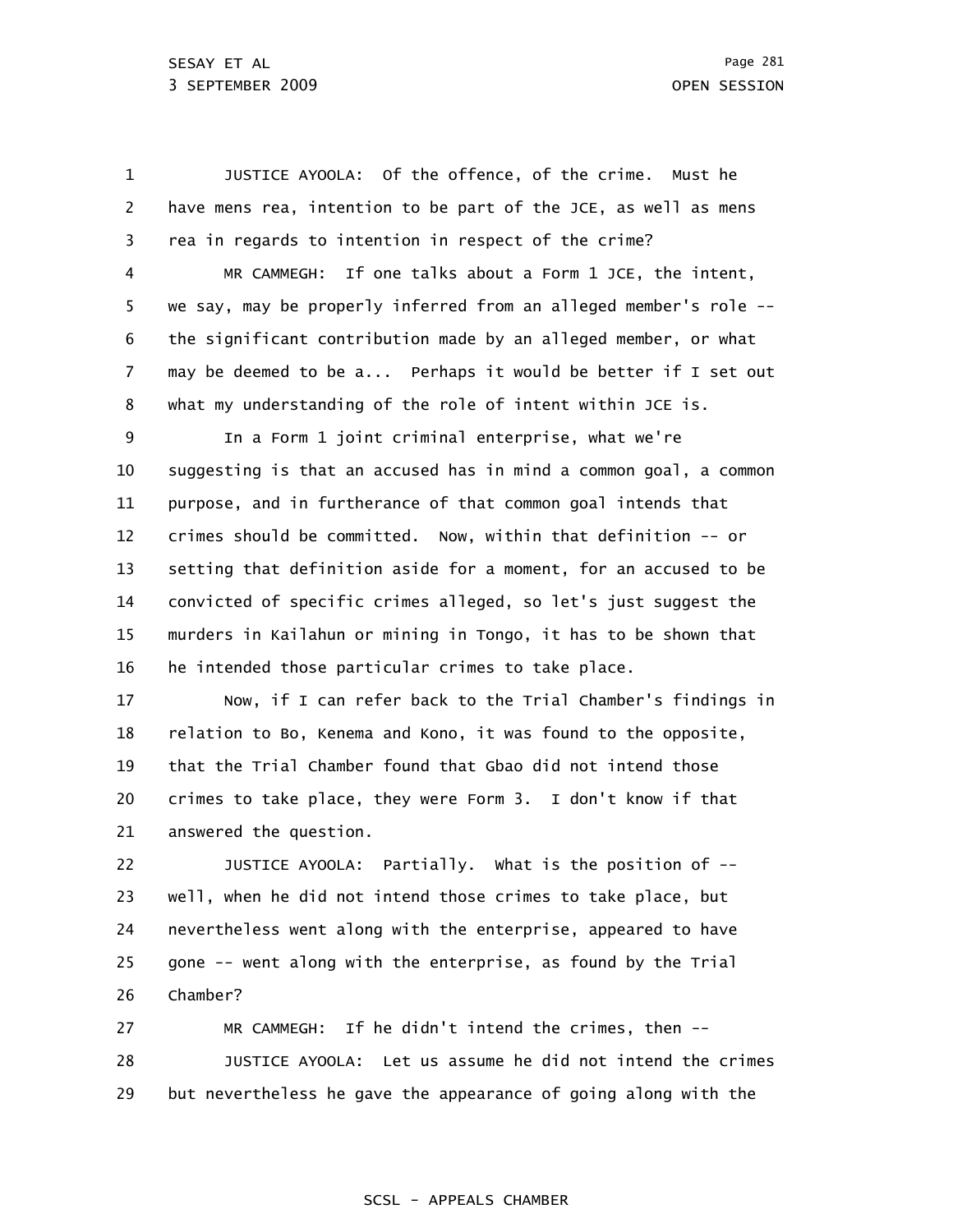JUSTICE AYOOLA: Of the offence, of the crime. Must he have mens rea, intention to be part of the JCE, as well as mens rea in regards to intention in respect of the crime?

MR CAMMEGH: If one talks about a Form 1 JCE, the intent, we say, may be properly inferred from an alleged member's role -- the significant contribution made by an alleged member, or what may be deemed to be a... Perhaps it would be better if I set out what my understanding of the role of intent within JCE is.

In a Form 1 joint criminal enterprise, what we're suggesting is that an accused has in mind a common goal, a common purpose, and in furtherance of that common goal intends that crimes should be committed. Now, within that definition -- or setting that definition aside for a moment, for an accused to be convicted of specific crimes alleged, so let's just suggest the murders in Kailahun or mining in Tongo, it has to be shown that he intended those particular crimes to take place.

Now, if I can refer back to the Trial Chamber's findings in relation to Bo, Kenema and Kono, it was found to the opposite, that the Trial Chamber found that Gbao did not intend those crimes to take place, they were Form 3. I don't know if that answered the question.

JUSTICE AYOOLA: Partially. What is the position of -- well, when he did not intend those crimes to take place, but nevertheless went along with the enterprise, appeared to have gone -- went along with the enterprise, as found by the Trial Chamber?

MR CAMMEGH: If he didn't intend the crimes, then --

JUSTICE AYOOLA: Let us assume he did not intend the crimes but nevertheless he gave the appearance of going along with the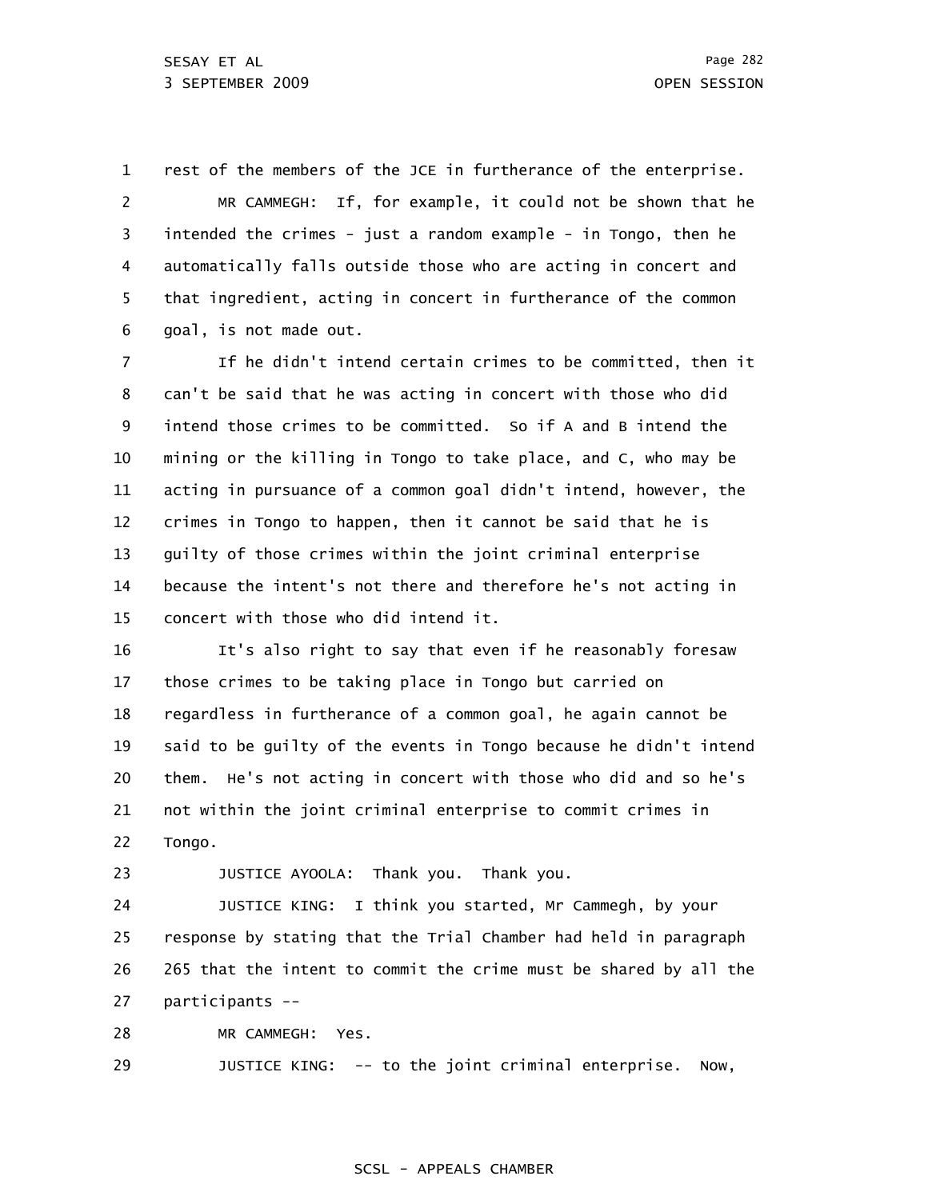rest of the members of the JCE in furtherance of the enterprise.

MR CAMMEGH: If, for example, it could not be shown that he intended the crimes - just a random example - in Tongo, then he automatically falls outside those who are acting in concert and that ingredient, acting in concert in furtherance of the common goal, is not made out.

If he didn't intend certain crimes to be committed, then it can't be said that he was acting in concert with those who did intend those crimes to be committed. So if A and B intend the mining or the killing in Tongo to take place, and C, who may be acting in pursuance of a common goal didn't intend, however, the crimes in Tongo to happen, then it cannot be said that he is guilty of those crimes within the joint criminal enterprise because the intent's not there and therefore he's not acting in concert with those who did intend it.

It's also right to say that even if he reasonably foresaw those crimes to be taking place in Tongo but carried on regardless in furtherance of a common goal, he again cannot be said to be guilty of the events in Tongo because he didn't intend them. He's not acting in concert with those who did and so he's not within the joint criminal enterprise to commit crimes in Tongo.

JUSTICE AYOOLA: Thank you. Thank you.

JUSTICE KING: I think you started, Mr Cammegh, by your response by stating that the Trial Chamber had held in paragraph 265 that the intent to commit the crime must be shared by all the participants --

MR CAMMEGH: Yes.

JUSTICE KING: -- to the joint criminal enterprise. Now,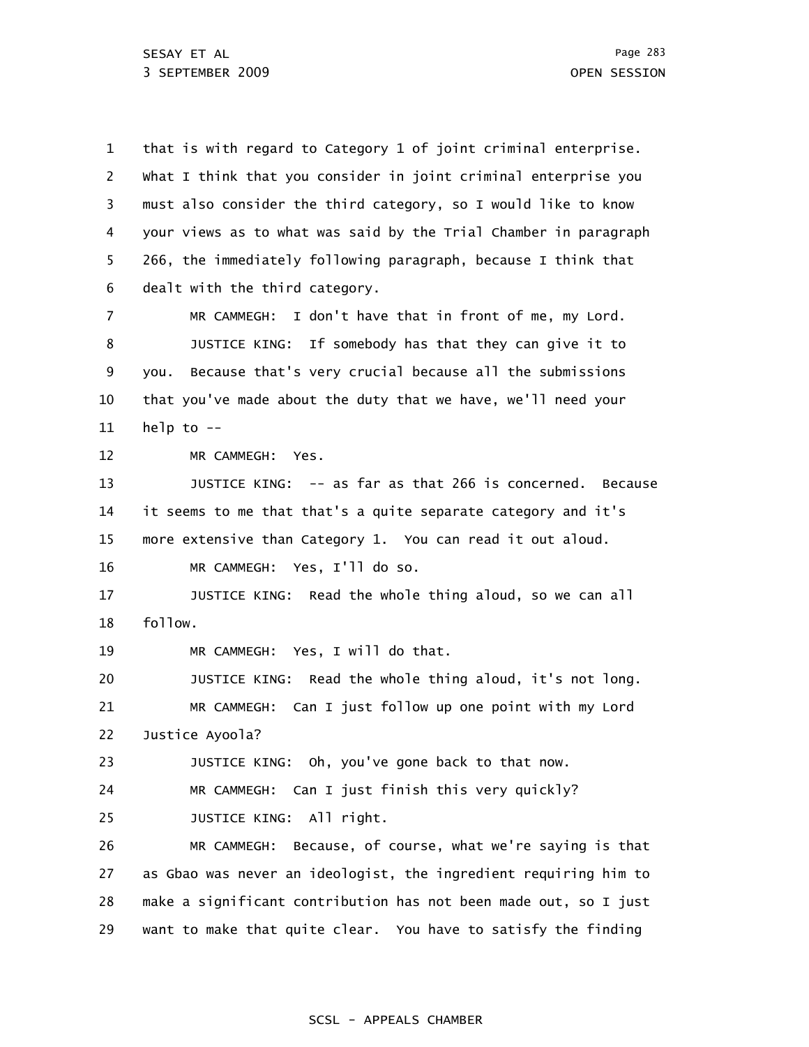that is with regard to Category 1 of joint criminal enterprise. What I think that you consider in joint criminal enterprise you must also consider the third category, so I would like to know your views as to what was said by the Trial Chamber in paragraph 266, the immediately following paragraph, because I think that dealt with the third category.

MR CAMMEGH: I don't have that in front of me, my Lord.

JUSTICE KING: If somebody has that they can give it to you. Because that's very crucial because all the submissions that you've made about the duty that we have, we'll need your help to --

MR CAMMEGH: Yes.

JUSTICE KING: -- as far as that 266 is concerned. Because it seems to me that that's a quite separate category and it's more extensive than Category 1. You can read it out aloud.

MR CAMMEGH: Yes, I'll do so.

JUSTICE KING: Read the whole thing aloud, so we can all follow.

MR CAMMEGH: Yes, I will do that.

JUSTICE KING: Read the whole thing aloud, it's not long.

MR CAMMEGH: Can I just follow up one point with my Lord Justice Ayoola?

JUSTICE KING: Oh, you've gone back to that now.

MR CAMMEGH: Can I just finish this very quickly?

JUSTICE KING: All right.

MR CAMMEGH: Because, of course, what we're saying is that as Gbao was never an ideologist, the ingredient requiring him to make a significant contribution has not been made out, so I just want to make that quite clear. You have to satisfy the finding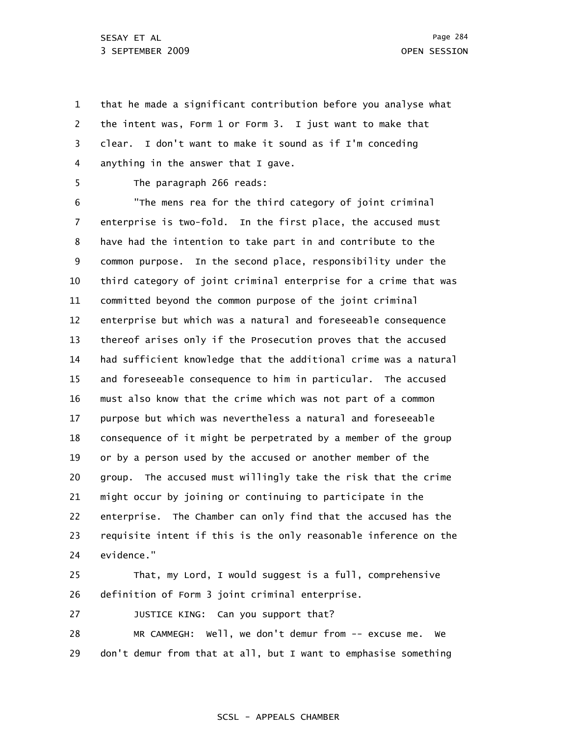that he made a significant contribution before you analyse what the intent was, Form 1 or Form 3. I just want to make that clear. I don't want to make it sound as if I'm conceding anything in the answer that I gave.

The paragraph 266 reads:

"The mens rea for the third category of joint criminal enterprise is two-fold. In the first place, the accused must have had the intention to take part in and contribute to the common purpose. In the second place, responsibility under the third category of joint criminal enterprise for a crime that was committed beyond the common purpose of the joint criminal enterprise but which was a natural and foreseeable consequence thereof arises only if the Prosecution proves that the accused had sufficient knowledge that the additional crime was a natural and foreseeable consequence to him in particular. The accused must also know that the crime which was not part of a common purpose but which was nevertheless a natural and foreseeable consequence of it might be perpetrated by a member of the group or by a person used by the accused or another member of the group. The accused must willingly take the risk that the crime might occur by joining or continuing to participate in the enterprise. The Chamber can only find that the accused has the requisite intent if this is the only reasonable inference on the evidence."

That, my Lord, I would suggest is a full, comprehensive definition of Form 3 joint criminal enterprise.

JUSTICE KING: Can you support that?

MR CAMMEGH: Well, we don't demur from -- excuse me. We don't demur from that at all, but I want to emphasise something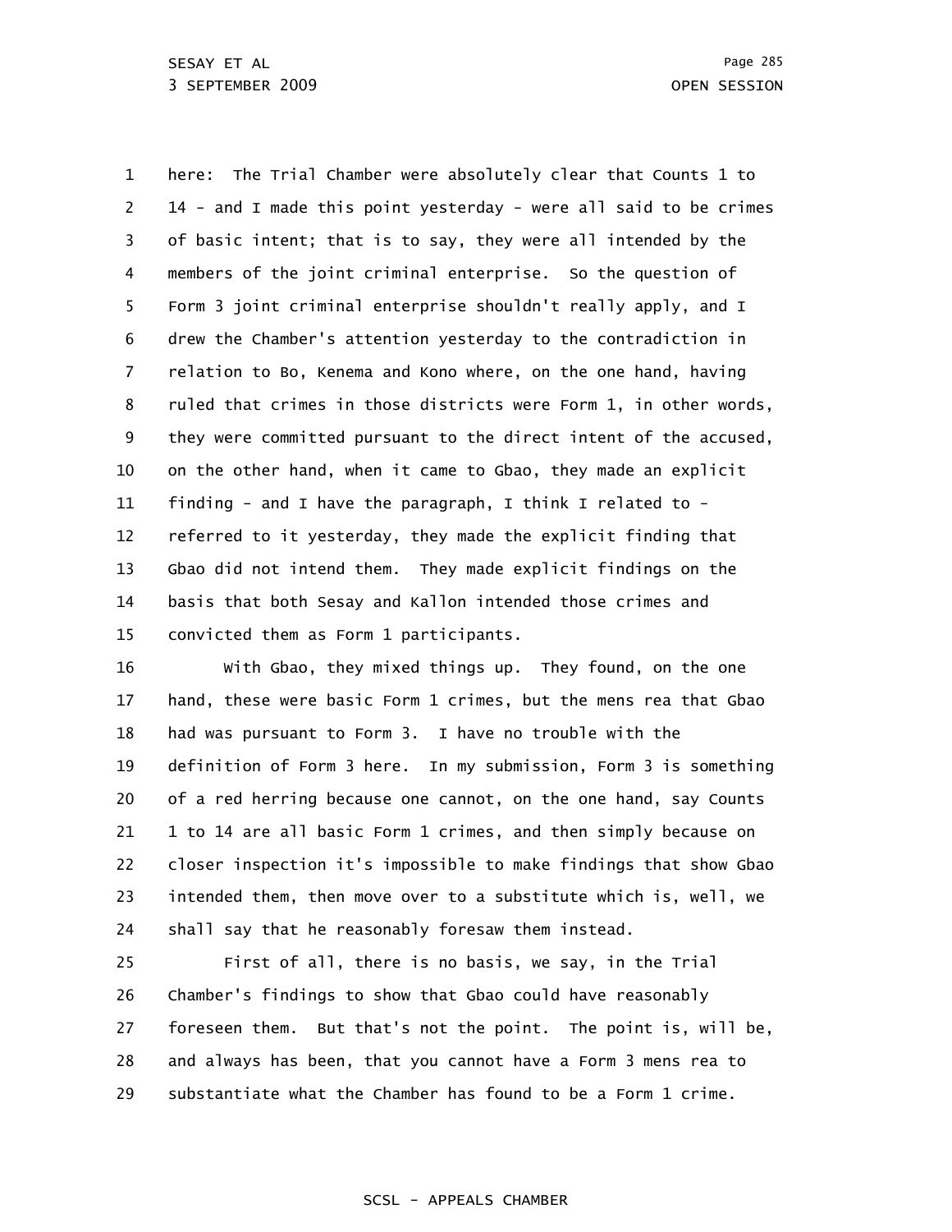here: The Trial Chamber were absolutely clear that Counts 1 to 14 - and I made this point yesterday - were all said to be crimes of basic intent; that is to say, they were all intended by the members of the joint criminal enterprise. So the question of Form 3 joint criminal enterprise shouldn't really apply, and I drew the Chamber's attention yesterday to the contradiction in relation to Bo, Kenema and Kono where, on the one hand, having ruled that crimes in those districts were Form 1, in other words, they were committed pursuant to the direct intent of the accused, on the other hand, when it came to Gbao, they made an explicit finding - and I have the paragraph, I think I related to - referred to it yesterday, they made the explicit finding that Gbao did not intend them. They made explicit findings on the basis that both Sesay and Kallon intended those crimes and convicted them as Form 1 participants.

With Gbao, they mixed things up. They found, on the one hand, these were basic Form 1 crimes, but the mens rea that Gbao had was pursuant to Form 3. I have no trouble with the definition of Form 3 here. In my submission, Form 3 is something of a red herring because one cannot, on the one hand, say Counts 1 to 14 are all basic Form 1 crimes, and then simply because on closer inspection it's impossible to make findings that show Gbao intended them, then move over to a substitute which is, well, we shall say that he reasonably foresaw them instead.

First of all, there is no basis, we say, in the Trial Chamber's findings to show that Gbao could have reasonably foreseen them. But that's not the point. The point is, will be, and always has been, that you cannot have a Form 3 mens rea to substantiate what the Chamber has found to be a Form 1 crime.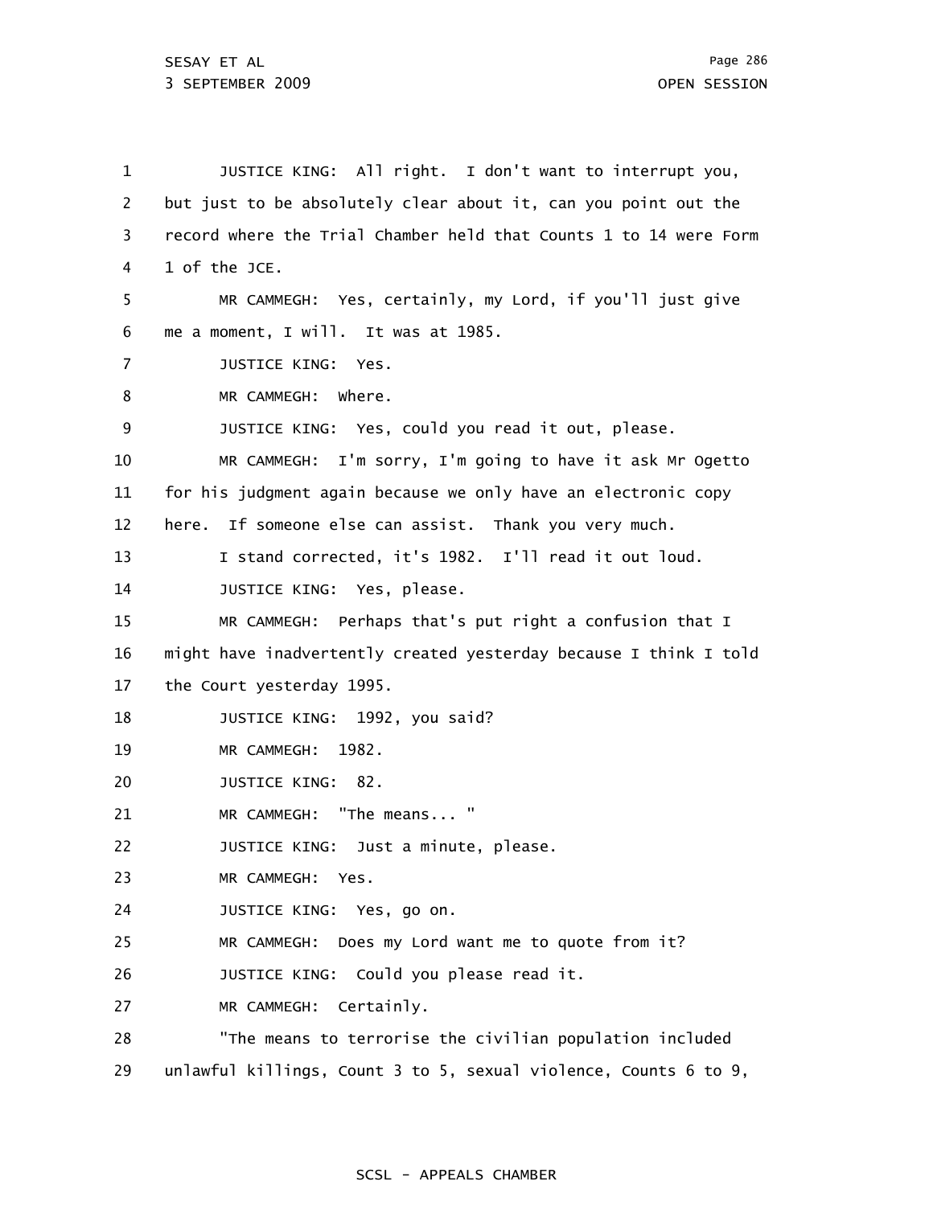JUSTICE KING: All right. I don't want to interrupt you, but just to be absolutely clear about it, can you point out the record where the Trial Chamber held that Counts 1 to 14 were Form 1 of the JCE.

MR CAMMEGH: Yes, certainly, my Lord, if you'll just give me a moment, I will. It was at 1985.

JUSTICE KING: Yes.

MR CAMMEGH: Where.

JUSTICE KING: Yes, could you read it out, please.

MR CAMMEGH: I'm sorry, I'm going to have it ask Mr Ogetto for his judgment again because we only have an electronic copy here. If someone else can assist. Thank you very much.

I stand corrected, it's 1982. I'll read it out loud.

JUSTICE KING: Yes, please.

MR CAMMEGH: Perhaps that's put right a confusion that I might have inadvertently created yesterday because I think I told the Court yesterday 1995.

JUSTICE KING: 1992, you said?

MR CAMMEGH: 1982.

JUSTICE KING: 82.

MR CAMMEGH: "The means... "

JUSTICE KING: Just a minute, please.

MR CAMMEGH: Yes.

JUSTICE KING: Yes, go on.

MR CAMMEGH: Does my Lord want me to quote from it?

JUSTICE KING: Could you please read it.

MR CAMMEGH: Certainly.

"The means to terrorise the civilian population included unlawful killings, Count 3 to 5, sexual violence, Counts 6 to 9,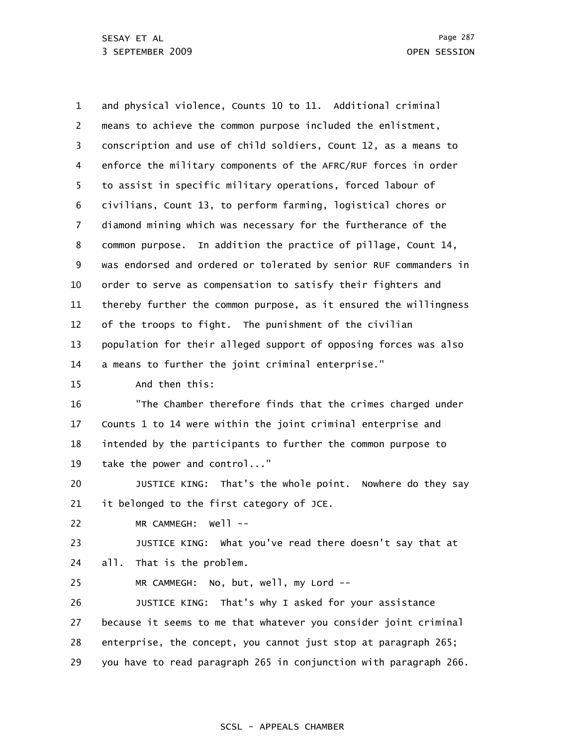and physical violence, Counts 10 to 11. Additional criminal means to achieve the common purpose included the enlistment, conscription and use of child soldiers, Count 12, as a means to enforce the military components of the AFRC/RUF forces in order to assist in specific military operations, forced labour of civilians, Count 13, to perform farming, logistical chores or diamond mining which was necessary for the furtherance of the common purpose. In addition the practice of pillage, Count 14, was endorsed and ordered or tolerated by senior RUF commanders in order to serve as compensation to satisfy their fighters and thereby further the common purpose, as it ensured the willingness of the troops to fight. The punishment of the civilian population for their alleged support of opposing forces was also a means to further the joint criminal enterprise."

And then this:

"The Chamber therefore finds that the crimes charged under Counts 1 to 14 were within the joint criminal enterprise and intended by the participants to further the common purpose to take the power and control..."

JUSTICE KING: That's the whole point. Nowhere do they say it belonged to the first category of JCE.

MR CAMMEGH: Well --

JUSTICE KING: What you've read there doesn't say that at all. That is the problem.

MR CAMMEGH: No, but, well, my Lord --

JUSTICE KING: That's why I asked for your assistance because it seems to me that whatever you consider joint criminal enterprise, the concept, you cannot just stop at paragraph 265; you have to read paragraph 265 in conjunction with paragraph 266.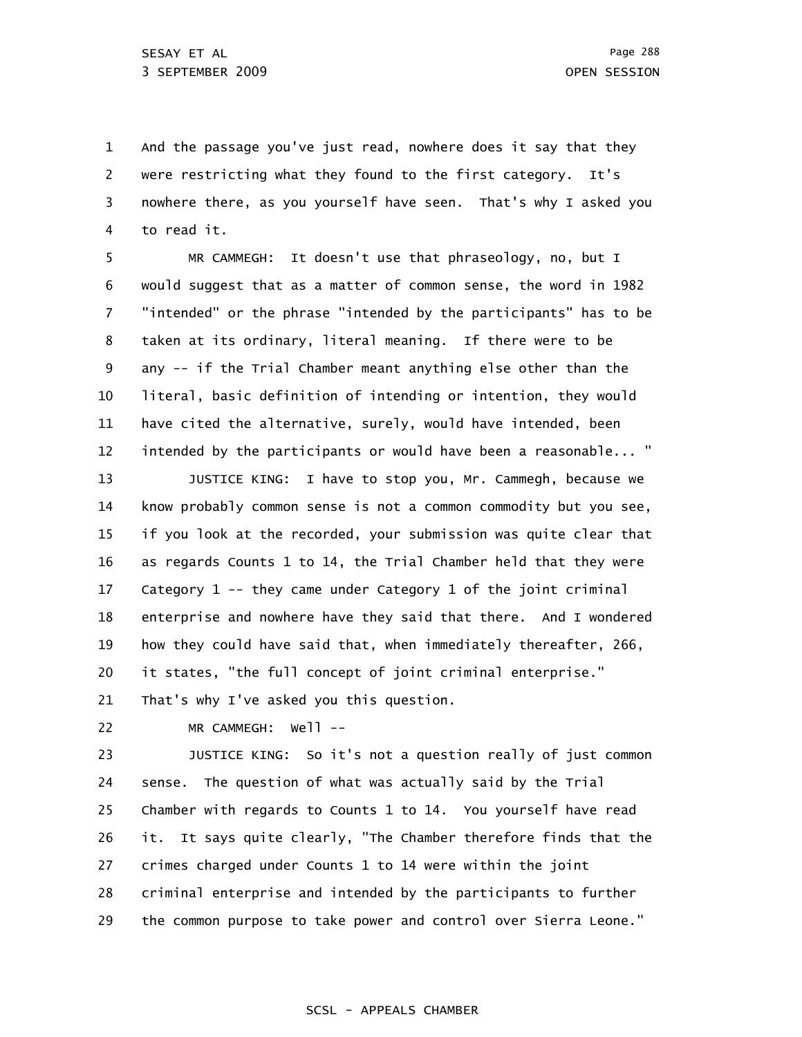And the passage you've just read, nowhere does it say that they were restricting what they found to the first category. It's nowhere there, as you yourself have seen. That's why I asked you to read it.

MR CAMMEGH: It doesn't use that phraseology, no, but I would suggest that as a matter of common sense, the word in 1982 "intended" or the phrase "intended by the participants" has to be taken at its ordinary, literal meaning. If there were to be any -- if the Trial Chamber meant anything else other than the literal, basic definition of intending or intention, they would have cited the alternative, surely, would have intended, been intended by the participants or would have been a reasonable... "

JUSTICE KING: I have to stop you, Mr. Cammegh, because we know probably common sense is not a common commodity but you see, if you look at the recorded, your submission was quite clear that as regards Counts 1 to 14, the Trial Chamber held that they were Category 1 -- they came under Category 1 of the joint criminal enterprise and nowhere have they said that there. And I wondered how they could have said that, when immediately thereafter, 266, it states, "the full concept of joint criminal enterprise." That's why I've asked you this question.

MR CAMMEGH: Well --

JUSTICE KING: So it's not a question really of just common sense. The question of what was actually said by the Trial Chamber with regards to Counts 1 to 14. You yourself have read it. It says quite clearly, "The Chamber therefore finds that the crimes charged under Counts 1 to 14 were within the joint criminal enterprise and intended by the participants to further the common purpose to take power and control over Sierra Leone."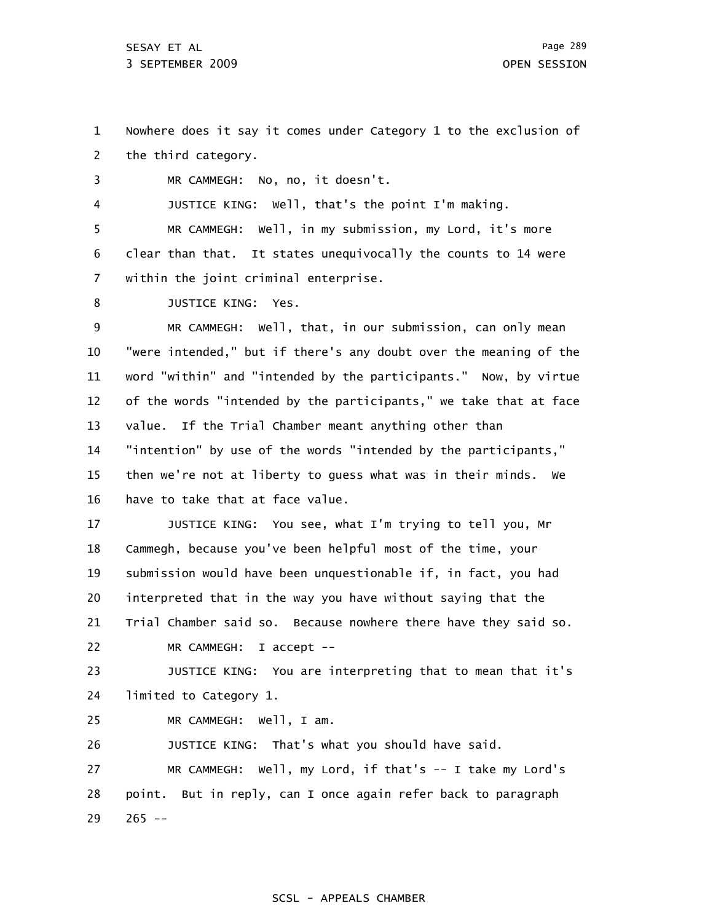Nowhere does it say it comes under Category 1 to the exclusion of the third category.

MR CAMMEGH: No, no, it doesn't.

JUSTICE KING: Well, that's the point I'm making.

MR CAMMEGH: Well, in my submission, my Lord, it's more clear than that. It states unequivocally the counts to 14 were within the joint criminal enterprise.

JUSTICE KING: Yes.

MR CAMMEGH: Well, that, in our submission, can only mean "were intended," but if there's any doubt over the meaning of the word "within" and "intended by the participants." Now, by virtue of the words "intended by the participants," we take that at face value. If the Trial Chamber meant anything other than "intention" by use of the words "intended by the participants," then we're not at liberty to guess what was in their minds. We have to take that at face value.

JUSTICE KING: You see, what I'm trying to tell you, Mr Cammegh, because you've been helpful most of the time, your submission would have been unquestionable if, in fact, you had interpreted that in the way you have without saying that the Trial Chamber said so. Because nowhere there have they said so.

MR CAMMEGH: I accept --

JUSTICE KING: You are interpreting that to mean that it's limited to Category 1.

MR CAMMEGH: Well, I am.

JUSTICE KING: That's what you should have said.

MR CAMMEGH: Well, my Lord, if that's -- I take my Lord's point. But in reply, can I once again refer back to paragraph 265 --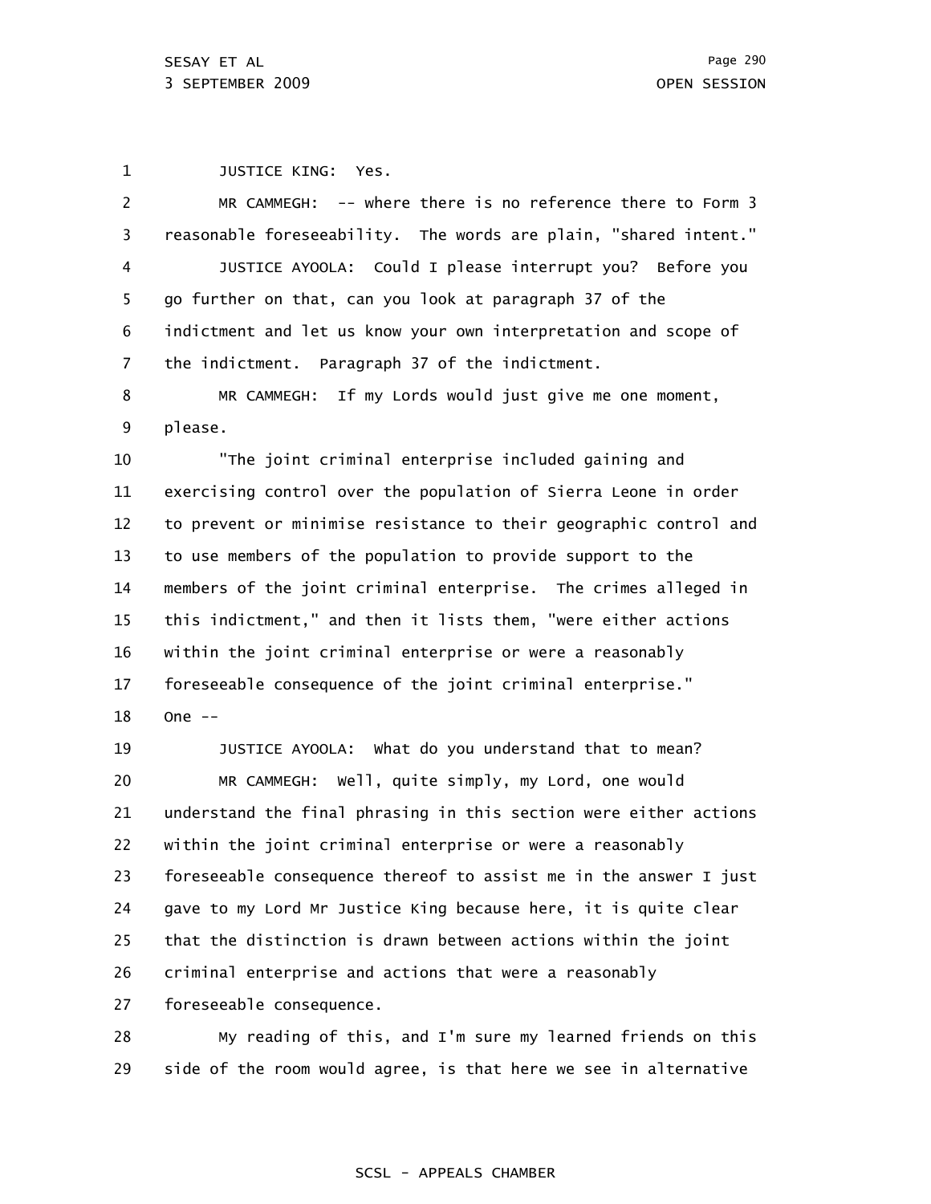JUSTICE KING: Yes.

MR CAMMEGH: -- where there is no reference there to Form 3 reasonable foreseeability. The words are plain, "shared intent."

JUSTICE AYOOLA: Could I please interrupt you? Before you go further on that, can you look at paragraph 37 of the indictment and let us know your own interpretation and scope of the indictment. Paragraph 37 of the indictment.

MR CAMMEGH: If my Lords would just give me one moment, please.

"The joint criminal enterprise included gaining and exercising control over the population of Sierra Leone in order to prevent or minimise resistance to their geographic control and to use members of the population to provide support to the members of the joint criminal enterprise. The crimes alleged in this indictment," and then it lists them, "were either actions within the joint criminal enterprise or were a reasonably foreseeable consequence of the joint criminal enterprise." One --

JUSTICE AYOOLA: What do you understand that to mean?

MR CAMMEGH: Well, quite simply, my Lord, one would understand the final phrasing in this section were either actions within the joint criminal enterprise or were a reasonably foreseeable consequence thereof to assist me in the answer I just gave to my Lord Mr Justice King because here, it is quite clear that the distinction is drawn between actions within the joint criminal enterprise and actions that were a reasonably foreseeable consequence.

My reading of this, and I'm sure my learned friends on this side of the room would agree, is that here we see in alternative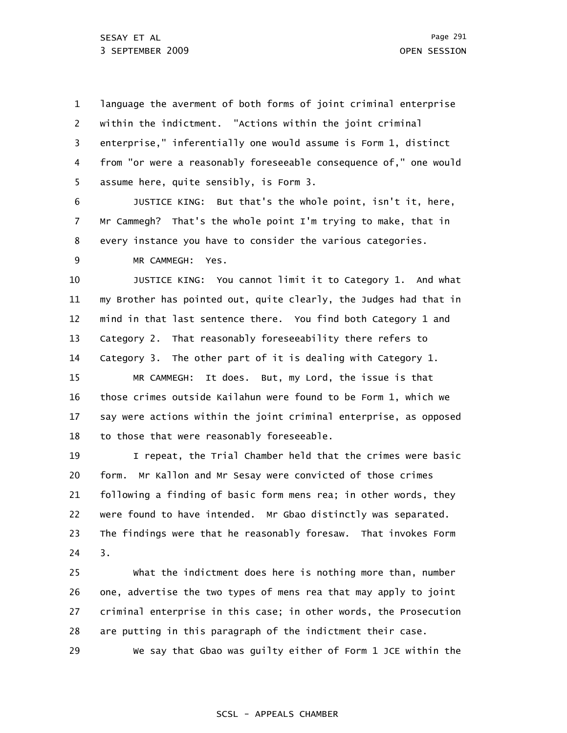language the averment of both forms of joint criminal enterprise within the indictment. "Actions within the joint criminal enterprise," inferentially one would assume is Form 1, distinct from "or were a reasonably foreseeable consequence of," one would assume here, quite sensibly, is Form 3.

JUSTICE KING: But that's the whole point, isn't it, here, Mr Cammegh? That's the whole point I'm trying to make, that in every instance you have to consider the various categories.

MR CAMMEGH: Yes.

JUSTICE KING: You cannot limit it to Category 1. And what my Brother has pointed out, quite clearly, the Judges had that in mind in that last sentence there. You find both Category 1 and Category 2. That reasonably foreseeability there refers to Category 3. The other part of it is dealing with Category 1.

MR CAMMEGH: It does. But, my Lord, the issue is that those crimes outside Kailahun were found to be Form 1, which we say were actions within the joint criminal enterprise, as opposed to those that were reasonably foreseeable.

I repeat, the Trial Chamber held that the crimes were basic form. Mr Kallon and Mr Sesay were convicted of those crimes following a finding of basic form mens rea; in other words, they were found to have intended. Mr Gbao distinctly was separated. The findings were that he reasonably foresaw. That invokes Form 3.

What the indictment does here is nothing more than, number one, advertise the two types of mens rea that may apply to joint criminal enterprise in this case; in other words, the Prosecution are putting in this paragraph of the indictment their case.

We say that Gbao was guilty either of Form 1 JCE within the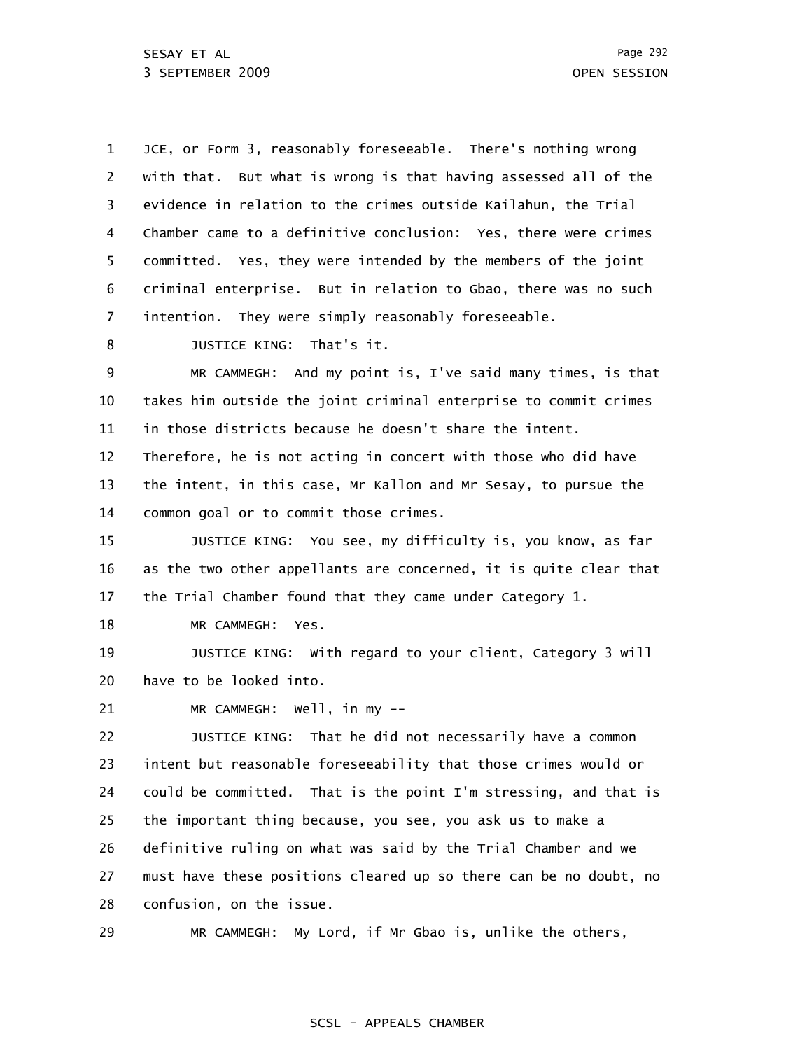JCE, or Form 3, reasonably foreseeable. There's nothing wrong with that. But what is wrong is that having assessed all of the evidence in relation to the crimes outside Kailahun, the Trial Chamber came to a definitive conclusion: Yes, there were crimes committed. Yes, they were intended by the members of the joint criminal enterprise. But in relation to Gbao, there was no such intention. They were simply reasonably foreseeable.

JUSTICE KING: That's it.

MR CAMMEGH: And my point is, I've said many times, is that takes him outside the joint criminal enterprise to commit crimes in those districts because he doesn't share the intent. Therefore, he is not acting in concert with those who did have the intent, in this case, Mr Kallon and Mr Sesay, to pursue the common goal or to commit those crimes.

JUSTICE KING: You see, my difficulty is, you know, as far as the two other appellants are concerned, it is quite clear that the Trial Chamber found that they came under Category 1.

MR CAMMEGH: Yes.

JUSTICE KING: With regard to your client, Category 3 will have to be looked into.

MR CAMMEGH: Well, in my --

JUSTICE KING: That he did not necessarily have a common intent but reasonable foreseeability that those crimes would or could be committed. That is the point I'm stressing, and that is the important thing because, you see, you ask us to make a definitive ruling on what was said by the Trial Chamber and we must have these positions cleared up so there can be no doubt, no confusion, on the issue.

MR CAMMEGH: My Lord, if Mr Gbao is, unlike the others,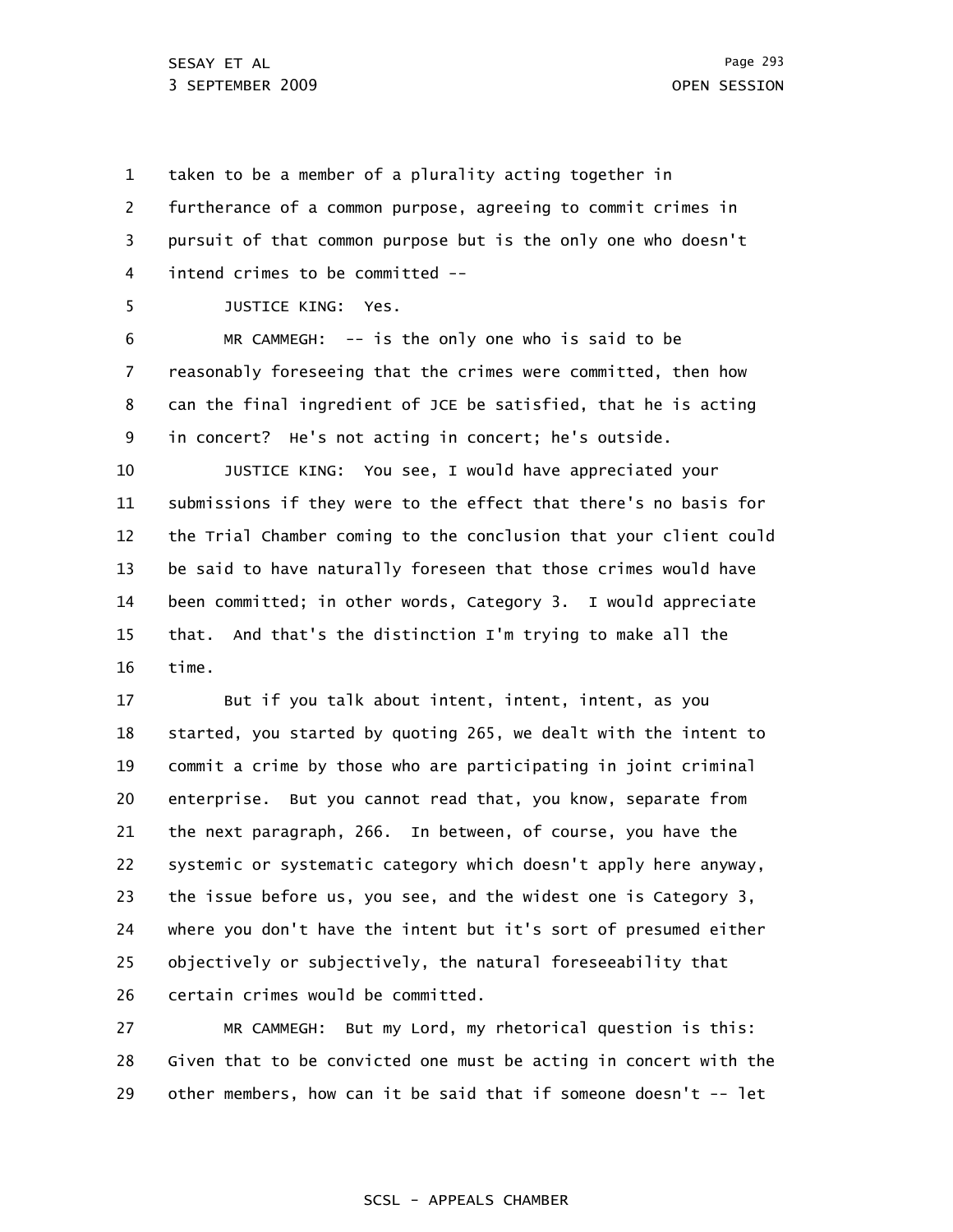taken to be a member of a plurality acting together in furtherance of a common purpose, agreeing to commit crimes in pursuit of that common purpose but is the only one who doesn't intend crimes to be committed --

JUSTICE KING: Yes.

MR CAMMEGH: -- is the only one who is said to be reasonably foreseeing that the crimes were committed, then how can the final ingredient of JCE be satisfied, that he is acting in concert? He's not acting in concert; he's outside.

JUSTICE KING: You see, I would have appreciated your submissions if they were to the effect that there's no basis for the Trial Chamber coming to the conclusion that your client could be said to have naturally foreseen that those crimes would have been committed; in other words, Category 3. I would appreciate that. And that's the distinction I'm trying to make all the time.

But if you talk about intent, intent, intent, as you started, you started by quoting 265, we dealt with the intent to commit a crime by those who are participating in joint criminal enterprise. But you cannot read that, you know, separate from the next paragraph, 266. In between, of course, you have the systemic or systematic category which doesn't apply here anyway, the issue before us, you see, and the widest one is Category 3, where you don't have the intent but it's sort of presumed either objectively or subjectively, the natural foreseeability that certain crimes would be committed.

MR CAMMEGH: But my Lord, my rhetorical question is this: Given that to be convicted one must be acting in concert with the other members, how can it be said that if someone doesn't -- let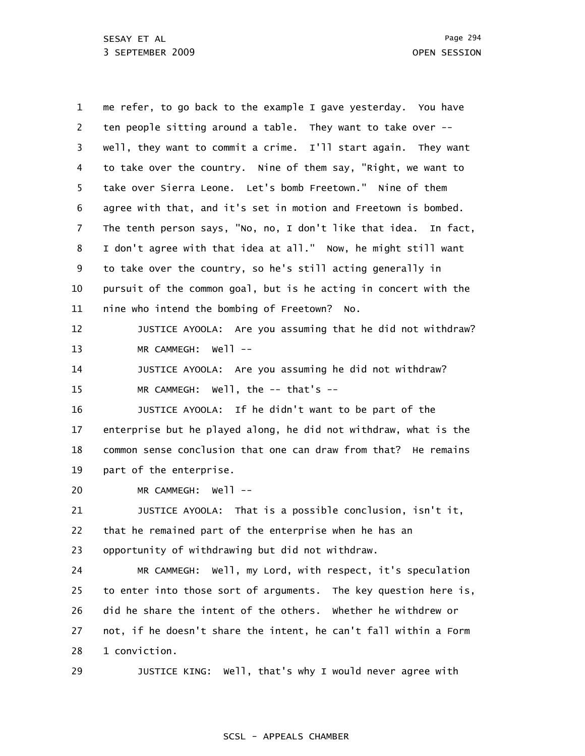me refer, to go back to the example I gave yesterday. You have ten people sitting around a table. They want to take over -- well, they want to commit a crime. I'll start again. They want to take over the country. Nine of them say, "Right, we want to take over Sierra Leone. Let's bomb Freetown." Nine of them agree with that, and it's set in motion and Freetown is bombed. The tenth person says, "No, no, I don't like that idea. In fact, I don't agree with that idea at all." Now, he might still want to take over the country, so he's still acting generally in pursuit of the common goal, but is he acting in concert with the nine who intend the bombing of Freetown? No.

JUSTICE AYOOLA: Are you assuming that he did not withdraw?

MR CAMMEGH: Well --

JUSTICE AYOOLA: Are you assuming he did not withdraw?

MR CAMMEGH: Well, the -- that's --

JUSTICE AYOOLA: If he didn't want to be part of the enterprise but he played along, he did not withdraw, what is the common sense conclusion that one can draw from that? He remains part of the enterprise.

MR CAMMEGH: Well --

JUSTICE AYOOLA: That is a possible conclusion, isn't it, that he remained part of the enterprise when he has an opportunity of withdrawing but did not withdraw.

MR CAMMEGH: Well, my Lord, with respect, it's speculation to enter into those sort of arguments. The key question here is, did he share the intent of the others. Whether he withdrew or not, if he doesn't share the intent, he can't fall within a Form 1 conviction.

JUSTICE KING: Well, that's why I would never agree with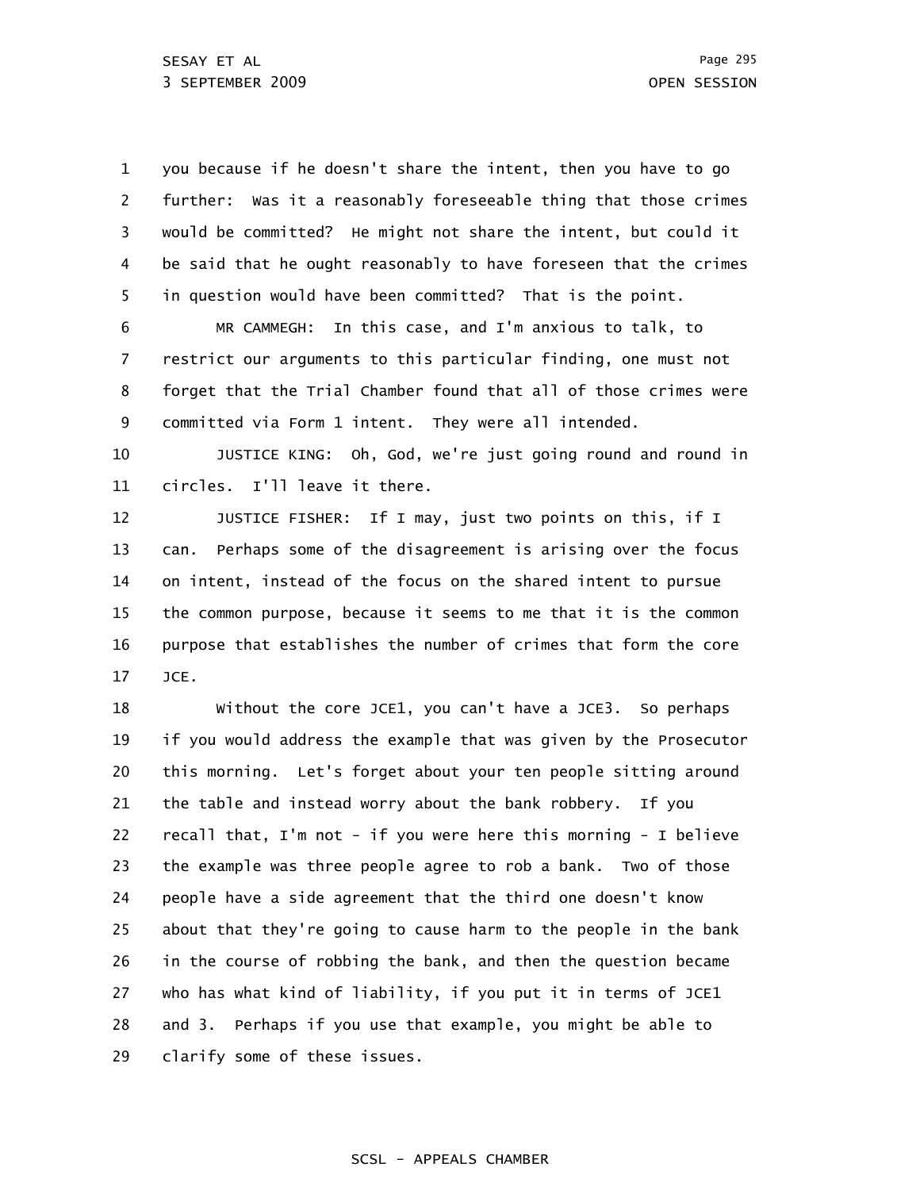you because if he doesn't share the intent, then you have to go further: Was it a reasonably foreseeable thing that those crimes would be committed? He might not share the intent, but could it be said that he ought reasonably to have foreseen that the crimes in question would have been committed? That is the point.

MR CAMMEGH: In this case, and I'm anxious to talk, to restrict our arguments to this particular finding, one must not forget that the Trial Chamber found that all of those crimes were committed via Form 1 intent. They were all intended.

JUSTICE KING: Oh, God, we're just going round and round in circles. I'll leave it there.

JUSTICE FISHER: If I may, just two points on this, if I can. Perhaps some of the disagreement is arising over the focus on intent, instead of the focus on the shared intent to pursue the common purpose, because it seems to me that it is the common purpose that establishes the number of crimes that form the core JCE.

Without the core JCE1, you can't have a JCE3. So perhaps if you would address the example that was given by the Prosecutor this morning. Let's forget about your ten people sitting around the table and instead worry about the bank robbery. If you recall that, I'm not - if you were here this morning - I believe the example was three people agree to rob a bank. Two of those people have a side agreement that the third one doesn't know about that they're going to cause harm to the people in the bank in the course of robbing the bank, and then the question became who has what kind of liability, if you put it in terms of JCE1 and 3. Perhaps if you use that example, you might be able to clarify some of these issues.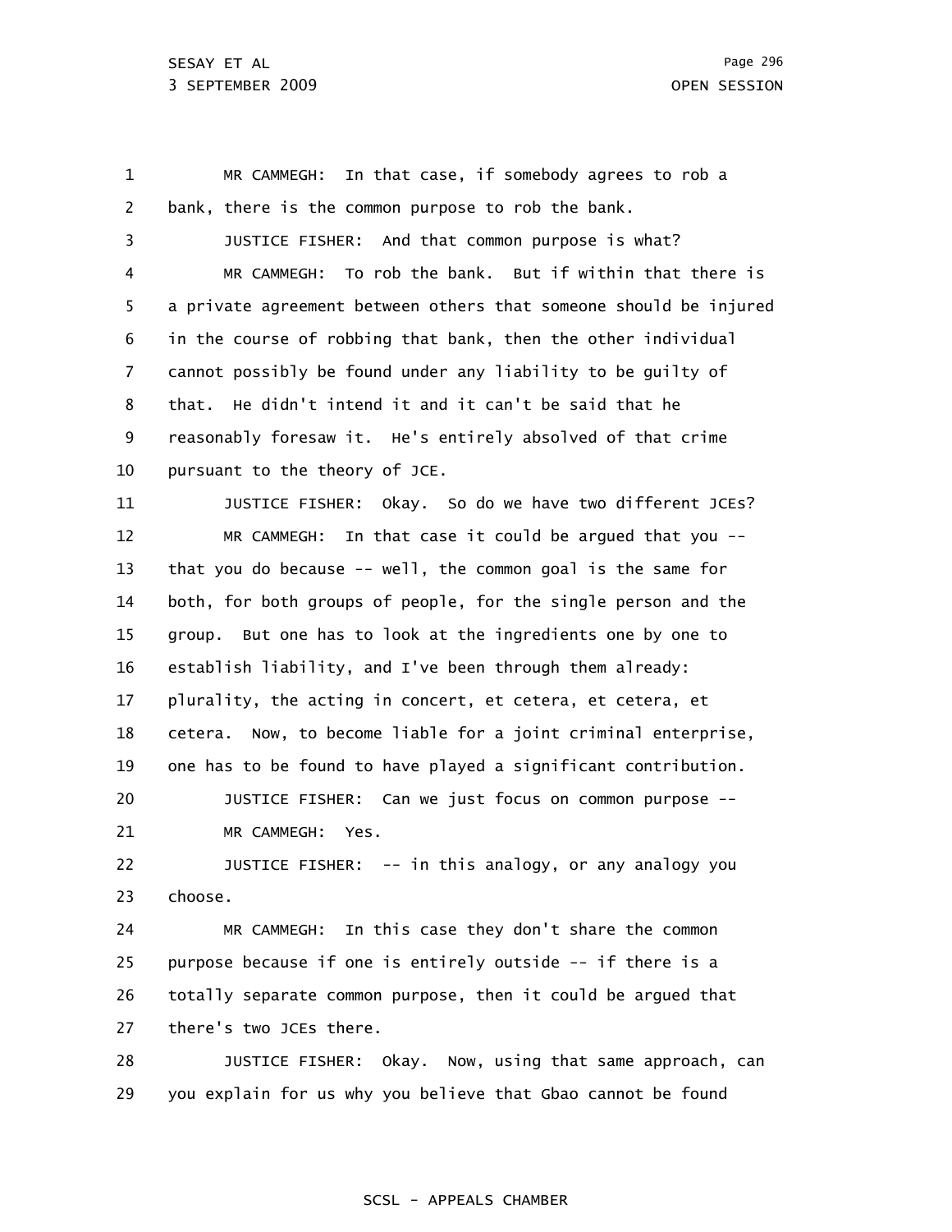1 MR CAMMEGH: In that case, if somebody agrees to rob a
2 bank, there is the common purpose to rob the bank.
3 JUSTICE FISHER: And that common purpose is what?
4 MR CAMMEGH: To rob the bank. But if within that there is
5 a private agreement between others that someone should be injured
6 in the course of robbing that bank, then the other individual
7 cannot possibly be found under any liability to be guilty of
8 that. He didn't intend it and it can't be said that he
9 reasonably foresaw it. He's entirely absolved of that crime
10 pursuant to the theory of JCE.
11 JUSTICE FISHER: Okay. So do we have two different JCEs?
12 MR CAMMEGH: In that case it could be argued that you --
13 that you do because -- well, the common goal is the same for
14 both, for both groups of people, for the single person and the
15 group. But one has to look at the ingredients one by one to
16 establish liability, and I've been through them already:
17 plurality, the acting in concert, et cetera, et cetera, et
18 cetera. Now, to become liable for a joint criminal enterprise,
19 one has to be found to have played a significant contribution.
20 JUSTICE FISHER: Can we just focus on common purpose --
21 MR CAMMEGH: Yes.
22 JUSTICE FISHER: -- in this analogy, or any analogy you
23 choose.
24 MR CAMMEGH: In this case they don't share the common
25 purpose because if one is entirely outside -- if there is a
26 totally separate common purpose, then it could be argued that
27 there's two JCEs there.
28 JUSTICE FISHER: Okay. Now, using that same approach, can
29 you explain for us why you believe that Gbao cannot be found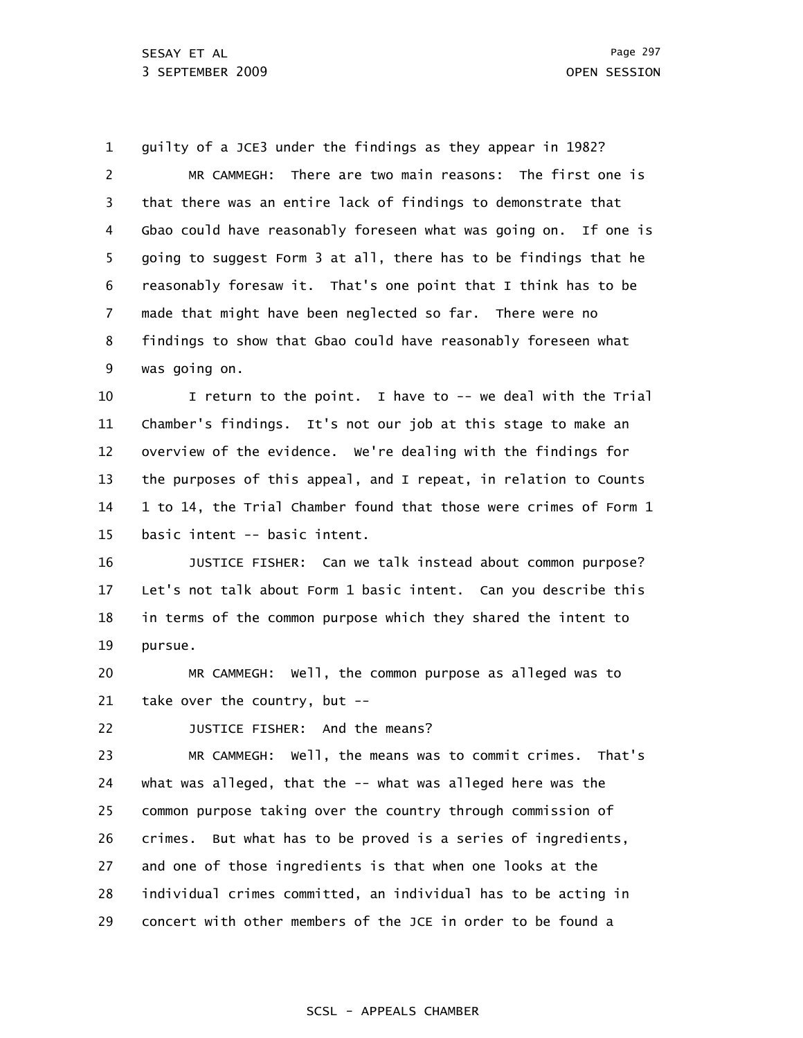1 guilty of a JCE3 under the findings as they appear in 1982?

2 MR CAMMEGH: There are two main reasons: The first one is

3 that there was an entire lack of findings to demonstrate that

4 Gbao could have reasonably foreseen what was going on. If one is

5 going to suggest Form 3 at all, there has to be findings that he

6 reasonably foresaw it. That's one point that I think has to be

7 made that might have been neglected so far. There were no

8 findings to show that Gbao could have reasonably foreseen what

9 was going on.

10 I return to the point. I have to -- we deal with the Trial

11 Chamber's findings. It's not our job at this stage to make an

12 overview of the evidence. We're dealing with the findings for

13 the purposes of this appeal, and I repeat, in relation to Counts

14 1 to 14, the Trial Chamber found that those were crimes of Form 1

15 basic intent -- basic intent.

16 JUSTICE FISHER: Can we talk instead about common purpose?

17 Let's not talk about Form 1 basic intent. Can you describe this

18 in terms of the common purpose which they shared the intent to

19 pursue.

20 MR CAMMEGH: Well, the common purpose as alleged was to

21 take over the country, but --

22 JUSTICE FISHER: And the means?

23 MR CAMMEGH: Well, the means was to commit crimes. That's

24 what was alleged, that the -- what was alleged here was the

25 common purpose taking over the country through commission of

26 crimes. But what has to be proved is a series of ingredients,

27 and one of those ingredients is that when one looks at the

28 individual crimes committed, an individual has to be acting in

29 concert with other members of the JCE in order to be found a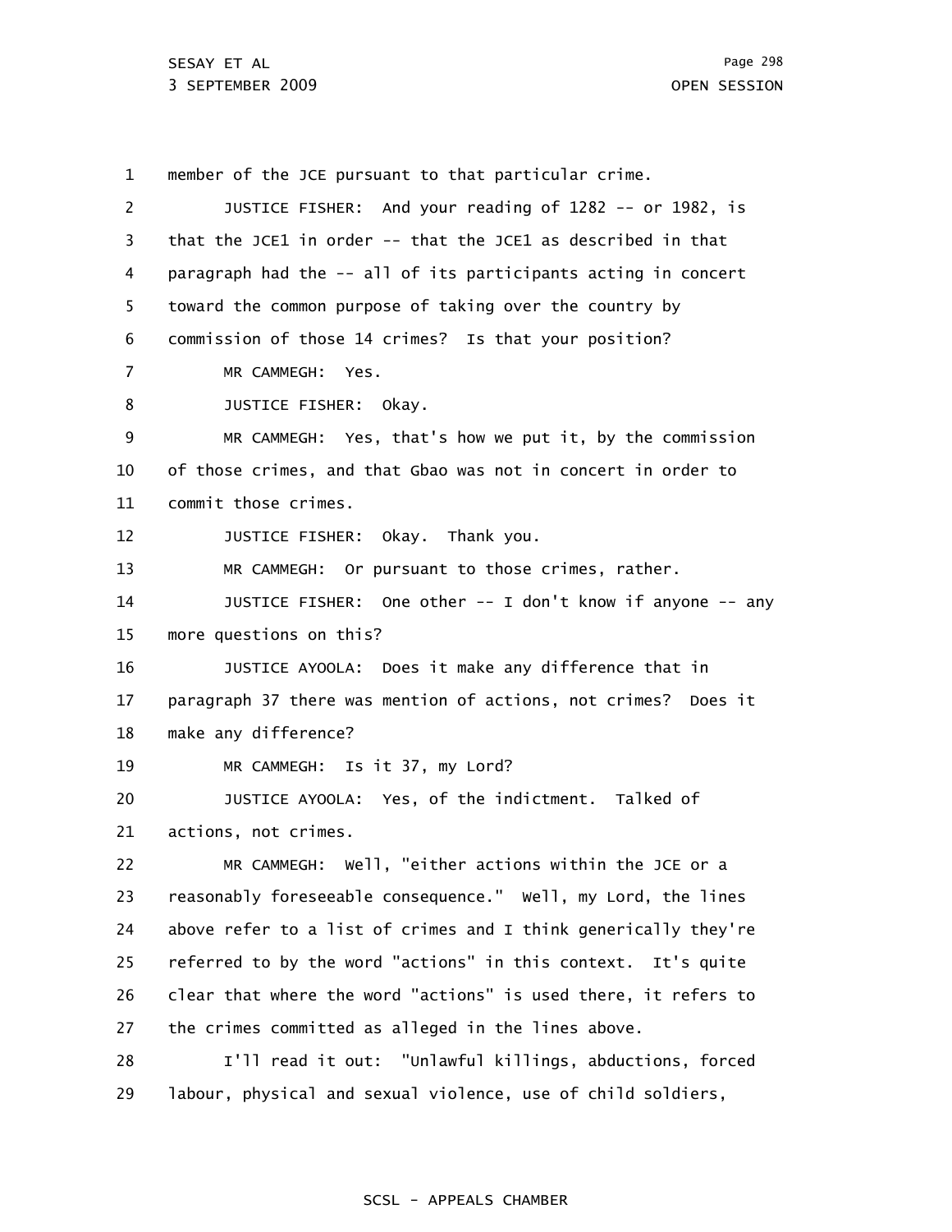1 member of the JCE pursuant to that particular crime.

2 JUSTICE FISHER: And your reading of 1282 -- or 1982, is

3 that the JCE1 in order -- that the JCE1 as described in that

4 paragraph had the -- all of its participants acting in concert

5 toward the common purpose of taking over the country by

6 commission of those 14 crimes? Is that your position?

7 MR CAMMEGH: Yes.

8 JUSTICE FISHER: Okay.

9 MR CAMMEGH: Yes, that's how we put it, by the commission

10 of those crimes, and that Gbao was not in concert in order to

11 commit those crimes.

12 JUSTICE FISHER: Okay. Thank you.

13 MR CAMMEGH: Or pursuant to those crimes, rather.

14 JUSTICE FISHER: One other -- I don't know if anyone -- any

15 more questions on this?

16 JUSTICE AYOOLA: Does it make any difference that in

17 paragraph 37 there was mention of actions, not crimes? Does it

18 make any difference?

19 MR CAMMEGH: Is it 37, my Lord?

20 JUSTICE AYOOLA: Yes, of the indictment. Talked of

21 actions, not crimes.

22 MR CAMMEGH: Well, "either actions within the JCE or a

23 reasonably foreseeable consequence." Well, my Lord, the lines

24 above refer to a list of crimes and I think generically they're

25 referred to by the word "actions" in this context. It's quite

26 clear that where the word "actions" is used there, it refers to

27 the crimes committed as alleged in the lines above.

28 I'll read it out: "Unlawful killings, abductions, forced

29 labour, physical and sexual violence, use of child soldiers,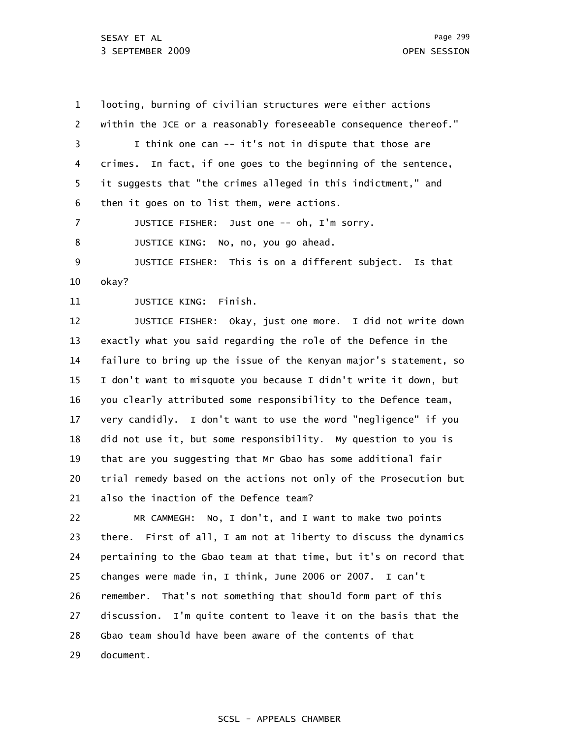looting, burning of civilian structures were either actions within the JCE or a reasonably foreseeable consequence thereof."

I think one can -- it's not in dispute that those are crimes. In fact, if one goes to the beginning of the sentence, it suggests that "the crimes alleged in this indictment," and then it goes on to list them, were actions.

JUSTICE FISHER: Just one -- oh, I'm sorry.

JUSTICE KING: No, no, you go ahead.

JUSTICE FISHER: This is on a different subject. Is that okay?

JUSTICE KING: Finish.

JUSTICE FISHER: Okay, just one more. I did not write down exactly what you said regarding the role of the Defence in the failure to bring up the issue of the Kenyan major's statement, so I don't want to misquote you because I didn't write it down, but you clearly attributed some responsibility to the Defence team, very candidly. I don't want to use the word "negligence" if you did not use it, but some responsibility. My question to you is that are you suggesting that Mr Gbao has some additional fair trial remedy based on the actions not only of the Prosecution but also the inaction of the Defence team?

MR CAMMEGH: No, I don't, and I want to make two points there. First of all, I am not at liberty to discuss the dynamics pertaining to the Gbao team at that time, but it's on record that changes were made in, I think, June 2006 or 2007. I can't remember. That's not something that should form part of this discussion. I'm quite content to leave it on the basis that the Gbao team should have been aware of the contents of that document.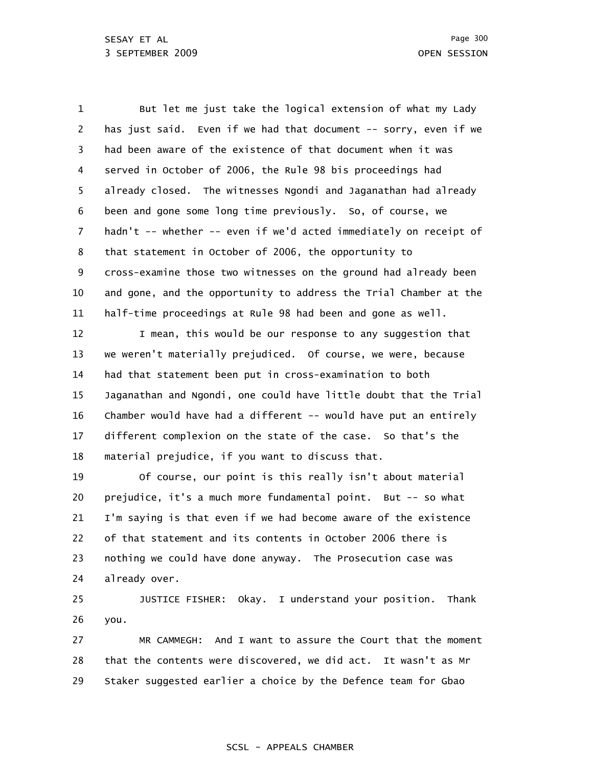But let me just take the logical extension of what my Lady has just said. Even if we had that document -- sorry, even if we had been aware of the existence of that document when it was served in October of 2006, the Rule 98 bis proceedings had already closed. The witnesses Ngondi and Jaganathan had already been and gone some long time previously. So, of course, we hadn't -- whether -- even if we'd acted immediately on receipt of that statement in October of 2006, the opportunity to cross-examine those two witnesses on the ground had already been and gone, and the opportunity to address the Trial Chamber at the half-time proceedings at Rule 98 had been and gone as well.

I mean, this would be our response to any suggestion that we weren't materially prejudiced. Of course, we were, because had that statement been put in cross-examination to both Jaganathan and Ngondi, one could have little doubt that the Trial Chamber would have had a different -- would have put an entirely different complexion on the state of the case. So that's the material prejudice, if you want to discuss that.

Of course, our point is this really isn't about material prejudice, it's a much more fundamental point. But -- so what I'm saying is that even if we had become aware of the existence of that statement and its contents in October 2006 there is nothing we could have done anyway. The Prosecution case was already over.

JUSTICE FISHER: Okay. I understand your position. Thank you.

MR CAMMEGH: And I want to assure the Court that the moment that the contents were discovered, we did act. It wasn't as Mr Staker suggested earlier a choice by the Defence team for Gbao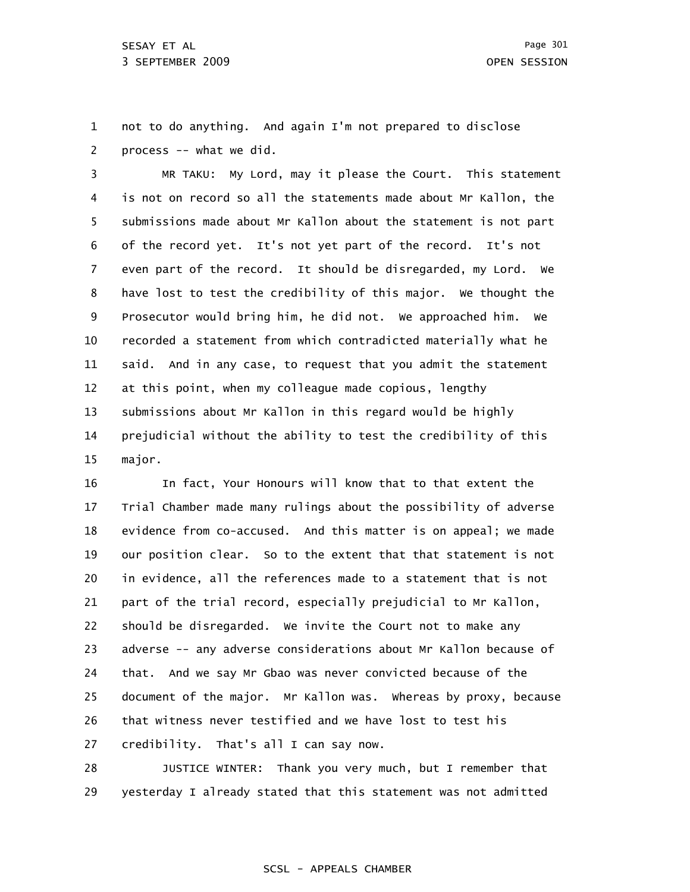not to do anything. And again I'm not prepared to disclose process -- what we did.

MR TAKU: My Lord, may it please the Court. This statement is not on record so all the statements made about Mr Kallon, the submissions made about Mr Kallon about the statement is not part of the record yet. It's not yet part of the record. It's not even part of the record. It should be disregarded, my Lord. We have lost to test the credibility of this major. We thought the Prosecutor would bring him, he did not. We approached him. We recorded a statement from which contradicted materially what he said. And in any case, to request that you admit the statement at this point, when my colleague made copious, lengthy submissions about Mr Kallon in this regard would be highly prejudicial without the ability to test the credibility of this major.

In fact, Your Honours will know that to that extent the Trial Chamber made many rulings about the possibility of adverse evidence from co-accused. And this matter is on appeal; we made our position clear. So to the extent that that statement is not in evidence, all the references made to a statement that is not part of the trial record, especially prejudicial to Mr Kallon, should be disregarded. We invite the Court not to make any adverse -- any adverse considerations about Mr Kallon because of that. And we say Mr Gbao was never convicted because of the document of the major. Mr Kallon was. Whereas by proxy, because that witness never testified and we have lost to test his credibility. That's all I can say now.

JUSTICE WINTER: Thank you very much, but I remember that yesterday I already stated that this statement was not admitted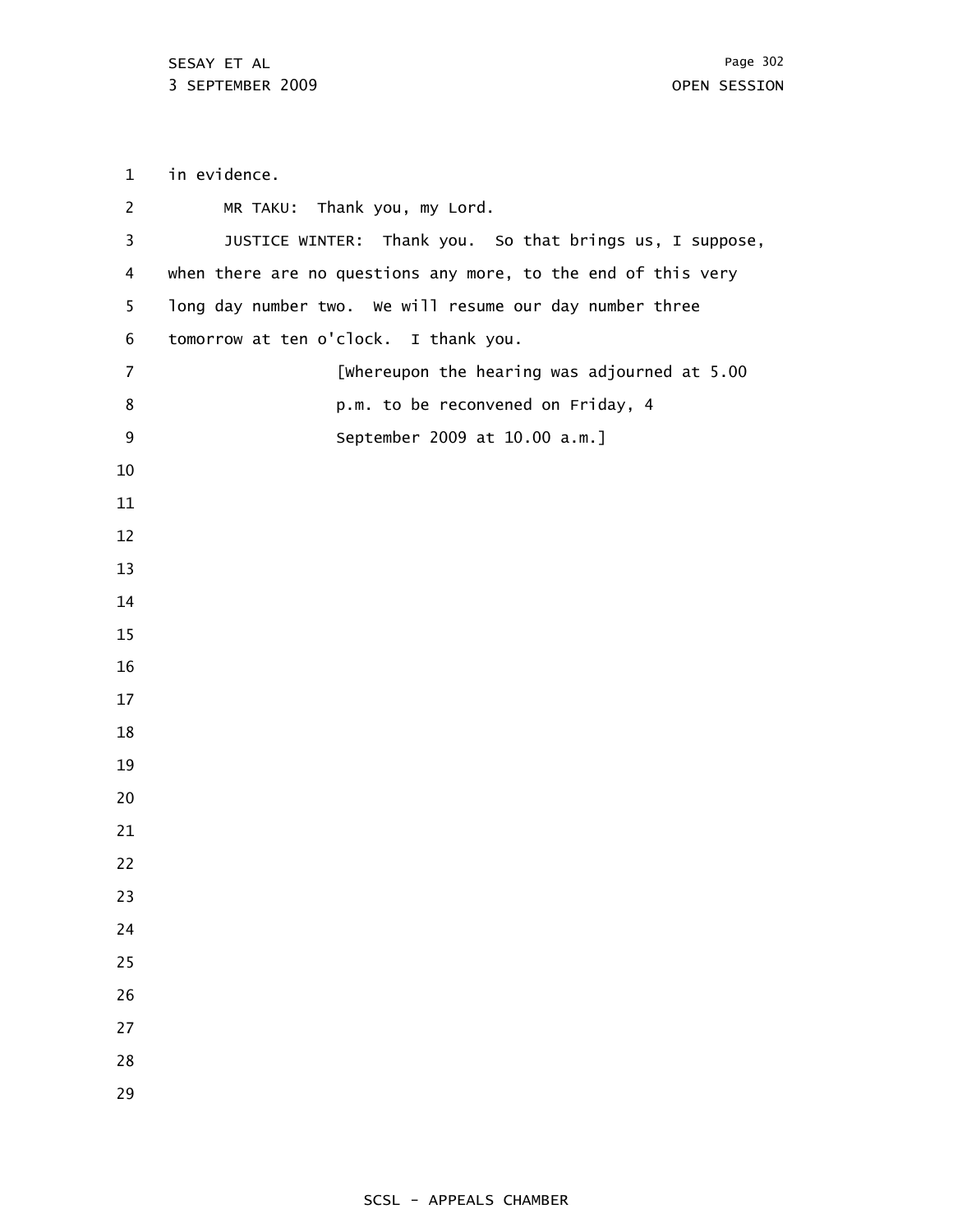in evidence.

MR TAKU: Thank you, my Lord.

JUSTICE WINTER: Thank you. So that brings us, I suppose, when there are no questions any more, to the end of this very long day number two. We will resume our day number three tomorrow at ten o'clock. I thank you.

[Whereupon the hearing was adjourned at 5.00 p.m. to be reconvened on Friday, 4 September 2009 at 10.00 a.m.]